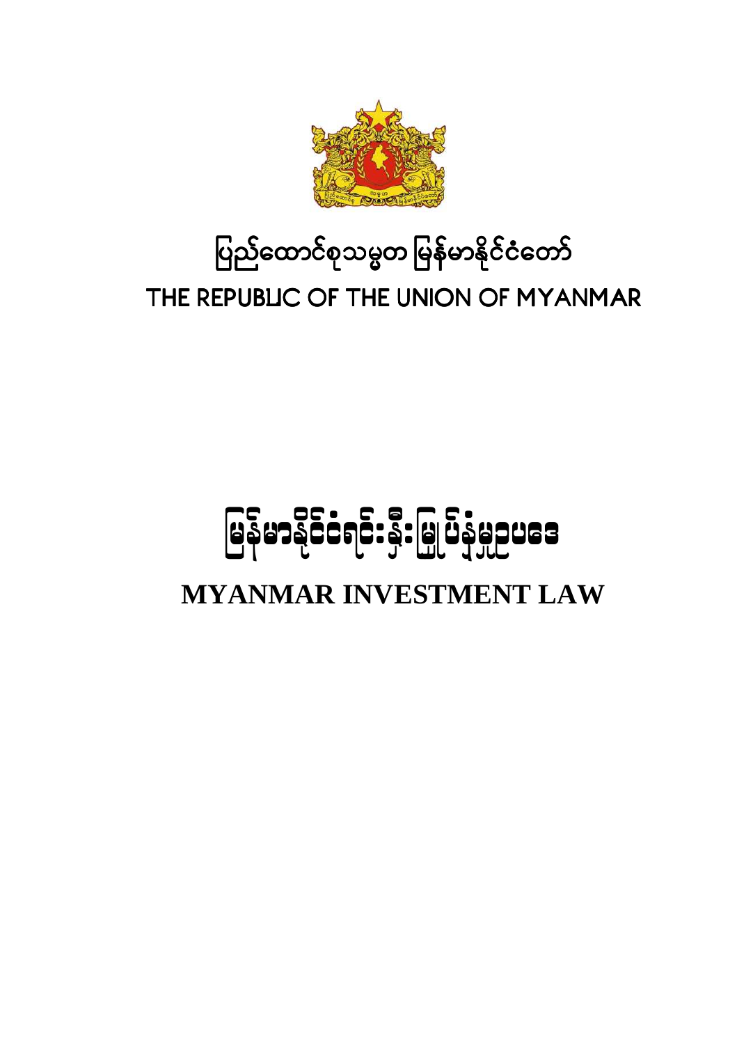# ပြည်ထောင်စုသမ္မတ မြန်မာနိုင်ငံတော်

## THE REPUBLIC OF THE UNION OF MYANMAR

# မြန်မာနိုင်ငံရင်းနှီးမြှုပ်နှံမှုဥပဒေ

# MYANMAR INVESTMENT LAW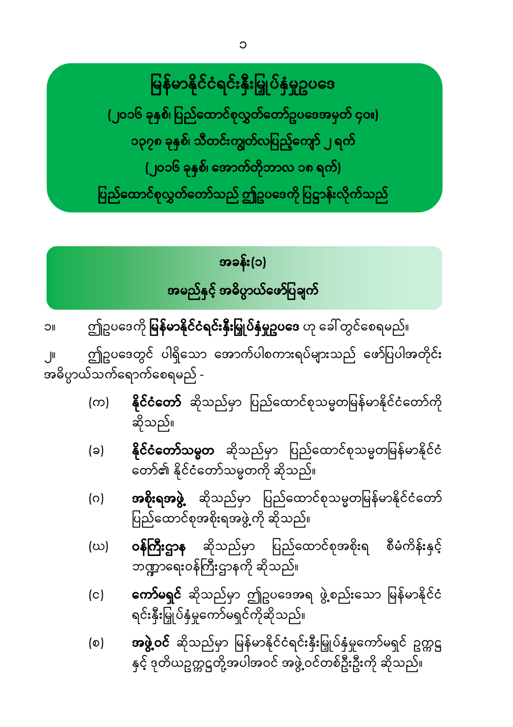# မြန်မာနိုင်ငံရင်းနှီးမြှုပ်နှံမှုဥပဒေ

**(၂၀၁၆ ခုနှစ်၊ ပြည်ထောင်စုလွှတ်တော်ဥပဒေအမှတ် ၄၀။)**

**၁၃၇၈ ခုနှစ်၊ သီတင်းကျွတ်လပြည့်ကျော် ၂ ရက်**

**(၂၀၁၆ ခုနှစ်၊ အောက်တိုဘာလ ၁၈ ရက်)**

**ပြည်ထောင်စုလွှတ်တော်သည် ဤဥပဒေကို ပြဋ္ဌာန်းလိုက်သည်**

## အခန်း(၁)

## အမည်နှင့် အဓိပ္ပာယ်ဖော်ပြချက်

၁။ ဤဥပဒေကို **မြန်မာနိုင်ငံရင်းနှီးမြှုပ်နှံမှုဥပဒေ** ဟု ခေါ်တွင်စေရမည်။

၂။ ဤဥပဒေတွင် ပါရှိသော အောက်ပါစကားရပ်များသည် ဖော်ပြပါအတိုင်း အဓိပ္ပာယ်သက်ရောက်စေရမည် -

(က) **နိုင်ငံတော်** ဆိုသည်မှာ ပြည်ထောင်စုသမ္မတမြန်မာနိုင်ငံတော်ကို ဆိုသည်။

(ခ) **နိုင်ငံတော်သမ္မတ** ဆိုသည်မှာ ပြည်ထောင်စုသမ္မတမြန်မာနိုင်ငံတော်၏ နိုင်ငံတော်သမ္မတကို ဆိုသည်။

(ဂ) **အစိုးရအဖွဲ့** ဆိုသည်မှာ ပြည်ထောင်စုသမ္မတမြန်မာနိုင်ငံတော် ပြည်ထောင်စုအစိုးရအဖွဲ့ကို ဆိုသည်။

(ဃ) **ဝန်ကြီးဌာန** ဆိုသည်မှာ ပြည်ထောင်စုအစိုးရ စီမံကိန်းနှင့် ဘဏ္ဍာရေးဝန်ကြီးဌာနကို ဆိုသည်။

(င) **ကော်မရှင်** ဆိုသည်မှာ ဤဥပဒေအရ ဖွဲ့စည်းသော မြန်မာနိုင်ငံရင်းနှီးမြှုပ်နှံမှုကော်မရှင်ကိုဆိုသည်။

(စ) **အဖွဲ့ဝင်** ဆိုသည်မှာ မြန်မာနိုင်ငံရင်းနှီးမြှုပ်နှံမှုကော်မရှင် ဥက္ကဋ္ဌနှင့် ဒုတိယဥက္ကဋ္ဌတို့အပါအဝင် အဖွဲ့ဝင်တစ်ဦးဦးကို ဆိုသည်။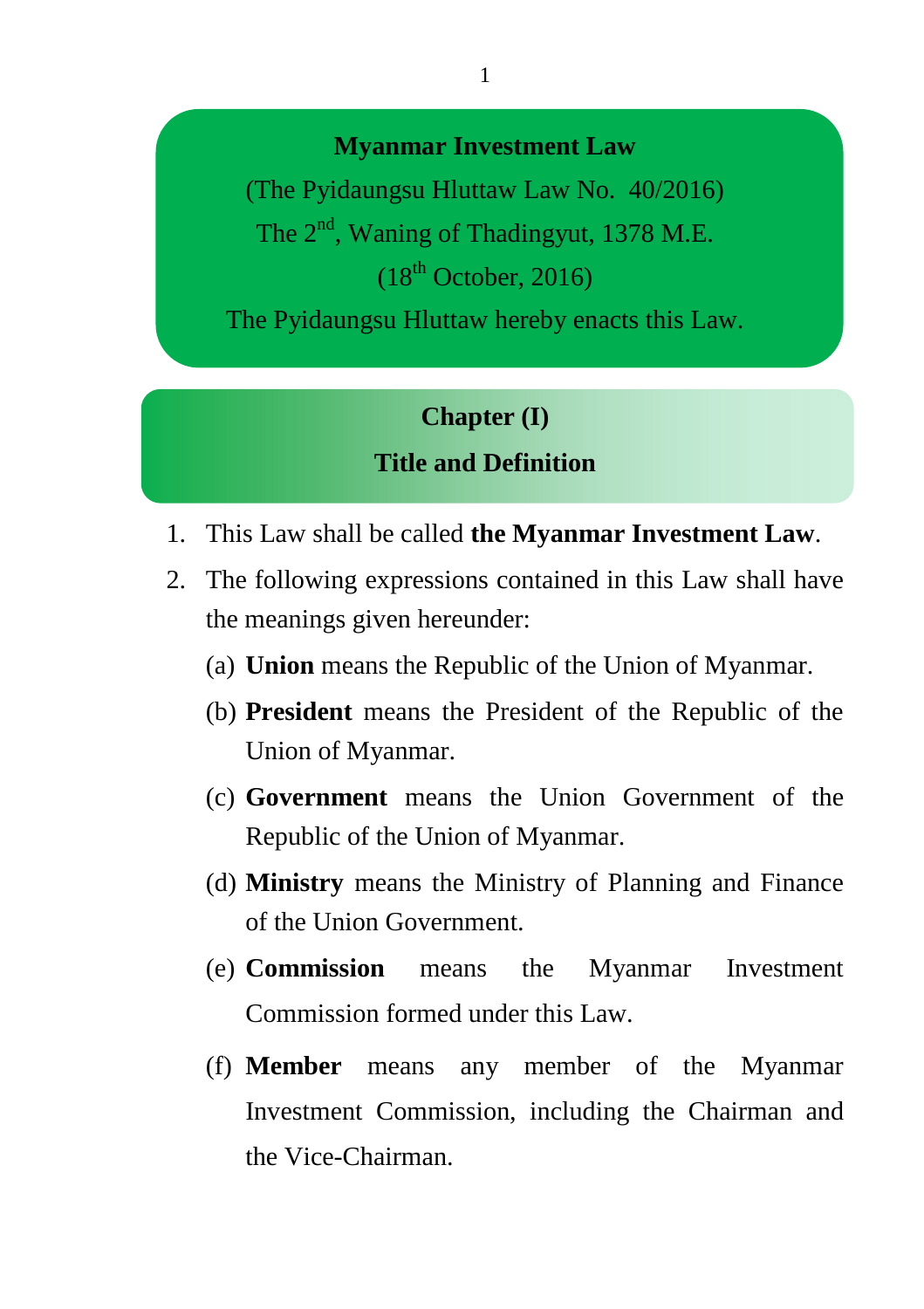# Myanmar Investment Law

(The Pyidaungsu Hluttaw Law No. 40/2016)

The 2nd, Waning of Thadingyut, 1378 M.E.

(18th October, 2016)

The Pyidaungsu Hluttaw hereby enacts this Law.

## Chapter (I)

## Title and Definition

1. This Law shall be called **the Myanmar Investment Law**.
2. The following expressions contained in this Law shall have the meanings given hereunder:
   - (a) **Union** means the Republic of the Union of Myanmar.
   - (b) **President** means the President of the Republic of the Union of Myanmar.
   - (c) **Government** means the Union Government of the Republic of the Union of Myanmar.
   - (d) **Ministry** means the Ministry of Planning and Finance of the Union Government.
   - (e) **Commission** means the Myanmar Investment Commission formed under this Law.
   - (f) **Member** means any member of the Myanmar Investment Commission, including the Chairman and the Vice-Chairman.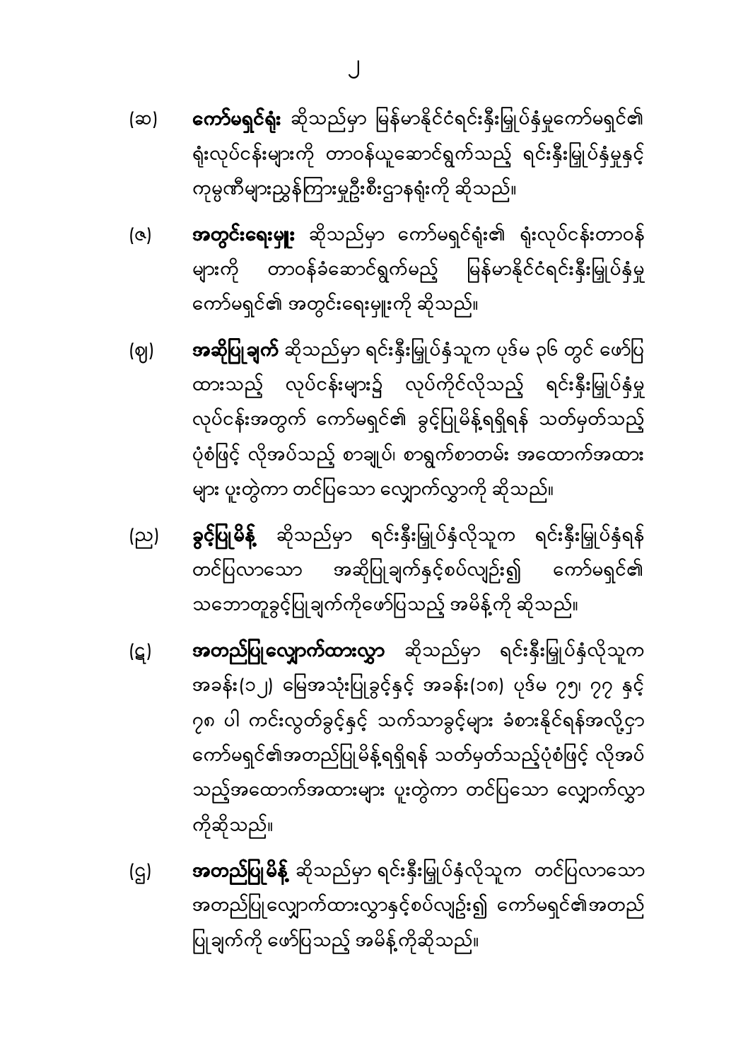(ဆ) **ကော်မရှင်ရုံး** ဆိုသည်မှာ မြန်မာနိုင်ငံရင်းနှီးမြှုပ်နှံမှုကော်မရှင်၏ ရုံးလုပ်ငန်းများကို တာဝန်ယူဆောင်ရွက်သည့် ရင်းနှီးမြှုပ်နှံမှုနှင့် ကုမ္ပဏီများညွှန်ကြားမှုဦးစီးဌာနရုံးကို ဆိုသည်။

(ဇ) **အတွင်းရေးမှူး** ဆိုသည်မှာ ကော်မရှင်ရုံး၏ ရုံးလုပ်ငန်းတာဝန်များကို တာဝန်ခံဆောင်ရွက်မည့် မြန်မာနိုင်ငံရင်းနှီးမြှုပ်နှံမှု ကော်မရှင်၏ အတွင်းရေးမှူးကို ဆိုသည်။

(ဈ) **အဆိုပြုချက်** ဆိုသည်မှာ ရင်းနှီးမြှုပ်နှံသူက ပုဒ်မ ၃၆ တွင် ဖော်ပြထားသည့် လုပ်ငန်းများ၌ လုပ်ကိုင်လိုသည့် ရင်းနှီးမြှုပ်နှံမှုလုပ်ငန်းအတွက် ကော်မရှင်၏ ခွင့်ပြုမိန့်ရရှိရန် သတ်မှတ်သည့်ပုံစံဖြင့် လိုအပ်သည့် စာချုပ်၊ စာရွက်စာတမ်း အထောက်အထားများ ပူးတွဲကာ တင်ပြသော လျှောက်လွှာကို ဆိုသည်။

(ည) **ခွင့်ပြုမိန့်** ဆိုသည်မှာ ရင်းနှီးမြှုပ်နှံလိုသူက ရင်းနှီးမြှုပ်နှံရန် တင်ပြလာသော အဆိုပြုချက်နှင့်စပ်လျဉ်း၍ ကော်မရှင်၏ သဘောတူခွင့်ပြုချက်ကိုဖော်ပြသည့် အမိန့်ကို ဆိုသည်။

(ဋ) **အတည်ပြုလျှောက်ထားလွှာ** ဆိုသည်မှာ ရင်းနှီးမြှုပ်နှံလိုသူက အခန်း(၁၂) မြေအသုံးပြုခွင့်နှင့် အခန်း(၁၈) ပုဒ်မ ၇၅၊ ၇၇ နှင့် ၇၈ ပါ ကင်းလွတ်ခွင့်နှင့် သက်သာခွင့်များ ခံစားနိုင်ရန်အလို့ငှာ ကော်မရှင်၏အတည်ပြုမိန့်ရရှိရန် သတ်မှတ်သည့်ပုံစံဖြင့် လိုအပ်သည့်အထောက်အထားများ ပူးတွဲကာ တင်ပြသော လျှောက်လွှာကိုဆိုသည်။

(ဌ) **အတည်ပြုမိန့်** ဆိုသည်မှာ ရင်းနှီးမြှုပ်နှံလိုသူက တင်ပြလာသော အတည်ပြုလျှောက်ထားလွှာနှင့်စပ်လျဉ်း၍ ကော်မရှင်၏အတည်ပြုချက်ကို ဖော်ပြသည့် အမိန့်ကိုဆိုသည်။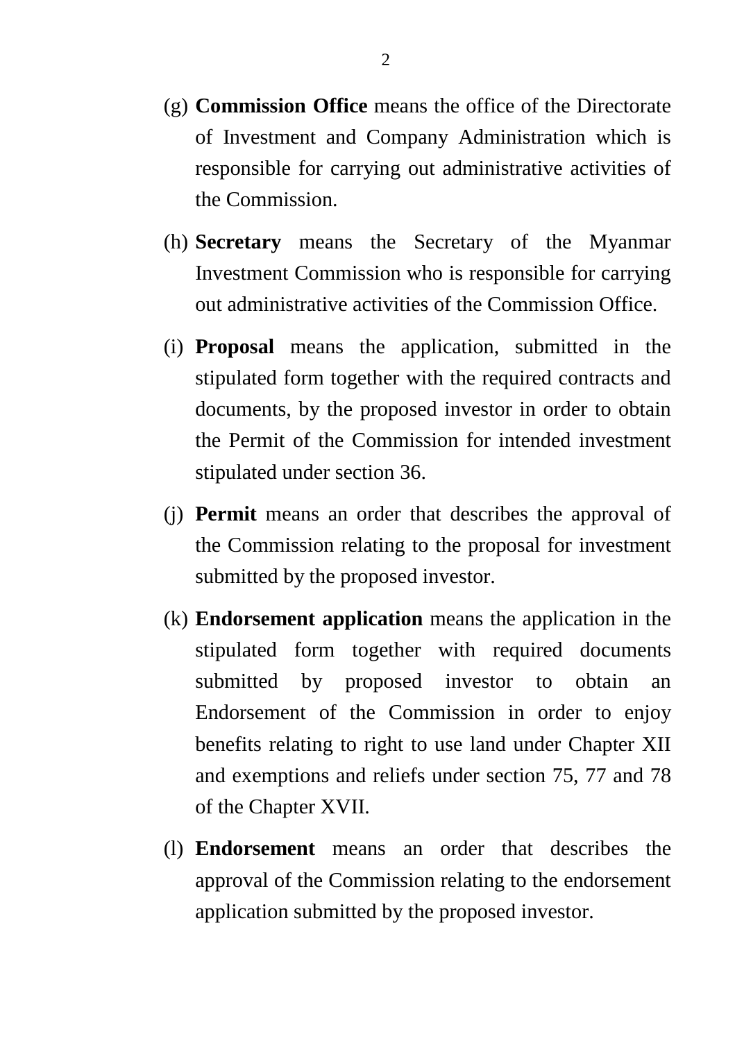(g) **Commission Office** means the office of the Directorate of Investment and Company Administration which is responsible for carrying out administrative activities of the Commission.

(h) **Secretary** means the Secretary of the Myanmar Investment Commission who is responsible for carrying out administrative activities of the Commission Office.

(i) **Proposal** means the application, submitted in the stipulated form together with the required contracts and documents, by the proposed investor in order to obtain the Permit of the Commission for intended investment stipulated under section 36.

(j) **Permit** means an order that describes the approval of the Commission relating to the proposal for investment submitted by the proposed investor.

(k) **Endorsement application** means the application in the stipulated form together with required documents submitted by proposed investor to obtain an Endorsement of the Commission in order to enjoy benefits relating to right to use land under Chapter XII and exemptions and reliefs under section 75, 77 and 78 of the Chapter XVII.

(l) **Endorsement** means an order that describes the approval of the Commission relating to the endorsement application submitted by the proposed investor.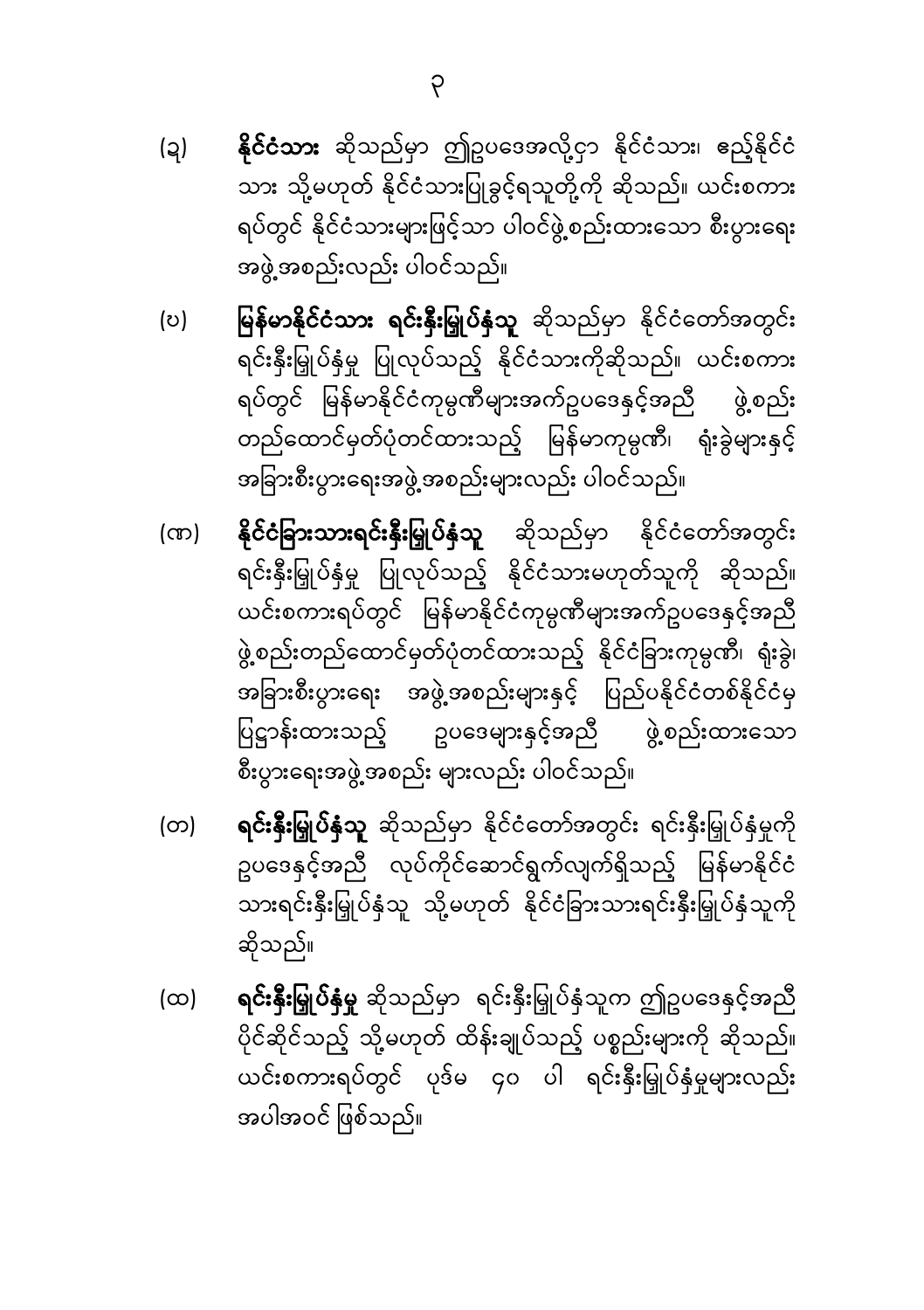(ည) **နိုင်ငံသား** ဆိုသည်မှာ ဤဥပဒေအလို့ငှာ နိုင်ငံသား၊ ဧည့်နိုင်ငံသား သို့မဟုတ် နိုင်ငံသားပြုခွင့်ရသူတို့ကို ဆိုသည်။ ယင်းစကားရပ်တွင် နိုင်ငံသားများဖြင့်သာ ပါဝင်ဖွဲ့စည်းထားသော စီးပွားရေးအဖွဲ့အစည်းလည်း ပါဝင်သည်။

(ဎ) **မြန်မာနိုင်ငံသား ရင်းနှီးမြှုပ်နှံသူ** ဆိုသည်မှာ နိုင်ငံတော်အတွင်း ရင်းနှီးမြှုပ်နှံမှု ပြုလုပ်သည့် နိုင်ငံသားကိုဆိုသည်။ ယင်းစကားရပ်တွင် မြန်မာနိုင်ငံကုမ္ပဏီများအက်ဥပဒေနှင့်အညီ ဖွဲ့စည်းတည်ထောင်မှတ်ပုံတင်ထားသည့် မြန်မာကုမ္ပဏီ၊ ရုံးခွဲများနှင့် အခြားစီးပွားရေးအဖွဲ့အစည်းများလည်း ပါဝင်သည်။

(ဏ) **နိုင်ငံခြားသားရင်းနှီးမြှုပ်နှံသူ** ဆိုသည်မှာ နိုင်ငံတော်အတွင်း ရင်းနှီးမြှုပ်နှံမှု ပြုလုပ်သည့် နိုင်ငံသားမဟုတ်သူကို ဆိုသည်။ ယင်းစကားရပ်တွင် မြန်မာနိုင်ငံကုမ္ပဏီများအက်ဥပဒေနှင့်အညီ ဖွဲ့စည်းတည်ထောင်မှတ်ပုံတင်ထားသည့် နိုင်ငံခြားကုမ္ပဏီ၊ ရုံးခွဲ၊ အခြားစီးပွားရေး အဖွဲ့အစည်းများနှင့် ပြည်ပနိုင်ငံတစ်နိုင်ငံမှ ပြဋ္ဌာန်းထားသည့် ဥပဒေများနှင့်အညီ ဖွဲ့စည်းထားသော စီးပွားရေးအဖွဲ့အစည်း များလည်း ပါဝင်သည်။

(တ) **ရင်းနှီးမြှုပ်နှံသူ** ဆိုသည်မှာ နိုင်ငံတော်အတွင်း ရင်းနှီးမြှုပ်နှံမှုကို ဥပဒေနှင့်အညီ လုပ်ကိုင်ဆောင်ရွက်လျက်ရှိသည့် မြန်မာနိုင်ငံသားရင်းနှီးမြှုပ်နှံသူ သို့မဟုတ် နိုင်ငံခြားသားရင်းနှီးမြှုပ်နှံသူကို ဆိုသည်။

(ထ) **ရင်းနှီးမြှုပ်နှံမှု** ဆိုသည်မှာ ရင်းနှီးမြှုပ်နှံသူက ဤဥပဒေနှင့်အညီ ပိုင်ဆိုင်သည့် သို့မဟုတ် ထိန်းချုပ်သည့် ပစ္စည်းများကို ဆိုသည်။ ယင်းစကားရပ်တွင် ပုဒ်မ ၄၀ ပါ ရင်းနှီးမြှုပ်နှံမှုများလည်း အပါအဝင် ဖြစ်သည်။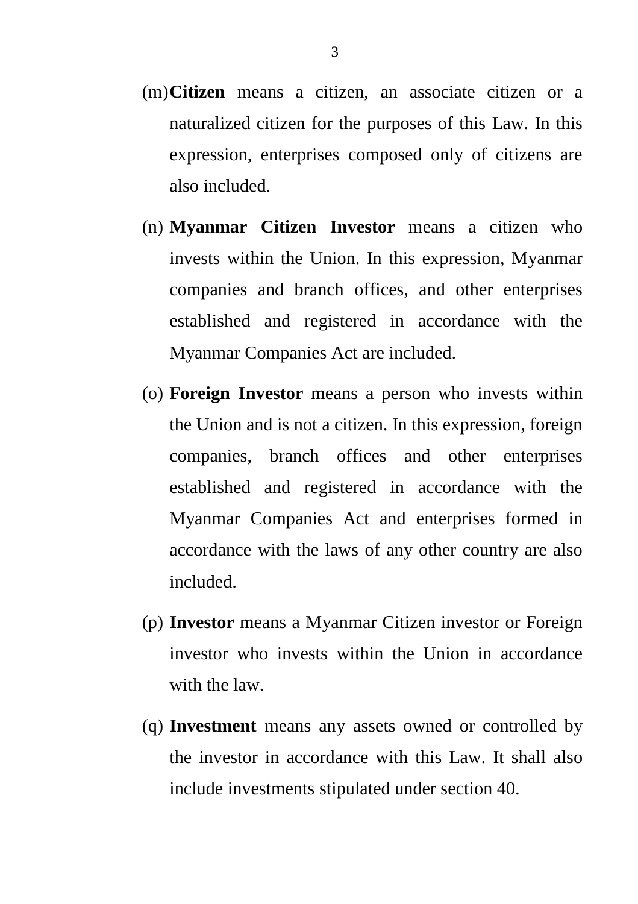(m) **Citizen** means a citizen, an associate citizen or a naturalized citizen for the purposes of this Law. In this expression, enterprises composed only of citizens are also included.

(n) **Myanmar Citizen Investor** means a citizen who invests within the Union. In this expression, Myanmar companies and branch offices, and other enterprises established and registered in accordance with the Myanmar Companies Act are included.

(o) **Foreign Investor** means a person who invests within the Union and is not a citizen. In this expression, foreign companies, branch offices and other enterprises established and registered in accordance with the Myanmar Companies Act and enterprises formed in accordance with the laws of any other country are also included.

(p) **Investor** means a Myanmar Citizen investor or Foreign investor who invests within the Union in accordance with the law.

(q) **Investment** means any assets owned or controlled by the investor in accordance with this Law. It shall also include investments stipulated under section 40.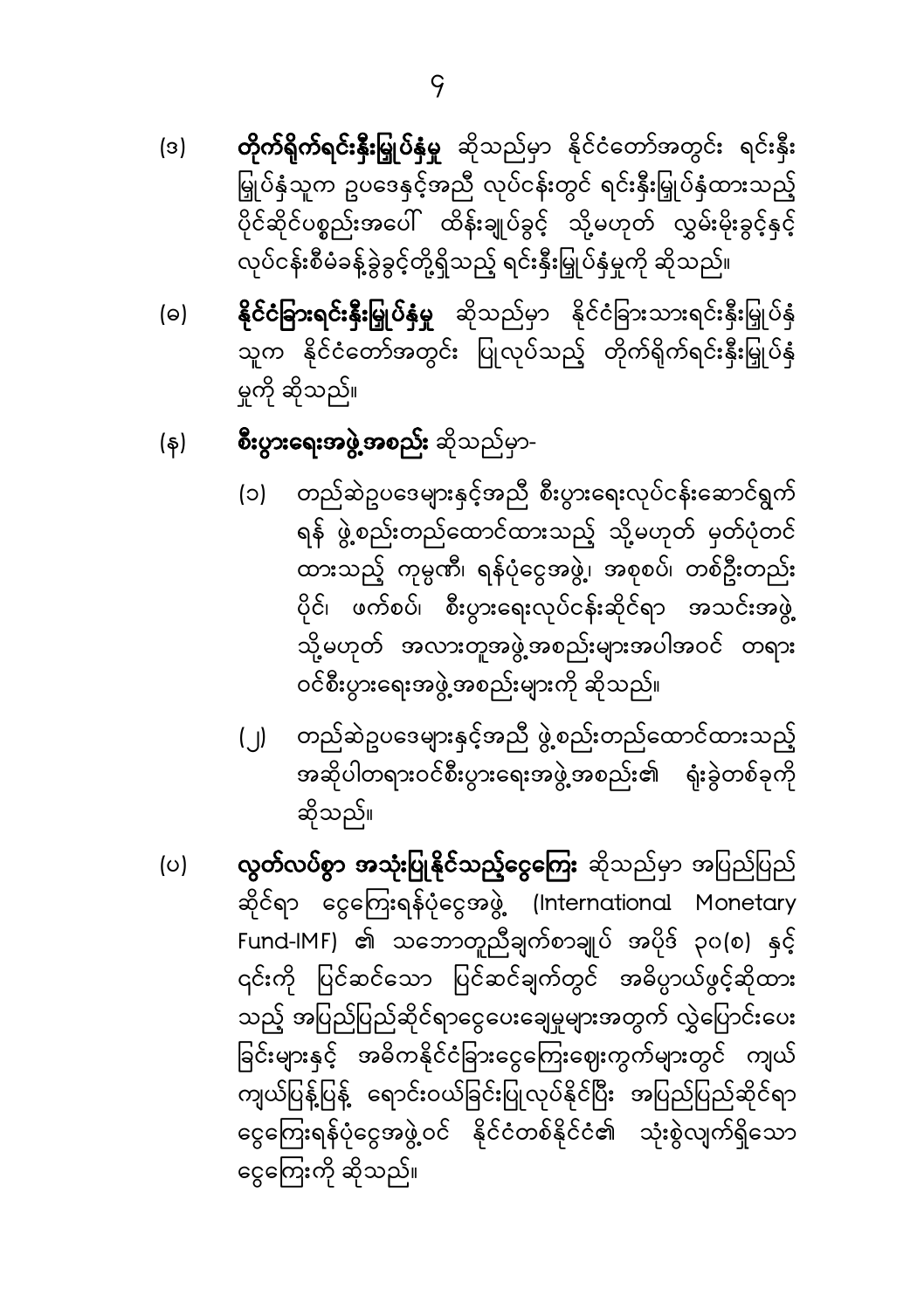(ဒ) **တိုက်ရိုက်ရင်းနှီးမြှုပ်နှံမှု** ဆိုသည်မှာ နိုင်ငံတော်အတွင်း ရင်းနှီးမြှုပ်နှံသူက ဥပဒေနှင့်အညီ လုပ်ငန်းတွင် ရင်းနှီးမြှုပ်နှံထားသည့် ပိုင်ဆိုင်ပစ္စည်းအပေါ် ထိန်းချုပ်ခွင့် သို့မဟုတ် လွှမ်းမိုးခွင့်နှင့် လုပ်ငန်းစီမံခန့်ခွဲခွင့်တို့ရှိသည့် ရင်းနှီးမြှုပ်နှံမှုကို ဆိုသည်။

(ဓ) **နိုင်ငံခြားရင်းနှီးမြှုပ်နှံမှု** ဆိုသည်မှာ နိုင်ငံခြားသားရင်းနှီးမြှုပ်နှံသူက နိုင်ငံတော်အတွင်း ပြုလုပ်သည့် တိုက်ရိုက်ရင်းနှီးမြှုပ်နှံမှုကို ဆိုသည်။

(န) **စီးပွားရေးအဖွဲ့အစည်း** ဆိုသည်မှာ-

(၁) တည်ဆဲဥပဒေများနှင့်အညီ စီးပွားရေးလုပ်ငန်းဆောင်ရွက်ရန် ဖွဲ့စည်းတည်ထောင်ထားသည့် သို့မဟုတ် မှတ်ပုံတင်ထားသည့် ကုမ္ပဏီ၊ ရန်ပုံငွေအဖွဲ့၊ အစုစပ်၊ တစ်ဦးတည်းပိုင်၊ ဖက်စပ်၊ စီးပွားရေးလုပ်ငန်းဆိုင်ရာ အသင်းအဖွဲ့ သို့မဟုတ် အလားတူအဖွဲ့အစည်းများအပါအဝင် တရားဝင်စီးပွားရေးအဖွဲ့အစည်းများကို ဆိုသည်။

(၂) တည်ဆဲဥပဒေများနှင့်အညီ ဖွဲ့စည်းတည်ထောင်ထားသည့် အဆိုပါတရားဝင်စီးပွားရေးအဖွဲ့အစည်း၏ ရုံးခွဲတစ်ခုကို ဆိုသည်။

(ပ) **လွတ်လပ်စွာ အသုံးပြုနိုင်သည့်ငွေကြေး** ဆိုသည်မှာ အပြည်ပြည်ဆိုင်ရာ ငွေကြေးရန်ပုံငွေအဖွဲ့ (International Monetary Fund-IMF) ၏ သဘောတူညီချက်စာချုပ် အပိုဒ် ၃၀(စ) နှင့် ၎င်းကို ပြင်ဆင်သော ပြင်ဆင်ချက်တွင် အဓိပ္ပာယ်ဖွင့်ဆိုထားသည့် အပြည်ပြည်ဆိုင်ရာငွေပေးချေမှုများအတွက် လွှဲပြောင်းပေးခြင်းများနှင့် အဓိကနိုင်ငံခြားငွေကြေးဈေးကွက်များတွင် ကျယ်ကျယ်ပြန့်ပြန့် ရောင်းဝယ်ခြင်းပြုလုပ်နိုင်ပြီး အပြည်ပြည်ဆိုင်ရာငွေကြေးရန်ပုံငွေအဖွဲ့ဝင် နိုင်ငံတစ်နိုင်ငံ၏ သုံးစွဲလျက်ရှိသော ငွေကြေးကို ဆိုသည်။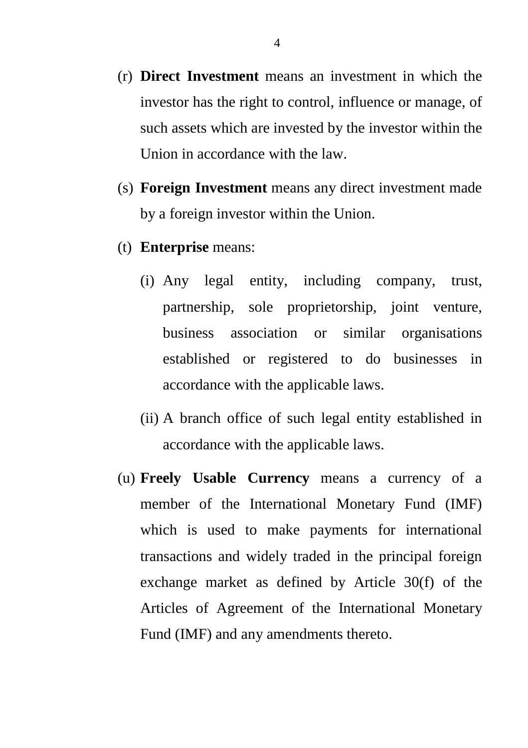(r) **Direct Investment** means an investment in which the investor has the right to control, influence or manage, of such assets which are invested by the investor within the Union in accordance with the law.

(s) **Foreign Investment** means any direct investment made by a foreign investor within the Union.

(t) **Enterprise** means:

  (i) Any legal entity, including company, trust, partnership, sole proprietorship, joint venture, business association or similar organisations established or registered to do businesses in accordance with the applicable laws.

  (ii) A branch office of such legal entity established in accordance with the applicable laws.

(u) **Freely Usable Currency** means a currency of a member of the International Monetary Fund (IMF) which is used to make payments for international transactions and widely traded in the principal foreign exchange market as defined by Article 30(f) of the Articles of Agreement of the International Monetary Fund (IMF) and any amendments thereto.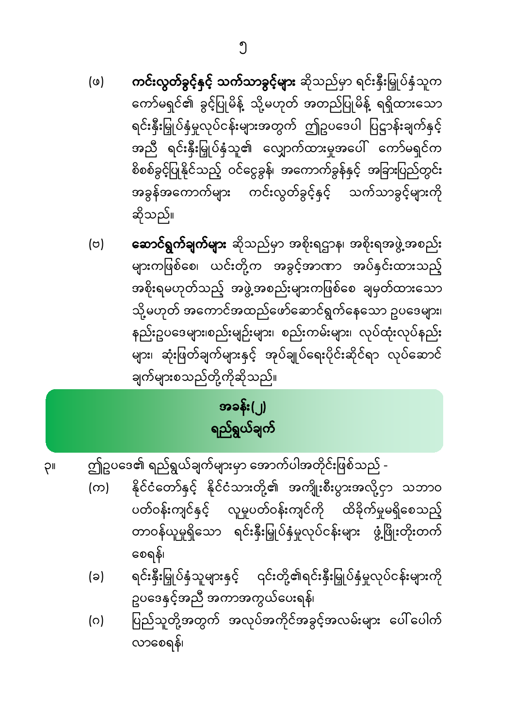(ဖ) **ကင်းလွတ်ခွင့်နှင့် သက်သာခွင့်များ** ဆိုသည်မှာ ရင်းနှီးမြှုပ်နှံသူက ကော်မရှင်၏ ခွင့်ပြုမိန့် သို့မဟုတ် အတည်ပြုမိန့် ရရှိထားသော ရင်းနှီးမြှုပ်နှံမှုလုပ်ငန်းများအတွက် ဤဥပဒေပါ ပြဋ္ဌာန်းချက်နှင့်အညီ ရင်းနှီးမြှုပ်နှံသူ၏ လျှောက်ထားမှုအပေါ် ကော်မရှင်က စိစစ်ခွင့်ပြုနိုင်သည့် ဝင်ငွေခွန်၊ အကောက်ခွန်နှင့် အခြားပြည်တွင်းအခွန်အကောက်များ ကင်းလွတ်ခွင့်နှင့် သက်သာခွင့်များကို ဆိုသည်။

(ဗ) **ဆောင်ရွက်ချက်များ** ဆိုသည်မှာ အစိုးရဌာန၊ အစိုးရအဖွဲ့အစည်းများကဖြစ်စေ၊ ယင်းတို့က အခွင့်အာဏာ အပ်နှင်းထားသည့် အစိုးရမဟုတ်သည့် အဖွဲ့အစည်းများကဖြစ်စေ ချမှတ်ထားသော သို့မဟုတ် အကောင်အထည်ဖော်ဆောင်ရွက်နေသော ဥပဒေများ၊ နည်းဥပဒေများ၊စည်းမျဉ်းများ၊ စည်းကမ်းများ၊ လုပ်ထုံးလုပ်နည်းများ၊ ဆုံးဖြတ်ချက်များနှင့် အုပ်ချုပ်ရေးပိုင်းဆိုင်ရာ လုပ်ဆောင်ချက်များစသည်တို့ကိုဆိုသည်။

## အခန်း(၂)
## ရည်ရွယ်ချက်

၃။ ဤဥပဒေ၏ ရည်ရွယ်ချက်များမှာ အောက်ပါအတိုင်းဖြစ်သည် -

(က) နိုင်ငံတော်နှင့် နိုင်ငံသားတို့၏ အကျိုးစီးပွားအလို့ငှာ သဘာဝပတ်ဝန်းကျင်နှင့် လူမှုပတ်ဝန်းကျင်ကို ထိခိုက်မှုမရှိစေသည့် တာဝန်ယူမှုရှိသော ရင်းနှီးမြှုပ်နှံမှုလုပ်ငန်းများ ဖွံ့ဖြိုးတိုးတက်စေရန်၊

(ခ) ရင်းနှီးမြှုပ်နှံသူများနှင့် ၎င်းတို့၏ရင်းနှီးမြှုပ်နှံမှုလုပ်ငန်းများကို ဥပဒေနှင့်အညီ အကာအကွယ်ပေးရန်၊

(ဂ) ပြည်သူတို့အတွက် အလုပ်အကိုင်အခွင့်အလမ်းများ ပေါ်ပေါက်လာစေရန်၊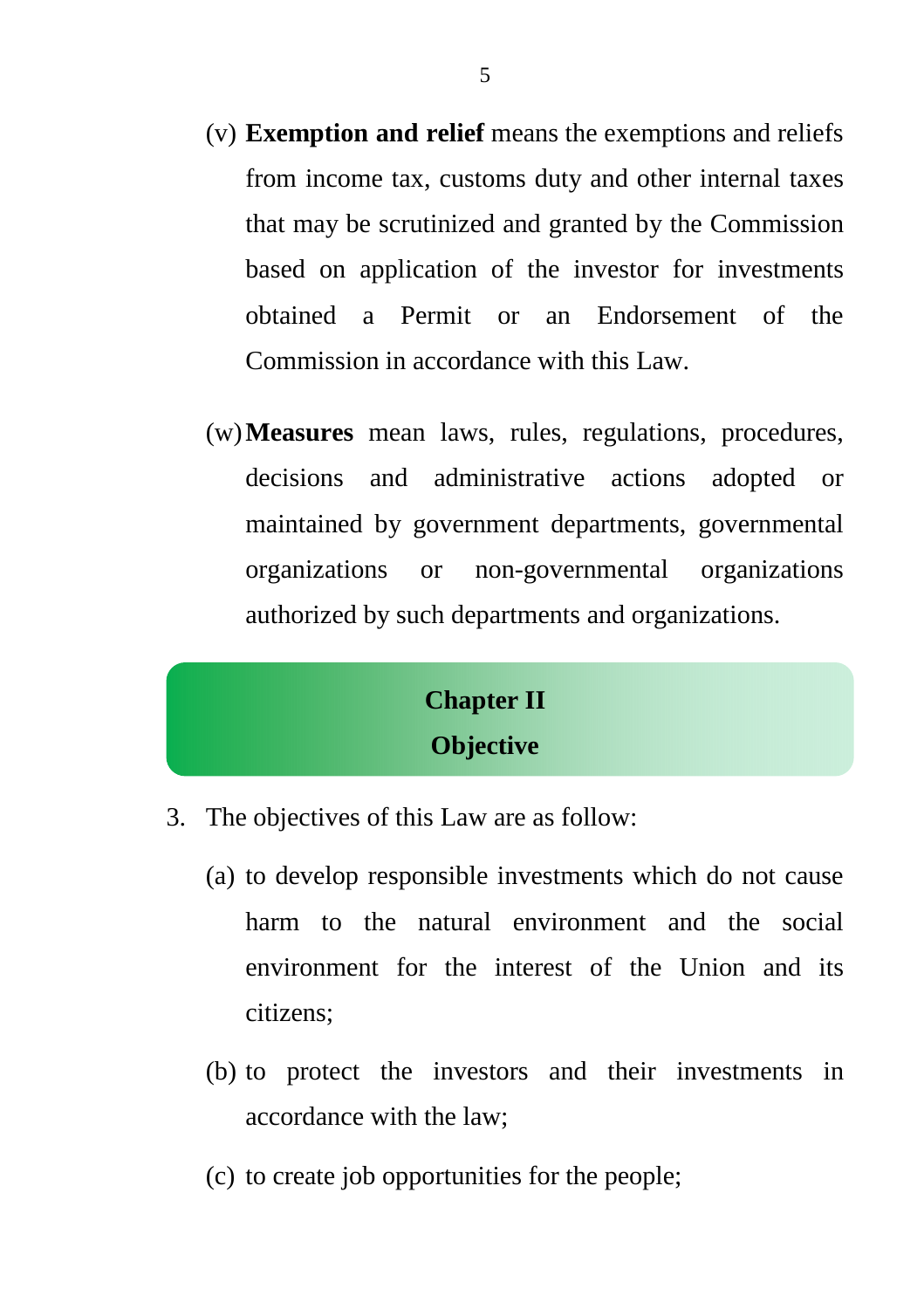(v) **Exemption and relief** means the exemptions and reliefs from income tax, customs duty and other internal taxes that may be scrutinized and granted by the Commission based on application of the investor for investments obtained a Permit or an Endorsement of the Commission in accordance with this Law.

(w) **Measures** mean laws, rules, regulations, procedures, decisions and administrative actions adopted or maintained by government departments, governmental organizations or non-governmental organizations authorized by such departments and organizations.

## Chapter II
## Objective

3. The objectives of this Law are as follow:

   (a) to develop responsible investments which do not cause harm to the natural environment and the social environment for the interest of the Union and its citizens;

   (b) to protect the investors and their investments in accordance with the law;

   (c) to create job opportunities for the people;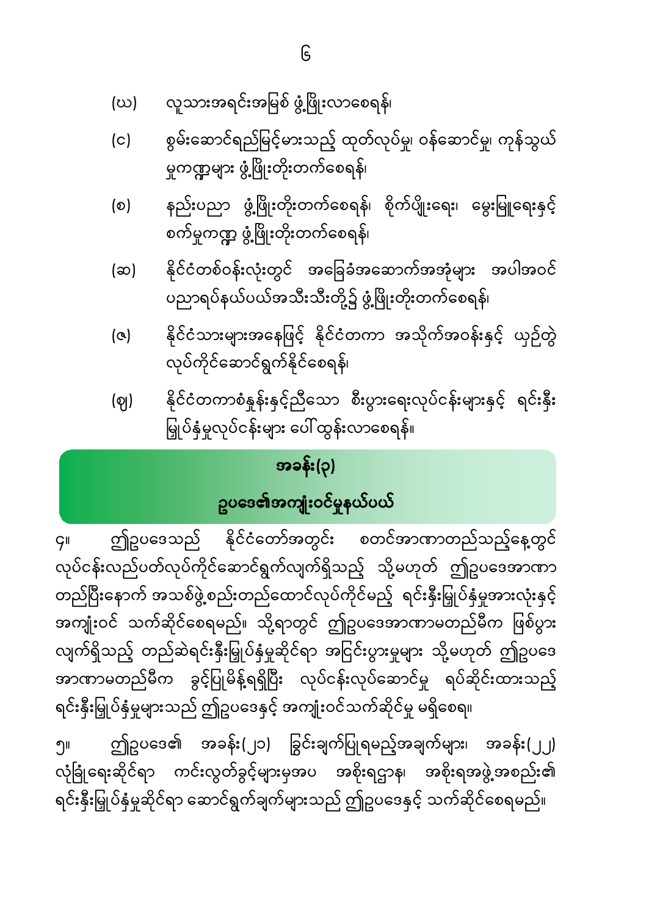(ဃ) လူသားအရင်းအမြစ် ဖွံ့ဖြိုးလာစေရန်၊

(င) စွမ်းဆောင်ရည်မြင့်မားသည့် ထုတ်လုပ်မှု၊ ဝန်ဆောင်မှု၊ ကုန်သွယ်မှုကဏ္ဍများ ဖွံ့ဖြိုးတိုးတက်စေရန်၊

(စ) နည်းပညာ ဖွံ့ဖြိုးတိုးတက်စေရန်၊ စိုက်ပျိုးရေး၊ မွေးမြူရေးနှင့် စက်မှုကဏ္ဍ ဖွံ့ဖြိုးတိုးတက်စေရန်၊

(ဆ) နိုင်ငံတစ်ဝန်းလုံးတွင် အခြေခံအဆောက်အအုံများ အပါအဝင် ပညာရပ်နယ်ပယ်အသီးသီးတို့၌ ဖွံ့ဖြိုးတိုးတက်စေရန်၊

(ဇ) နိုင်ငံသားများအနေဖြင့် နိုင်ငံတကာ အသိုက်အဝန်းနှင့် ယှဉ်တွဲ လုပ်ကိုင်ဆောင်ရွက်နိုင်စေရန်၊

(ဈ) နိုင်ငံတကာစံနှုန်းနှင့်ညီသော စီးပွားရေးလုပ်ငန်းများနှင့် ရင်းနှီးမြှုပ်နှံမှုလုပ်ငန်းများ ပေါ်ထွန်းလာစေရန်။

## အခန်း(၃)

## ဥပဒေ၏အကျုံးဝင်မှုနယ်ပယ်

၄။ ဤဥပဒေသည် နိုင်ငံတော်အတွင်း စတင်အာဏာတည်သည့်နေ့တွင် လုပ်ငန်းလည်ပတ်လုပ်ကိုင်ဆောင်ရွက်လျက်ရှိသည့် သို့မဟုတ် ဤဥပဒေအာဏာတည်ပြီးနောက် အသစ်ဖွဲ့စည်းတည်ထောင်လုပ်ကိုင်မည့် ရင်းနှီးမြှုပ်နှံမှုအားလုံးနှင့် အကျုံးဝင် သက်ဆိုင်စေရမည်။ သို့ရာတွင် ဤဥပဒေအာဏာမတည်မီက ဖြစ်ပွားလျက်ရှိသည့် တည်ဆဲရင်းနှီးမြှုပ်နှံမှုဆိုင်ရာ အငြင်းပွားမှုများ သို့မဟုတ် ဤဥပဒေအာဏာမတည်မီက ခွင့်ပြုမိန့်ရရှိပြီး လုပ်ငန်းလုပ်ဆောင်မှု ရပ်ဆိုင်းထားသည့် ရင်းနှီးမြှုပ်နှံမှုများသည် ဤဥပဒေနှင့် အကျုံးဝင်သက်ဆိုင်မှု မရှိစေရ။

၅။ ဤဥပဒေ၏ အခန်း(၂၁) ခြွင်းချက်ပြုရမည့်အချက်များ၊ အခန်း(၂၂) လုံခြုံရေးဆိုင်ရာ ကင်းလွတ်ခွင့်များမှအပ အစိုးရဌာန၊ အစိုးရအဖွဲ့အစည်း၏ ရင်းနှီးမြှုပ်နှံမှုဆိုင်ရာ ဆောင်ရွက်ချက်များသည် ဤဥပဒေနှင့် သက်ဆိုင်စေရမည်။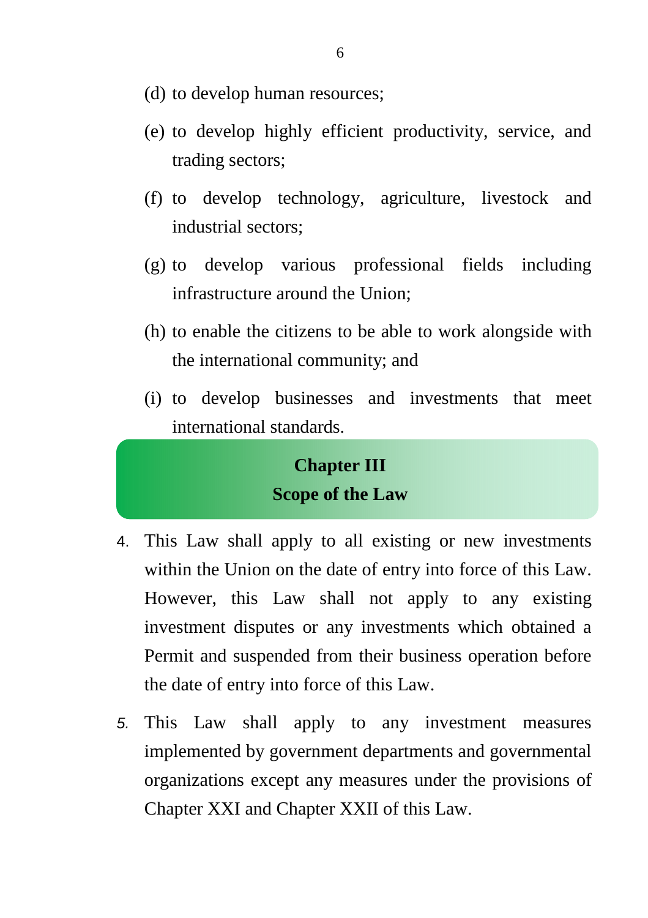(d) to develop human resources;

(e) to develop highly efficient productivity, service, and trading sectors;

(f) to develop technology, agriculture, livestock and industrial sectors;

(g) to develop various professional fields including infrastructure around the Union;

(h) to enable the citizens to be able to work alongside with the international community; and

(i) to develop businesses and investments that meet international standards.

## Chapter III
## Scope of the Law

4. This Law shall apply to all existing or new investments within the Union on the date of entry into force of this Law. However, this Law shall not apply to any existing investment disputes or any investments which obtained a Permit and suspended from their business operation before the date of entry into force of this Law.

5. This Law shall apply to any investment measures implemented by government departments and governmental organizations except any measures under the provisions of Chapter XXI and Chapter XXII of this Law.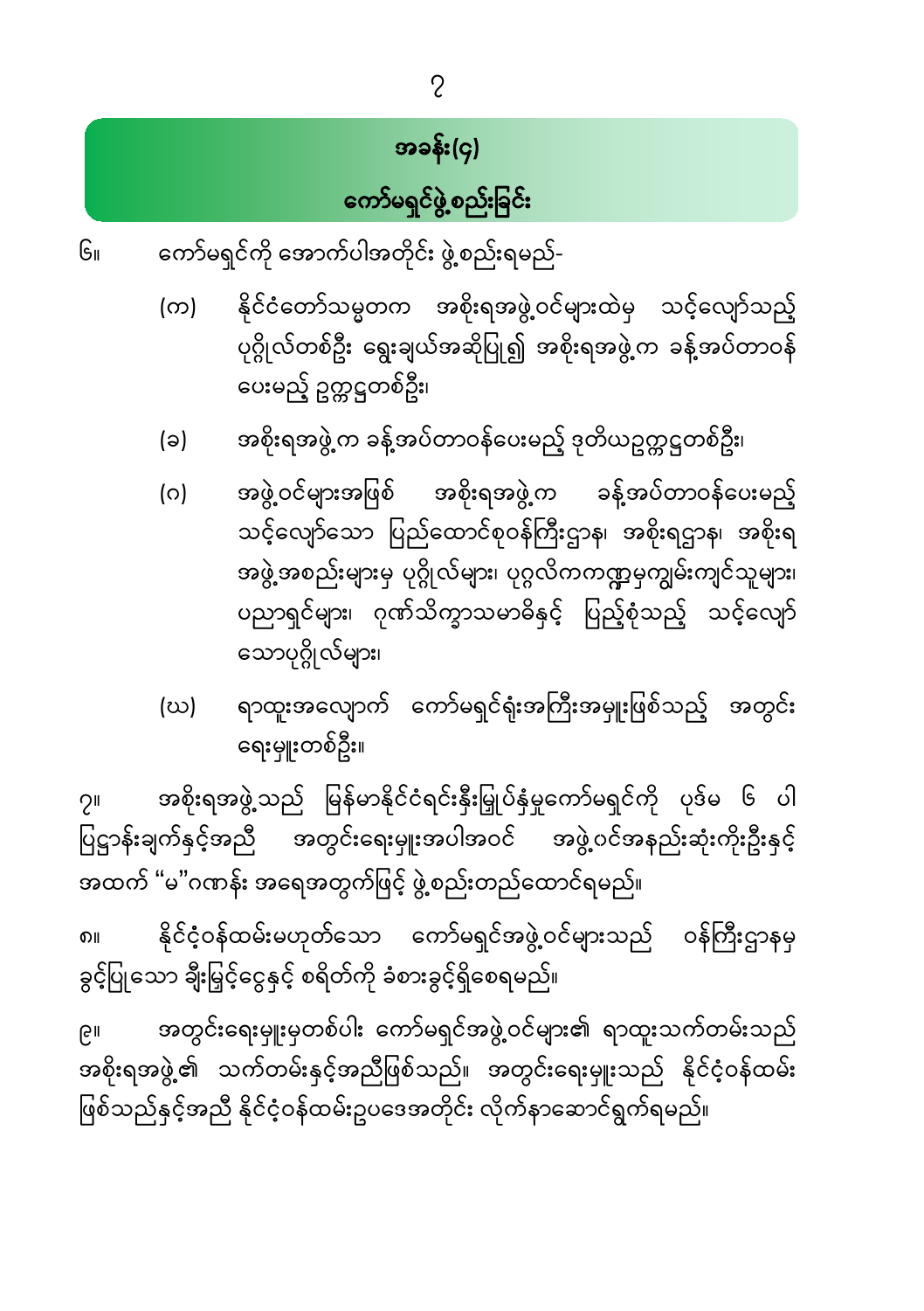## အခန်း(၄)

## ကော်မရှင်ဖွဲ့စည်းခြင်း

၆။ ကော်မရှင်ကို အောက်ပါအတိုင်း ဖွဲ့စည်းရမည်-

(က) နိုင်ငံတော်သမ္မတက အစိုးရအဖွဲ့ဝင်များထဲမှ သင့်လျော်သည့် ပုဂ္ဂိုလ်တစ်ဦး ရွေးချယ်အဆိုပြု၍ အစိုးရအဖွဲ့က ခန့်အပ်တာဝန် ပေးမည့် ဥက္ကဋ္ဌတစ်ဦး၊

(ခ) အစိုးရအဖွဲ့က ခန့်အပ်တာဝန်ပေးမည့် ဒုတိယဥက္ကဋ္ဌတစ်ဦး၊

(ဂ) အဖွဲ့ဝင်များအဖြစ် အစိုးရအဖွဲ့က ခန့်အပ်တာဝန်ပေးမည့် သင့်လျော်သော ပြည်ထောင်စုဝန်ကြီးဌာန၊ အစိုးရဌာန၊ အစိုးရ အဖွဲ့အစည်းများမှ ပုဂ္ဂိုလ်များ၊ ပုဂ္ဂလိကကဏ္ဍမှကျွမ်းကျင်သူများ၊ ပညာရှင်များ၊ ဂုဏ်သိက္ခာသမာဓိနှင့် ပြည့်စုံသည့် သင့်လျော် သောပုဂ္ဂိုလ်များ၊

(ဃ) ရာထူးအလျောက် ကော်မရှင်ရုံးအကြီးအမှူးဖြစ်သည့် အတွင်း ရေးမှူးတစ်ဦး။

၇။ အစိုးရအဖွဲ့သည် မြန်မာနိုင်ငံရင်းနှီးမြှုပ်နှံမှုကော်မရှင်ကို ပုဒ်မ ၆ ပါ ပြဋ္ဌာန်းချက်နှင့်အညီ အတွင်းရေးမှူးအပါအဝင် အဖွဲ့ဝင်အနည်းဆုံးကိုးဦးနှင့် အထက် “မ”ဂဏန်း အရေအတွက်ဖြင့် ဖွဲ့စည်းတည်ထောင်ရမည်။

၈။ နိုင်ငံ့ဝန်ထမ်းမဟုတ်သော ကော်မရှင်အဖွဲ့ဝင်များသည် ဝန်ကြီးဌာနမှ ခွင့်ပြုသော ချီးမြှင့်ငွေနှင့် စရိတ်ကို ခံစားခွင့်ရှိစေရမည်။

၉။ အတွင်းရေးမှူးမှတစ်ပါး ကော်မရှင်အဖွဲ့ဝင်များ၏ ရာထူးသက်တမ်းသည် အစိုးရအဖွဲ့၏ သက်တမ်းနှင့်အညီဖြစ်သည်။ အတွင်းရေးမှူးသည် နိုင်ငံ့ဝန်ထမ်း ဖြစ်သည်နှင့်အညီ နိုင်ငံ့ဝန်ထမ်းဥပဒေအတိုင်း လိုက်နာဆောင်ရွက်ရမည်။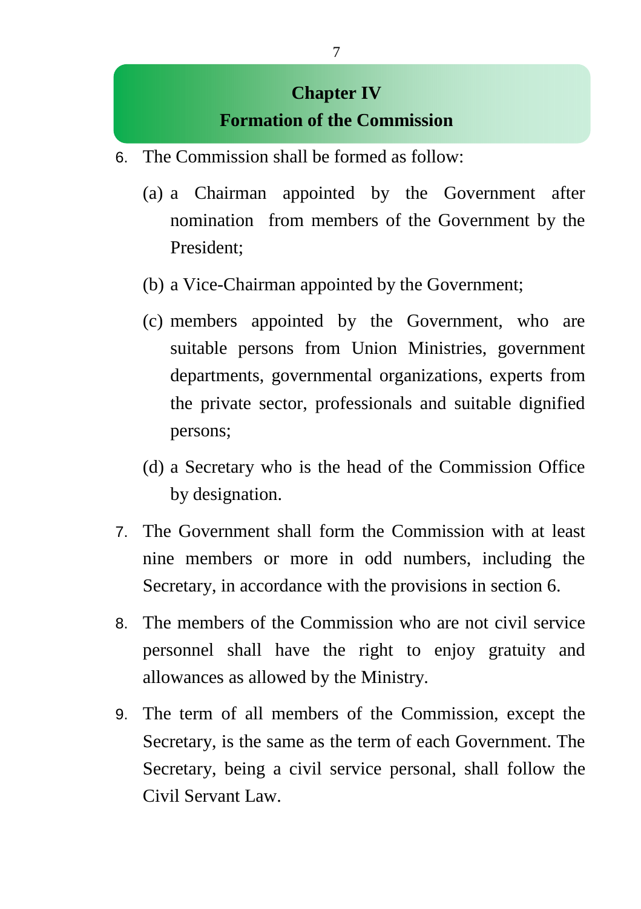## Chapter IV
## Formation of the Commission

6. The Commission shall be formed as follow:

   (a) a Chairman appointed by the Government after nomination from members of the Government by the President;

   (b) a Vice-Chairman appointed by the Government;

   (c) members appointed by the Government, who are suitable persons from Union Ministries, government departments, governmental organizations, experts from the private sector, professionals and suitable dignified persons;

   (d) a Secretary who is the head of the Commission Office by designation.

7. The Government shall form the Commission with at least nine members or more in odd numbers, including the Secretary, in accordance with the provisions in section 6.

8. The members of the Commission who are not civil service personnel shall have the right to enjoy gratuity and allowances as allowed by the Ministry.

9. The term of all members of the Commission, except the Secretary, is the same as the term of each Government. The Secretary, being a civil service personal, shall follow the Civil Servant Law.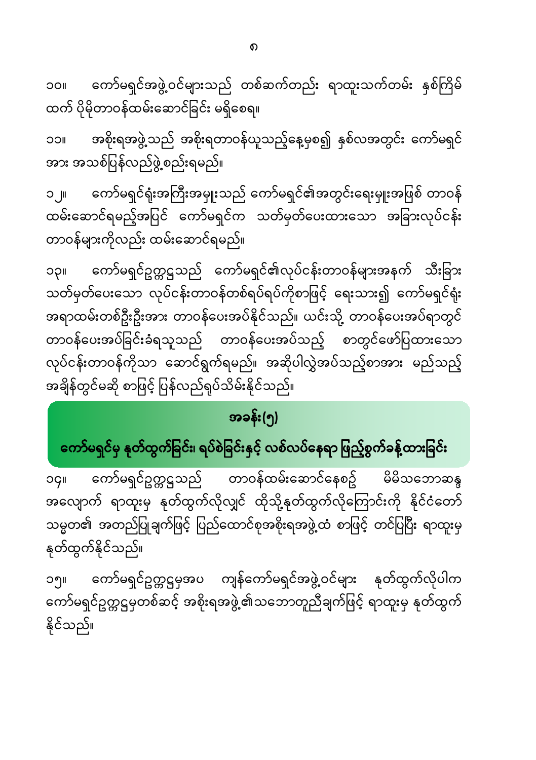၁၀။ ကော်မရှင်အဖွဲ့ဝင်များသည် တစ်ဆက်တည်း ရာထူးသက်တမ်း နှစ်ကြိမ်ထက် ပိုမိုတာဝန်ထမ်းဆောင်ခြင်း မရှိစေရ။

၁၁။ အစိုးရအဖွဲ့သည် အစိုးရတာဝန်ယူသည့်နေ့မှစ၍ နှစ်လအတွင်း ကော်မရှင်အား အသစ်ပြန်လည်ဖွဲ့စည်းရမည်။

၁၂။ ကော်မရှင်ရုံးအကြီးအမှူးသည် ကော်မရှင်၏အတွင်းရေးမှူးအဖြစ် တာဝန်ထမ်းဆောင်ရမည့်အပြင် ကော်မရှင်က သတ်မှတ်ပေးထားသော အခြားလုပ်ငန်းတာဝန်များကိုလည်း ထမ်းဆောင်ရမည်။

၁၃။ ကော်မရှင်ဥက္ကဋ္ဌသည် ကော်မရှင်၏လုပ်ငန်းတာဝန်များအနက် သီးခြားသတ်မှတ်ပေးသော လုပ်ငန်းတာဝန်တစ်ရပ်ရပ်ကိုစာဖြင့် ရေးသား၍ ကော်မရှင်ရုံးအရာထမ်းတစ်ဦးဦးအား တာဝန်ပေးအပ်နိုင်သည်။ ယင်းသို့ တာဝန်ပေးအပ်ရာတွင် တာဝန်ပေးအပ်ခြင်းခံရသူသည် တာဝန်ပေးအပ်သည့် စာတွင်ဖော်ပြထားသော လုပ်ငန်းတာဝန်ကိုသာ ဆောင်ရွက်ရမည်။ အဆိုပါလွှဲအပ်သည့်စာအား မည်သည့်အချိန်တွင်မဆို စာဖြင့် ပြန်လည်ရုပ်သိမ်းနိုင်သည်။

## အခန်း(၅)
## ကော်မရှင်မှ နုတ်ထွက်ခြင်း၊ ရပ်စဲခြင်းနှင့် လစ်လပ်နေရာ ဖြည့်စွက်ခန့်ထားခြင်း

၁၄။ ကော်မရှင်ဥက္ကဋ္ဌသည် တာဝန်ထမ်းဆောင်နေစဉ် မိမိသဘောဆန္ဒအလျောက် ရာထူးမှ နုတ်ထွက်လိုလျှင် ထိုသို့နုတ်ထွက်လိုကြောင်းကို နိုင်ငံတော်သမ္မတ၏ အတည်ပြုချက်ဖြင့် ပြည်ထောင်စုအစိုးရအဖွဲ့ထံ စာဖြင့် တင်ပြပြီး ရာထူးမှ နုတ်ထွက်နိုင်သည်။

၁၅။ ကော်မရှင်ဥက္ကဋ္ဌမှအပ ကျန်ကော်မရှင်အဖွဲ့ဝင်များ နုတ်ထွက်လိုပါက ကော်မရှင်ဥက္ကဋ္ဌမှတစ်ဆင့် အစိုးရအဖွဲ့၏သဘောတူညီချက်ဖြင့် ရာထူးမှ နုတ်ထွက်နိုင်သည်။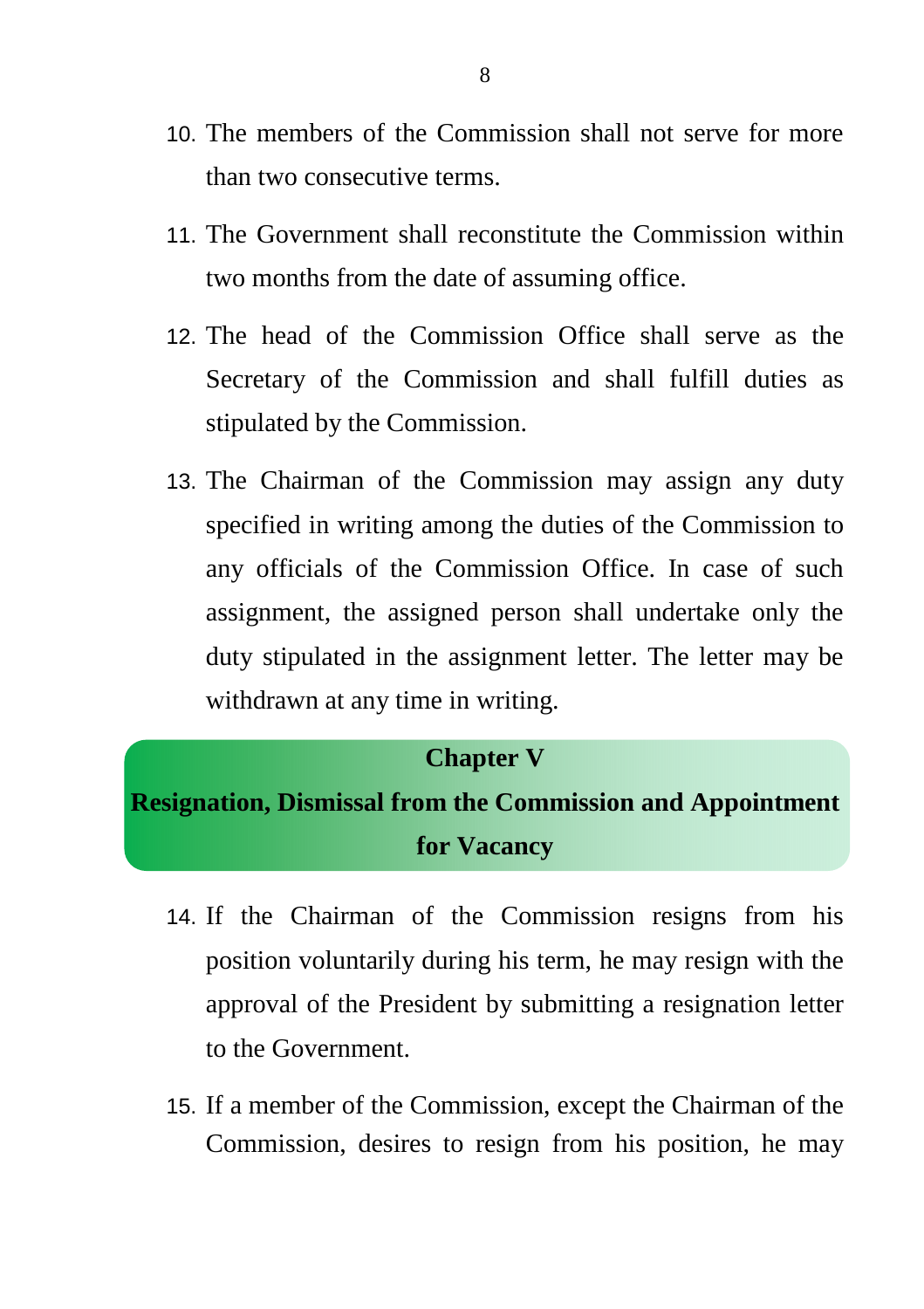10. The members of the Commission shall not serve for more than two consecutive terms.

11. The Government shall reconstitute the Commission within two months from the date of assuming office.

12. The head of the Commission Office shall serve as the Secretary of the Commission and shall fulfill duties as stipulated by the Commission.

13. The Chairman of the Commission may assign any duty specified in writing among the duties of the Commission to any officials of the Commission Office. In case of such assignment, the assigned person shall undertake only the duty stipulated in the assignment letter. The letter may be withdrawn at any time in writing.

## Chapter V
## Resignation, Dismissal from the Commission and Appointment for Vacancy

14. If the Chairman of the Commission resigns from his position voluntarily during his term, he may resign with the approval of the President by submitting a resignation letter to the Government.

15. If a member of the Commission, except the Chairman of the Commission, desires to resign from his position, he may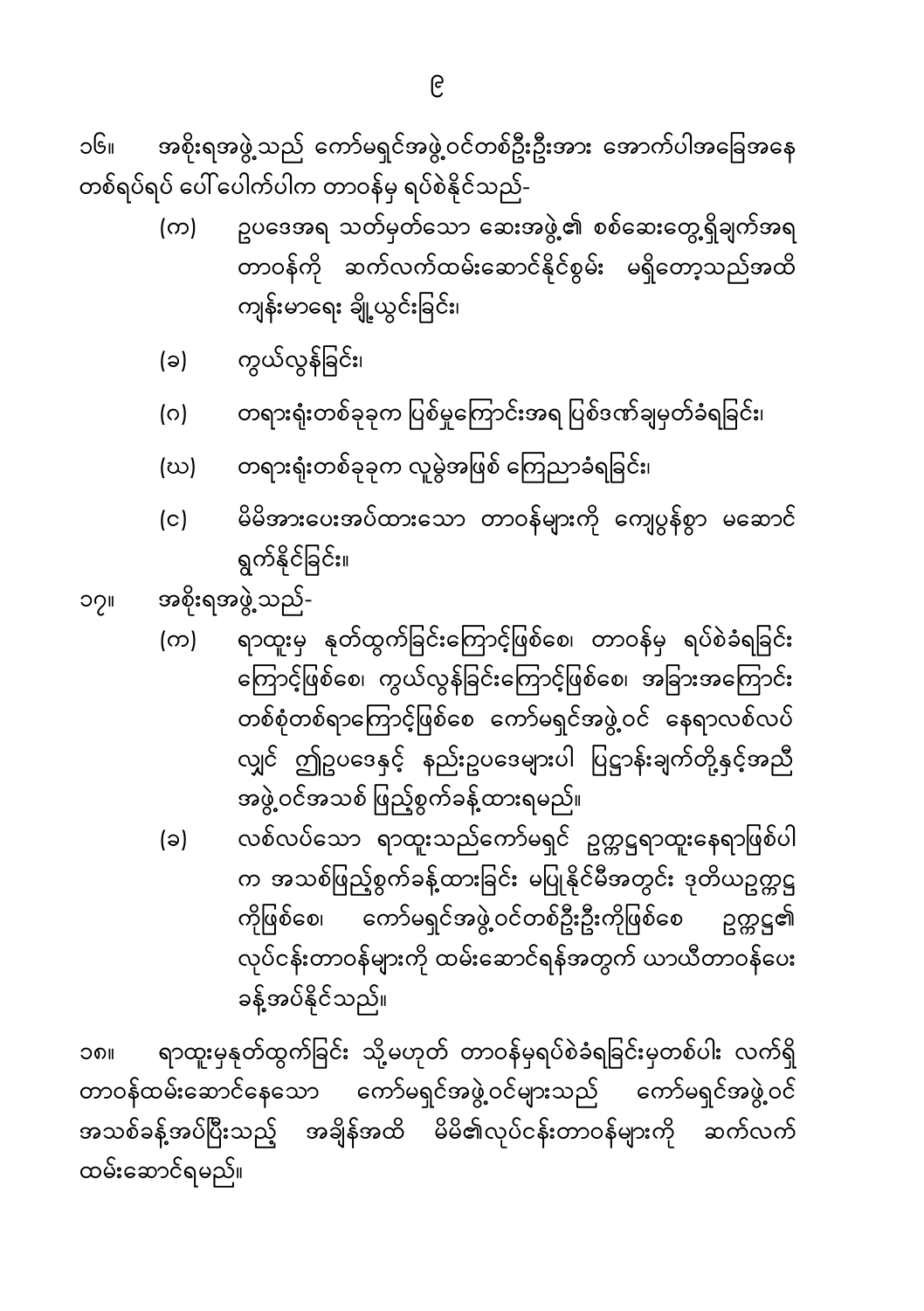၁၆။ အစိုးရအဖွဲ့သည် ကော်မရှင်အဖွဲ့ဝင်တစ်ဦးဦးအား အောက်ပါအခြေအနေ တစ်ရပ်ရပ် ပေါ်ပေါက်ပါက တာဝန်မှ ရပ်စဲနိုင်သည်-

(က) ဥပဒေအရ သတ်မှတ်သော ဆေးအဖွဲ့၏ စစ်ဆေးတွေ့ရှိချက်အရ တာဝန်ကို ဆက်လက်ထမ်းဆောင်နိုင်စွမ်း မရှိတော့သည်အထိ ကျန်းမာရေး ချို့ယွင်းခြင်း၊

(ခ) ကွယ်လွန်ခြင်း၊

(ဂ) တရားရုံးတစ်ခုခုက ပြစ်မှုကြောင်းအရ ပြစ်ဒဏ်ချမှတ်ခံရခြင်း၊

(ဃ) တရားရုံးတစ်ခုခုက လူမွဲအဖြစ် ကြေညာခံရခြင်း၊

(င) မိမိအားပေးအပ်ထားသော တာဝန်များကို ကျေပွန်စွာ မဆောင် ရွက်နိုင်ခြင်း။

၁၇။ အစိုးရအဖွဲ့သည်-

(က) ရာထူးမှ နုတ်ထွက်ခြင်းကြောင့်ဖြစ်စေ၊ တာဝန်မှ ရပ်စဲခံရခြင်း ကြောင့်ဖြစ်စေ၊ ကွယ်လွန်ခြင်းကြောင့်ဖြစ်စေ၊ အခြားအကြောင်း တစ်စုံတစ်ရာကြောင့်ဖြစ်စေ ကော်မရှင်အဖွဲ့ဝင် နေရာလစ်လပ် လျှင် ဤဥပဒေနှင့် နည်းဥပဒေများပါ ပြဋ္ဌာန်းချက်တို့နှင့်အညီ အဖွဲ့ဝင်အသစ် ဖြည့်စွက်ခန့်ထားရမည်။

(ခ) လစ်လပ်သော ရာထူးသည်ကော်မရှင် ဥက္ကဋ္ဌရာထူးနေရာဖြစ်ပါ က အသစ်ဖြည့်စွက်ခန့်ထားခြင်း မပြုနိုင်မီအတွင်း ဒုတိယဥက္ကဋ္ဌ ကိုဖြစ်စေ၊ ကော်မရှင်အဖွဲ့ဝင်တစ်ဦးဦးကိုဖြစ်စေ ဥက္ကဋ္ဌ၏ လုပ်ငန်းတာဝန်များကို ထမ်းဆောင်ရန်အတွက် ယာယီတာဝန်ပေး ခန့်အပ်နိုင်သည်။

၁၈။ ရာထူးမှနုတ်ထွက်ခြင်း သို့မဟုတ် တာဝန်မှရပ်စဲခံရခြင်းမှတစ်ပါး လက်ရှိ တာဝန်ထမ်းဆောင်နေသော ကော်မရှင်အဖွဲ့ဝင်များသည် ကော်မရှင်အဖွဲ့ဝင် အသစ်ခန့်အပ်ပြီးသည့် အချိန်အထိ မိမိ၏လုပ်ငန်းတာဝန်များကို ဆက်လက် ထမ်းဆောင်ရမည်။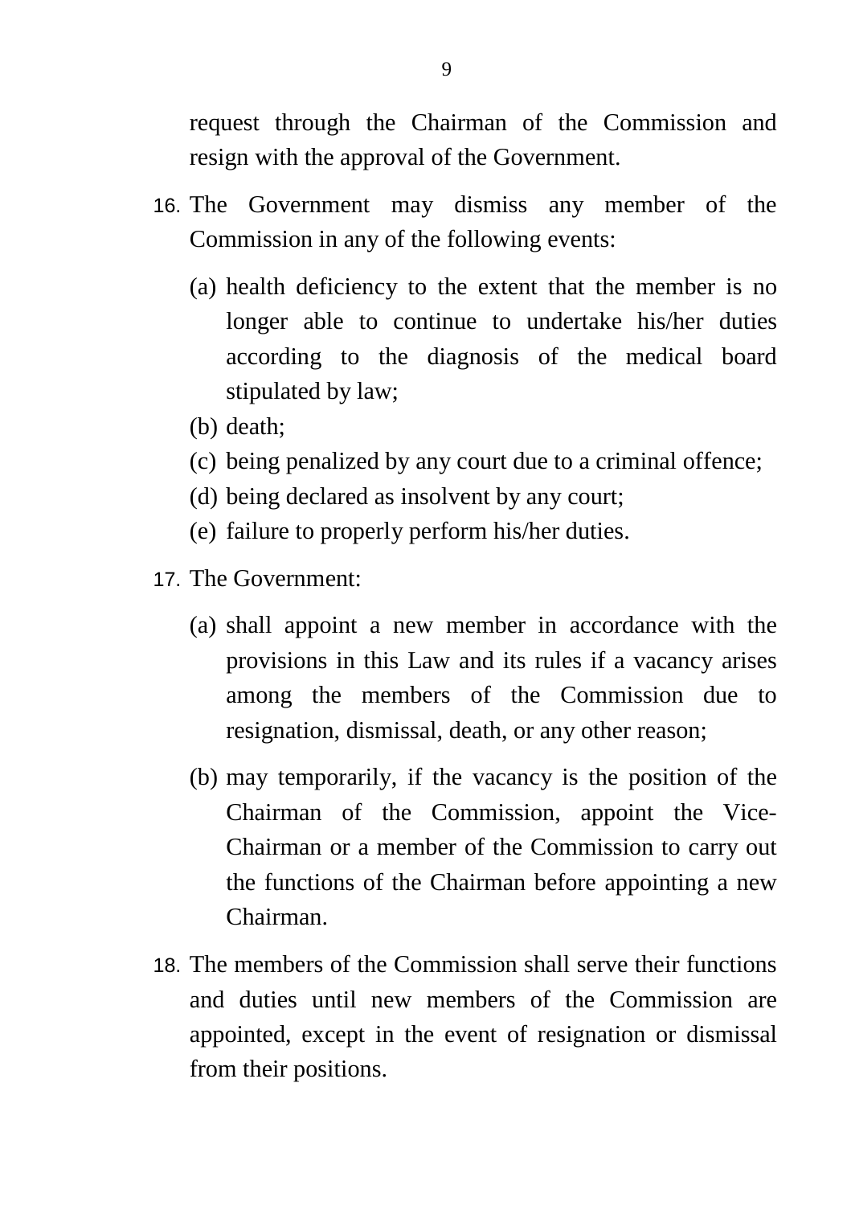request through the Chairman of the Commission and resign with the approval of the Government.

16. The Government may dismiss any member of the Commission in any of the following events:

    (a) health deficiency to the extent that the member is no longer able to continue to undertake his/her duties according to the diagnosis of the medical board stipulated by law;
    (b) death;
    (c) being penalized by any court due to a criminal offence;
    (d) being declared as insolvent by any court;
    (e) failure to properly perform his/her duties.

17. The Government:

    (a) shall appoint a new member in accordance with the provisions in this Law and its rules if a vacancy arises among the members of the Commission due to resignation, dismissal, death, or any other reason;

    (b) may temporarily, if the vacancy is the position of the Chairman of the Commission, appoint the Vice-Chairman or a member of the Commission to carry out the functions of the Chairman before appointing a new Chairman.

18. The members of the Commission shall serve their functions and duties until new members of the Commission are appointed, except in the event of resignation or dismissal from their positions.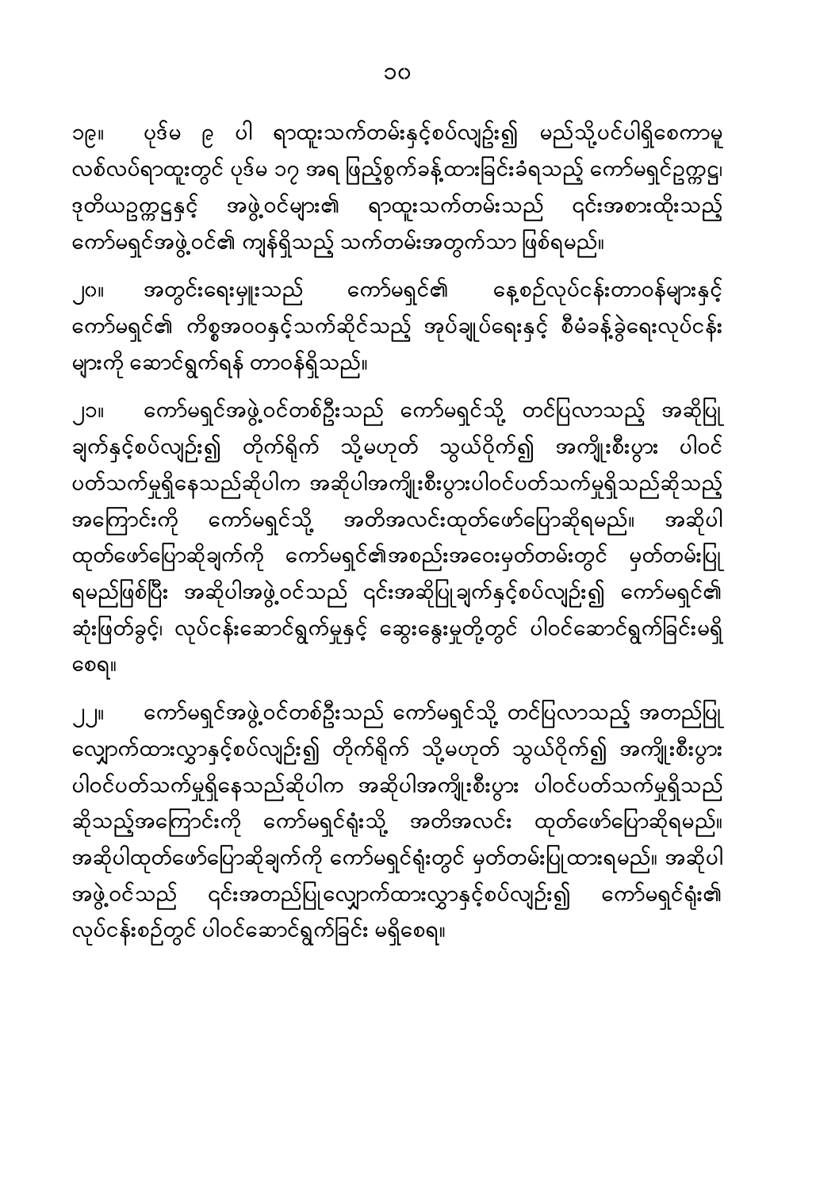၁၉။ ပုဒ်မ ၉ ပါ ရာထူးသက်တမ်းနှင့်စပ်လျဉ်း၍ မည်သို့ပင်ပါရှိစေကာမူ လစ်လပ်ရာထူးတွင် ပုဒ်မ ၁၇ အရ ဖြည့်စွက်ခန့်ထားခြင်းခံရသည့် ကော်မရှင်ဥက္ကဋ္ဌ၊ ဒုတိယဥက္ကဋ္ဌနှင့် အဖွဲ့ဝင်များ၏ ရာထူးသက်တမ်းသည် ၎င်းအစားထိုးသည့် ကော်မရှင်အဖွဲ့ဝင်၏ ကျန်ရှိသည့် သက်တမ်းအတွက်သာ ဖြစ်ရမည်။

၂၀။ အတွင်းရေးမှူးသည် ကော်မရှင်၏ နေ့စဉ်လုပ်ငန်းတာဝန်များနှင့် ကော်မရှင်၏ ကိစ္စအဝဝနှင့်သက်ဆိုင်သည့် အုပ်ချုပ်ရေးနှင့် စီမံခန့်ခွဲရေးလုပ်ငန်း များကို ဆောင်ရွက်ရန် တာဝန်ရှိသည်။

၂၁။ ကော်မရှင်အဖွဲ့ဝင်တစ်ဦးသည် ကော်မရှင်သို့ တင်ပြလာသည့် အဆိုပြု ချက်နှင့်စပ်လျဉ်း၍ တိုက်ရိုက် သို့မဟုတ် သွယ်ဝိုက်၍ အကျိုးစီးပွား ပါဝင် ပတ်သက်မှုရှိနေသည်ဆိုပါက အဆိုပါအကျိုးစီးပွားပါဝင်ပတ်သက်မှုရှိသည်ဆိုသည့် အကြောင်းကို ကော်မရှင်သို့ အတိအလင်းထုတ်ဖော်ပြောဆိုရမည်။ အဆိုပါ ထုတ်ဖော်ပြောဆိုချက်ကို ကော်မရှင်၏အစည်းအဝေးမှတ်တမ်းတွင် မှတ်တမ်းပြု ရမည်ဖြစ်ပြီး အဆိုပါအဖွဲ့ဝင်သည် ၎င်းအဆိုပြုချက်နှင့်စပ်လျဉ်း၍ ကော်မရှင်၏ ဆုံးဖြတ်ခွင့်၊ လုပ်ငန်းဆောင်ရွက်မှုနှင့် ဆွေးနွေးမှုတို့တွင် ပါဝင်ဆောင်ရွက်ခြင်းမရှိ စေရ။

၂၂။ ကော်မရှင်အဖွဲ့ဝင်တစ်ဦးသည် ကော်မရှင်သို့ တင်ပြလာသည့် အတည်ပြု လျှောက်ထားလွှာနှင့်စပ်လျဉ်း၍ တိုက်ရိုက် သို့မဟုတ် သွယ်ဝိုက်၍ အကျိုးစီးပွား ပါဝင်ပတ်သက်မှုရှိနေသည်ဆိုပါက အဆိုပါအကျိုးစီးပွား ပါဝင်ပတ်သက်မှုရှိသည် ဆိုသည့်အကြောင်းကို ကော်မရှင်ရုံးသို့ အတိအလင်း ထုတ်ဖော်ပြောဆိုရမည်။ အဆိုပါထုတ်ဖော်ပြောဆိုချက်ကို ကော်မရှင်ရုံးတွင် မှတ်တမ်းပြုထားရမည်။ အဆိုပါ အဖွဲ့ဝင်သည် ၎င်းအတည်ပြုလျှောက်ထားလွှာနှင့်စပ်လျဉ်း၍ ကော်မရှင်ရုံး၏ လုပ်ငန်းစဉ်တွင် ပါဝင်ဆောင်ရွက်ခြင်း မရှိစေရ။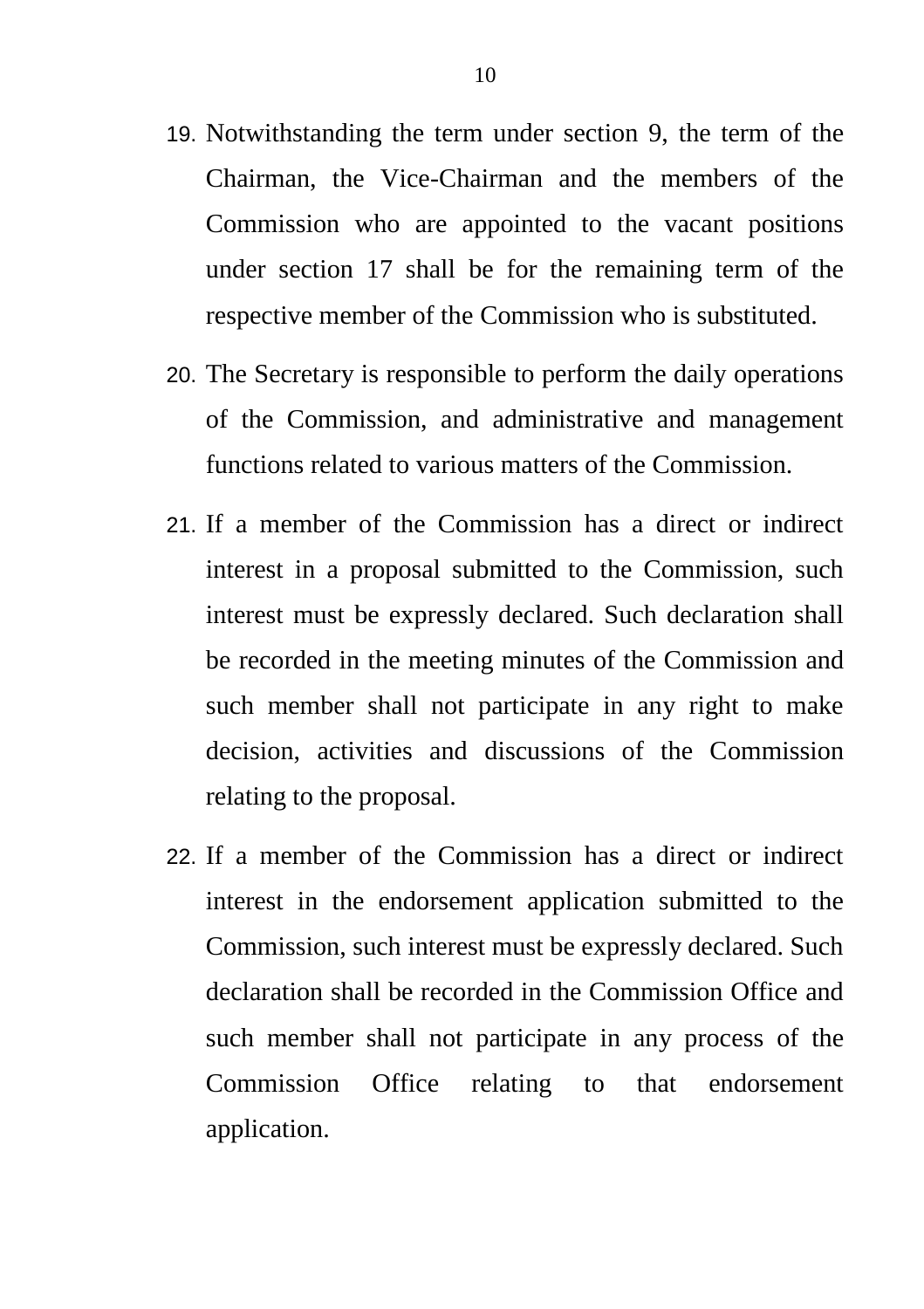19. Notwithstanding the term under section 9, the term of the Chairman, the Vice-Chairman and the members of the Commission who are appointed to the vacant positions under section 17 shall be for the remaining term of the respective member of the Commission who is substituted.

20. The Secretary is responsible to perform the daily operations of the Commission, and administrative and management functions related to various matters of the Commission.

21. If a member of the Commission has a direct or indirect interest in a proposal submitted to the Commission, such interest must be expressly declared. Such declaration shall be recorded in the meeting minutes of the Commission and such member shall not participate in any right to make decision, activities and discussions of the Commission relating to the proposal.

22. If a member of the Commission has a direct or indirect interest in the endorsement application submitted to the Commission, such interest must be expressly declared. Such declaration shall be recorded in the Commission Office and such member shall not participate in any process of the Commission Office relating to that endorsement application.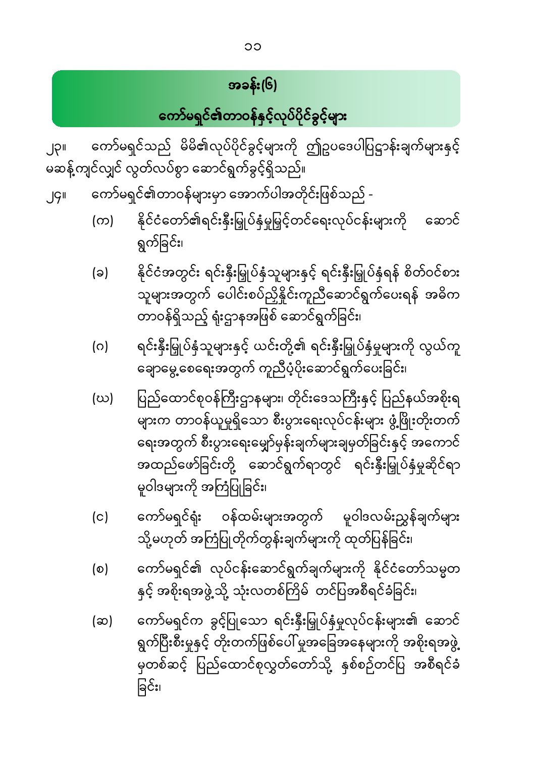## အခန်း(၆)

## ကော်မရှင်၏တာဝန်နှင့်လုပ်ပိုင်ခွင့်များ

၂၃။ ကော်မရှင်သည် မိမိ၏လုပ်ပိုင်ခွင့်များကို ဤဥပဒေပါပြဋ္ဌာန်းချက်များနှင့် မဆန့်ကျင်လျှင် လွတ်လပ်စွာ ဆောင်ရွက်ခွင့်ရှိသည်။

၂၄။ ကော်မရှင်၏တာဝန်များမှာ အောက်ပါအတိုင်းဖြစ်သည် -

(က) နိုင်ငံတော်၏ရင်းနှီးမြှုပ်နှံမှုမြှင့်တင်ရေးလုပ်ငန်းများကို ဆောင်ရွက်ခြင်း၊

(ခ) နိုင်ငံအတွင်း ရင်းနှီးမြှုပ်နှံသူများနှင့် ရင်းနှီးမြှုပ်နှံရန် စိတ်ဝင်စားသူများအတွက် ပေါင်းစပ်ညှိနှိုင်းကူညီဆောင်ရွက်ပေးရန် အဓိကတာဝန်ရှိသည့် ရုံးဌာနအဖြစ် ဆောင်ရွက်ခြင်း၊

(ဂ) ရင်းနှီးမြှုပ်နှံသူများနှင့် ယင်းတို့၏ ရင်းနှီးမြှုပ်နှံမှုများကို လွယ်ကူချောမွေ့စေရေးအတွက် ကူညီပံ့ပိုးဆောင်ရွက်ပေးခြင်း၊

(ဃ) ပြည်ထောင်စုဝန်ကြီးဌာနများ၊ တိုင်းဒေသကြီးနှင့် ပြည်နယ်အစိုးရများက တာဝန်ယူမှုရှိသော စီးပွားရေးလုပ်ငန်းများ ဖွံ့ဖြိုးတိုးတက်ရေးအတွက် စီးပွားရေးမျှော်မှန်းချက်များချမှတ်ခြင်းနှင့် အကောင်အထည်ဖော်ခြင်းတို့ ဆောင်ရွက်ရာတွင် ရင်းနှီးမြှုပ်နှံမှုဆိုင်ရာ မူဝါဒများကို အကြံပြုခြင်း၊

(င) ကော်မရှင်ရုံး ဝန်ထမ်းများအတွက် မူဝါဒလမ်းညွှန်ချက်များ သို့မဟုတ် အကြံပြုတိုက်တွန်းချက်များကို ထုတ်ပြန်ခြင်း၊

(စ) ကော်မရှင်၏ လုပ်ငန်းဆောင်ရွက်ချက်များကို နိုင်ငံတော်သမ္မတနှင့် အစိုးရအဖွဲ့သို့ သုံးလတစ်ကြိမ် တင်ပြအစီရင်ခံခြင်း၊

(ဆ) ကော်မရှင်က ခွင့်ပြုသော ရင်းနှီးမြှုပ်နှံမှုလုပ်ငန်းများ၏ ဆောင်ရွက်ပြီးစီးမှုနှင့် တိုးတက်ဖြစ်ပေါ်မှုအခြေအနေများကို အစိုးရအဖွဲ့မှတစ်ဆင့် ပြည်ထောင်စုလွှတ်တော်သို့ နှစ်စဉ်တင်ပြ အစီရင်ခံခြင်း၊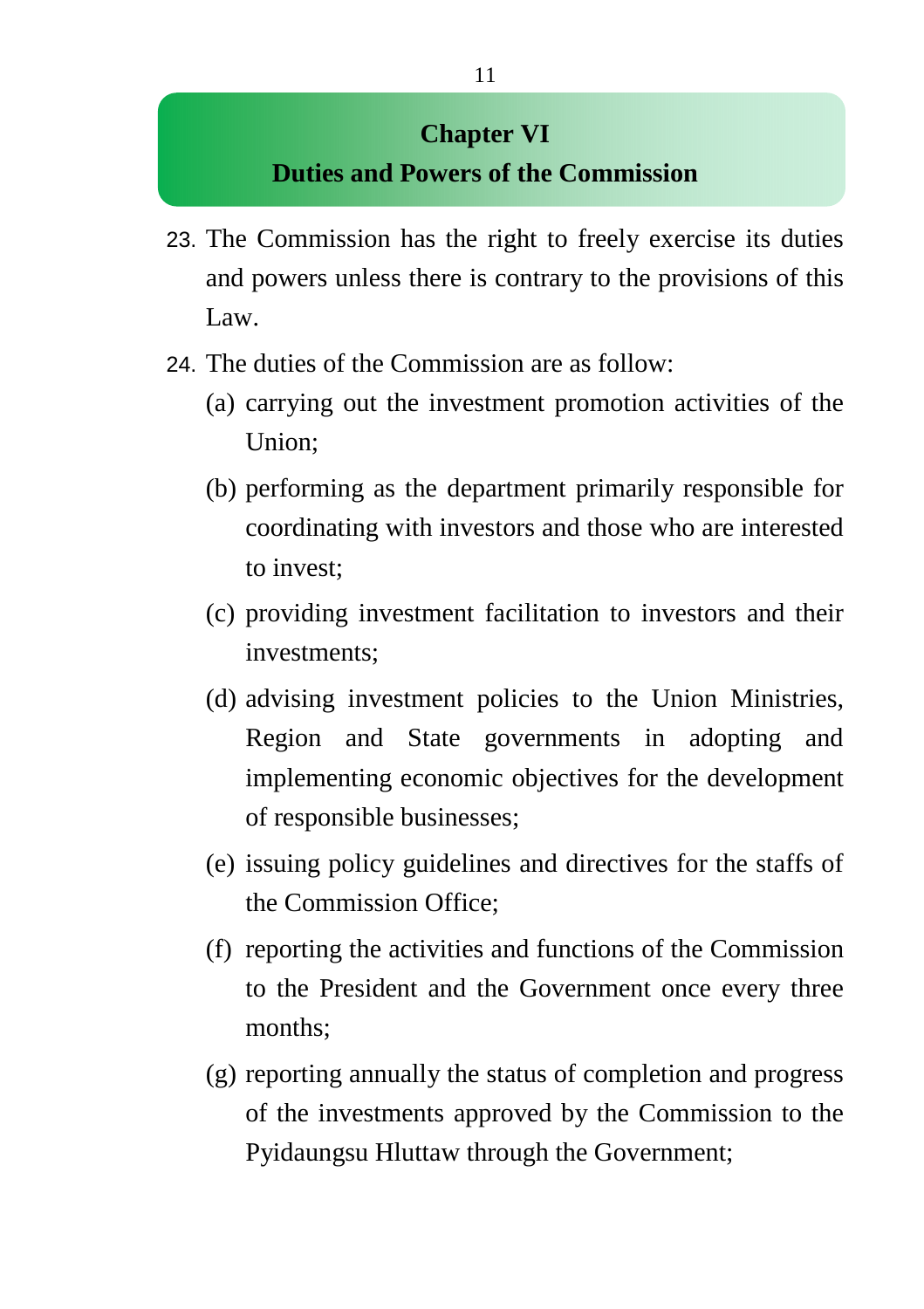## Chapter VI
## Duties and Powers of the Commission

23. The Commission has the right to freely exercise its duties and powers unless there is contrary to the provisions of this Law.

24. The duties of the Commission are as follow:

    (a) carrying out the investment promotion activities of the Union;

    (b) performing as the department primarily responsible for coordinating with investors and those who are interested to invest;

    (c) providing investment facilitation to investors and their investments;

    (d) advising investment policies to the Union Ministries, Region and State governments in adopting and implementing economic objectives for the development of responsible businesses;

    (e) issuing policy guidelines and directives for the staffs of the Commission Office;

    (f) reporting the activities and functions of the Commission to the President and the Government once every three months;

    (g) reporting annually the status of completion and progress of the investments approved by the Commission to the Pyidaungsu Hluttaw through the Government;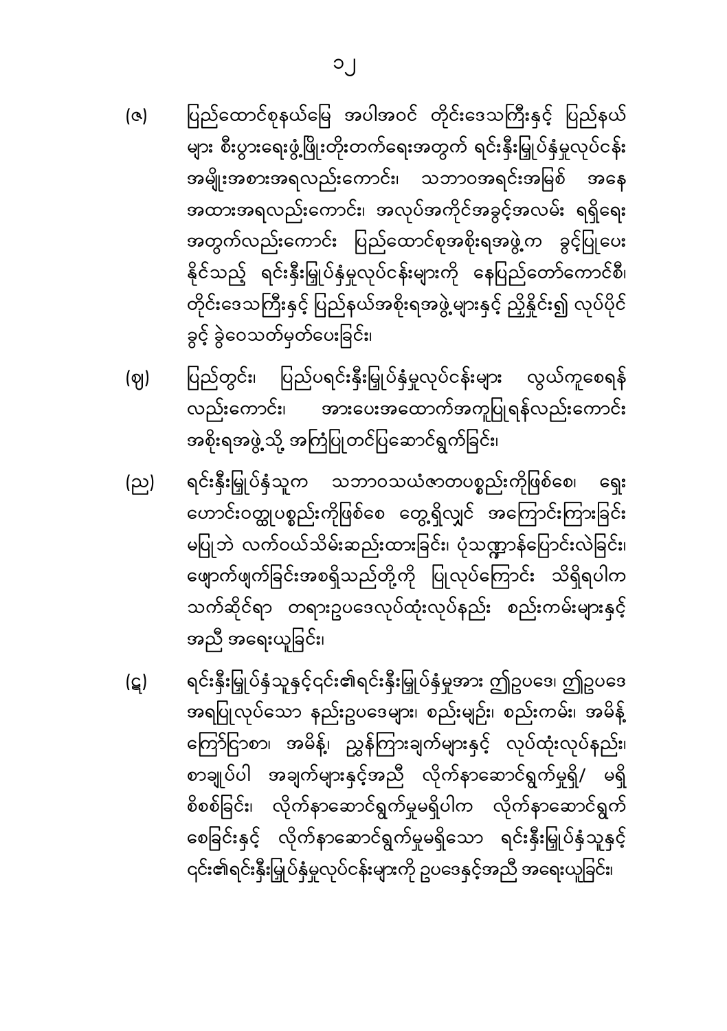(ဇ) ပြည်ထောင်စုနယ်မြေ အပါအဝင် တိုင်းဒေသကြီးနှင့် ပြည်နယ်များ စီးပွားရေးဖွံ့ဖြိုးတိုးတက်ရေးအတွက် ရင်းနှီးမြှုပ်နှံမှုလုပ်ငန်း အမျိုးအစားအရလည်းကောင်း၊ သဘာဝအရင်းအမြစ် အနေအထားအရလည်းကောင်း၊ အလုပ်အကိုင်အခွင့်အလမ်း ရရှိရေးအတွက်လည်းကောင်း ပြည်ထောင်စုအစိုးရအဖွဲ့က ခွင့်ပြုပေးနိုင်သည့် ရင်းနှီးမြှုပ်နှံမှုလုပ်ငန်းများကို နေပြည်တော်ကောင်စီ၊ တိုင်းဒေသကြီးနှင့် ပြည်နယ်အစိုးရအဖွဲ့များနှင့် ညှိနှိုင်း၍ လုပ်ပိုင်ခွင့် ခွဲဝေသတ်မှတ်ပေးခြင်း၊

(ဈ) ပြည်တွင်း၊ ပြည်ပရင်းနှီးမြှုပ်နှံမှုလုပ်ငန်းများ လွယ်ကူစေရန်လည်းကောင်း၊ အားပေးအထောက်အကူပြုရန်လည်းကောင်း အစိုးရအဖွဲ့သို့ အကြံပြုတင်ပြဆောင်ရွက်ခြင်း၊

(ည) ရင်းနှီးမြှုပ်နှံသူက သဘာဝသယံဇာတပစ္စည်းကိုဖြစ်စေ၊ ရှေးဟောင်းဝတ္ထုပစ္စည်းကိုဖြစ်စေ တွေ့ရှိလျှင် အကြောင်းကြားခြင်းမပြုဘဲ လက်ဝယ်သိမ်းဆည်းထားခြင်း၊ ပုံသဏ္ဌာန်ပြောင်းလဲခြင်း၊ ဖျောက်ဖျက်ခြင်းအစရှိသည်တို့ကို ပြုလုပ်ကြောင်း သိရှိရပါက သက်ဆိုင်ရာ တရားဥပဒေလုပ်ထုံးလုပ်နည်း စည်းကမ်းများနှင့်အညီ အရေးယူခြင်း၊

(ဋ) ရင်းနှီးမြှုပ်နှံသူနှင့်၎င်း၏ရင်းနှီးမြှုပ်နှံမှုအား ဤဥပဒေ၊ ဤဥပဒေအရပြုလုပ်သော နည်းဥပဒေများ၊ စည်းမျဉ်း၊ စည်းကမ်း၊ အမိန့်ကြော်ငြာစာ၊ အမိန့်၊ ညွှန်ကြားချက်များနှင့် လုပ်ထုံးလုပ်နည်း၊ စာချုပ်ပါ အချက်များနှင့်အညီ လိုက်နာဆောင်ရွက်မှုရှိ/ မရှိ စိစစ်ခြင်း၊ လိုက်နာဆောင်ရွက်မှုမရှိပါက လိုက်နာဆောင်ရွက်စေခြင်းနှင့် လိုက်နာဆောင်ရွက်မှုမရှိသော ရင်းနှီးမြှုပ်နှံသူနှင့် ၎င်း၏ရင်းနှီးမြှုပ်နှံမှုလုပ်ငန်းများကို ဥပဒေနှင့်အညီ အရေးယူခြင်း၊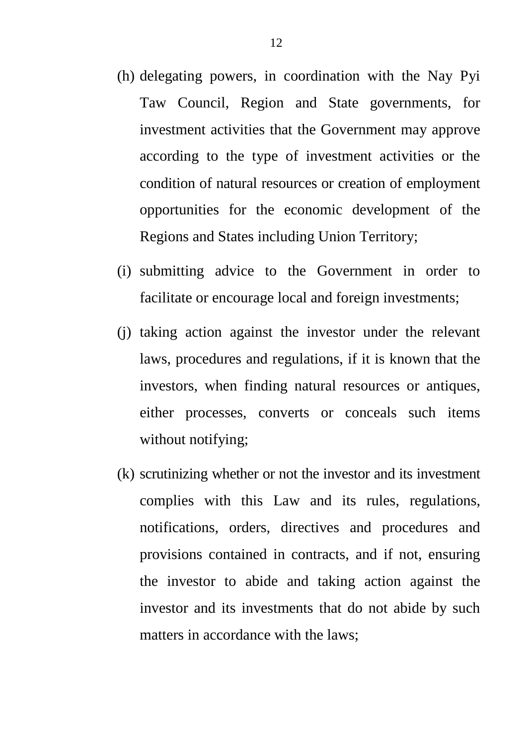(h) delegating powers, in coordination with the Nay Pyi Taw Council, Region and State governments, for investment activities that the Government may approve according to the type of investment activities or the condition of natural resources or creation of employment opportunities for the economic development of the Regions and States including Union Territory;

(i) submitting advice to the Government in order to facilitate or encourage local and foreign investments;

(j) taking action against the investor under the relevant laws, procedures and regulations, if it is known that the investors, when finding natural resources or antiques, either processes, converts or conceals such items without notifying;

(k) scrutinizing whether or not the investor and its investment complies with this Law and its rules, regulations, notifications, orders, directives and procedures and provisions contained in contracts, and if not, ensuring the investor to abide and taking action against the investor and its investments that do not abide by such matters in accordance with the laws;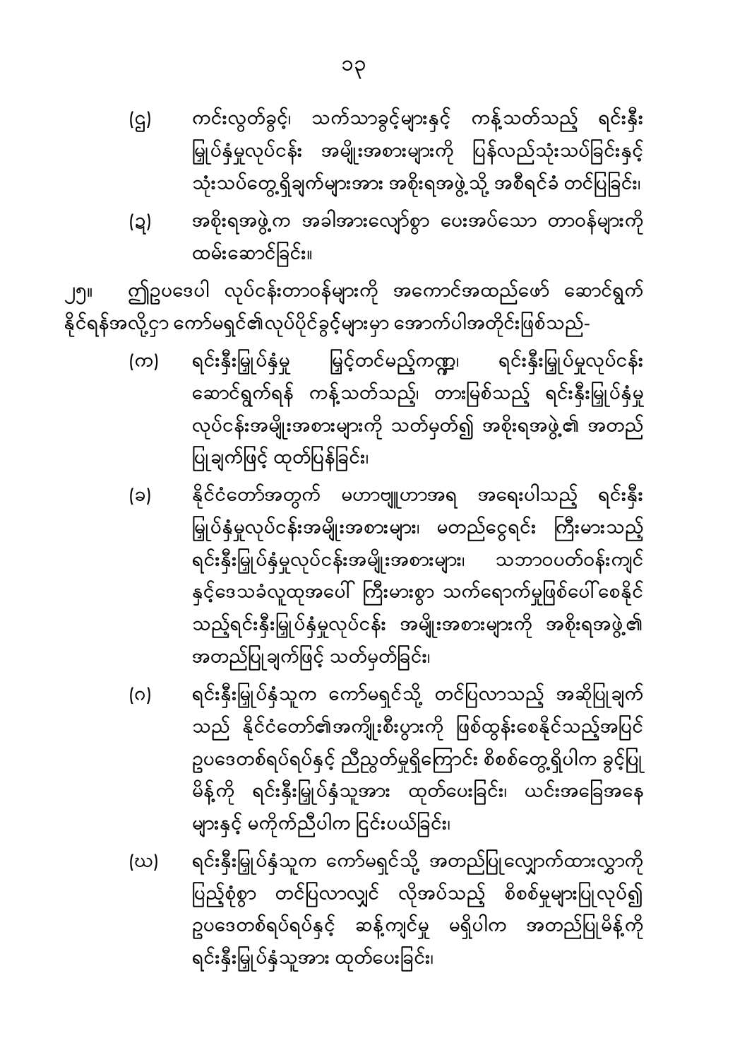(ဌ) ကင်းလွတ်ခွင့်၊ သက်သာခွင့်များနှင့် ကန့်သတ်သည့် ရင်းနှီးမြှုပ်နှံမှုလုပ်ငန်း အမျိုးအစားများကို ပြန်လည်သုံးသပ်ခြင်းနှင့် သုံးသပ်တွေ့ရှိချက်များအား အစိုးရအဖွဲ့သို့ အစီရင်ခံ တင်ပြခြင်း၊

(ဍ) အစိုးရအဖွဲ့က အခါအားလျော်စွာ ပေးအပ်သော တာဝန်များကို ထမ်းဆောင်ခြင်း။

၂၅။ ဤဥပဒေပါ လုပ်ငန်းတာဝန်များကို အကောင်အထည်ဖော် ဆောင်ရွက်နိုင်ရန်အလို့ငှာ ကော်မရှင်၏လုပ်ပိုင်ခွင့်များမှာ အောက်ပါအတိုင်းဖြစ်သည်-

(က) ရင်းနှီးမြှုပ်နှံမှု မြှင့်တင်မည့်ကဏ္ဍ၊ ရင်းနှီးမြှုပ်မှုလုပ်ငန်း ဆောင်ရွက်ရန် ကန့်သတ်သည့်၊ တားမြစ်သည့် ရင်းနှီးမြှုပ်နှံမှု လုပ်ငန်းအမျိုးအစားများကို သတ်မှတ်၍ အစိုးရအဖွဲ့၏ အတည်ပြုချက်ဖြင့် ထုတ်ပြန်ခြင်း၊

(ခ) နိုင်ငံတော်အတွက် မဟာဗျူဟာအရ အရေးပါသည့် ရင်းနှီးမြှုပ်နှံမှုလုပ်ငန်းအမျိုးအစားများ၊ မတည်ငွေရင်း ကြီးမားသည့် ရင်းနှီးမြှုပ်နှံမှုလုပ်ငန်းအမျိုးအစားများ၊ သဘာဝပတ်ဝန်းကျင်နှင့်ဒေသခံလူထုအပေါ် ကြီးမားစွာ သက်ရောက်မှုဖြစ်ပေါ်စေနိုင်သည့်ရင်းနှီးမြှုပ်နှံမှုလုပ်ငန်း အမျိုးအစားများကို အစိုးရအဖွဲ့၏ အတည်ပြုချက်ဖြင့် သတ်မှတ်ခြင်း၊

(ဂ) ရင်းနှီးမြှုပ်နှံသူက ကော်မရှင်သို့ တင်ပြလာသည့် အဆိုပြုချက်သည် နိုင်ငံတော်၏အကျိုးစီးပွားကို ဖြစ်ထွန်းစေနိုင်သည့်အပြင် ဥပဒေတစ်ရပ်ရပ်နှင့် ညီညွတ်မှုရှိကြောင်း စိစစ်တွေ့ရှိပါက ခွင့်ပြုမိန့်ကို ရင်းနှီးမြှုပ်နှံသူအား ထုတ်ပေးခြင်း၊ ယင်းအခြေအနေများနှင့် မကိုက်ညီပါက ငြင်းပယ်ခြင်း၊

(ဃ) ရင်းနှီးမြှုပ်နှံသူက ကော်မရှင်သို့ အတည်ပြုလျှောက်ထားလွှာကို ပြည့်စုံစွာ တင်ပြလာလျှင် လိုအပ်သည့် စိစစ်မှုများပြုလုပ်၍ ဥပဒေတစ်ရပ်ရပ်နှင့် ဆန့်ကျင်မှု မရှိပါက အတည်ပြုမိန့်ကို ရင်းနှီးမြှုပ်နှံသူအား ထုတ်ပေးခြင်း၊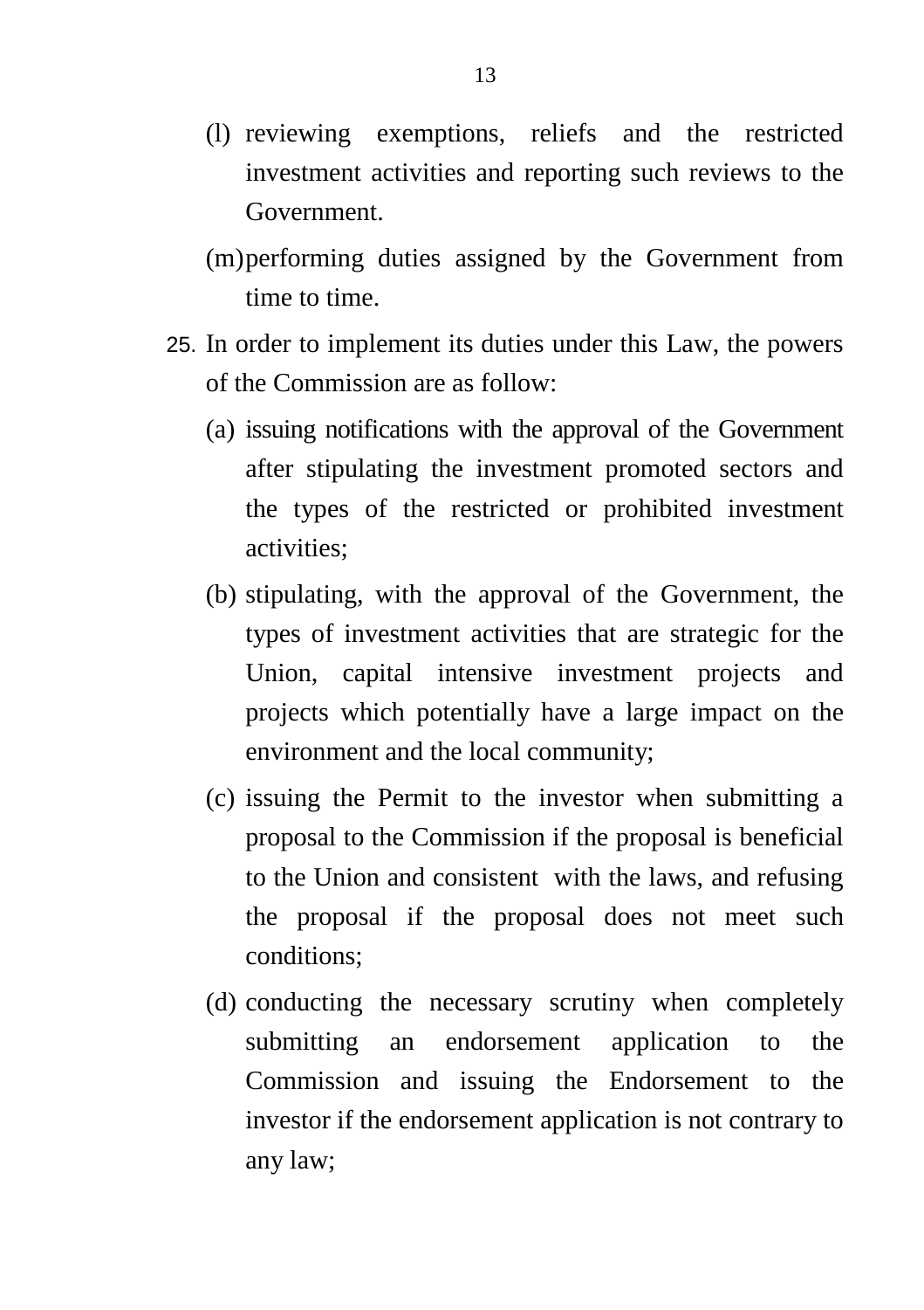(l) reviewing exemptions, reliefs and the restricted investment activities and reporting such reviews to the Government.

(m) performing duties assigned by the Government from time to time.

25. In order to implement its duties under this Law, the powers of the Commission are as follow:

(a) issuing notifications with the approval of the Government after stipulating the investment promoted sectors and the types of the restricted or prohibited investment activities;

(b) stipulating, with the approval of the Government, the types of investment activities that are strategic for the Union, capital intensive investment projects and projects which potentially have a large impact on the environment and the local community;

(c) issuing the Permit to the investor when submitting a proposal to the Commission if the proposal is beneficial to the Union and consistent with the laws, and refusing the proposal if the proposal does not meet such conditions;

(d) conducting the necessary scrutiny when completely submitting an endorsement application to the Commission and issuing the Endorsement to the investor if the endorsement application is not contrary to any law;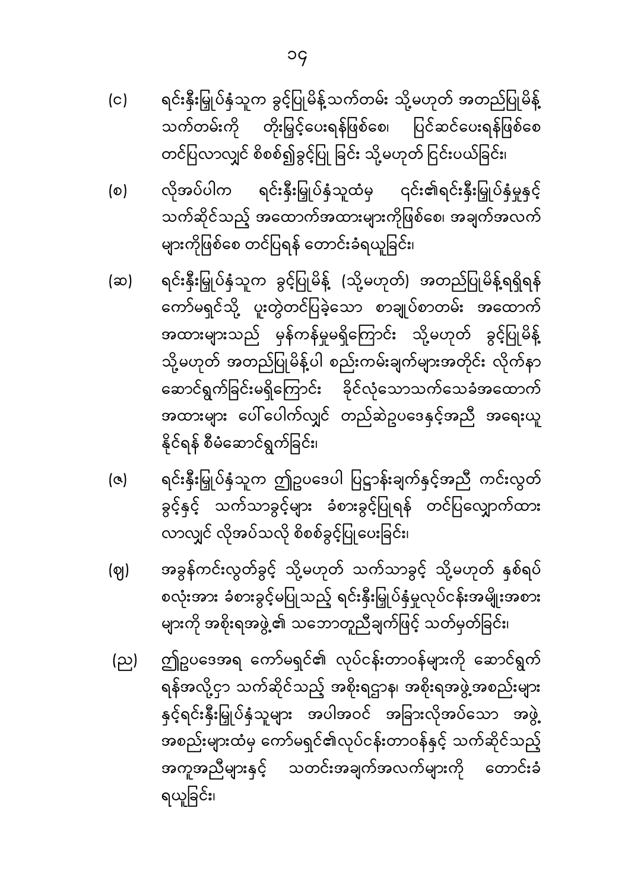(င) ရင်းနှီးမြှုပ်နှံသူက ခွင့်ပြုမိန့်သက်တမ်း သို့မဟုတ် အတည်ပြုမိန့် သက်တမ်းကို တိုးမြှင့်ပေးရန်ဖြစ်စေ၊ ပြင်ဆင်ပေးရန်ဖြစ်စေ တင်ပြလာလျှင် စိစစ်၍ခွင့်ပြု ခြင်း သို့မဟုတ် ငြင်းပယ်ခြင်း၊

(စ) လိုအပ်ပါက ရင်းနှီးမြှုပ်နှံသူထံမှ ၎င်း၏ရင်းနှီးမြှုပ်နှံမှုနှင့် သက်ဆိုင်သည့် အထောက်အထားများကိုဖြစ်စေ၊ အချက်အလက် များကိုဖြစ်စေ တင်ပြရန် တောင်းခံရယူခြင်း၊

(ဆ) ရင်းနှီးမြှုပ်နှံသူက ခွင့်ပြုမိန့် (သို့မဟုတ်) အတည်ပြုမိန့်ရရှိရန် ကော်မရှင်သို့ ပူးတွဲတင်ပြခဲ့သော စာချုပ်စာတမ်း အထောက် အထားများသည် မှန်ကန်မှုမရှိကြောင်း သို့မဟုတ် ခွင့်ပြုမိန့် သို့မဟုတ် အတည်ပြုမိန့်ပါ စည်းကမ်းချက်များအတိုင်း လိုက်နာ ဆောင်ရွက်ခြင်းမရှိကြောင်း ခိုင်လုံသောသက်သေခံအထောက် အထားများ ပေါ်ပေါက်လျှင် တည်ဆဲဥပဒေနှင့်အညီ အရေးယူ နိုင်ရန် စီမံဆောင်ရွက်ခြင်း၊

(ဇ) ရင်းနှီးမြှုပ်နှံသူက ဤဥပဒေပါ ပြဋ္ဌာန်းချက်နှင့်အညီ ကင်းလွတ် ခွင့်နှင့် သက်သာခွင့်များ ခံစားခွင့်ပြုရန် တင်ပြလျှောက်ထား လာလျှင် လိုအပ်သလို စိစစ်ခွင့်ပြုပေးခြင်း၊

(ဈ) အခွန်ကင်းလွတ်ခွင့် သို့မဟုတ် သက်သာခွင့် သို့မဟုတ် နှစ်ရပ် စလုံးအား ခံစားခွင့်မပြုသည့် ရင်းနှီးမြှုပ်နှံမှုလုပ်ငန်းအမျိုးအစား များကို အစိုးရအဖွဲ့၏ သဘောတူညီချက်ဖြင့် သတ်မှတ်ခြင်း၊

(ည) ဤဥပဒေအရ ကော်မရှင်၏ လုပ်ငန်းတာဝန်များကို ဆောင်ရွက် ရန်အလို့ငှာ သက်ဆိုင်သည့် အစိုးရဌာန၊ အစိုးရအဖွဲ့အစည်းများ နှင့်ရင်းနှီးမြှုပ်နှံသူများ အပါအဝင် အခြားလိုအပ်သော အဖွဲ့ အစည်းများထံမှ ကော်မရှင်၏လုပ်ငန်းတာဝန်နှင့် သက်ဆိုင်သည့် အကူအညီများနှင့် သတင်းအချက်အလက်များကို တောင်းခံ ရယူခြင်း၊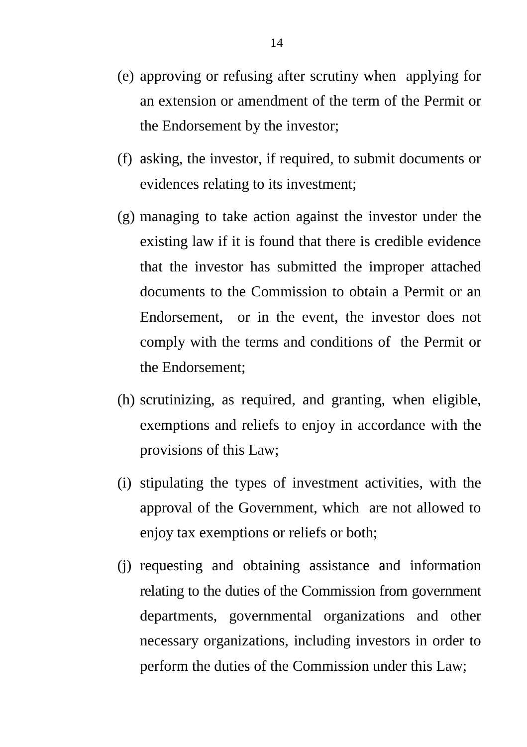(e) approving or refusing after scrutiny when applying for an extension or amendment of the term of the Permit or the Endorsement by the investor;

(f) asking, the investor, if required, to submit documents or evidences relating to its investment;

(g) managing to take action against the investor under the existing law if it is found that there is credible evidence that the investor has submitted the improper attached documents to the Commission to obtain a Permit or an Endorsement, or in the event, the investor does not comply with the terms and conditions of the Permit or the Endorsement;

(h) scrutinizing, as required, and granting, when eligible, exemptions and reliefs to enjoy in accordance with the provisions of this Law;

(i) stipulating the types of investment activities, with the approval of the Government, which are not allowed to enjoy tax exemptions or reliefs or both;

(j) requesting and obtaining assistance and information relating to the duties of the Commission from government departments, governmental organizations and other necessary organizations, including investors in order to perform the duties of the Commission under this Law;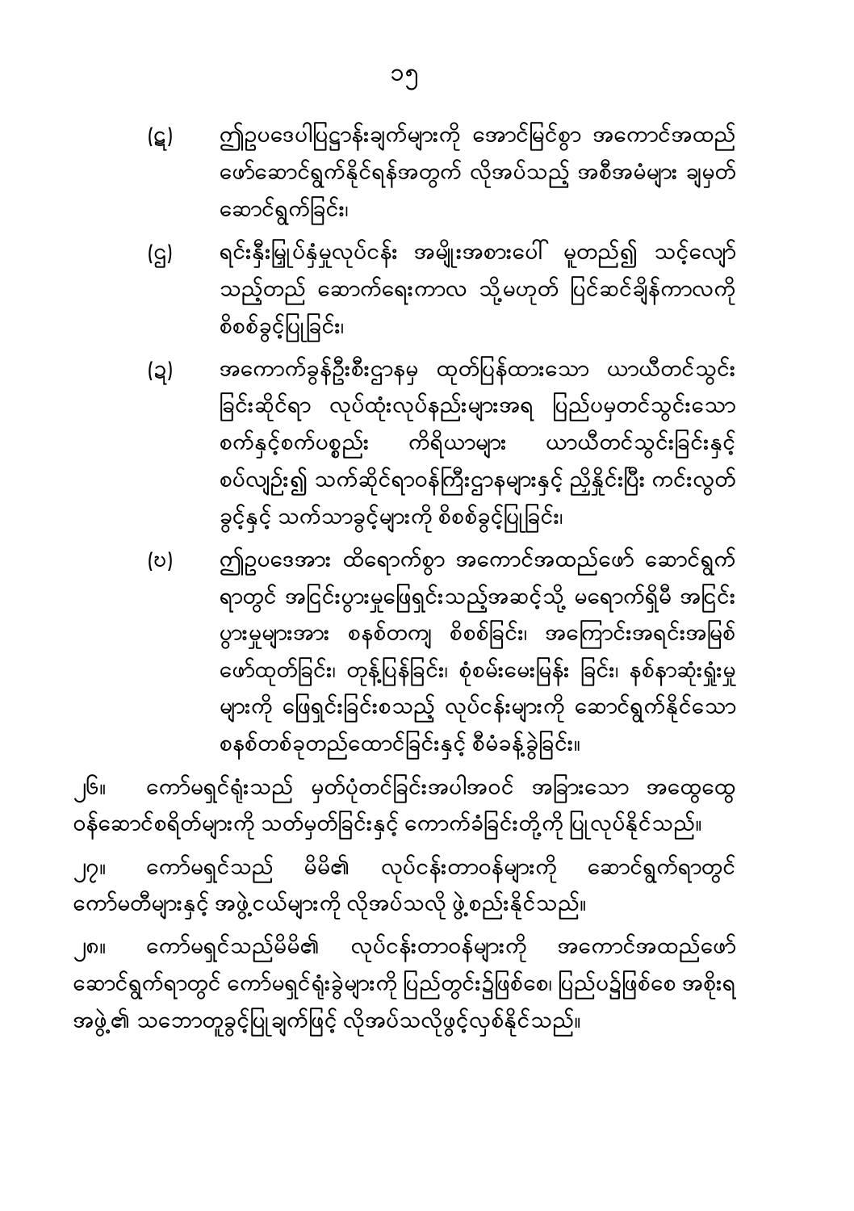(ဋ) ဤဥပဒေပါပြဋ္ဌာန်းချက်များကို အောင်မြင်စွာ အကောင်အထည် ဖော်ဆောင်ရွက်နိုင်ရန်အတွက် လိုအပ်သည့် အစီအမံများ ချမှတ် ဆောင်ရွက်ခြင်း၊

(ဌ) ရင်းနှီးမြှုပ်နှံမှုလုပ်ငန်း အမျိုးအစားပေါ် မူတည်၍ သင့်လျော် သည့်တည် ဆောက်ရေးကာလ သို့မဟုတ် ပြင်ဆင်ချိန်ကာလကို စိစစ်ခွင့်ပြုခြင်း၊

(ဍ) အကောက်ခွန်ဦးစီးဌာနမှ ထုတ်ပြန်ထားသော ယာယီတင်သွင်း ခြင်းဆိုင်ရာ လုပ်ထုံးလုပ်နည်းများအရ ပြည်ပမှတင်သွင်းသော စက်နှင့်စက်ပစ္စည်း ကိရိယာများ ယာယီတင်သွင်းခြင်းနှင့် စပ်လျဉ်း၍ သက်ဆိုင်ရာဝန်ကြီးဌာနများနှင့် ညှိနှိုင်းပြီး ကင်းလွတ် ခွင့်နှင့် သက်သာခွင့်များကို စိစစ်ခွင့်ပြုခြင်း၊

(ဎ) ဤဥပဒေအား ထိရောက်စွာ အကောင်အထည်ဖော် ဆောင်ရွက် ရာတွင် အငြင်းပွားမှုဖြေရှင်းသည့်အဆင့်သို့ မရောက်ရှိမီ အငြင်း ပွားမှုများအား စနစ်တကျ စိစစ်ခြင်း၊ အကြောင်းအရင်းအမြစ် ဖော်ထုတ်ခြင်း၊ တုန့်ပြန်ခြင်း၊ စုံစမ်းမေးမြန်း ခြင်း၊ နစ်နာဆုံးရှုံးမှု များကို ဖြေရှင်းခြင်းစသည့် လုပ်ငန်းများကို ဆောင်ရွက်နိုင်သော စနစ်တစ်ခုတည်ထောင်ခြင်းနှင့် စီမံခန့်ခွဲခြင်း။

၂၆။ ကော်မရှင်ရုံးသည် မှတ်ပုံတင်ခြင်းအပါအဝင် အခြားသော အထွေထွေ ဝန်ဆောင်စရိတ်များကို သတ်မှတ်ခြင်းနှင့် ကောက်ခံခြင်းတို့ကို ပြုလုပ်နိုင်သည်။

၂၇။ ကော်မရှင်သည် မိမိ၏ လုပ်ငန်းတာဝန်များကို ဆောင်ရွက်ရာတွင် ကော်မတီများနှင့် အဖွဲ့ငယ်များကို လိုအပ်သလို ဖွဲ့စည်းနိုင်သည်။

၂၈။ ကော်မရှင်သည်မိမိ၏ လုပ်ငန်းတာဝန်များကို အကောင်အထည်ဖော် ဆောင်ရွက်ရာတွင် ကော်မရှင်ရုံးခွဲများကို ပြည်တွင်း၌ဖြစ်စေ၊ ပြည်ပ၌ဖြစ်စေ အစိုးရ အဖွဲ့၏ သဘောတူခွင့်ပြုချက်ဖြင့် လိုအပ်သလိုဖွင့်လှစ်နိုင်သည်။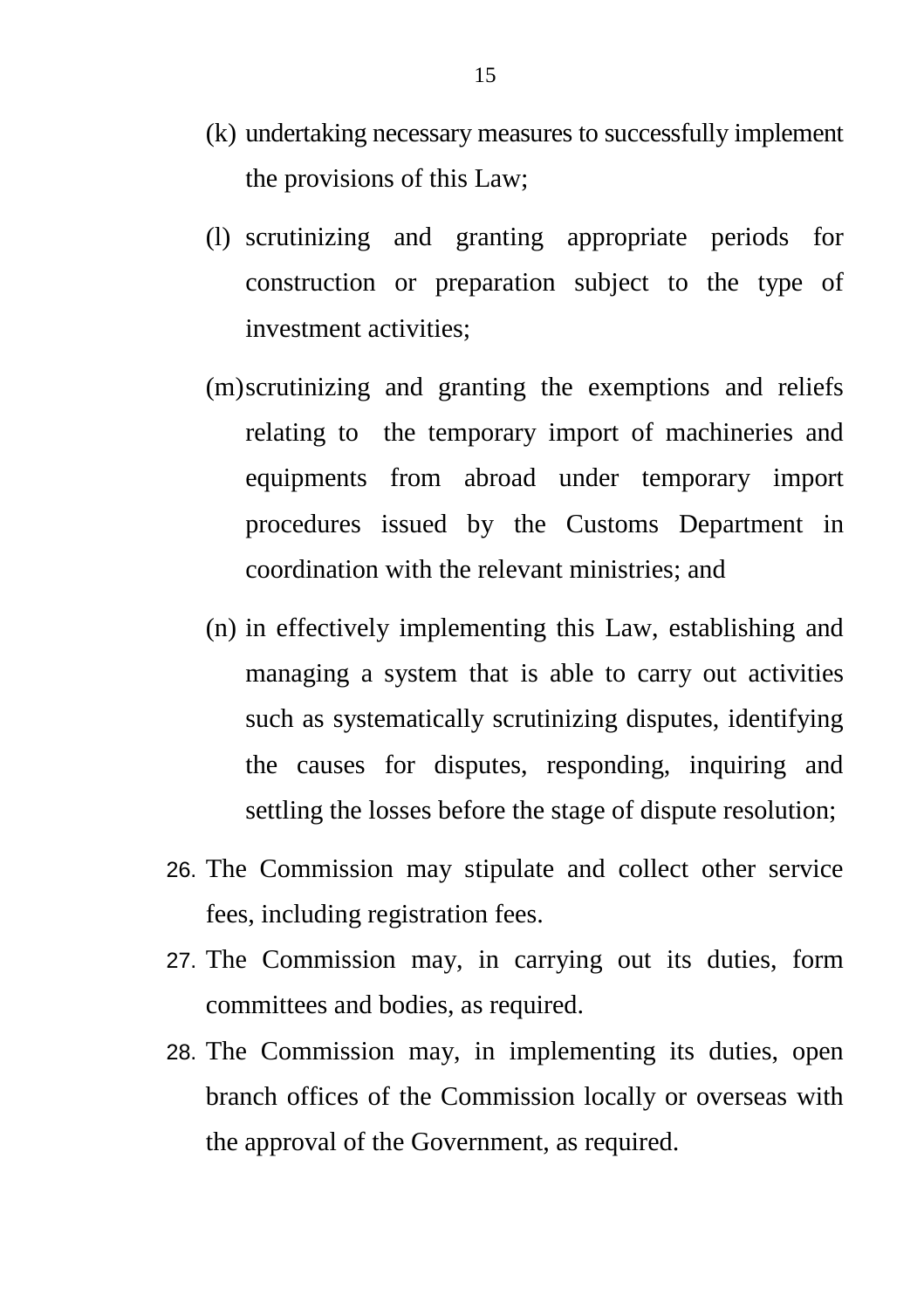(k) undertaking necessary measures to successfully implement the provisions of this Law;

(l) scrutinizing and granting appropriate periods for construction or preparation subject to the type of investment activities;

(m) scrutinizing and granting the exemptions and reliefs relating to the temporary import of machineries and equipments from abroad under temporary import procedures issued by the Customs Department in coordination with the relevant ministries; and

(n) in effectively implementing this Law, establishing and managing a system that is able to carry out activities such as systematically scrutinizing disputes, identifying the causes for disputes, responding, inquiring and settling the losses before the stage of dispute resolution;

26. The Commission may stipulate and collect other service fees, including registration fees.

27. The Commission may, in carrying out its duties, form committees and bodies, as required.

28. The Commission may, in implementing its duties, open branch offices of the Commission locally or overseas with the approval of the Government, as required.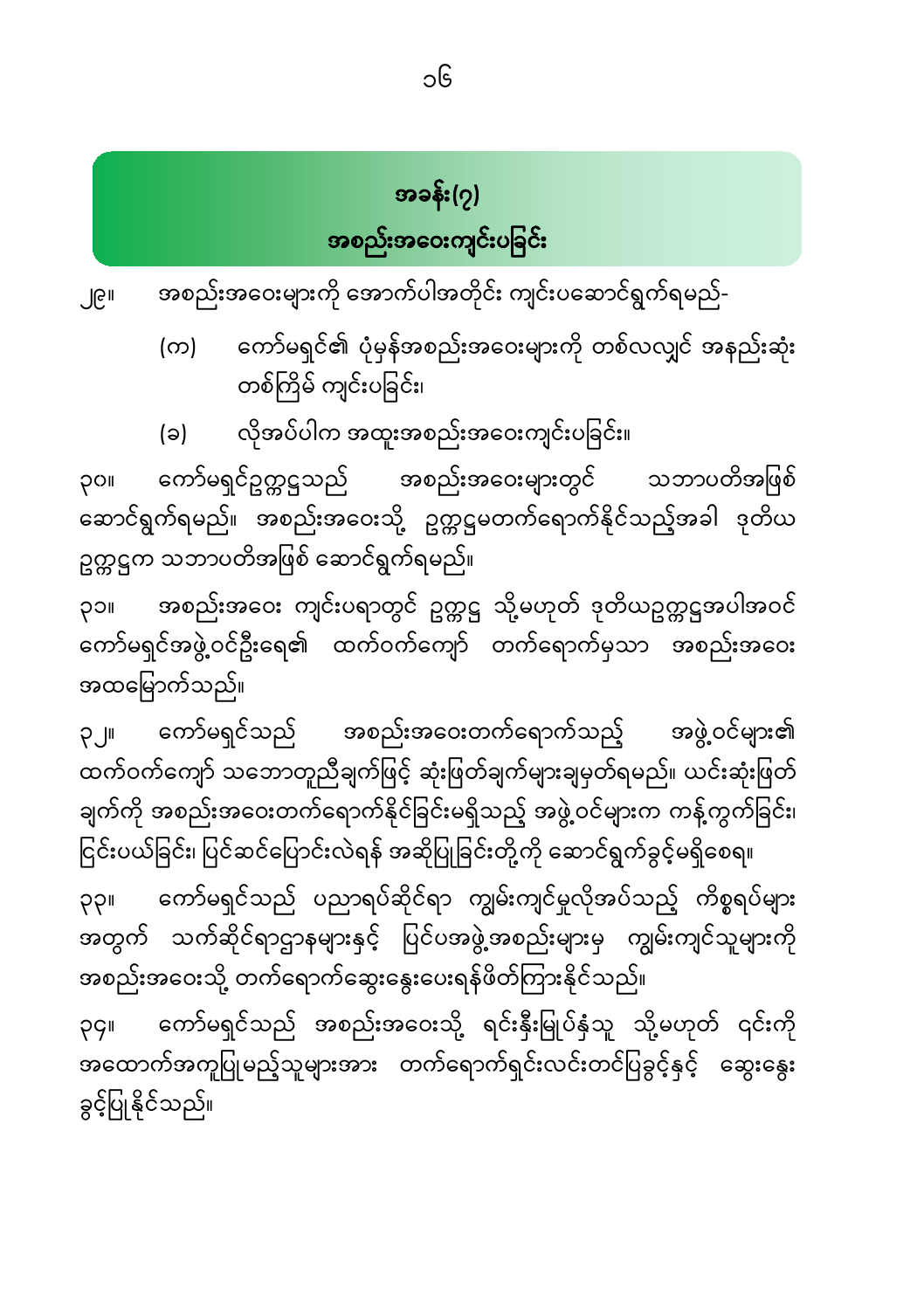## အခန်း(၇)
## အစည်းအဝေးကျင်းပခြင်း

၂၉။ အစည်းအဝေးများကို အောက်ပါအတိုင်း ကျင်းပဆောင်ရွက်ရမည်-

(က) ကော်မရှင်၏ ပုံမှန်အစည်းအဝေးများကို တစ်လလျှင် အနည်းဆုံး တစ်ကြိမ် ကျင်းပခြင်း၊

(ခ) လိုအပ်ပါက အထူးအစည်းအဝေးကျင်းပခြင်း။

၃၀။ ကော်မရှင်ဥက္ကဋ္ဌသည် အစည်းအဝေးများတွင် သဘာပတိအဖြစ် ဆောင်ရွက်ရမည်။ အစည်းအဝေးသို့ ဥက္ကဋ္ဌမတက်ရောက်နိုင်သည့်အခါ ဒုတိယ ဥက္ကဋ္ဌက သဘာပတိအဖြစ် ဆောင်ရွက်ရမည်။

၃၁။ အစည်းအဝေး ကျင်းပရာတွင် ဥက္ကဋ္ဌ သို့မဟုတ် ဒုတိယဥက္ကဋ္ဌအပါအဝင် ကော်မရှင်အဖွဲ့ဝင်ဦးရေ၏ ထက်ဝက်ကျော် တက်ရောက်မှသာ အစည်းအဝေး အထမြောက်သည်။

၃၂။ ကော်မရှင်သည် အစည်းအဝေးတက်ရောက်သည့် အဖွဲ့ဝင်များ၏ ထက်ဝက်ကျော် သဘောတူညီချက်ဖြင့် ဆုံးဖြတ်ချက်များချမှတ်ရမည်။ ယင်းဆုံးဖြတ် ချက်ကို အစည်းအဝေးတက်ရောက်နိုင်ခြင်းမရှိသည့် အဖွဲ့ဝင်များက ကန့်ကွက်ခြင်း၊ ငြင်းပယ်ခြင်း၊ ပြင်ဆင်ပြောင်းလဲရန် အဆိုပြုခြင်းတို့ကို ဆောင်ရွက်ခွင့်မရှိစေရ။

၃၃။ ကော်မရှင်သည် ပညာရပ်ဆိုင်ရာ ကျွမ်းကျင်မှုလိုအပ်သည့် ကိစ္စရပ်များ အတွက် သက်ဆိုင်ရာဌာနများနှင့် ပြင်ပအဖွဲ့အစည်းများမှ ကျွမ်းကျင်သူများကို အစည်းအဝေးသို့ တက်ရောက်ဆွေးနွေးပေးရန်ဖိတ်ကြားနိုင်သည်။

၃၄။ ကော်မရှင်သည် အစည်းအဝေးသို့ ရင်းနှီးမြုပ်နှံသူ သို့မဟုတ် ၎င်းကို အထောက်အကူပြုမည့်သူများအား တက်ရောက်ရှင်းလင်းတင်ပြခွင့်နှင့် ဆွေးနွေး ခွင့်ပြုနိုင်သည်။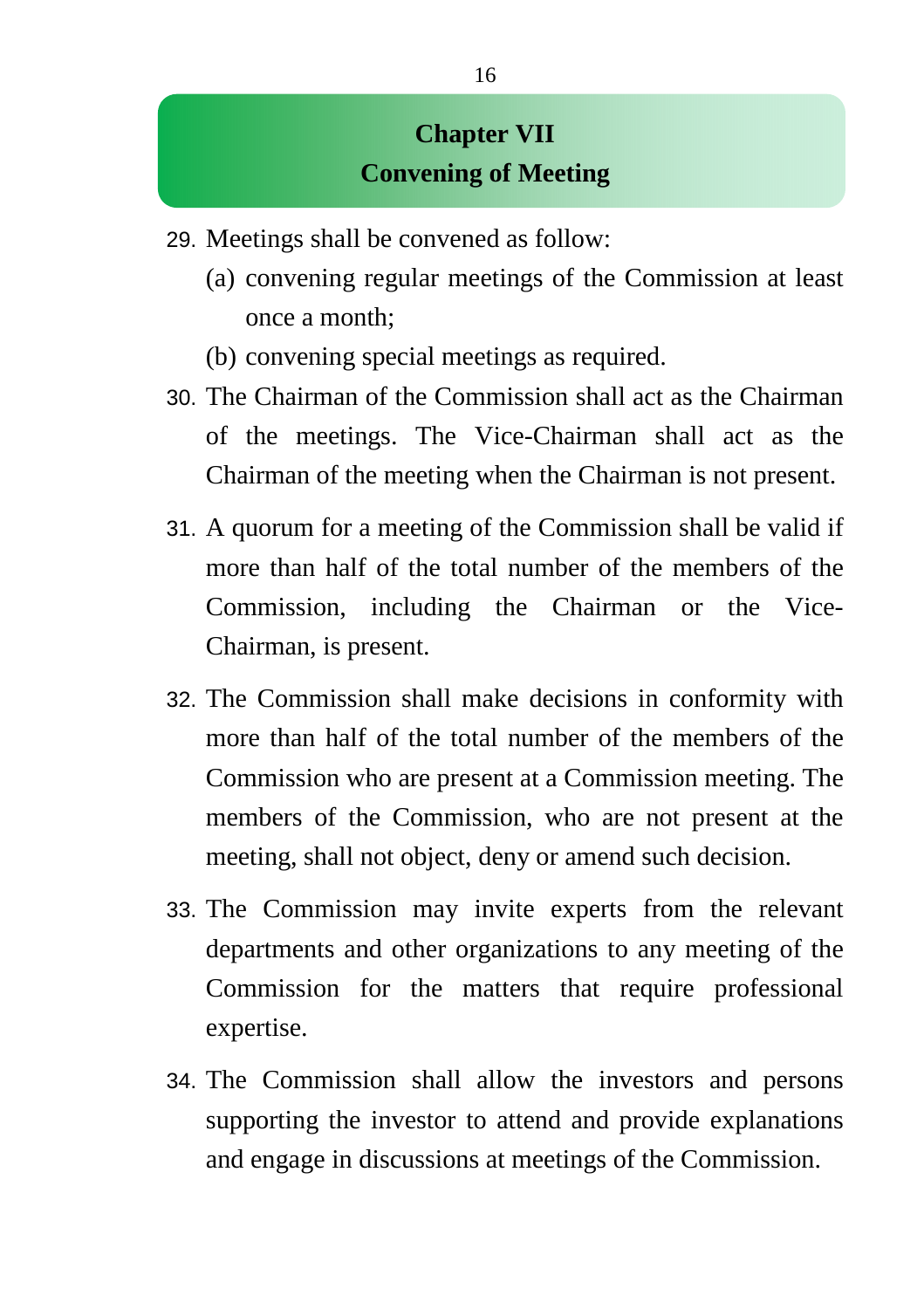## Chapter VII
## Convening of Meeting

29. Meetings shall be convened as follow:
    - (a) convening regular meetings of the Commission at least once a month;
    - (b) convening special meetings as required.
30. The Chairman of the Commission shall act as the Chairman of the meetings. The Vice-Chairman shall act as the Chairman of the meeting when the Chairman is not present.
31. A quorum for a meeting of the Commission shall be valid if more than half of the total number of the members of the Commission, including the Chairman or the Vice-Chairman, is present.
32. The Commission shall make decisions in conformity with more than half of the total number of the members of the Commission who are present at a Commission meeting. The members of the Commission, who are not present at the meeting, shall not object, deny or amend such decision.
33. The Commission may invite experts from the relevant departments and other organizations to any meeting of the Commission for the matters that require professional expertise.
34. The Commission shall allow the investors and persons supporting the investor to attend and provide explanations and engage in discussions at meetings of the Commission.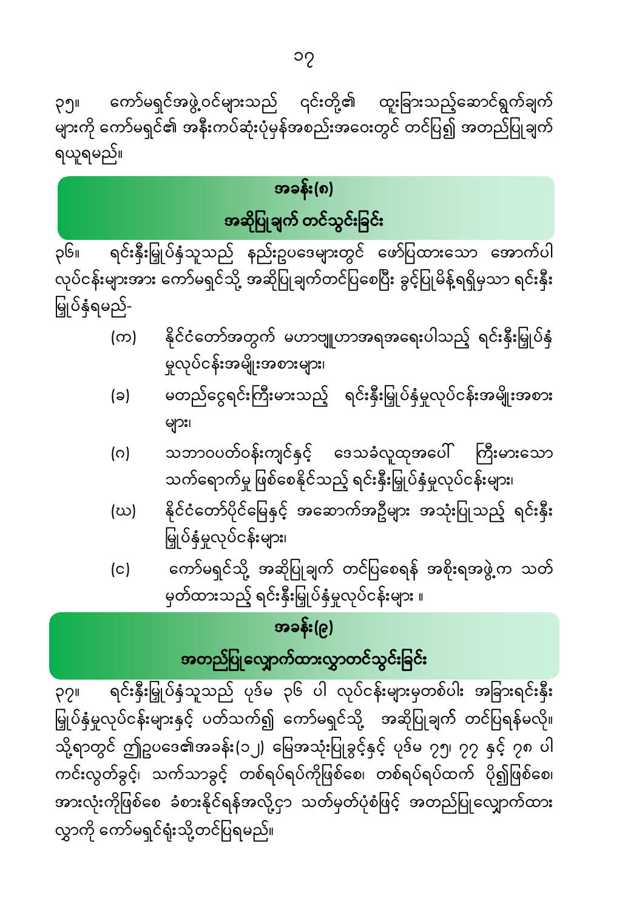၃၅။ ကော်မရှင်အဖွဲ့ဝင်များသည် ၎င်းတို့၏ ထူးခြားသည့်ဆောင်ရွက်ချက်များကို ကော်မရှင်၏ အနီးကပ်ဆုံးပုံမှန်အစည်းအဝေးတွင် တင်ပြ၍ အတည်ပြုချက် ရယူရမည်။

## အခန်း(၈)
## အဆိုပြုချက် တင်သွင်းခြင်း

၃၆။ ရင်းနှီးမြှုပ်နှံသူသည် နည်းဥပဒေများတွင် ဖော်ပြထားသော အောက်ပါ လုပ်ငန်းများအား ကော်မရှင်သို့ အဆိုပြုချက်တင်ပြစေပြီး ခွင့်ပြုမိန့်ရရှိမှသာ ရင်းနှီးမြှုပ်နှံရမည်-

(က) နိုင်ငံတော်အတွက် မဟာဗျူဟာအရအရေးပါသည့် ရင်းနှီးမြှုပ်နှံမှုလုပ်ငန်းအမျိုးအစားများ၊

(ခ) မတည်ငွေရင်းကြီးမားသည့် ရင်းနှီးမြှုပ်နှံမှုလုပ်ငန်းအမျိုးအစားများ၊

(ဂ) သဘာဝပတ်ဝန်းကျင်နှင့် ဒေသခံလူထုအပေါ် ကြီးမားသော သက်ရောက်မှု ဖြစ်စေနိုင်သည့် ရင်းနှီးမြှုပ်နှံမှုလုပ်ငန်းများ၊

(ဃ) နိုင်ငံတော်ပိုင်မြေနှင့် အဆောက်အဦများ အသုံးပြုသည့် ရင်းနှီးမြှုပ်နှံမှုလုပ်ငန်းများ၊

(င) ကော်မရှင်သို့ အဆိုပြုချက် တင်ပြစေရန် အစိုးရအဖွဲ့က သတ်မှတ်ထားသည့် ရင်းနှီးမြှုပ်နှံမှုလုပ်ငန်းများ ။

## အခန်း(၉)
## အတည်ပြုလျှောက်ထားလွှာတင်သွင်းခြင်း

၃၇။ ရင်းနှီးမြှုပ်နှံသူသည် ပုဒ်မ ၃၆ ပါ လုပ်ငန်းများမှတစ်ပါး အခြားရင်းနှီးမြှုပ်နှံမှုလုပ်ငန်းများနှင့် ပတ်သက်၍ ကော်မရှင်သို့ အဆိုပြုချက် တင်ပြရန်မလို။ သို့ရာတွင် ဤဥပဒေ၏အခန်း(၁၂) မြေအသုံးပြုခွင့်နှင့် ပုဒ်မ ၇၅၊ ၇၇ နှင့် ၇၈ ပါ ကင်းလွတ်ခွင့်၊ သက်သာခွင့် တစ်ရပ်ရပ်ကိုဖြစ်စေ၊ တစ်ရပ်ရပ်ထက် ပို၍ဖြစ်စေ၊ အားလုံးကိုဖြစ်စေ ခံစားနိုင်ရန်အလို့ငှာ သတ်မှတ်ပုံစံဖြင့် အတည်ပြုလျှောက်ထားလွှာကို ကော်မရှင်ရုံးသို့တင်ပြရမည်။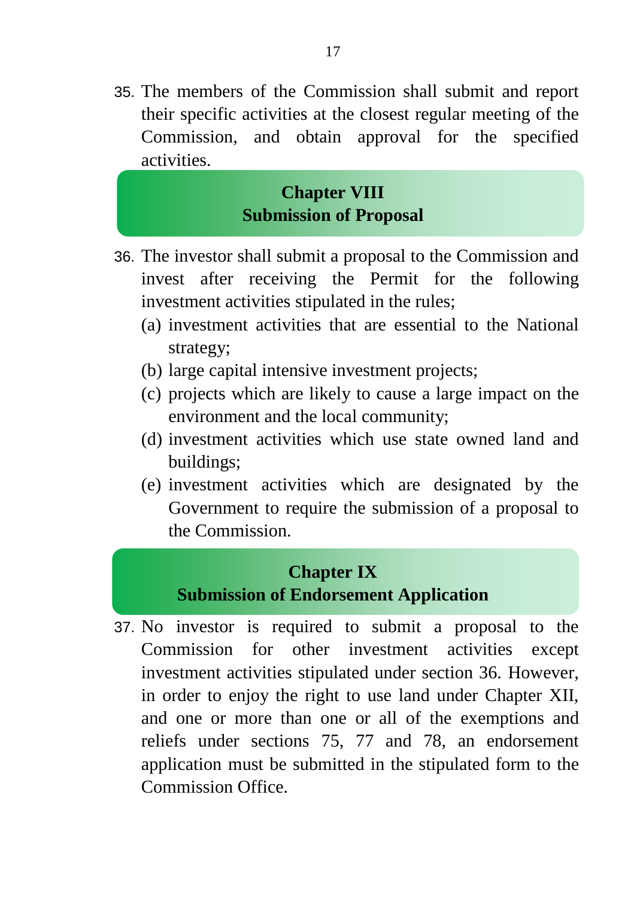35. The members of the Commission shall submit and report their specific activities at the closest regular meeting of the Commission, and obtain approval for the specified activities.

## Chapter VIII
## Submission of Proposal

36. The investor shall submit a proposal to the Commission and invest after receiving the Permit for the following investment activities stipulated in the rules;
    - (a) investment activities that are essential to the National strategy;
    - (b) large capital intensive investment projects;
    - (c) projects which are likely to cause a large impact on the environment and the local community;
    - (d) investment activities which use state owned land and buildings;
    - (e) investment activities which are designated by the Government to require the submission of a proposal to the Commission.

## Chapter IX
## Submission of Endorsement Application

37. No investor is required to submit a proposal to the Commission for other investment activities except investment activities stipulated under section 36. However, in order to enjoy the right to use land under Chapter XII, and one or more than one or all of the exemptions and reliefs under sections 75, 77 and 78, an endorsement application must be submitted in the stipulated form to the Commission Office.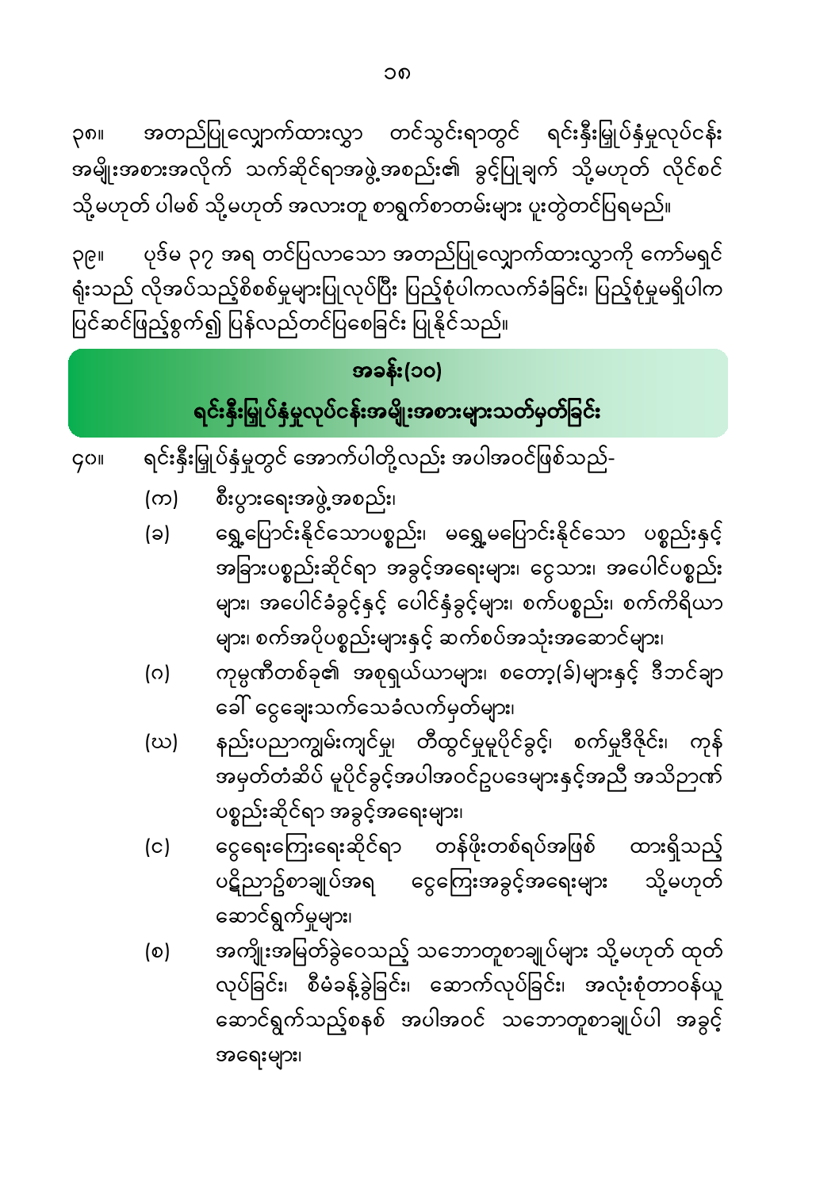၃၈။ အတည်ပြုလျှောက်ထားလွှာ တင်သွင်းရာတွင် ရင်းနှီးမြှုပ်နှံမှုလုပ်ငန်း အမျိုးအစားအလိုက် သက်ဆိုင်ရာအဖွဲ့အစည်း၏ ခွင့်ပြုချက် သို့မဟုတ် လိုင်စင် သို့မဟုတ် ပါမစ် သို့မဟုတ် အလားတူ စာရွက်စာတမ်းများ ပူးတွဲတင်ပြရမည်။

၃၉။ ပုဒ်မ ၃၇ အရ တင်ပြလာသော အတည်ပြုလျှောက်ထားလွှာကို ကော်မရှင် ရုံးသည် လိုအပ်သည့်စိစစ်မှုများပြုလုပ်ပြီး ပြည့်စုံပါကလက်ခံခြင်း၊ ပြည့်စုံမှုမရှိပါက ပြင်ဆင်ဖြည့်စွက်၍ ပြန်လည်တင်ပြစေခြင်း ပြုနိုင်သည်။

## အခန်း(၁၀)
## ရင်းနှီးမြှုပ်နှံမှုလုပ်ငန်းအမျိုးအစားများသတ်မှတ်ခြင်း

၄၀။ ရင်းနှီးမြှုပ်နှံမှုတွင် အောက်ပါတို့လည်း အပါအဝင်ဖြစ်သည်-

(က) စီးပွားရေးအဖွဲ့အစည်း၊

(ခ) ရွှေ့ပြောင်းနိုင်သောပစ္စည်း၊ မရွှေ့မပြောင်းနိုင်သော ပစ္စည်းနှင့် အခြားပစ္စည်းဆိုင်ရာ အခွင့်အရေးများ၊ ငွေသား၊ အပေါင်ပစ္စည်း များ၊ အပေါင်ခံခွင့်နှင့် ပေါင်နှံခွင့်များ၊ စက်ပစ္စည်း၊ စက်ကိရိယာ များ၊ စက်အပိုပစ္စည်းများနှင့် ဆက်စပ်အသုံးအဆောင်များ၊

(ဂ) ကုမ္ပဏီတစ်ခု၏ အစုရှယ်ယာများ၊ စတော့(ခ်)များနှင့် ဒီဘင်ချာ ခေါ် ငွေချေးသက်သေခံလက်မှတ်များ၊

(ဃ) နည်းပညာကျွမ်းကျင်မှု၊ တီထွင်မှုမူပိုင်ခွင့်၊ စက်မှုဒီဇိုင်း၊ ကုန် အမှတ်တံဆိပ် မူပိုင်ခွင့်အပါအဝင်ဥပဒေများနှင့်အညီ အသိဉာဏ် ပစ္စည်းဆိုင်ရာ အခွင့်အရေးများ၊

(င) ငွေရေးကြေးရေးဆိုင်ရာ တန်ဖိုးတစ်ရပ်အဖြစ် ထားရှိသည့် ပဋိညာဥ်စာချုပ်အရ ငွေကြေးအခွင့်အရေးများ သို့မဟုတ် ဆောင်ရွက်မှုများ၊

(စ) အကျိုးအမြတ်ခွဲဝေသည့် သဘောတူစာချုပ်များ သို့မဟုတ် ထုတ် လုပ်ခြင်း၊ စီမံခန့်ခွဲခြင်း၊ ဆောက်လုပ်ခြင်း၊ အလုံးစုံတာဝန်ယူ ဆောင်ရွက်သည့်စနစ် အပါအဝင် သဘောတူစာချုပ်ပါ အခွင့် အရေးများ၊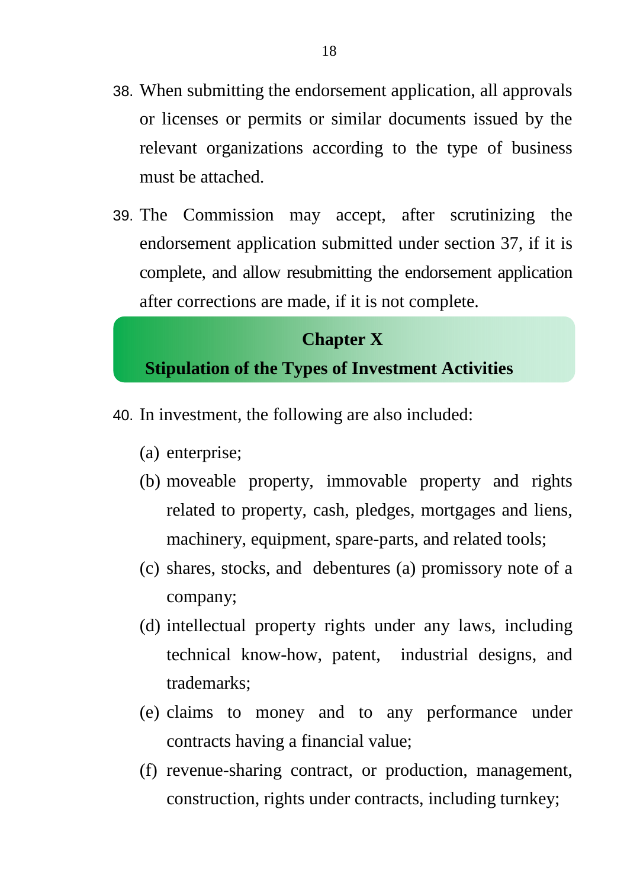38. When submitting the endorsement application, all approvals or licenses or permits or similar documents issued by the relevant organizations according to the type of business must be attached.

39. The Commission may accept, after scrutinizing the endorsement application submitted under section 37, if it is complete, and allow resubmitting the endorsement application after corrections are made, if it is not complete.

## Chapter X
## Stipulation of the Types of Investment Activities

40. In investment, the following are also included:

    (a) enterprise;

    (b) moveable property, immovable property and rights related to property, cash, pledges, mortgages and liens, machinery, equipment, spare-parts, and related tools;

    (c) shares, stocks, and debentures (a) promissory note of a company;

    (d) intellectual property rights under any laws, including technical know-how, patent, industrial designs, and trademarks;

    (e) claims to money and to any performance under contracts having a financial value;

    (f) revenue-sharing contract, or production, management, construction, rights under contracts, including turnkey;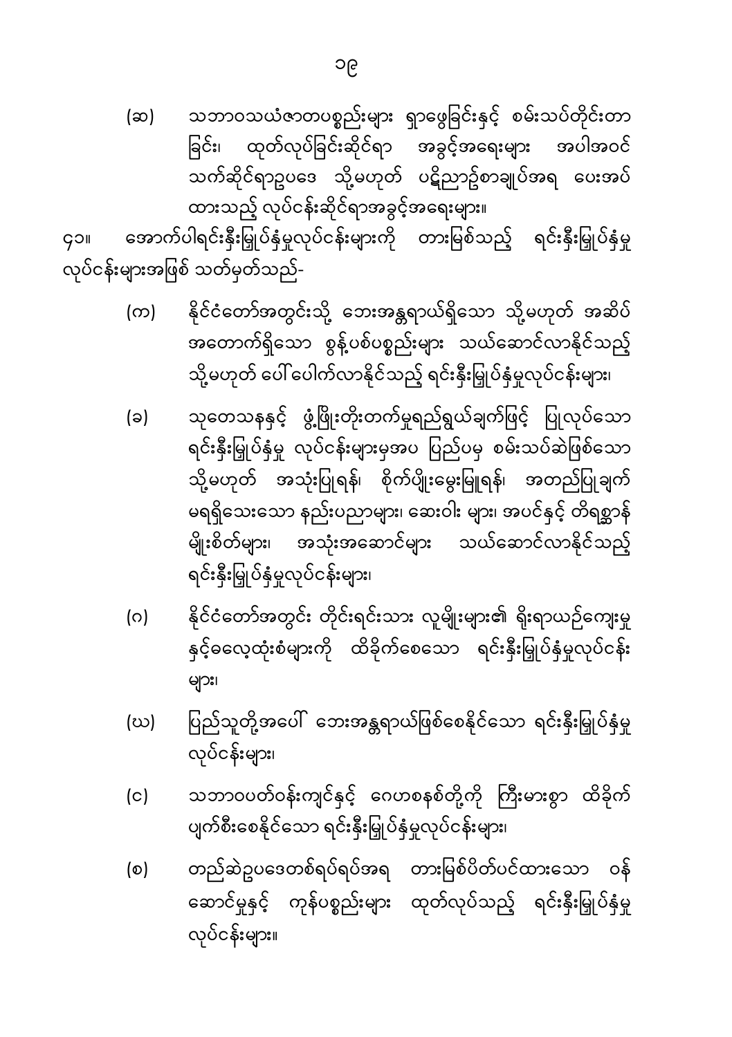(ဆ) သဘာဝသယံဇာတပစ္စည်းများ ရှာဖွေခြင်းနှင့် စမ်းသပ်တိုင်းတာခြင်း၊ ထုတ်လုပ်ခြင်းဆိုင်ရာ အခွင့်အရေးများ အပါအဝင် သက်ဆိုင်ရာဥပဒေ သို့မဟုတ် ပဋိညာဉ်စာချုပ်အရ ပေးအပ်ထားသည့် လုပ်ငန်းဆိုင်ရာအခွင့်အရေးများ။

၄၁။ အောက်ပါရင်းနှီးမြှုပ်နှံမှုလုပ်ငန်းများကို တားမြစ်သည့် ရင်းနှီးမြှုပ်နှံမှုလုပ်ငန်းများအဖြစ် သတ်မှတ်သည်-

(က) နိုင်ငံတော်အတွင်းသို့ ဘေးအန္တရာယ်ရှိသော သို့မဟုတ် အဆိပ်အတောက်ရှိသော စွန့်ပစ်ပစ္စည်းများ သယ်ဆောင်လာနိုင်သည့် သို့မဟုတ် ပေါ်ပေါက်လာနိုင်သည့် ရင်းနှီးမြှုပ်နှံမှုလုပ်ငန်းများ၊

(ခ) သုတေသနနှင့် ဖွံ့ဖြိုးတိုးတက်မှုရည်ရွယ်ချက်ဖြင့် ပြုလုပ်သော ရင်းနှီးမြှုပ်နှံမှု လုပ်ငန်းများမှအပ ပြည်ပမှ စမ်းသပ်ဆဲဖြစ်သော သို့မဟုတ် အသုံးပြုရန်၊ စိုက်ပျိုးမွေးမြူရန်၊ အတည်ပြုချက်မရရှိသေးသော နည်းပညာများ၊ ဆေးဝါး များ၊ အပင်နှင့် တိရစ္ဆာန်မျိုးစိတ်များ၊ အသုံးအဆောင်များ သယ်ဆောင်လာနိုင်သည့် ရင်းနှီးမြှုပ်နှံမှုလုပ်ငန်းများ၊

(ဂ) နိုင်ငံတော်အတွင်း တိုင်းရင်းသား လူမျိုးများ၏ ရိုးရာယဉ်ကျေးမှုနှင့်ဓလေ့ထုံးစံများကို ထိခိုက်စေသော ရင်းနှီးမြှုပ်နှံမှုလုပ်ငန်းများ၊

(ဃ) ပြည်သူတို့အပေါ် ဘေးအန္တရာယ်ဖြစ်စေနိုင်သော ရင်းနှီးမြှုပ်နှံမှုလုပ်ငန်းများ၊

(င) သဘာဝပတ်ဝန်းကျင်နှင့် ဂေဟစနစ်တို့ကို ကြီးမားစွာ ထိခိုက်ပျက်စီးစေနိုင်သော ရင်းနှီးမြှုပ်နှံမှုလုပ်ငန်းများ၊

(စ) တည်ဆဲဥပဒေတစ်ရပ်ရပ်အရ တားမြစ်ပိတ်ပင်ထားသော ဝန်ဆောင်မှုနှင့် ကုန်ပစ္စည်းများ ထုတ်လုပ်သည့် ရင်းနှီးမြှုပ်နှံမှုလုပ်ငန်းများ။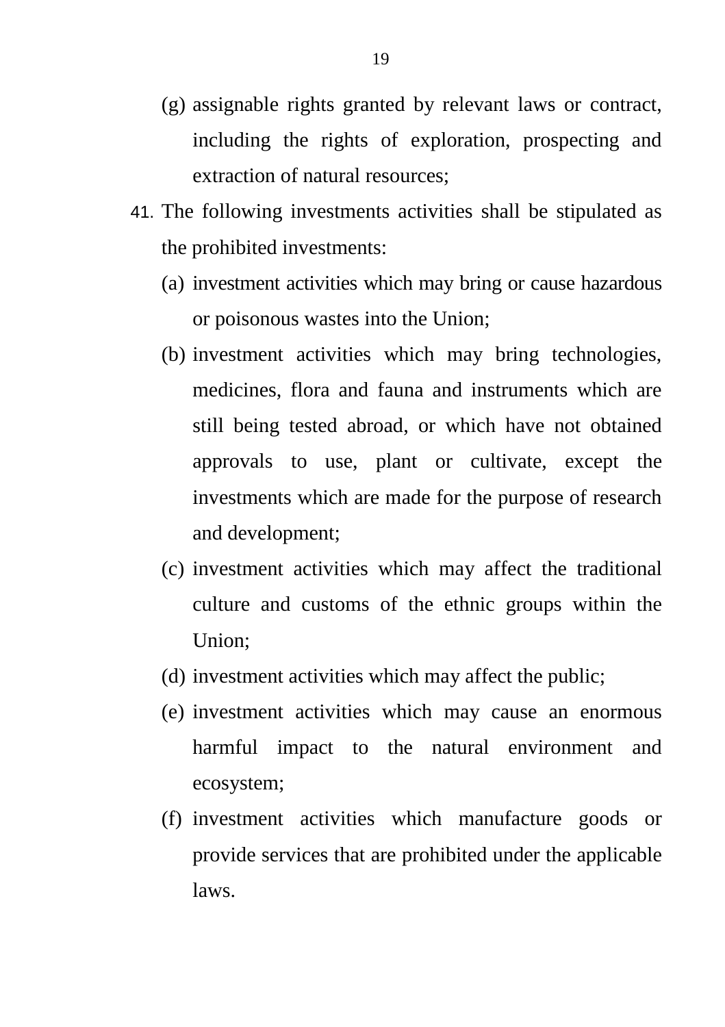(g) assignable rights granted by relevant laws or contract, including the rights of exploration, prospecting and extraction of natural resources;

41. The following investments activities shall be stipulated as the prohibited investments:

(a) investment activities which may bring or cause hazardous or poisonous wastes into the Union;

(b) investment activities which may bring technologies, medicines, flora and fauna and instruments which are still being tested abroad, or which have not obtained approvals to use, plant or cultivate, except the investments which are made for the purpose of research and development;

(c) investment activities which may affect the traditional culture and customs of the ethnic groups within the Union;

(d) investment activities which may affect the public;

(e) investment activities which may cause an enormous harmful impact to the natural environment and ecosystem;

(f) investment activities which manufacture goods or provide services that are prohibited under the applicable laws.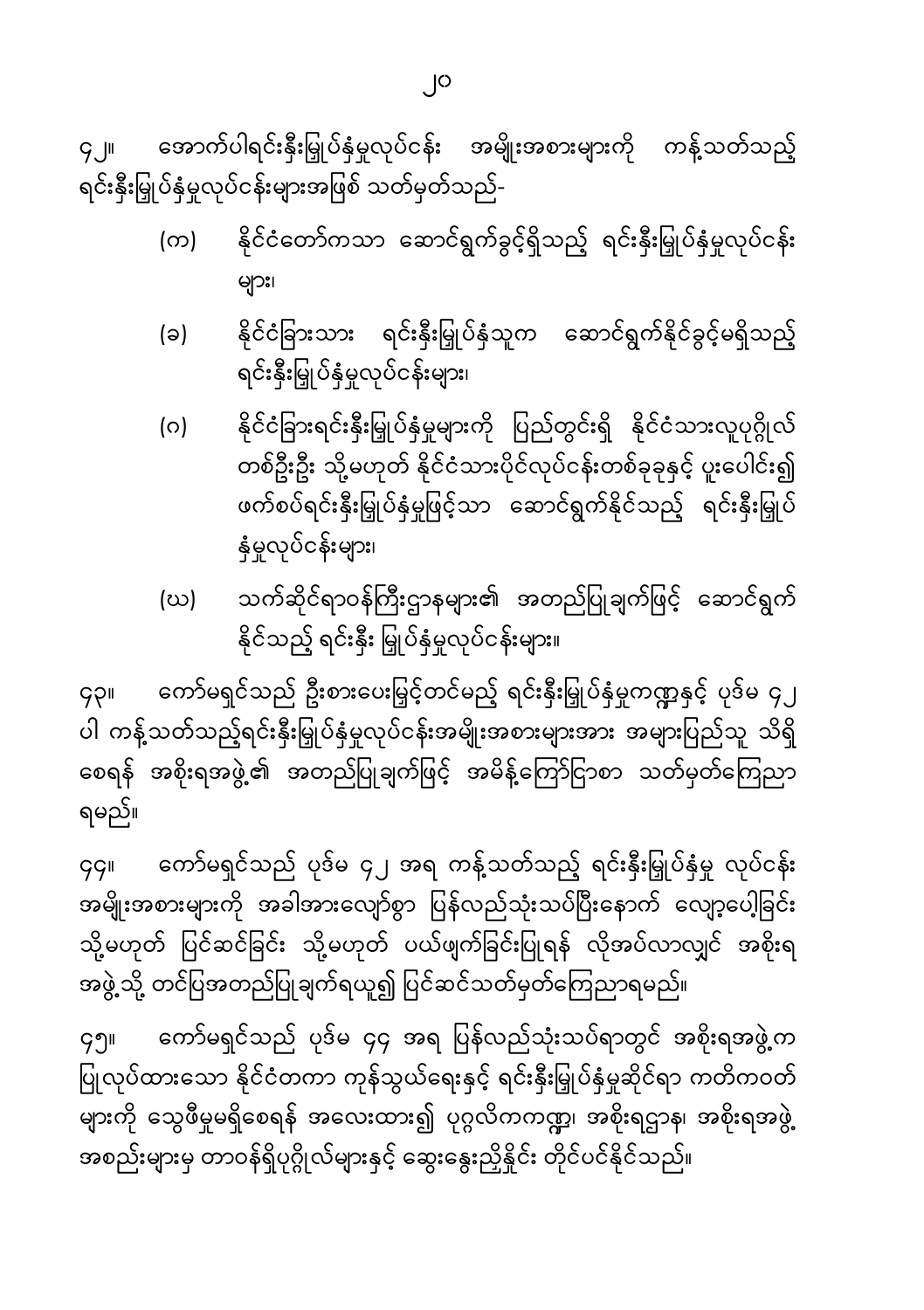၄၂။ အောက်ပါရင်းနှီးမြှုပ်နှံမှုလုပ်ငန်း အမျိုးအစားများကို ကန့်သတ်သည့် ရင်းနှီးမြှုပ်နှံမှုလုပ်ငန်းများအဖြစ် သတ်မှတ်သည်-

(က) နိုင်ငံတော်ကသာ ဆောင်ရွက်ခွင့်ရှိသည့် ရင်းနှီးမြှုပ်နှံမှုလုပ်ငန်းများ၊

(ခ) နိုင်ငံခြားသား ရင်းနှီးမြှုပ်နှံသူက ဆောင်ရွက်နိုင်ခွင့်မရှိသည့် ရင်းနှီးမြှုပ်နှံမှုလုပ်ငန်းများ၊

(ဂ) နိုင်ငံခြားရင်းနှီးမြှုပ်နှံမှုများကို ပြည်တွင်းရှိ နိုင်ငံသားလူပုဂ္ဂိုလ်တစ်ဦးဦး သို့မဟုတ် နိုင်ငံသားပိုင်လုပ်ငန်းတစ်ခုခုနှင့် ပူးပေါင်း၍ ဖက်စပ်ရင်းနှီးမြှုပ်နှံမှုဖြင့်သာ ဆောင်ရွက်နိုင်သည့် ရင်းနှီးမြှုပ်နှံမှုလုပ်ငန်းများ၊

(ဃ) သက်ဆိုင်ရာဝန်ကြီးဌာနများ၏ အတည်ပြုချက်ဖြင့် ဆောင်ရွက်နိုင်သည့် ရင်းနှီး မြှုပ်နှံမှုလုပ်ငန်းများ။

၄၃။ ကော်မရှင်သည် ဦးစားပေးမြှင့်တင်မည့် ရင်းနှီးမြှုပ်နှံမှုကဏ္ဍနှင့် ပုဒ်မ ၄၂ ပါ ကန့်သတ်သည့်ရင်းနှီးမြှုပ်နှံမှုလုပ်ငန်းအမျိုးအစားများအား အများပြည်သူ သိရှိစေရန် အစိုးရအဖွဲ့၏ အတည်ပြုချက်ဖြင့် အမိန့်ကြော်ငြာစာ သတ်မှတ်ကြေညာရမည်။

၄၄။ ကော်မရှင်သည် ပုဒ်မ ၄၂ အရ ကန့်သတ်သည့် ရင်းနှီးမြှုပ်နှံမှု လုပ်ငန်းအမျိုးအစားများကို အခါအားလျော်စွာ ပြန်လည်သုံးသပ်ပြီးနောက် လျှော့ပေါ့ခြင်း သို့မဟုတ် ပြင်ဆင်ခြင်း သို့မဟုတ် ပယ်ဖျက်ခြင်းပြုရန် လိုအပ်လာလျှင် အစိုးရအဖွဲ့သို့ တင်ပြအတည်ပြုချက်ရယူ၍ ပြင်ဆင်သတ်မှတ်ကြေညာရမည်။

၄၅။ ကော်မရှင်သည် ပုဒ်မ ၄၄ အရ ပြန်လည်သုံးသပ်ရာတွင် အစိုးရအဖွဲ့က ပြုလုပ်ထားသော နိုင်ငံတကာ ကုန်သွယ်ရေးနှင့် ရင်းနှီးမြှုပ်နှံမှုဆိုင်ရာ ကတိကဝတ်များကို သွေဖီမှုမရှိစေရန် အလေးထား၍ ပုဂ္ဂလိကကဏ္ဍ၊ အစိုးရဌာန၊ အစိုးရအဖွဲ့အစည်းများမှ တာဝန်ရှိပုဂ္ဂိုလ်များနှင့် ဆွေးနွေးညှိနှိုင်း တိုင်ပင်နိုင်သည်။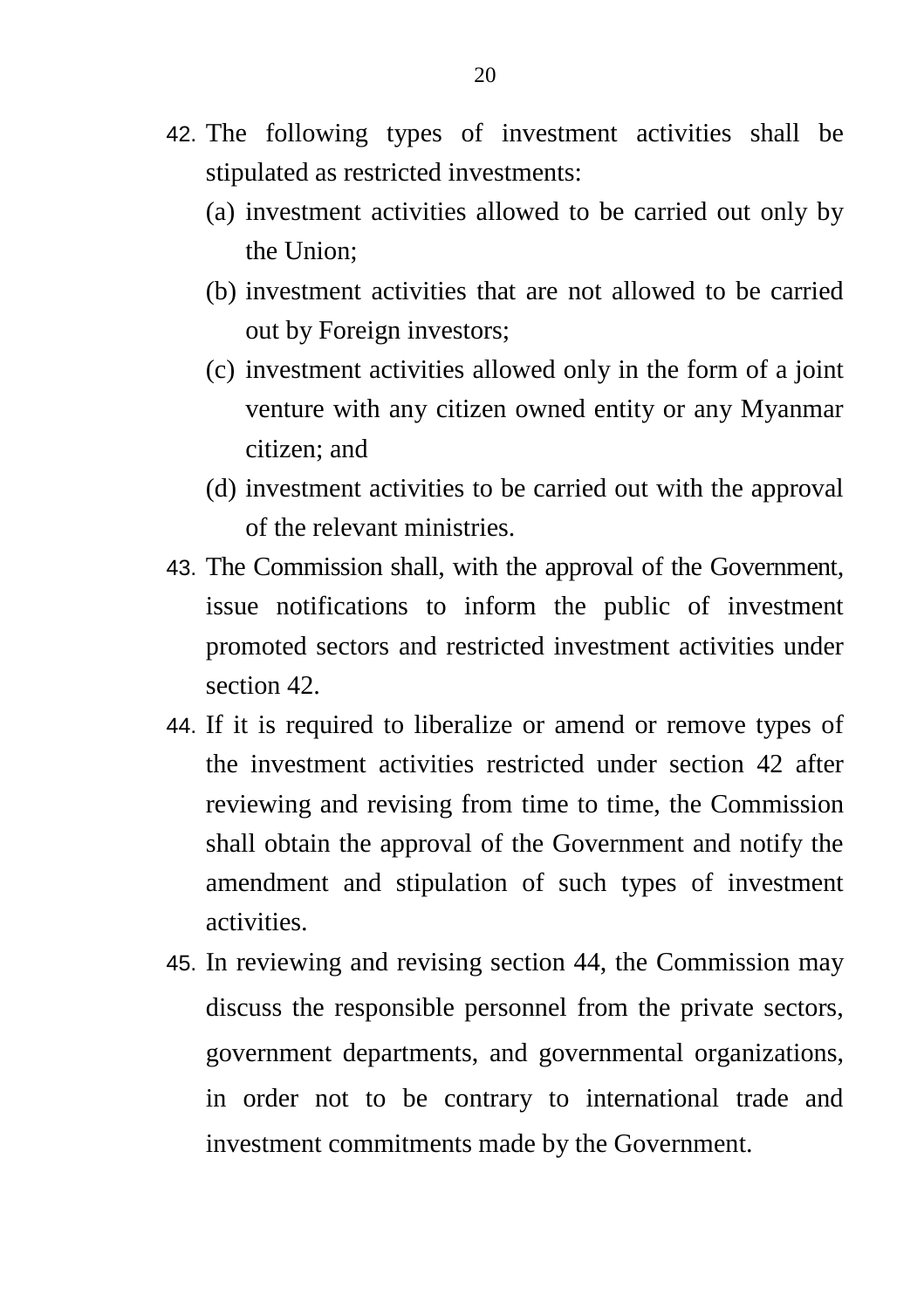42. The following types of investment activities shall be stipulated as restricted investments:
    (a) investment activities allowed to be carried out only by the Union;
    (b) investment activities that are not allowed to be carried out by Foreign investors;
    (c) investment activities allowed only in the form of a joint venture with any citizen owned entity or any Myanmar citizen; and
    (d) investment activities to be carried out with the approval of the relevant ministries.
43. The Commission shall, with the approval of the Government, issue notifications to inform the public of investment promoted sectors and restricted investment activities under section 42.
44. If it is required to liberalize or amend or remove types of the investment activities restricted under section 42 after reviewing and revising from time to time, the Commission shall obtain the approval of the Government and notify the amendment and stipulation of such types of investment activities.
45. In reviewing and revising section 44, the Commission may discuss the responsible personnel from the private sectors, government departments, and governmental organizations, in order not to be contrary to international trade and investment commitments made by the Government.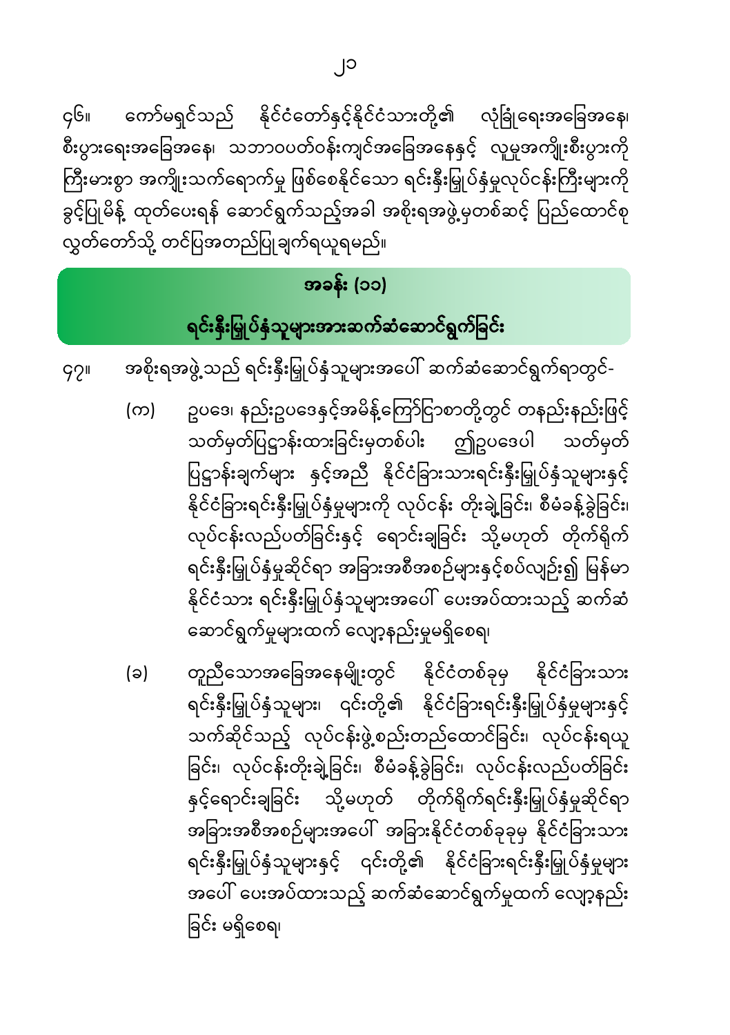၄၆။ ကော်မရှင်သည် နိုင်ငံတော်နှင့်နိုင်ငံသားတို့၏ လုံခြုံရေးအခြေအနေ၊ စီးပွားရေးအခြေအနေ၊ သဘာဝပတ်ဝန်းကျင်အခြေအနေနှင့် လူမှုအကျိုးစီးပွားကို ကြီးမားစွာ အကျိုးသက်ရောက်မှု ဖြစ်စေနိုင်သော ရင်းနှီးမြှုပ်နှံမှုလုပ်ငန်းကြီးများကို ခွင့်ပြုမိန့် ထုတ်ပေးရန် ဆောင်ရွက်သည့်အခါ အစိုးရအဖွဲ့မှတစ်ဆင့် ပြည်ထောင်စု လွှတ်တော်သို့ တင်ပြအတည်ပြုချက်ရယူရမည်။

## အခန်း (၁၁)

## ရင်းနှီးမြှုပ်နှံသူများအားဆက်ဆံဆောင်ရွက်ခြင်း

၄၇။ အစိုးရအဖွဲ့သည် ရင်းနှီးမြှုပ်နှံသူများအပေါ် ဆက်ဆံဆောင်ရွက်ရာတွင်-

(က) ဥပဒေ၊ နည်းဥပဒေနှင့်အမိန့်ကြော်ငြာစာတို့တွင် တနည်းနည်းဖြင့် သတ်မှတ်ပြဋ္ဌာန်းထားခြင်းမှတစ်ပါး ဤဥပဒေပါ သတ်မှတ်ပြဋ္ဌာန်းချက်များ နှင့်အညီ နိုင်ငံခြားသားရင်းနှီးမြှုပ်နှံသူများနှင့် နိုင်ငံခြားရင်းနှီးမြှုပ်နှံမှုများကို လုပ်ငန်း တိုးချဲ့ခြင်း၊ စီမံခန့်ခွဲခြင်း၊ လုပ်ငန်းလည်ပတ်ခြင်းနှင့် ရောင်းချခြင်း သို့မဟုတ် တိုက်ရိုက် ရင်းနှီးမြှုပ်နှံမှုဆိုင်ရာ အခြားအစီအစဉ်များနှင့်စပ်လျဉ်း၍ မြန်မာနိုင်ငံသား ရင်းနှီးမြှုပ်နှံသူများအပေါ် ပေးအပ်ထားသည့် ဆက်ဆံဆောင်ရွက်မှုများထက် လျော့နည်းမှုမရှိစေရ၊

(ခ) တူညီသောအခြေအနေမျိုးတွင် နိုင်ငံတစ်ခုမှ နိုင်ငံခြားသား ရင်းနှီးမြှုပ်နှံသူများ၊ ၎င်းတို့၏ နိုင်ငံခြားရင်းနှီးမြှုပ်နှံမှုများနှင့် သက်ဆိုင်သည့် လုပ်ငန်းဖွဲ့စည်းတည်ထောင်ခြင်း၊ လုပ်ငန်းရယူခြင်း၊ လုပ်ငန်းတိုးချဲ့ခြင်း၊ စီမံခန့်ခွဲခြင်း၊ လုပ်ငန်းလည်ပတ်ခြင်းနှင့်ရောင်းချခြင်း သို့မဟုတ် တိုက်ရိုက်ရင်းနှီးမြှုပ်နှံမှုဆိုင်ရာ အခြားအစီအစဉ်များအပေါ် အခြားနိုင်ငံတစ်ခုခုမှ နိုင်ငံခြားသား ရင်းနှီးမြှုပ်နှံသူများနှင့် ၎င်းတို့၏ နိုင်ငံခြားရင်းနှီးမြှုပ်နှံမှုများအပေါ် ပေးအပ်ထားသည့် ဆက်ဆံဆောင်ရွက်မှုထက် လျော့နည်းခြင်း မရှိစေရ၊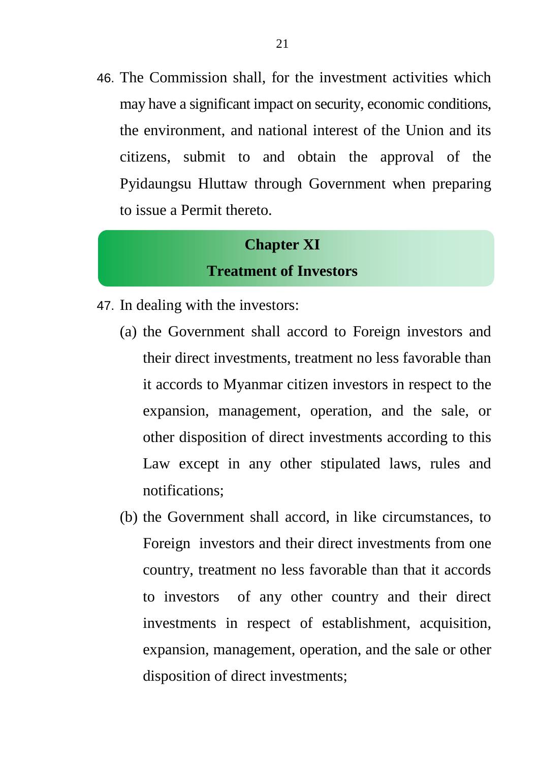46. The Commission shall, for the investment activities which may have a significant impact on security, economic conditions, the environment, and national interest of the Union and its citizens, submit to and obtain the approval of the Pyidaungsu Hluttaw through Government when preparing to issue a Permit thereto.

## Chapter XI
## Treatment of Investors

47. In dealing with the investors:

    (a) the Government shall accord to Foreign investors and their direct investments, treatment no less favorable than it accords to Myanmar citizen investors in respect to the expansion, management, operation, and the sale, or other disposition of direct investments according to this Law except in any other stipulated laws, rules and notifications;

    (b) the Government shall accord, in like circumstances, to Foreign investors and their direct investments from one country, treatment no less favorable than that it accords to investors of any other country and their direct investments in respect of establishment, acquisition, expansion, management, operation, and the sale or other disposition of direct investments;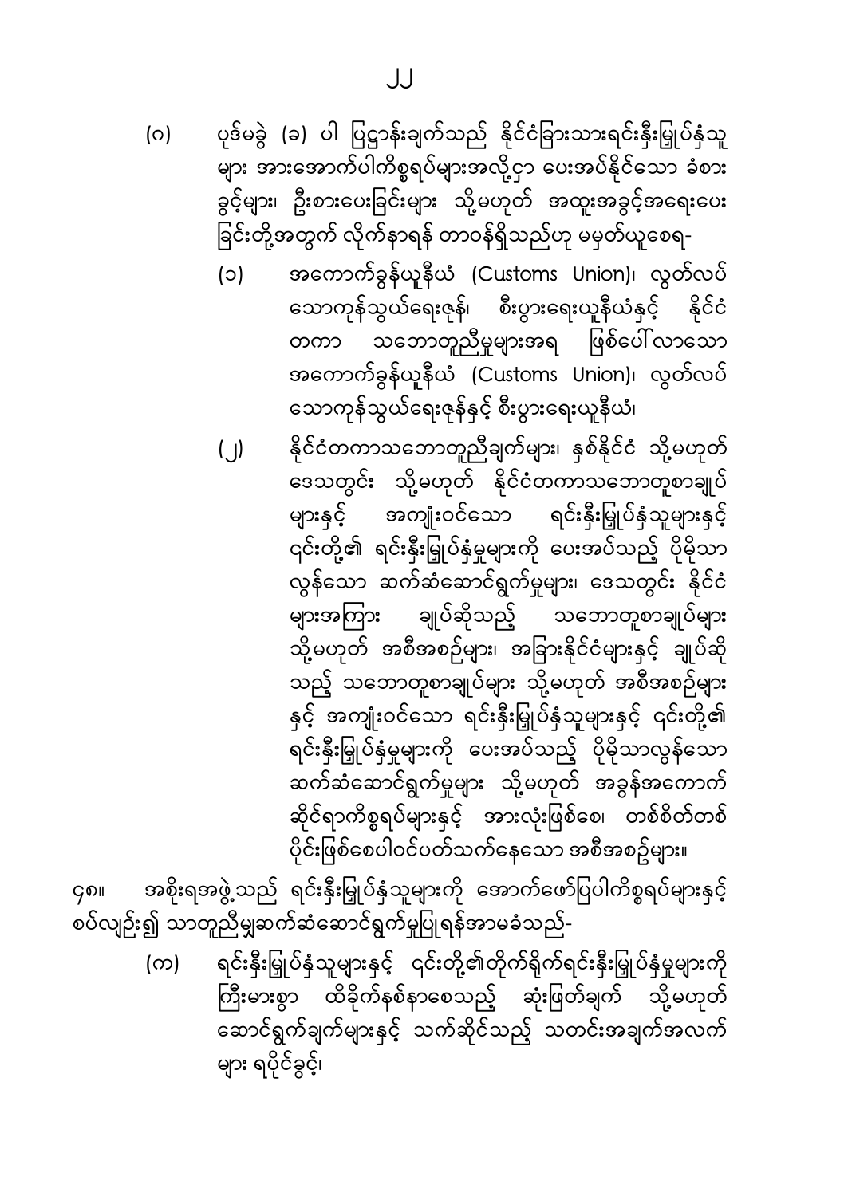(ဂ) ပုဒ်မခွဲ (ခ) ပါ ပြဋ္ဌာန်းချက်သည် နိုင်ငံခြားသားရင်းနှီးမြှုပ်နှံသူများ အားအောက်ပါကိစ္စရပ်များအလို့ငှာ ပေးအပ်နိုင်သော ခံစားခွင့်များ၊ ဦးစားပေးခြင်းများ သို့မဟုတ် အထူးအခွင့်အရေးပေးခြင်းတို့အတွက် လိုက်နာရန် တာဝန်ရှိသည်ဟု မမှတ်ယူစေရ-

(၁) အကောက်ခွန်ယူနီယံ (Customs Union)၊ လွတ်လပ်သောကုန်သွယ်ရေးဇုန်၊ စီးပွားရေးယူနီယံနှင့် နိုင်ငံတကာ သဘောတူညီမှုများအရ ဖြစ်ပေါ်လာသော အကောက်ခွန်ယူနီယံ (Customs Union)၊ လွတ်လပ်သောကုန်သွယ်ရေးဇုန်နှင့် စီးပွားရေးယူနီယံ၊

(၂) နိုင်ငံတကာသဘောတူညီချက်များ၊ နှစ်နိုင်ငံ သို့မဟုတ် ဒေသတွင်း သို့မဟုတ် နိုင်ငံတကာသဘောတူစာချုပ်များနှင့် အကျုံးဝင်သော ရင်းနှီးမြှုပ်နှံသူများနှင့် ၎င်းတို့၏ ရင်းနှီးမြှုပ်နှံမှုများကို ပေးအပ်သည့် ပိုမိုသာလွန်သော ဆက်ဆံဆောင်ရွက်မှုများ၊ ဒေသတွင်း နိုင်ငံများအကြား ချုပ်ဆိုသည့် သဘောတူစာချုပ်များ သို့မဟုတ် အစီအစဉ်များ၊ အခြားနိုင်ငံများနှင့် ချုပ်ဆိုသည့် သဘောတူစာချုပ်များ သို့မဟုတ် အစီအစဉ်များနှင့် အကျုံးဝင်သော ရင်းနှီးမြှုပ်နှံသူများနှင့် ၎င်းတို့၏ ရင်းနှီးမြှုပ်နှံမှုများကို ပေးအပ်သည့် ပိုမိုသာလွန်သော ဆက်ဆံဆောင်ရွက်မှုများ သို့မဟုတ် အခွန်အကောက်ဆိုင်ရာကိစ္စရပ်များနှင့် အားလုံးဖြစ်စေ၊ တစ်စိတ်တစ်ပိုင်းဖြစ်စေပါဝင်ပတ်သက်နေသော အစီအစဉ်များ။

၄၈။ အစိုးရအဖွဲ့သည် ရင်းနှီးမြှုပ်နှံသူများကို အောက်ဖော်ပြပါကိစ္စရပ်များနှင့် စပ်လျဉ်း၍ သာတူညီမျှဆက်ဆံဆောင်ရွက်မှုပြုရန်အာမခံသည်-

(က) ရင်းနှီးမြှုပ်နှံသူများနှင့် ၎င်းတို့၏တိုက်ရိုက်ရင်းနှီးမြှုပ်နှံမှုများကို ကြီးမားစွာ ထိခိုက်နစ်နာစေသည့် ဆုံးဖြတ်ချက် သို့မဟုတ် ဆောင်ရွက်ချက်များနှင့် သက်ဆိုင်သည့် သတင်းအချက်အလက်များ ရပိုင်ခွင့်၊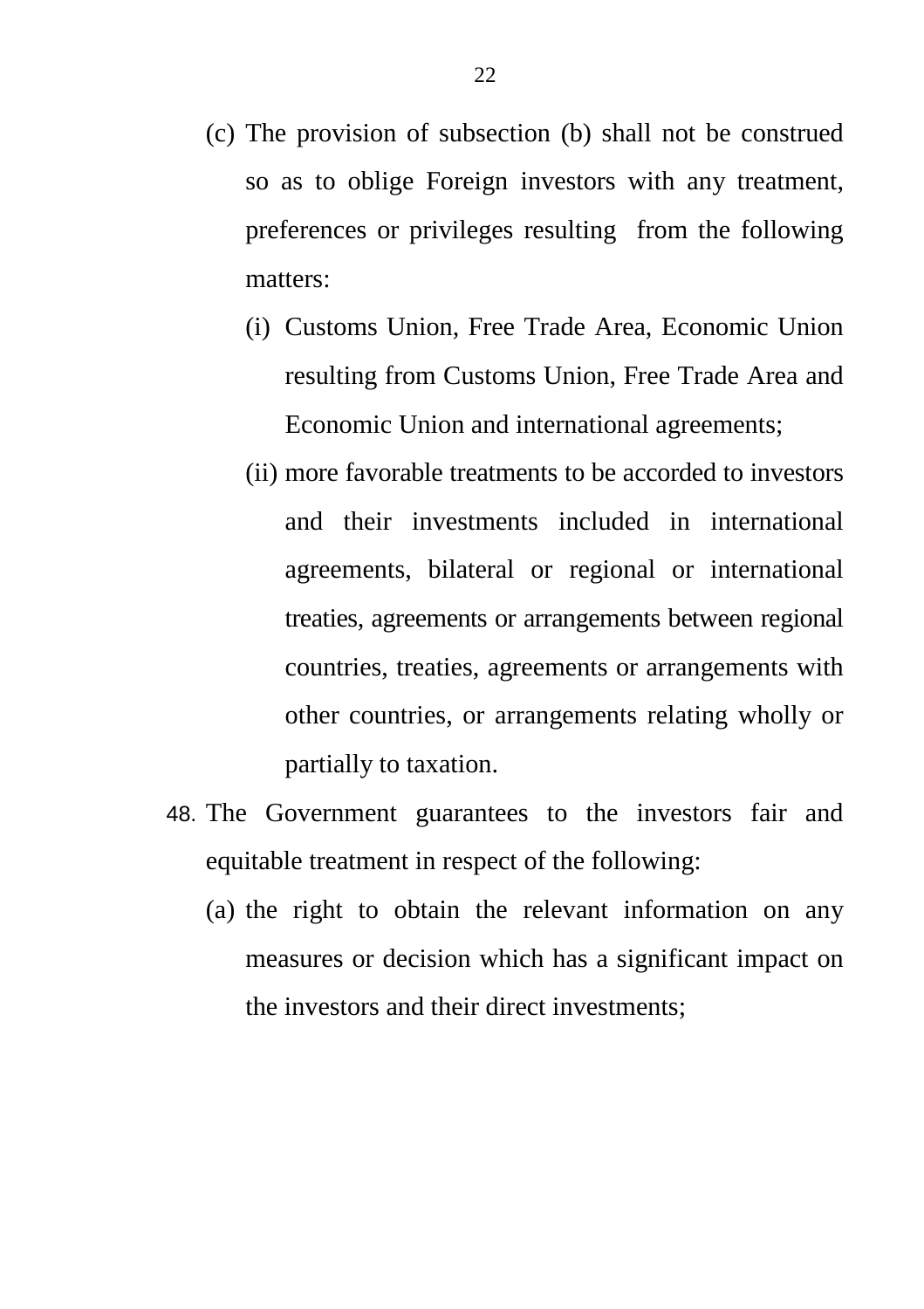(c) The provision of subsection (b) shall not be construed so as to oblige Foreign investors with any treatment, preferences or privileges resulting from the following matters:

   (i) Customs Union, Free Trade Area, Economic Union resulting from Customs Union, Free Trade Area and Economic Union and international agreements;

   (ii) more favorable treatments to be accorded to investors and their investments included in international agreements, bilateral or regional or international treaties, agreements or arrangements between regional countries, treaties, agreements or arrangements with other countries, or arrangements relating wholly or partially to taxation.

48. The Government guarantees to the investors fair and equitable treatment in respect of the following:

   (a) the right to obtain the relevant information on any measures or decision which has a significant impact on the investors and their direct investments;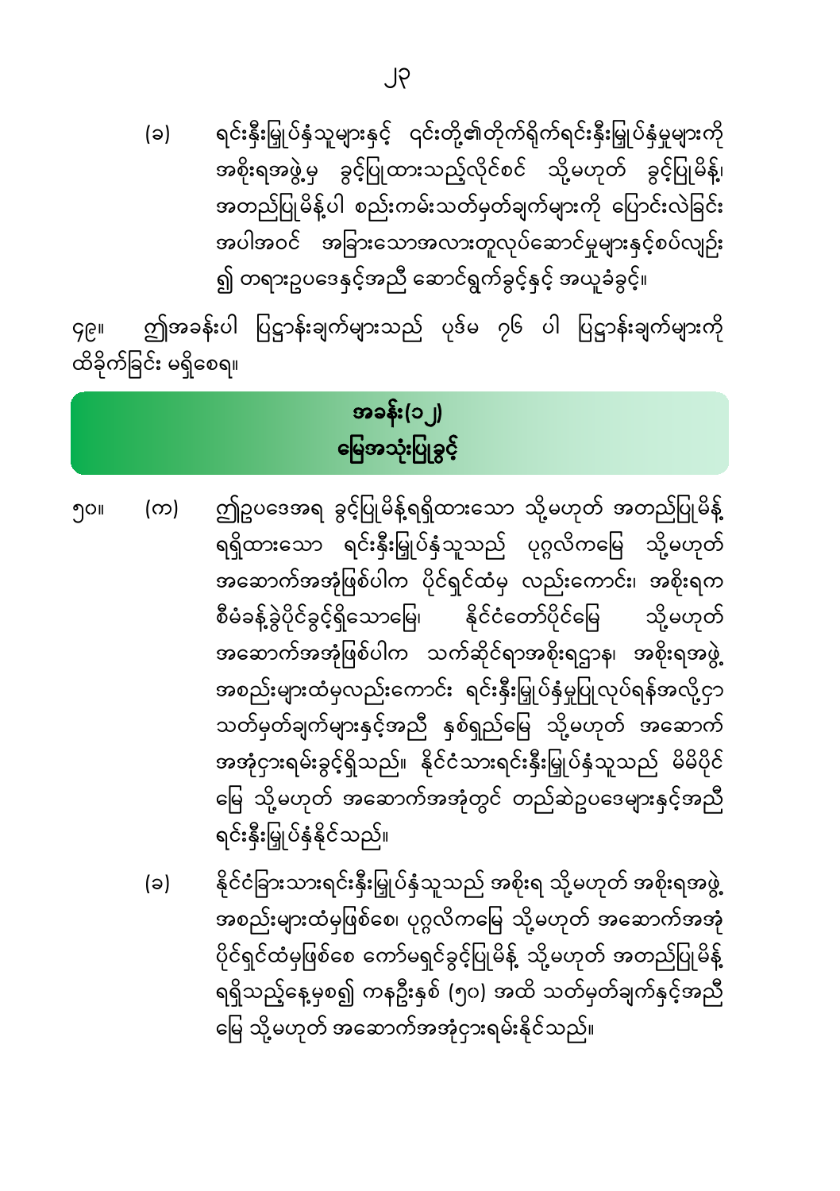(ခ) ရင်းနှီးမြှုပ်နှံသူများနှင့် ၎င်းတို့၏တိုက်ရိုက်ရင်းနှီးမြှုပ်နှံမှုများကို အစိုးရအဖွဲ့မှ ခွင့်ပြုထားသည့်လိုင်စင် သို့မဟုတ် ခွင့်ပြုမိန့်၊ အတည်ပြုမိန့်ပါ စည်းကမ်းသတ်မှတ်ချက်များကို ပြောင်းလဲခြင်း အပါအဝင် အခြားသောအလားတူလုပ်ဆောင်မှုများနှင့်စပ်လျဉ်း၍ တရားဥပဒေနှင့်အညီ ဆောင်ရွက်ခွင့်နှင့် အယူခံခွင့်။

၄၉။ ဤအခန်းပါ ပြဋ္ဌာန်းချက်များသည် ပုဒ်မ ၇၆ ပါ ပြဋ္ဌာန်းချက်များကို ထိခိုက်ခြင်း မရှိစေရ။

## အခန်း(၁၂)
## မြေအသုံးပြုခွင့်

၅၀။ (က) ဤဥပဒေအရ ခွင့်ပြုမိန့်ရရှိထားသော သို့မဟုတ် အတည်ပြုမိန့် ရရှိထားသော ရင်းနှီးမြှုပ်နှံသူသည် ပုဂ္ဂလိကမြေ သို့မဟုတ် အဆောက်အအုံဖြစ်ပါက ပိုင်ရှင်ထံမှ လည်းကောင်း၊ အစိုးရက စီမံခန့်ခွဲပိုင်ခွင့်ရှိသောမြေ၊ နိုင်ငံတော်ပိုင်မြေ သို့မဟုတ် အဆောက်အအုံဖြစ်ပါက သက်ဆိုင်ရာအစိုးရဌာန၊ အစိုးရအဖွဲ့ အစည်းများထံမှလည်းကောင်း ရင်းနှီးမြှုပ်နှံမှုပြုလုပ်ရန်အလို့ငှာ သတ်မှတ်ချက်များနှင့်အညီ နှစ်ရှည်မြေ သို့မဟုတ် အဆောက် အအုံငှားရမ်းခွင့်ရှိသည်။ နိုင်ငံသားရင်းနှီးမြှုပ်နှံသူသည် မိမိပိုင် မြေ သို့မဟုတ် အဆောက်အအုံတွင် တည်ဆဲဥပဒေများနှင့်အညီ ရင်းနှီးမြှုပ်နှံနိုင်သည်။

(ခ) နိုင်ငံခြားသားရင်းနှီးမြှုပ်နှံသူသည် အစိုးရ သို့မဟုတ် အစိုးရအဖွဲ့ အစည်းများထံမှဖြစ်စေ၊ ပုဂ္ဂလိကမြေ သို့မဟုတ် အဆောက်အအုံ ပိုင်ရှင်ထံမှဖြစ်စေ ကော်မရှင်ခွင့်ပြုမိန့် သို့မဟုတ် အတည်ပြုမိန့် ရရှိသည့်နေ့မှစ၍ ကနဦးနှစ် (၅၀) အထိ သတ်မှတ်ချက်နှင့်အညီ မြေ သို့မဟုတ် အဆောက်အအုံငှားရမ်းနိုင်သည်။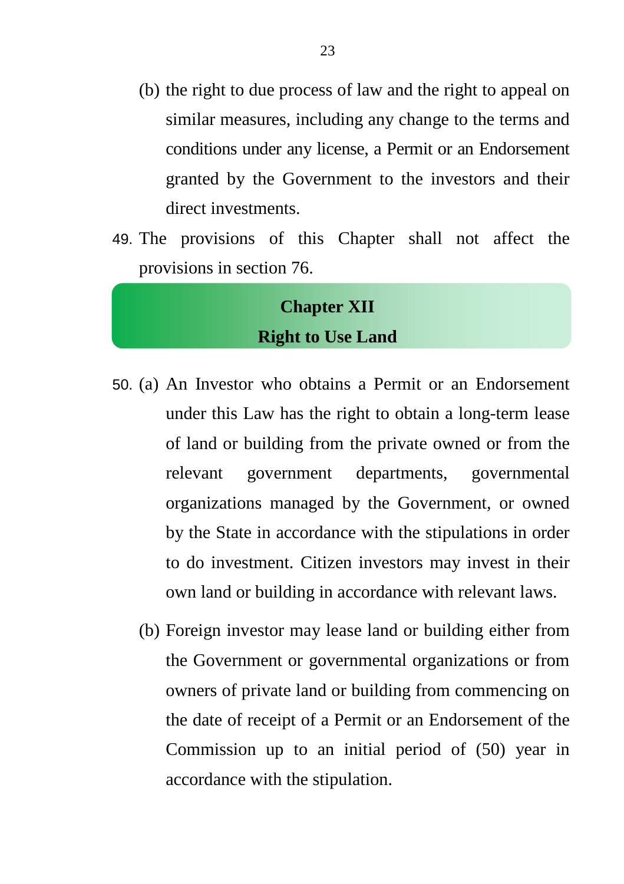(b) the right to due process of law and the right to appeal on similar measures, including any change to the terms and conditions under any license, a Permit or an Endorsement granted by the Government to the investors and their direct investments.

49. The provisions of this Chapter shall not affect the provisions in section 76.

## Chapter XII
## Right to Use Land

50. (a) An Investor who obtains a Permit or an Endorsement under this Law has the right to obtain a long-term lease of land or building from the private owned or from the relevant government departments, governmental organizations managed by the Government, or owned by the State in accordance with the stipulations in order to do investment. Citizen investors may invest in their own land or building in accordance with relevant laws.

(b) Foreign investor may lease land or building either from the Government or governmental organizations or from owners of private land or building from commencing on the date of receipt of a Permit or an Endorsement of the Commission up to an initial period of (50) year in accordance with the stipulation.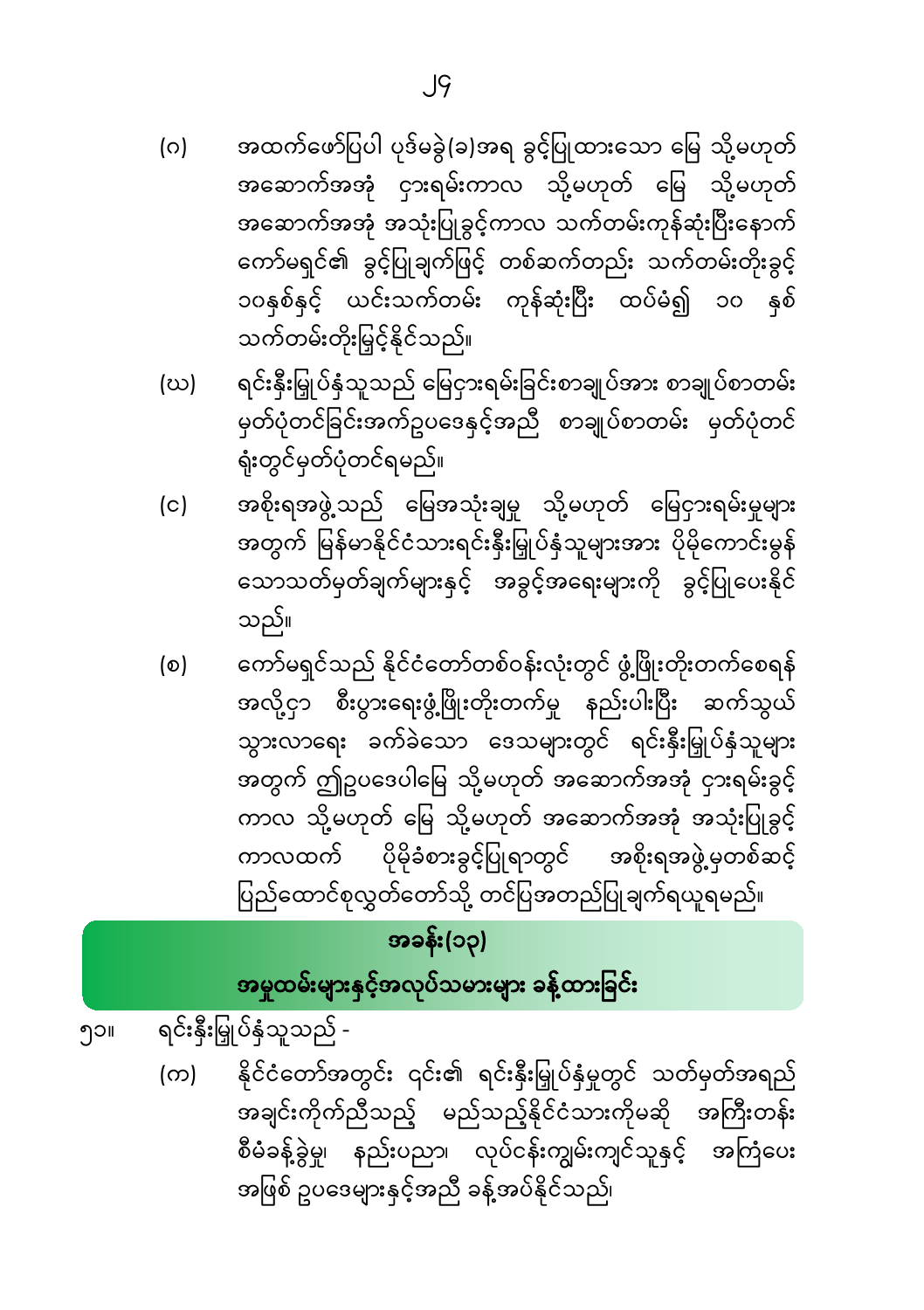(ဂ) အထက်ဖော်ပြပါ ပုဒ်မခွဲ(ခ)အရ ခွင့်ပြုထားသော မြေ သို့မဟုတ် အဆောက်အအုံ ငှားရမ်းကာလ သို့မဟုတ် မြေ သို့မဟုတ် အဆောက်အအုံ အသုံးပြုခွင့်ကာလ သက်တမ်းကုန်ဆုံးပြီးနောက် ကော်မရှင်၏ ခွင့်ပြုချက်ဖြင့် တစ်ဆက်တည်း သက်တမ်းတိုးခွင့် ၁၀နှစ်နှင့် ယင်းသက်တမ်း ကုန်ဆုံးပြီး ထပ်မံ၍ ၁၀ နှစ် သက်တမ်းတိုးမြှင့်နိုင်သည်။

(ဃ) ရင်းနှီးမြှုပ်နှံသူသည် မြေငှားရမ်းခြင်းစာချုပ်အား စာချုပ်စာတမ်း မှတ်ပုံတင်ခြင်းအက်ဥပဒေနှင့်အညီ စာချုပ်စာတမ်း မှတ်ပုံတင်ရုံးတွင်မှတ်ပုံတင်ရမည်။

(င) အစိုးရအဖွဲ့သည် မြေအသုံးချမှု သို့မဟုတ် မြေငှားရမ်းမှုများ အတွက် မြန်မာနိုင်ငံသားရင်းနှီးမြှုပ်နှံသူများအား ပိုမိုကောင်းမွန်သောသတ်မှတ်ချက်များနှင့် အခွင့်အရေးများကို ခွင့်ပြုပေးနိုင်သည်။

(စ) ကော်မရှင်သည် နိုင်ငံတော်တစ်ဝန်းလုံးတွင် ဖွံ့ဖြိုးတိုးတက်စေရန် အလို့ငှာ စီးပွားရေးဖွံ့ဖြိုးတိုးတက်မှု နည်းပါးပြီး ဆက်သွယ်သွားလာရေး ခက်ခဲသော ဒေသများတွင် ရင်းနှီးမြှုပ်နှံသူများအတွက် ဤဥပဒေပါမြေ သို့မဟုတ် အဆောက်အအုံ ငှားရမ်းခွင့်ကာလ သို့မဟုတ် မြေ သို့မဟုတ် အဆောက်အအုံ အသုံးပြုခွင့်ကာလထက် ပိုမိုခံစားခွင့်ပြုရာတွင် အစိုးရအဖွဲ့မှတစ်ဆင့် ပြည်ထောင်စုလွှတ်တော်သို့ တင်ပြအတည်ပြုချက်ရယူရမည်။

## အခန်း(၁၃)

## အမှုထမ်းများနှင့်အလုပ်သမားများ ခန့်ထားခြင်း

၅၁။ ရင်းနှီးမြှုပ်နှံသူသည် -

(က) နိုင်ငံတော်အတွင်း ၎င်း၏ ရင်းနှီးမြှုပ်နှံမှုတွင် သတ်မှတ်အရည်အချင်းကိုက်ညီသည့် မည်သည့်နိုင်ငံသားကိုမဆို အကြီးတန်းစီမံခန့်ခွဲမှု၊ နည်းပညာ၊ လုပ်ငန်းကျွမ်းကျင်သူနှင့် အကြံပေးအဖြစ် ဥပဒေများနှင့်အညီ ခန့်အပ်နိုင်သည်၊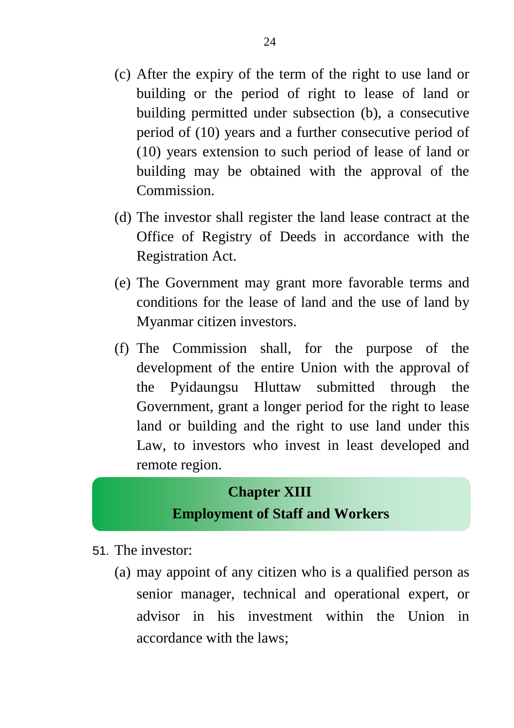(c) After the expiry of the term of the right to use land or building or the period of right to lease of land or building permitted under subsection (b), a consecutive period of (10) years and a further consecutive period of (10) years extension to such period of lease of land or building may be obtained with the approval of the Commission.

(d) The investor shall register the land lease contract at the Office of Registry of Deeds in accordance with the Registration Act.

(e) The Government may grant more favorable terms and conditions for the lease of land and the use of land by Myanmar citizen investors.

(f) The Commission shall, for the purpose of the development of the entire Union with the approval of the Pyidaungsu Hluttaw submitted through the Government, grant a longer period for the right to lease land or building and the right to use land under this Law, to investors who invest in least developed and remote region.

## Chapter XIII
## Employment of Staff and Workers

51. The investor:

(a) may appoint of any citizen who is a qualified person as senior manager, technical and operational expert, or advisor in his investment within the Union in accordance with the laws;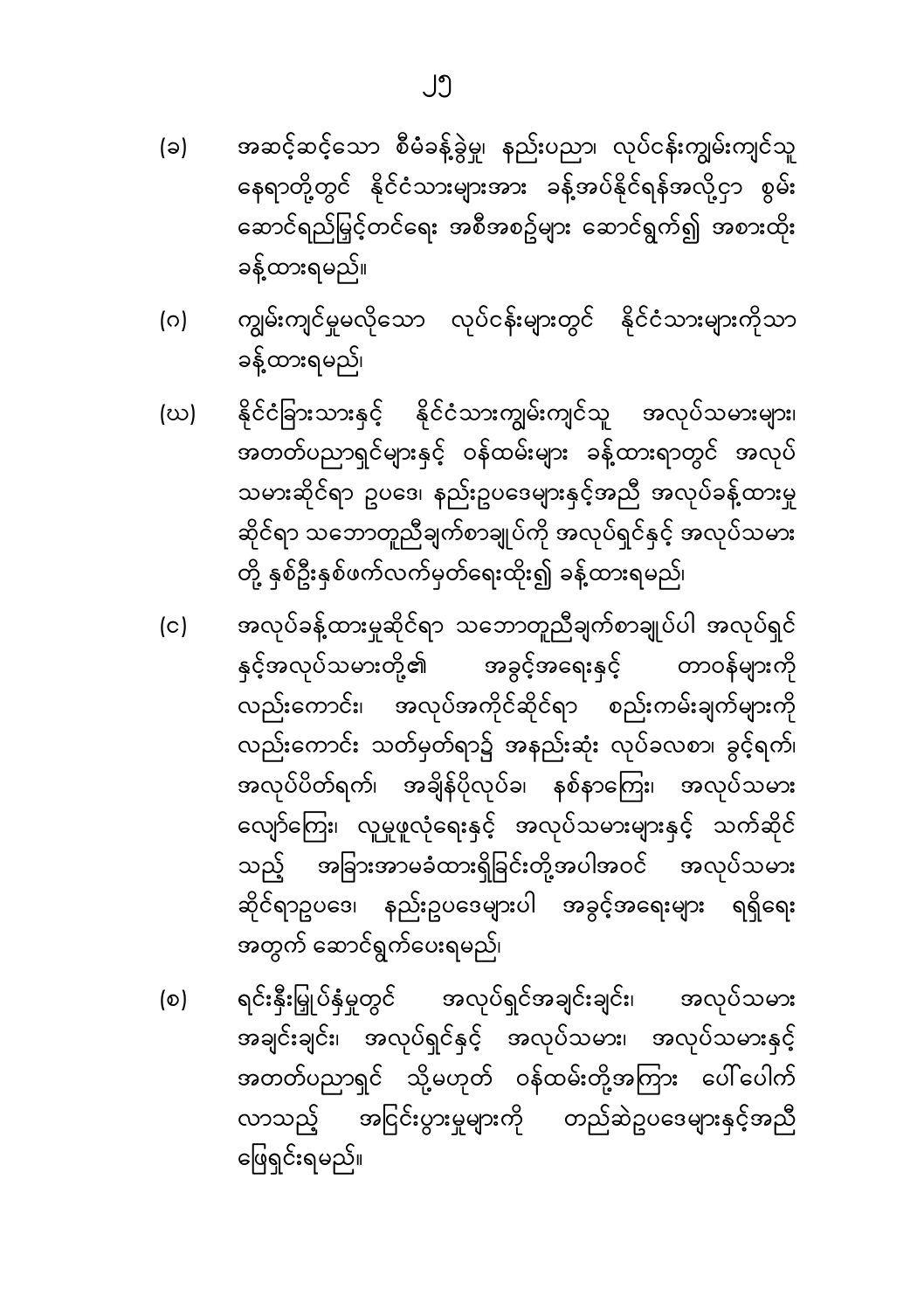(ခ) အဆင့်ဆင့်သော စီမံခန့်ခွဲမှု၊ နည်းပညာ၊ လုပ်ငန်းကျွမ်းကျင်သူ နေရာတို့တွင် နိုင်ငံသားများအား ခန့်အပ်နိုင်ရန်အလို့ငှာ စွမ်းဆောင်ရည်မြှင့်တင်ရေး အစီအစဉ်များ ဆောင်ရွက်၍ အစားထိုး ခန့်ထားရမည်။

(ဂ) ကျွမ်းကျင်မှုမလိုသော လုပ်ငန်းများတွင် နိုင်ငံသားများကိုသာ ခန့်ထားရမည်၊

(ဃ) နိုင်ငံခြားသားနှင့် နိုင်ငံသားကျွမ်းကျင်သူ အလုပ်သမားများ၊ အတတ်ပညာရှင်များနှင့် ဝန်ထမ်းများ ခန့်ထားရာတွင် အလုပ်သမားဆိုင်ရာ ဥပဒေ၊ နည်းဥပဒေများနှင့်အညီ အလုပ်ခန့်ထားမှုဆိုင်ရာ သဘောတူညီချက်စာချုပ်ကို အလုပ်ရှင်နှင့် အလုပ်သမားတို့ နှစ်ဦးနှစ်ဖက်လက်မှတ်ရေးထိုး၍ ခန့်ထားရမည်၊

(င) အလုပ်ခန့်ထားမှုဆိုင်ရာ သဘောတူညီချက်စာချုပ်ပါ အလုပ်ရှင်နှင့်အလုပ်သမားတို့၏ အခွင့်အရေးနှင့် တာဝန်များကိုလည်းကောင်း၊ အလုပ်အကိုင်ဆိုင်ရာ စည်းကမ်းချက်များကိုလည်းကောင်း သတ်မှတ်ရာ၌ အနည်းဆုံး လုပ်ခလစာ၊ ခွင့်ရက်၊ အလုပ်ပိတ်ရက်၊ အချိန်ပိုလုပ်ခ၊ နစ်နာကြေး၊ အလုပ်သမားလျော်ကြေး၊ လူမှုဖူလုံရေးနှင့် အလုပ်သမားများနှင့် သက်ဆိုင်သည့် အခြားအာမခံထားရှိခြင်းတို့အပါအဝင် အလုပ်သမားဆိုင်ရာဥပဒေ၊ နည်းဥပဒေများပါ အခွင့်အရေးများ ရရှိရေးအတွက် ဆောင်ရွက်ပေးရမည်၊

(စ) ရင်းနှီးမြှုပ်နှံမှုတွင် အလုပ်ရှင်အချင်းချင်း၊ အလုပ်သမားအချင်းချင်း၊ အလုပ်ရှင်နှင့် အလုပ်သမား၊ အလုပ်သမားနှင့် အတတ်ပညာရှင် သို့မဟုတ် ဝန်ထမ်းတို့အကြား ပေါ်ပေါက်လာသည့် အငြင်းပွားမှုများကို တည်ဆဲဥပဒေများနှင့်အညီ ဖြေရှင်းရမည်။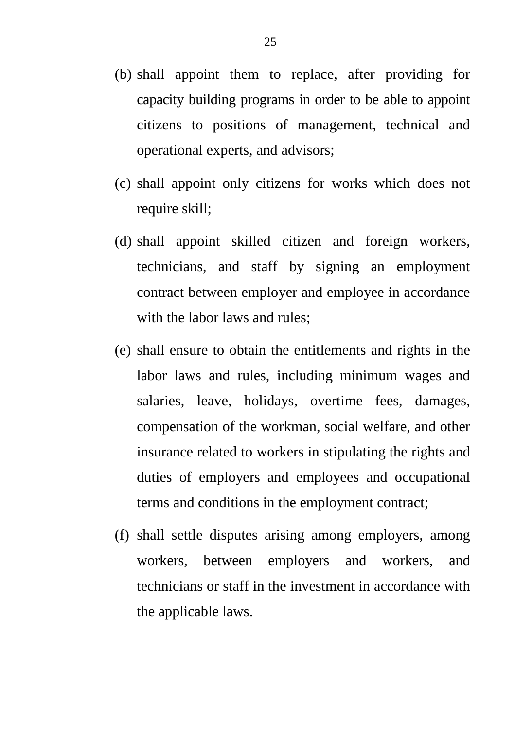(b) shall appoint them to replace, after providing for capacity building programs in order to be able to appoint citizens to positions of management, technical and operational experts, and advisors;

(c) shall appoint only citizens for works which does not require skill;

(d) shall appoint skilled citizen and foreign workers, technicians, and staff by signing an employment contract between employer and employee in accordance with the labor laws and rules;

(e) shall ensure to obtain the entitlements and rights in the labor laws and rules, including minimum wages and salaries, leave, holidays, overtime fees, damages, compensation of the workman, social welfare, and other insurance related to workers in stipulating the rights and duties of employers and employees and occupational terms and conditions in the employment contract;

(f) shall settle disputes arising among employers, among workers, between employers and workers, and technicians or staff in the investment in accordance with the applicable laws.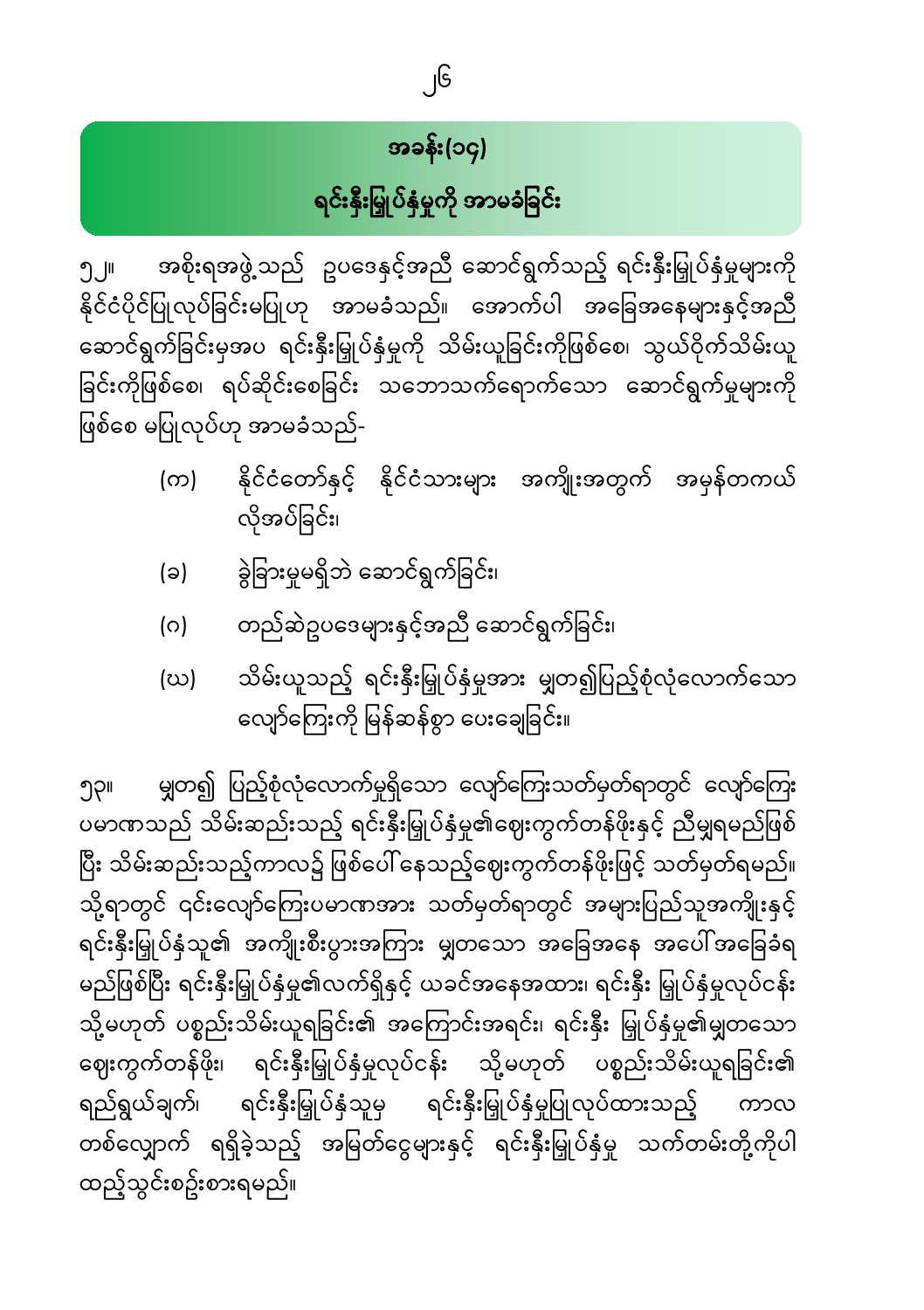## အခန်း(၁၄)

## ရင်းနှီးမြှုပ်နှံမှုကို အာမခံခြင်း

၅၂။ အစိုးရအဖွဲ့သည် ဥပဒေနှင့်အညီ ဆောင်ရွက်သည့် ရင်းနှီးမြှုပ်နှံမှုများကို နိုင်ငံပိုင်ပြုလုပ်ခြင်းမပြုဟု အာမခံသည်။ အောက်ပါ အခြေအနေများနှင့်အညီ ဆောင်ရွက်ခြင်းမှအပ ရင်းနှီးမြှုပ်နှံမှုကို သိမ်းယူခြင်းကိုဖြစ်စေ၊ သွယ်ဝိုက်သိမ်းယူခြင်းကိုဖြစ်စေ၊ ရပ်ဆိုင်းစေခြင်း သဘောသက်ရောက်သော ဆောင်ရွက်မှုများကို ဖြစ်စေ မပြုလုပ်ဟု အာမခံသည်-

(က) နိုင်ငံတော်နှင့် နိုင်ငံသားများ အကျိုးအတွက် အမှန်တကယ် လိုအပ်ခြင်း၊

(ခ) ခွဲခြားမှုမရှိဘဲ ဆောင်ရွက်ခြင်း၊

(ဂ) တည်ဆဲဥပဒေများနှင့်အညီ ဆောင်ရွက်ခြင်း၊

(ဃ) သိမ်းယူသည့် ရင်းနှီးမြှုပ်နှံမှုအား မျှတ၍ပြည့်စုံလုံလောက်သော လျော်ကြေးကို မြန်ဆန်စွာ ပေးချေခြင်း။

၅၃။ မျှတ၍ ပြည့်စုံလုံလောက်မှုရှိသော လျော်ကြေးသတ်မှတ်ရာတွင် လျော်ကြေးပမာဏသည် သိမ်းဆည်းသည့် ရင်းနှီးမြှုပ်နှံမှု၏ဈေးကွက်တန်ဖိုးနှင့် ညီမျှရမည်ဖြစ်ပြီး သိမ်းဆည်းသည့်ကာလ၌ ဖြစ်ပေါ်နေသည့်ဈေးကွက်တန်ဖိုးဖြင့် သတ်မှတ်ရမည်။ သို့ရာတွင် ငွေလျော်ကြေးပမာဏအား သတ်မှတ်ရာတွင် အများပြည်သူအကျိုးနှင့် ရင်းနှီးမြှုပ်နှံသူ၏ အကျိုးစီးပွားအကြား မျှတသော အခြေအနေ အပေါ်အခြေခံရမည်ဖြစ်ပြီး ရင်းနှီးမြှုပ်နှံမှု၏လက်ရှိနှင့် ယခင်အနေအထား၊ ရင်းနှီး မြှုပ်နှံမှုလုပ်ငန်း သို့မဟုတ် ပစ္စည်းသိမ်းယူရခြင်း၏ အကြောင်းအရင်း၊ ရင်းနှီး မြှုပ်နှံမှု၏မျှတသော ဈေးကွက်တန်ဖိုး၊ ရင်းနှီးမြှုပ်နှံမှုလုပ်ငန်း သို့မဟုတ် ပစ္စည်းသိမ်းယူရခြင်း၏ ရည်ရွယ်ချက်၊ ရင်းနှီးမြှုပ်နှံသူမှ ရင်းနှီးမြှုပ်နှံမှုပြုလုပ်ထားသည့် ကာလ တစ်လျှောက် ရရှိခဲ့သည့် အမြတ်ငွေများနှင့် ရင်းနှီးမြှုပ်နှံမှု သက်တမ်းတို့ကိုပါ ထည့်သွင်းစဉ်းစားရမည်။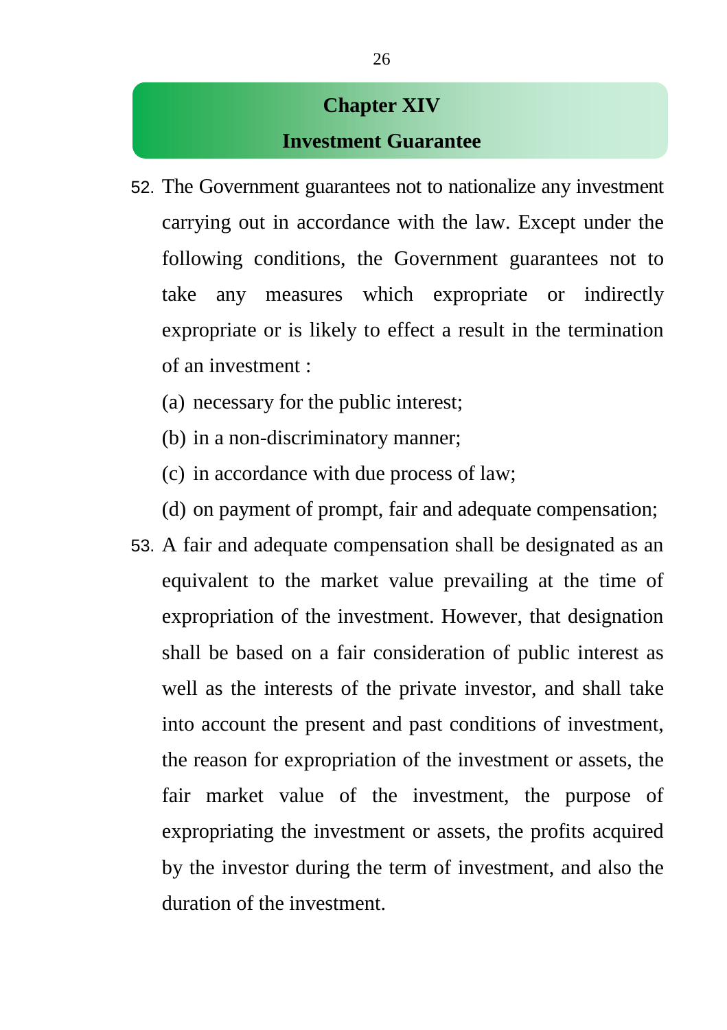## Chapter XIV

## Investment Guarantee

52. The Government guarantees not to nationalize any investment carrying out in accordance with the law. Except under the following conditions, the Government guarantees not to take any measures which expropriate or indirectly expropriate or is likely to effect a result in the termination of an investment :

    (a) necessary for the public interest;

    (b) in a non-discriminatory manner;

    (c) in accordance with due process of law;

    (d) on payment of prompt, fair and adequate compensation;

53. A fair and adequate compensation shall be designated as an equivalent to the market value prevailing at the time of expropriation of the investment. However, that designation shall be based on a fair consideration of public interest as well as the interests of the private investor, and shall take into account the present and past conditions of investment, the reason for expropriation of the investment or assets, the fair market value of the investment, the purpose of expropriating the investment or assets, the profits acquired by the investor during the term of investment, and also the duration of the investment.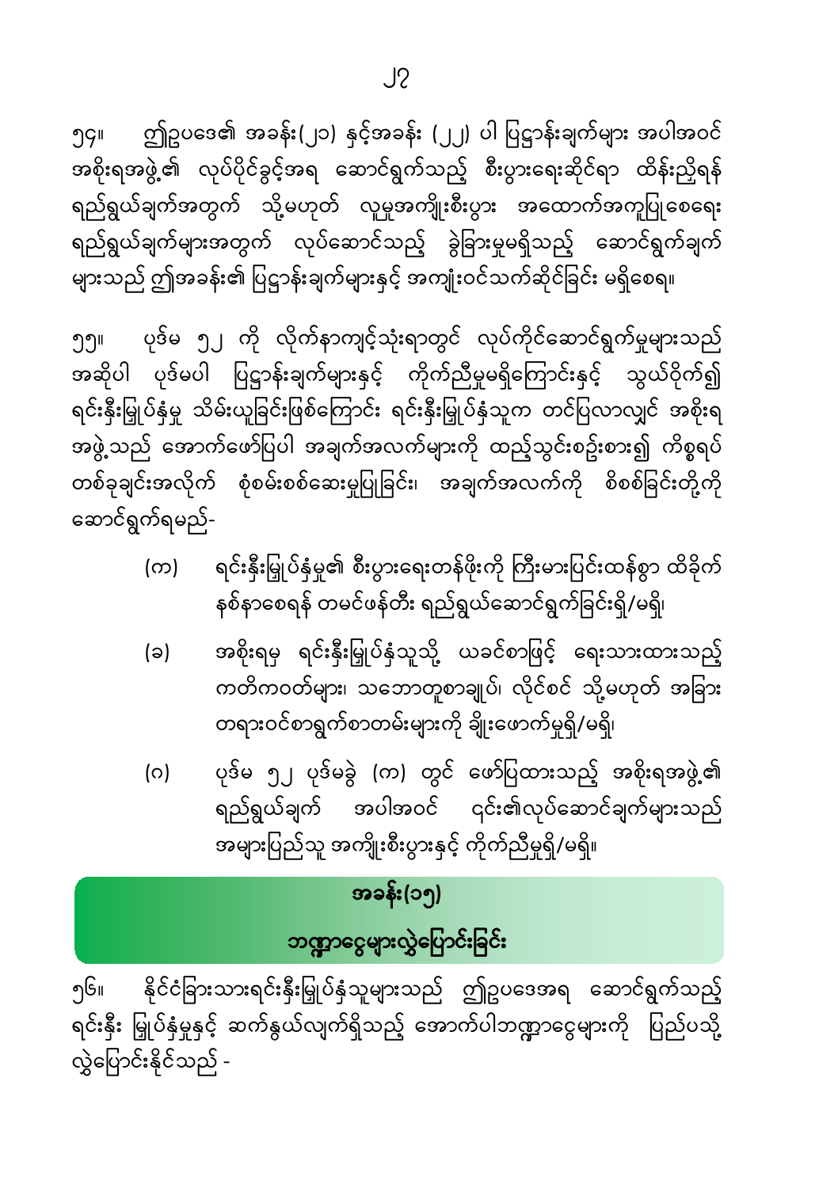၅၄။ ဤဥပဒေ၏ အခန်း(၂၁) နှင့်အခန်း (၂၂) ပါ ပြဋ္ဌာန်းချက်များ အပါအဝင် အစိုးရအဖွဲ့၏ လုပ်ပိုင်ခွင့်အရ ဆောင်ရွက်သည့် စီးပွားရေးဆိုင်ရာ ထိန်းညှိရန် ရည်ရွယ်ချက်အတွက် သို့မဟုတ် လူမှုအကျိုးစီးပွား အထောက်အကူပြုစေရေး ရည်ရွယ်ချက်များအတွက် လုပ်ဆောင်သည့် ခွဲခြားမှုမရှိသည့် ဆောင်ရွက်ချက်များသည် ဤအခန်း၏ ပြဋ္ဌာန်းချက်များနှင့် အကျုံးဝင်သက်ဆိုင်ခြင်း မရှိစေရ။

၅၅။ ပုဒ်မ ၅၂ ကို လိုက်နာကျင့်သုံးရာတွင် လုပ်ကိုင်ဆောင်ရွက်မှုများသည် အဆိုပါ ပုဒ်မပါ ပြဋ္ဌာန်းချက်များနှင့် ကိုက်ညီမှုမရှိကြောင်းနှင့် သွယ်ဝိုက်၍ ရင်းနှီးမြှုပ်နှံမှု သိမ်းယူခြင်းဖြစ်ကြောင်း ရင်းနှီးမြှုပ်နှံသူက တင်ပြလာလျှင် အစိုးရအဖွဲ့သည် အောက်ဖော်ပြပါ အချက်အလက်များကို ထည့်သွင်းစဉ်းစား၍ ကိစ္စရပ်တစ်ခုချင်းအလိုက် စုံစမ်းစစ်ဆေးမှုပြုခြင်း၊ အချက်အလက်ကို စိစစ်ခြင်းတို့ကို ဆောင်ရွက်ရမည်-

(က) ရင်းနှီးမြှုပ်နှံမှု၏ စီးပွားရေးတန်ဖိုးကို ကြီးမားပြင်းထန်စွာ ထိခိုက်နစ်နာစေရန် တမင်ဖန်တီး ရည်ရွယ်ဆောင်ရွက်ခြင်းရှိ/မရှိ၊

(ခ) အစိုးရမှ ရင်းနှီးမြှုပ်နှံသူသို့ ယခင်စာဖြင့် ရေးသားထားသည့် ကတိကဝတ်များ၊ သဘောတူစာချုပ်၊ လိုင်စင် သို့မဟုတ် အခြားတရားဝင်စာရွက်စာတမ်းများကို ချိုးဖောက်မှုရှိ/မရှိ၊

(ဂ) ပုဒ်မ ၅၂ ပုဒ်မခွဲ (က) တွင် ဖော်ပြထားသည့် အစိုးရအဖွဲ့၏ ရည်ရွယ်ချက် အပါအဝင် ၎င်း၏လုပ်ဆောင်ချက်များသည် အများပြည်သူ အကျိုးစီးပွားနှင့် ကိုက်ညီမှုရှိ/မရှိ။

## အခန်း(၁၅)

## ဘဏ္ဍာငွေများလွှဲပြောင်းခြင်း

၅၆။ နိုင်ငံခြားသားရင်းနှီးမြှုပ်နှံသူများသည် ဤဥပဒေအရ ဆောင်ရွက်သည့် ရင်းနှီး မြှုပ်နှံမှုနှင့် ဆက်နွယ်လျက်ရှိသည့် အောက်ပါဘဏ္ဍာငွေများကို ပြည်ပသို့ လွှဲပြောင်းနိုင်သည် -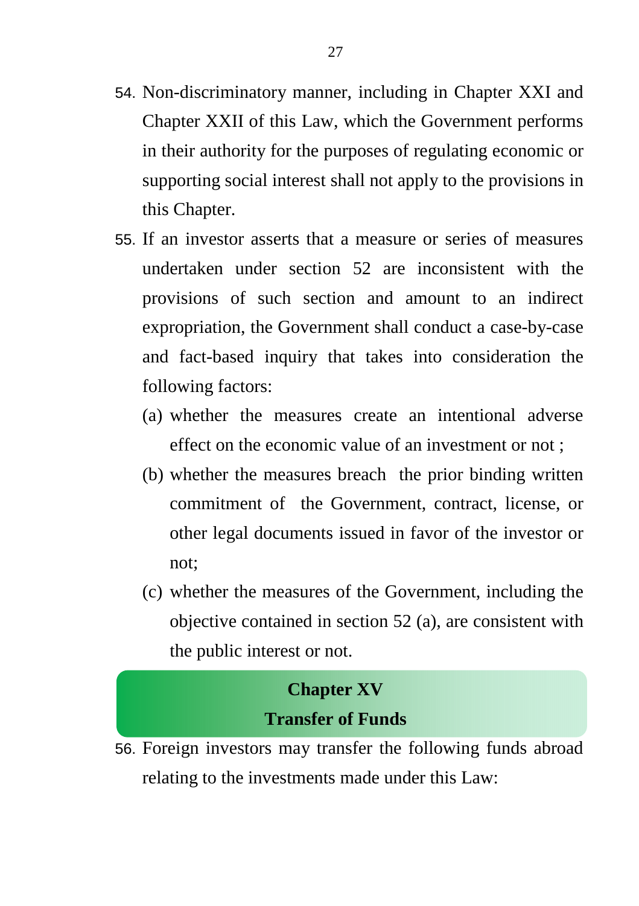54. Non-discriminatory manner, including in Chapter XXI and Chapter XXII of this Law, which the Government performs in their authority for the purposes of regulating economic or supporting social interest shall not apply to the provisions in this Chapter.

55. If an investor asserts that a measure or series of measures undertaken under section 52 are inconsistent with the provisions of such section and amount to an indirect expropriation, the Government shall conduct a case-by-case and fact-based inquiry that takes into consideration the following factors:

    (a) whether the measures create an intentional adverse effect on the economic value of an investment or not ;

    (b) whether the measures breach the prior binding written commitment of the Government, contract, license, or other legal documents issued in favor of the investor or not;

    (c) whether the measures of the Government, including the objective contained in section 52 (a), are consistent with the public interest or not.

## Chapter XV
## Transfer of Funds

56. Foreign investors may transfer the following funds abroad relating to the investments made under this Law: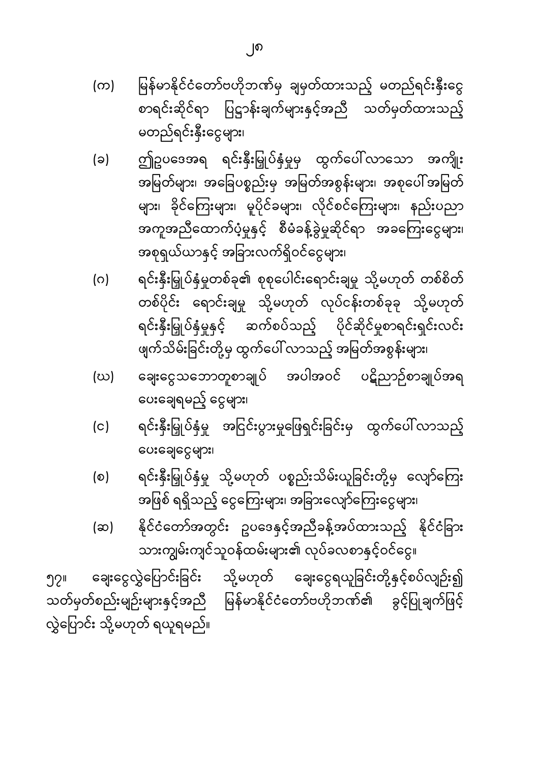(က) မြန်မာနိုင်ငံတော်ဗဟိုဘဏ်မှ ချမှတ်ထားသည့် မတည်ရင်းနှီးငွေ စာရင်းဆိုင်ရာ ပြဋ္ဌာန်းချက်များနှင့်အညီ သတ်မှတ်ထားသည့် မတည်ရင်းနှီးငွေများ၊

(ခ) ဤဥပဒေအရ ရင်းနှီးမြှုပ်နှံမှုမှ ထွက်ပေါ်လာသော အကျိုး အမြတ်များ၊ အခြေပစ္စည်းမှ အမြတ်အစွန်းများ၊ အစုပေါ်အမြတ် များ၊ ခိုင်ကြေးများ၊ မူပိုင်ခများ၊ လိုင်စင်ကြေးများ၊ နည်းပညာ အကူအညီထောက်ပံ့မှုနှင့် စီမံခန့်ခွဲမှုဆိုင်ရာ အခကြေးငွေများ၊ အစုရှယ်ယာနှင့် အခြားလက်ရှိဝင်ငွေများ၊

(ဂ) ရင်းနှီးမြှုပ်နှံမှုတစ်ခု၏ စုစုပေါင်းရောင်းချမှု သို့မဟုတ် တစ်စိတ် တစ်ပိုင်း ရောင်းချမှု သို့မဟုတ် လုပ်ငန်းတစ်ခုခု သို့မဟုတ် ရင်းနှီးမြှုပ်နှံမှုနှင့် ဆက်စပ်သည့် ပိုင်ဆိုင်မှုစာရင်းရှင်းလင်း ဖျက်သိမ်းခြင်းတို့မှ ထွက်ပေါ်လာသည့် အမြတ်အစွန်းများ၊

(ဃ) ချေးငွေသဘောတူစာချုပ် အပါအဝင် ပဋိညာဉ်စာချုပ်အရ ပေးချေရမည့် ငွေများ၊

(င) ရင်းနှီးမြှုပ်နှံမှု အငြင်းပွားမှုဖြေရှင်းခြင်းမှ ထွက်ပေါ်လာသည့် ပေးချေငွေများ၊

(စ) ရင်းနှီးမြှုပ်နှံမှု သို့မဟုတ် ပစ္စည်းသိမ်းယူခြင်းတို့မှ လျော်ကြေး အဖြစ် ရရှိသည့် ငွေကြေးများ၊ အခြားလျော်ကြေးငွေများ၊

(ဆ) နိုင်ငံတော်အတွင်း ဥပဒေနှင့်အညီခန့်အပ်ထားသည့် နိုင်ငံခြား သားကျွမ်းကျင်သူဝန်ထမ်းများ၏ လုပ်ခလစာနှင့်ဝင်ငွေ။

၅၇။ ချေးငွေလွှဲပြောင်းခြင်း သို့မဟုတ် ချေးငွေရယူခြင်းတို့နှင့်စပ်လျဉ်း၍ သတ်မှတ်စည်းမျဉ်းများနှင့်အညီ မြန်မာနိုင်ငံတော်ဗဟိုဘဏ်၏ ခွင့်ပြုချက်ဖြင့် လွှဲပြောင်း သို့မဟုတ် ရယူရမည်။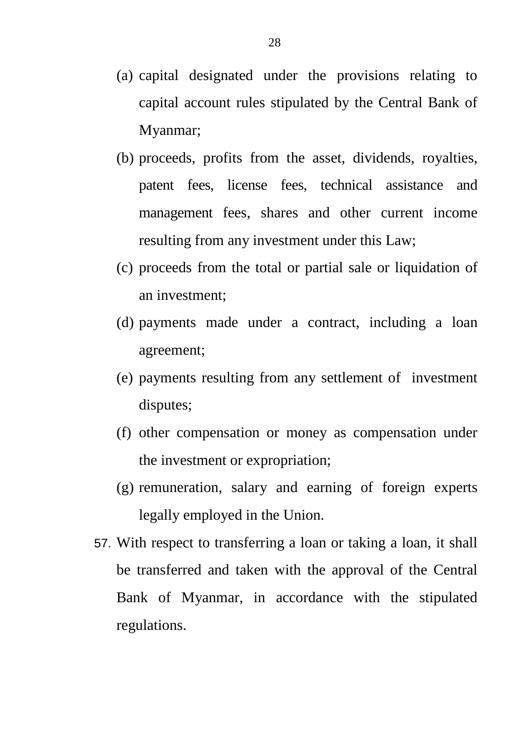(a) capital designated under the provisions relating to capital account rules stipulated by the Central Bank of Myanmar;

(b) proceeds, profits from the asset, dividends, royalties, patent fees, license fees, technical assistance and management fees, shares and other current income resulting from any investment under this Law;

(c) proceeds from the total or partial sale or liquidation of an investment;

(d) payments made under a contract, including a loan agreement;

(e) payments resulting from any settlement of investment disputes;

(f) other compensation or money as compensation under the investment or expropriation;

(g) remuneration, salary and earning of foreign experts legally employed in the Union.

57. With respect to transferring a loan or taking a loan, it shall be transferred and taken with the approval of the Central Bank of Myanmar, in accordance with the stipulated regulations.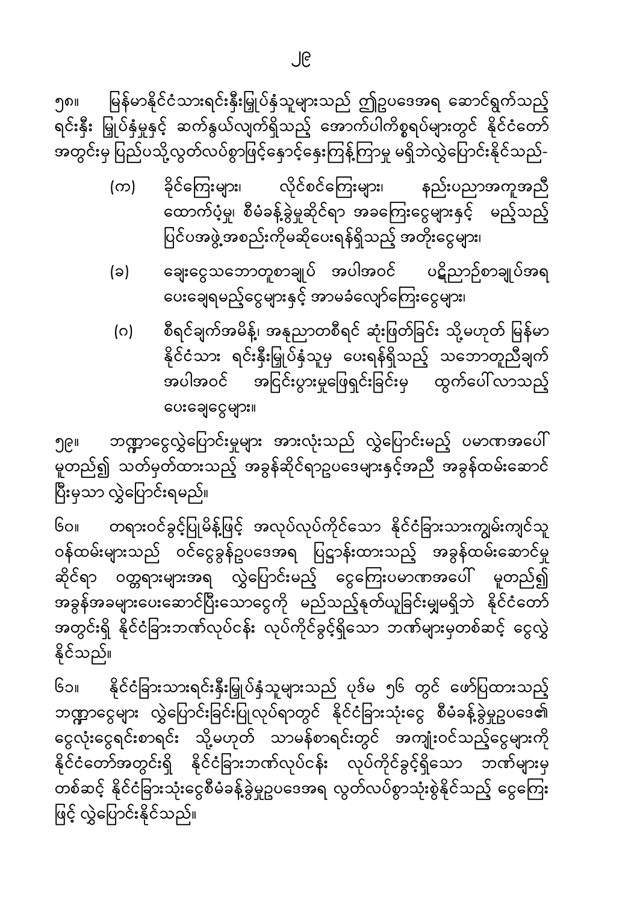၅၈။ မြန်မာနိုင်ငံသားရင်းနှီးမြှုပ်နှံသူများသည် ဤဥပဒေအရ ဆောင်ရွက်သည့် ရင်းနှီး မြှုပ်နှံမှုနှင့် ဆက်နွယ်လျက်ရှိသည့် အောက်ပါကိစ္စရပ်များတွင် နိုင်ငံတော် အတွင်းမှ ပြည်ပသို့လွတ်လပ်စွာဖြင့်နှောင့်နှေးကြန့်ကြာမှု မရှိဘဲလွှဲပြောင်းနိုင်သည်-

(က) ခိုင်ကြေးများ၊ လိုင်စင်ကြေးများ၊ နည်းပညာအကူအညီ ထောက်ပံ့မှု၊ စီမံခန့်ခွဲမှုဆိုင်ရာ အခကြေးငွေများနှင့် မည့်သည့် ပြင်ပအဖွဲ့အစည်းကိုမဆိုပေးရန်ရှိသည့် အတိုးငွေများ၊

(ခ) ချေးငွေသဘောတူစာချုပ် အပါအဝင် ပဋိညာဉ်စာချုပ်အရ ပေးချေရမည့်ငွေများနှင့် အာမခံလျော်ကြေးငွေများ၊

(ဂ) စီရင်ချက်အမိန့်၊ အနုညာတစီရင် ဆုံးဖြတ်ခြင်း သို့မဟုတ် မြန်မာ နိုင်ငံသား ရင်းနှီးမြှုပ်နှံသူမှ ပေးရန်ရှိသည့် သဘောတူညီချက် အပါအဝင် အငြင်းပွားမှုဖြေရှင်းခြင်းမှ ထွက်ပေါ်လာသည့် ပေးချေငွေများ။

၅၉။ ဘဏ္ဍာငွေလွှဲပြောင်းမှုများ အားလုံးသည် လွှဲပြောင်းမည့် ပမာဏအပေါ် မူတည်၍ သတ်မှတ်ထားသည့် အခွန်ဆိုင်ရာဥပဒေများနှင့်အညီ အခွန်ထမ်းဆောင် ပြီးမှသာ လွှဲပြောင်းရမည်။

၆၀။ တရားဝင်ခွင့်ပြုမိန့်ဖြင့် အလုပ်လုပ်ကိုင်သော နိုင်ငံခြားသားကျွမ်းကျင်သူ ဝန်ထမ်းများသည် ဝင်ငွေခွန်ဥပဒေအရ ပြဋ္ဌာန်းထားသည့် အခွန်ထမ်းဆောင်မှု ဆိုင်ရာ ဝတ္တရားများအရ လွှဲပြောင်းမည့် ငွေကြေးပမာဏအပေါ် မူတည်၍ အခွန်အခများပေးဆောင်ပြီးသောငွေကို မည်သည့်နုတ်ယူခြင်းမျှမရှိဘဲ နိုင်ငံတော် အတွင်းရှိ နိုင်ငံခြားဘဏ်လုပ်ငန်း လုပ်ကိုင်ခွင့်ရှိသော ဘဏ်များမှတစ်ဆင့် ငွေလွှဲ နိုင်သည်။

၆၁။ နိုင်ငံခြားသားရင်းနှီးမြှုပ်နှံသူများသည် ပုဒ်မ ၅၆ တွင် ဖော်ပြထားသည့် ဘဏ္ဍာငွေများ လွှဲပြောင်းခြင်းပြုလုပ်ရာတွင် နိုင်ငံခြားသုံးငွေ စီမံခန့်ခွဲမှုဥပဒေ၏ ငွေလုံးငွေရင်းစာရင်း သို့မဟုတ် သာမန်စာရင်းတွင် အကျုံးဝင်သည့်ငွေများကို နိုင်ငံတော်အတွင်းရှိ နိုင်ငံခြားဘဏ်လုပ်ငန်း လုပ်ကိုင်ခွင့်ရှိသော ဘဏ်များမှ တစ်ဆင့် နိုင်ငံခြားသုံးငွေစီမံခန့်ခွဲမှုဥပဒေအရ လွတ်လပ်စွာသုံးစွဲနိုင်သည့် ငွေကြေး ဖြင့် လွှဲပြောင်းနိုင်သည်။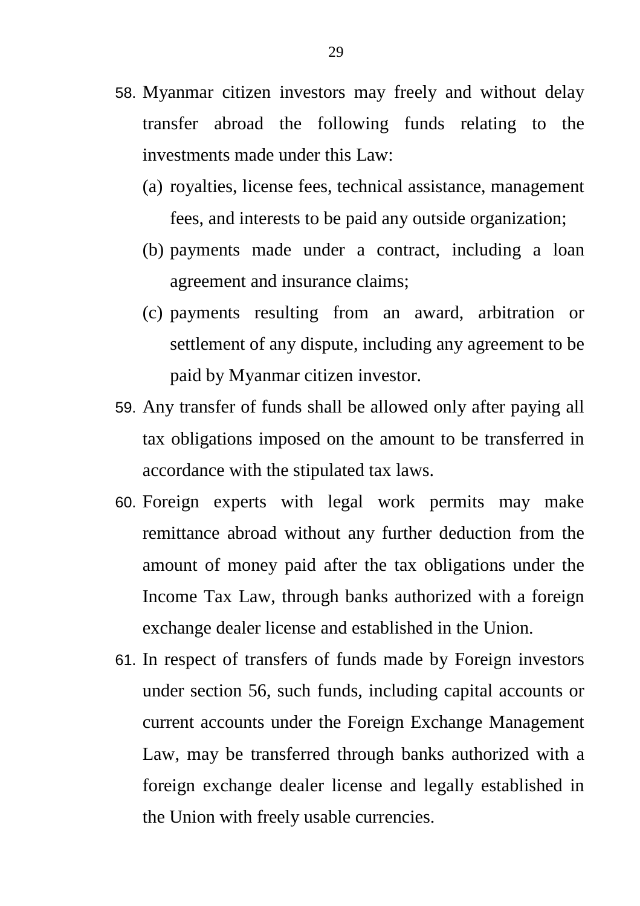58. Myanmar citizen investors may freely and without delay transfer abroad the following funds relating to the investments made under this Law:

    (a) royalties, license fees, technical assistance, management fees, and interests to be paid any outside organization;

    (b) payments made under a contract, including a loan agreement and insurance claims;

    (c) payments resulting from an award, arbitration or settlement of any dispute, including any agreement to be paid by Myanmar citizen investor.

59. Any transfer of funds shall be allowed only after paying all tax obligations imposed on the amount to be transferred in accordance with the stipulated tax laws.

60. Foreign experts with legal work permits may make remittance abroad without any further deduction from the amount of money paid after the tax obligations under the Income Tax Law, through banks authorized with a foreign exchange dealer license and established in the Union.

61. In respect of transfers of funds made by Foreign investors under section 56, such funds, including capital accounts or current accounts under the Foreign Exchange Management Law, may be transferred through banks authorized with a foreign exchange dealer license and legally established in the Union with freely usable currencies.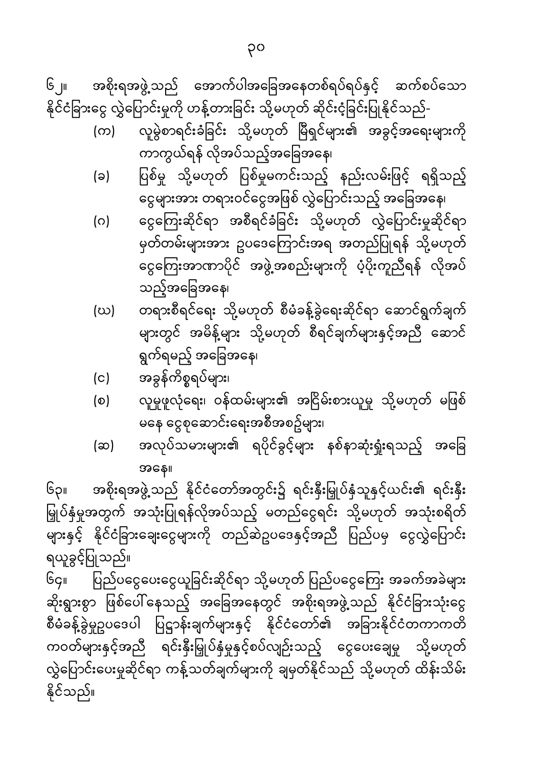၆၂။ အစိုးရအဖွဲ့သည် အောက်ပါအခြေအနေတစ်ရပ်ရပ်နှင့် ဆက်စပ်သော နိုင်ငံခြားငွေ လွှဲပြောင်းမှုကို ဟန့်တားခြင်း သို့မဟုတ် ဆိုင်းငံ့ခြင်းပြုနိုင်သည်-

(က) လူမွဲစာရင်းခံခြင်း သို့မဟုတ် မြီရှင်များ၏ အခွင့်အရေးများကို ကာကွယ်ရန် လိုအပ်သည့်အခြေအနေ၊

(ခ) ပြစ်မှု သို့မဟုတ် ပြစ်မှုမကင်းသည့် နည်းလမ်းဖြင့် ရရှိသည့် ငွေများအား တရားဝင်ငွေအဖြစ် လွှဲပြောင်းသည့် အခြေအနေ၊

(ဂ) ငွေကြေးဆိုင်ရာ အစီရင်ခံခြင်း သို့မဟုတ် လွှဲပြောင်းမှုဆိုင်ရာ မှတ်တမ်းများအား ဥပဒေကြောင်းအရ အတည်ပြုရန် သို့မဟုတ် ငွေကြေးအာဏာပိုင် အဖွဲ့အစည်းများကို ပံ့ပိုးကူညီရန် လိုအပ်သည့်အခြေအနေ၊

(ဃ) တရားစီရင်ရေး သို့မဟုတ် စီမံခန့်ခွဲရေးဆိုင်ရာ ဆောင်ရွက်ချက်များတွင် အမိန့်များ သို့မဟုတ် စီရင်ချက်များနှင့်အညီ ဆောင်ရွက်ရမည့် အခြေအနေ၊

(င) အခွန်ကိစ္စရပ်များ၊

(စ) လူမှုဖူလုံရေး၊ ဝန်ထမ်းများ၏ အငြိမ်းစားယူမှု သို့မဟုတ် မဖြစ်မနေ ငွေစုဆောင်းရေးအစီအစဉ်များ၊

(ဆ) အလုပ်သမားများ၏ ရပိုင်ခွင့်များ နစ်နာဆုံးရှုံးရသည့် အခြေအနေ။

၆၃။ အစိုးရအဖွဲ့သည် နိုင်ငံတော်အတွင်း၌ ရင်းနှီးမြှုပ်နှံသူနှင့်ယင်း၏ ရင်းနှီးမြှုပ်နှံမှုအတွက် အသုံးပြုရန်လိုအပ်သည့် မတည်ငွေရင်း သို့မဟုတ် အသုံးစရိတ်များနှင့် နိုင်ငံခြားချေးငွေများကို တည်ဆဲဥပဒေနှင့်အညီ ပြည်ပမှ ငွေလွှဲပြောင်းရယူခွင့်ပြုသည်။

၆၄။ ပြည်ပငွေပေးငွေယူခြင်းဆိုင်ရာ သို့မဟုတ် ပြည်ပငွေကြေး အခက်အခဲများ ဆိုးရွားစွာ ဖြစ်ပေါ်နေသည့် အခြေအနေတွင် အစိုးရအဖွဲ့သည် နိုင်ငံခြားသုံးငွေ စီမံခန့်ခွဲမှုဥပဒေပါ ပြဋ္ဌာန်းချက်များနှင့် နိုင်ငံတော်၏ အခြားနိုင်ငံတကာကတိကဝတ်များနှင့်အညီ ရင်းနှီးမြှုပ်နှံမှုနှင့်စပ်လျဉ်းသည့် ငွေပေးချေမှု သို့မဟုတ် လွှဲပြောင်းပေးမှုဆိုင်ရာ ကန့်သတ်ချက်များကို ချမှတ်နိုင်သည် သို့မဟုတ် ထိန်းသိမ်းနိုင်သည်။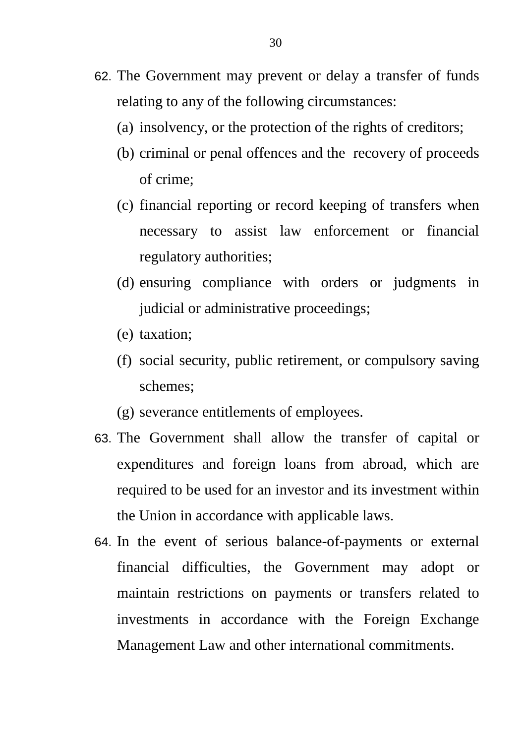62. The Government may prevent or delay a transfer of funds relating to any of the following circumstances:
    (a) insolvency, or the protection of the rights of creditors;
    (b) criminal or penal offences and the recovery of proceeds of crime;
    (c) financial reporting or record keeping of transfers when necessary to assist law enforcement or financial regulatory authorities;
    (d) ensuring compliance with orders or judgments in judicial or administrative proceedings;
    (e) taxation;
    (f) social security, public retirement, or compulsory saving schemes;
    (g) severance entitlements of employees.
63. The Government shall allow the transfer of capital or expenditures and foreign loans from abroad, which are required to be used for an investor and its investment within the Union in accordance with applicable laws.
64. In the event of serious balance-of-payments or external financial difficulties, the Government may adopt or maintain restrictions on payments or transfers related to investments in accordance with the Foreign Exchange Management Law and other international commitments.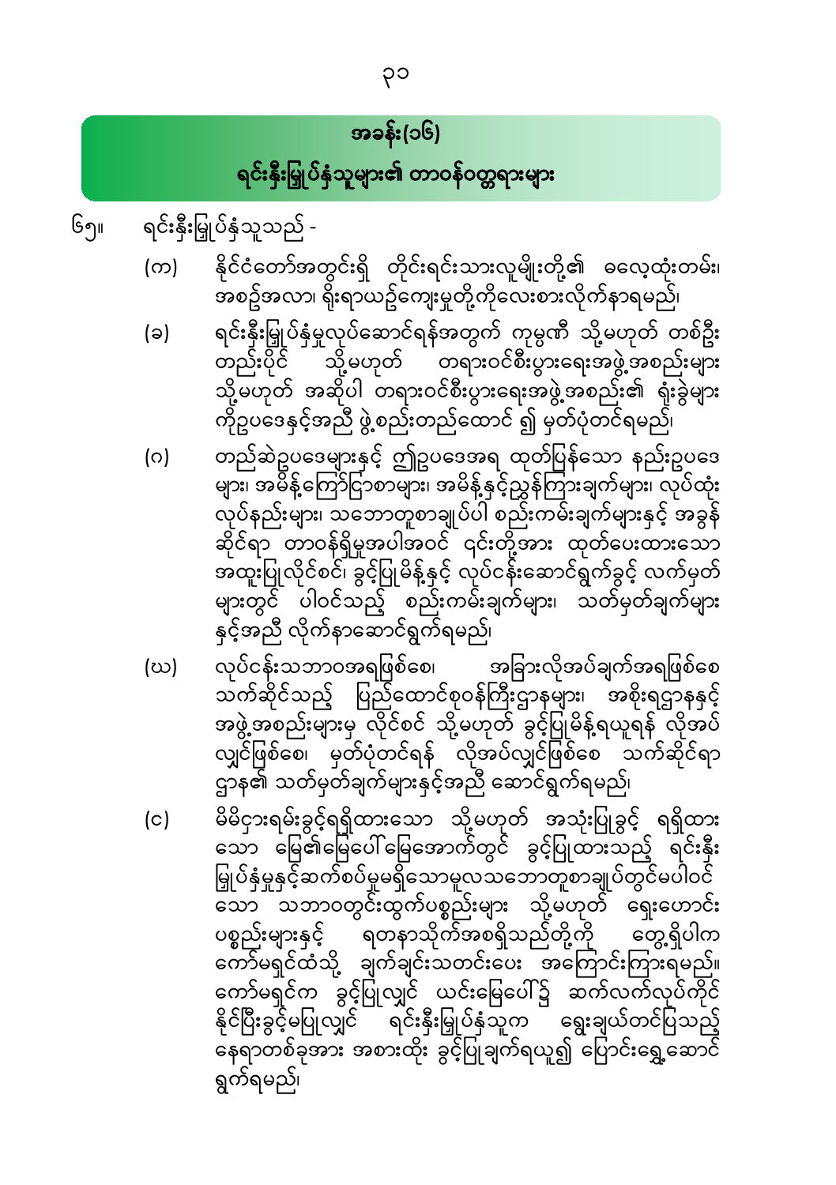## အခန်း(၁၆)

## ရင်းနှီးမြှုပ်နှံသူများ၏ တာဝန်ဝတ္တရားများ

၆၅။ ရင်းနှီးမြှုပ်နှံသူသည် -

(က) နိုင်ငံတော်အတွင်းရှိ တိုင်းရင်းသားလူမျိုးတို့၏ ဓလေ့ထုံးတမ်း၊ အစဉ်အလာ၊ ရိုးရာယဉ်ကျေးမှုတို့ကိုလေးစားလိုက်နာရမည်၊

(ခ) ရင်းနှီးမြှုပ်နှံမှုလုပ်ဆောင်ရန်အတွက် ကုမ္ပဏီ သို့မဟုတ် တစ်ဦးတည်းပိုင် သို့မဟုတ် တရားဝင်စီးပွားရေးအဖွဲ့အစည်းများ သို့မဟုတ် အဆိုပါ တရားဝင်စီးပွားရေးအဖွဲ့အစည်း၏ ရုံးခွဲများကိုဥပဒေနှင့်အညီ ဖွဲ့စည်းတည်ထောင် ၍ မှတ်ပုံတင်ရမည်၊

(ဂ) တည်ဆဲဥပဒေများနှင့် ဤဥပဒေအရ ထုတ်ပြန်သော နည်းဥပဒေများ၊ အမိန့်ကြော်ငြာစာများ၊ အမိန့်နှင့်ညွှန်ကြားချက်များ၊ လုပ်ထုံးလုပ်နည်းများ၊ သဘောတူစာချုပ်ပါ စည်းကမ်းချက်များနှင့် အခွန်ဆိုင်ရာ တာဝန်ရှိမှုအပါအဝင် ၎င်းတို့အား ထုတ်ပေးထားသော အထူးပြုလိုင်စင်၊ ခွင့်ပြုမိန့်နှင့် လုပ်ငန်းဆောင်ရွက်ခွင့် လက်မှတ်များတွင် ပါဝင်သည့် စည်းကမ်းချက်များ၊ သတ်မှတ်ချက်များနှင့်အညီ လိုက်နာဆောင်ရွက်ရမည်၊

(ဃ) လုပ်ငန်းသဘာဝအရဖြစ်စေ၊ အခြားလိုအပ်ချက်အရဖြစ်စေ သက်ဆိုင်သည့် ပြည်ထောင်စုဝန်ကြီးဌာနများ၊ အစိုးရဌာနနှင့် အဖွဲ့အစည်းများမှ လိုင်စင် သို့မဟုတ် ခွင့်ပြုမိန့်ရယူရန် လိုအပ်လျှင်ဖြစ်စေ၊ မှတ်ပုံတင်ရန် လိုအပ်လျှင်ဖြစ်စေ သက်ဆိုင်ရာဌာန၏ သတ်မှတ်ချက်များနှင့်အညီ ဆောင်ရွက်ရမည်၊

(င) မိမိငှားရမ်းခွင့်ရရှိထားသော သို့မဟုတ် အသုံးပြုခွင့် ရရှိထားသော မြေ၏မြေပေါ်မြေအောက်တွင် ခွင့်ပြုထားသည့် ရင်းနှီးမြှုပ်နှံမှုနှင့်ဆက်စပ်မှုမရှိသောမူလသဘောတူစာချုပ်တွင်မပါဝင်သော သဘာဝတွင်းထွက်ပစ္စည်းများ သို့မဟုတ် ရှေးဟောင်းပစ္စည်းများနှင့် ရတနာသိုက်အစရှိသည်တို့ကို တွေ့ရှိပါက ကော်မရှင်ထံသို့ ချက်ချင်းသတင်းပေး အကြောင်းကြားရမည်။ ကော်မရှင်က ခွင့်ပြုလျှင် ယင်းမြေပေါ်၌ ဆက်လက်လုပ်ကိုင်နိုင်ပြီးခွင့်မပြုလျှင် ရင်းနှီးမြှုပ်နှံသူက ရွေးချယ်တင်ပြသည့် နေရာတစ်ခုအား အစားထိုး ခွင့်ပြုချက်ရယူ၍ ပြောင်းရွှေ့ဆောင်ရွက်ရမည်၊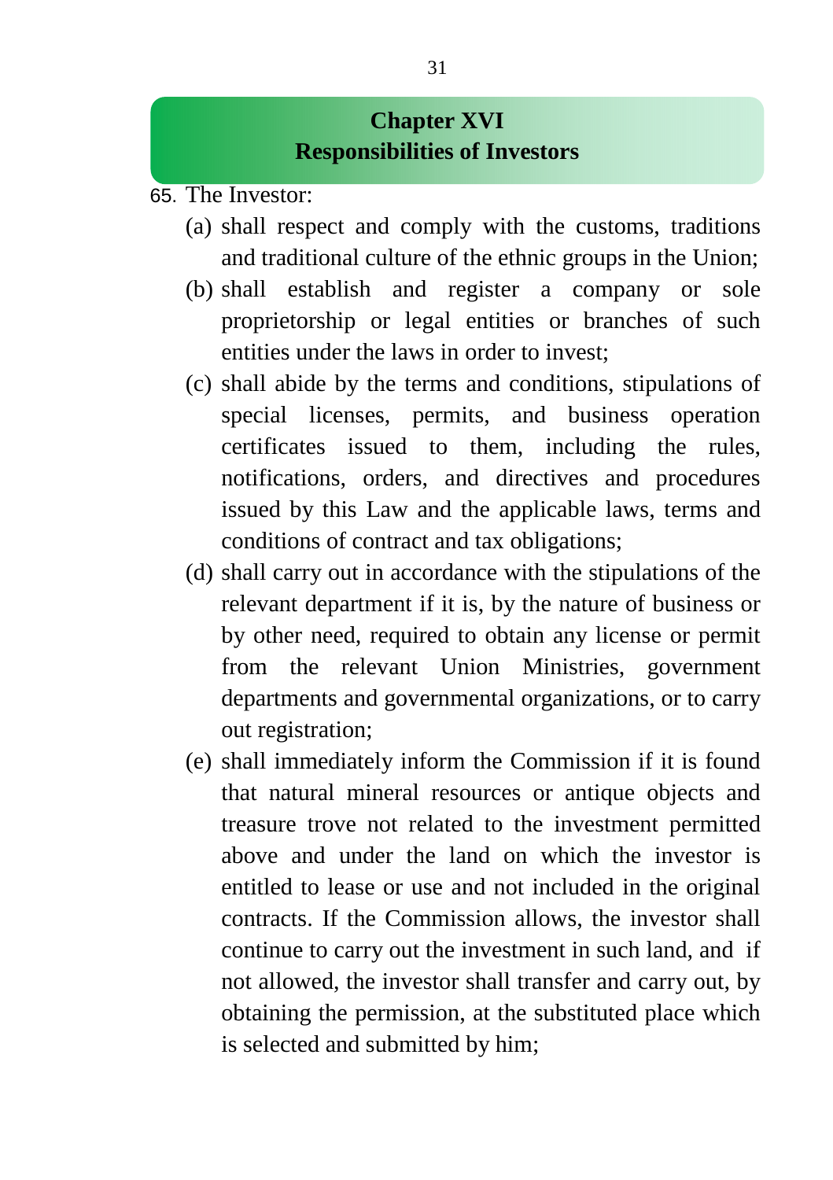## Chapter XVI
## Responsibilities of Investors

65. The Investor:

(a) shall respect and comply with the customs, traditions and traditional culture of the ethnic groups in the Union;

(b) shall establish and register a company or sole proprietorship or legal entities or branches of such entities under the laws in order to invest;

(c) shall abide by the terms and conditions, stipulations of special licenses, permits, and business operation certificates issued to them, including the rules, notifications, orders, and directives and procedures issued by this Law and the applicable laws, terms and conditions of contract and tax obligations;

(d) shall carry out in accordance with the stipulations of the relevant department if it is, by the nature of business or by other need, required to obtain any license or permit from the relevant Union Ministries, government departments and governmental organizations, or to carry out registration;

(e) shall immediately inform the Commission if it is found that natural mineral resources or antique objects and treasure trove not related to the investment permitted above and under the land on which the investor is entitled to lease or use and not included in the original contracts. If the Commission allows, the investor shall continue to carry out the investment in such land, and if not allowed, the investor shall transfer and carry out, by obtaining the permission, at the substituted place which is selected and submitted by him;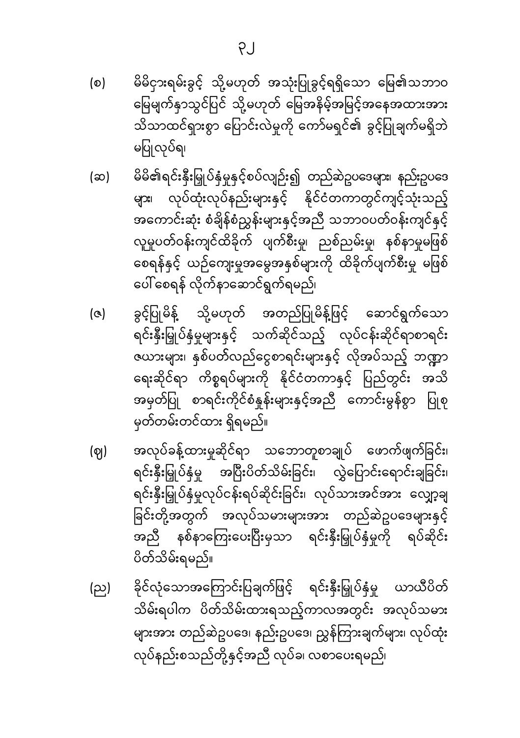(စ) မိမိငှားရမ်းခွင့် သို့မဟုတ် အသုံးပြုခွင့်ရရှိသော မြေ၏သဘာဝ မြေမျက်နှာသွင်ပြင် သို့မဟုတ် မြေအနိမ့်အမြင့်အနေအထားအား သိသာထင်ရှားစွာ ပြောင်းလဲမှုကို ကော်မရှင်၏ ခွင့်ပြုချက်မရှိဘဲ မပြုလုပ်ရ၊

(ဆ) မိမိ၏ရင်းနှီးမြှုပ်နှံမှုနှင့်စပ်လျဉ်း၍ တည်ဆဲဥပဒေများ၊ နည်းဥပဒေများ၊ လုပ်ထုံးလုပ်နည်းများနှင့် နိုင်ငံတကာတွင်ကျင့်သုံးသည့် အကောင်းဆုံး စံချိန်စံညွှန်းများနှင့်အညီ သဘာဝပတ်ဝန်းကျင်နှင့် လူမှုပတ်ဝန်းကျင်ထိခိုက် ပျက်စီးမှု၊ ညစ်ညမ်းမှု၊ နစ်နာမှုမဖြစ်စေရန်နှင့် ယဉ်ကျေးမှုအမွေအနှစ်များကို ထိခိုက်ပျက်စီးမှု မဖြစ်ပေါ်စေရန် လိုက်နာဆောင်ရွက်ရမည်၊

(ဇ) ခွင့်ပြုမိန့် သို့မဟုတ် အတည်ပြုမိန့်ဖြင့် ဆောင်ရွက်သော ရင်းနှီးမြှုပ်နှံမှုများနှင့် သက်ဆိုင်သည့် လုပ်ငန်းဆိုင်ရာစာရင်းဇယားများ၊ နှစ်ပတ်လည်ငွေစာရင်းများနှင့် လိုအပ်သည့် ဘဏ္ဍာရေးဆိုင်ရာ ကိစ္စရပ်များကို နိုင်ငံတကာနှင့် ပြည်တွင်း အသိအမှတ်ပြု စာရင်းကိုင်စံနှုန်းများနှင့်အညီ ကောင်းမွန်စွာ ပြုစုမှတ်တမ်းတင်ထား ရှိရမည်။

(ဈ) အလုပ်ခန့်ထားမှုဆိုင်ရာ သဘောတူစာချုပ် ဖောက်ဖျက်ခြင်း၊ ရင်းနှီးမြှုပ်နှံမှု အပြီးပိတ်သိမ်းခြင်း၊ လွှဲပြောင်းရောင်းချခြင်း၊ ရင်းနှီးမြှုပ်နှံမှုလုပ်ငန်းရပ်ဆိုင်းခြင်း၊ လုပ်သားအင်အား လျှော့ချခြင်းတို့အတွက် အလုပ်သမားများအား တည်ဆဲဥပဒေများနှင့်အညီ နစ်နာကြေးပေးပြီးမှသာ ရင်းနှီးမြှုပ်နှံမှုကို ရပ်ဆိုင်းပိတ်သိမ်းရမည်။

(ည) ခိုင်လုံသောအကြောင်းပြချက်ဖြင့် ရင်းနှီးမြှုပ်နှံမှု ယာယီပိတ်သိမ်းရပါက ပိတ်သိမ်းထားရသည့်ကာလအတွင်း အလုပ်သမားများအား တည်ဆဲဥပဒေ၊ နည်းဥပဒေ၊ ညွှန်ကြားချက်များ၊ လုပ်ထုံးလုပ်နည်းစသည်တို့နှင့်အညီ လုပ်ခ၊ လစာပေးရမည်၊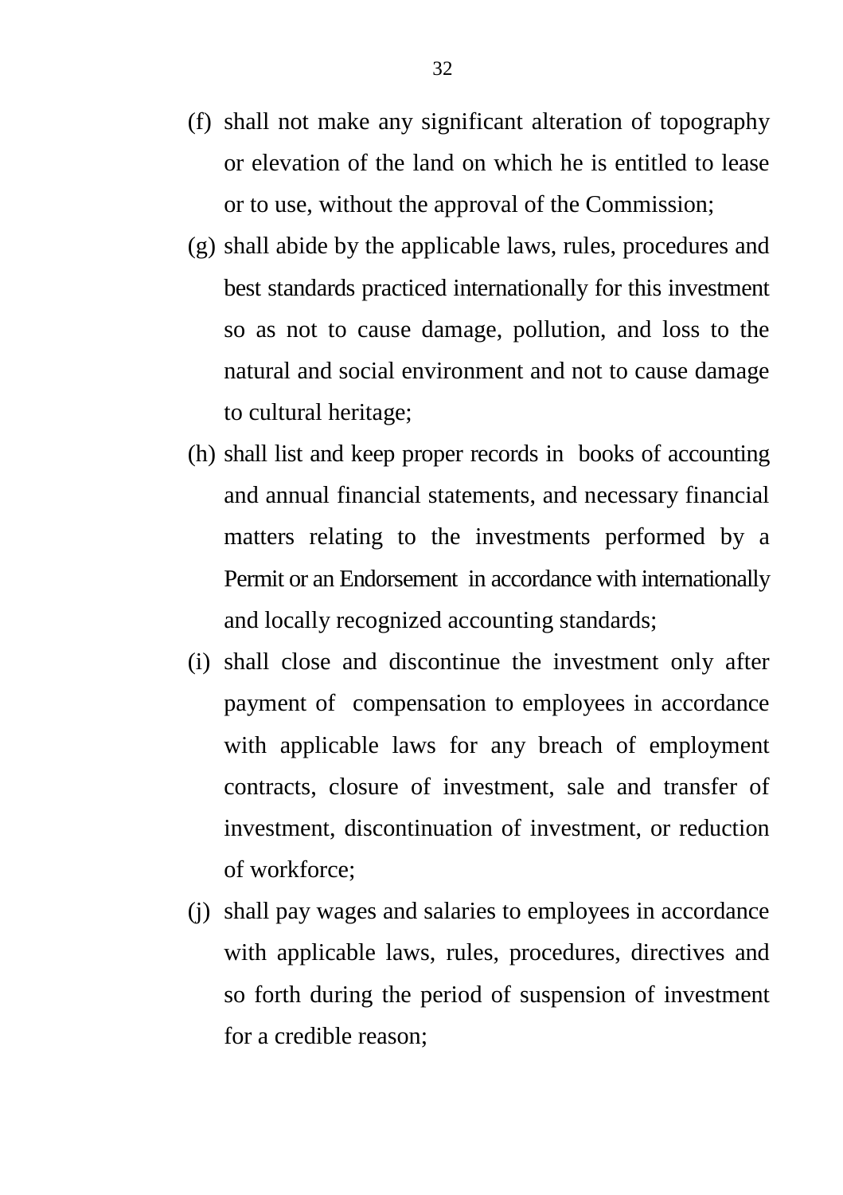(f) shall not make any significant alteration of topography or elevation of the land on which he is entitled to lease or to use, without the approval of the Commission;

(g) shall abide by the applicable laws, rules, procedures and best standards practiced internationally for this investment so as not to cause damage, pollution, and loss to the natural and social environment and not to cause damage to cultural heritage;

(h) shall list and keep proper records in books of accounting and annual financial statements, and necessary financial matters relating to the investments performed by a Permit or an Endorsement in accordance with internationally and locally recognized accounting standards;

(i) shall close and discontinue the investment only after payment of compensation to employees in accordance with applicable laws for any breach of employment contracts, closure of investment, sale and transfer of investment, discontinuation of investment, or reduction of workforce;

(j) shall pay wages and salaries to employees in accordance with applicable laws, rules, procedures, directives and so forth during the period of suspension of investment for a credible reason;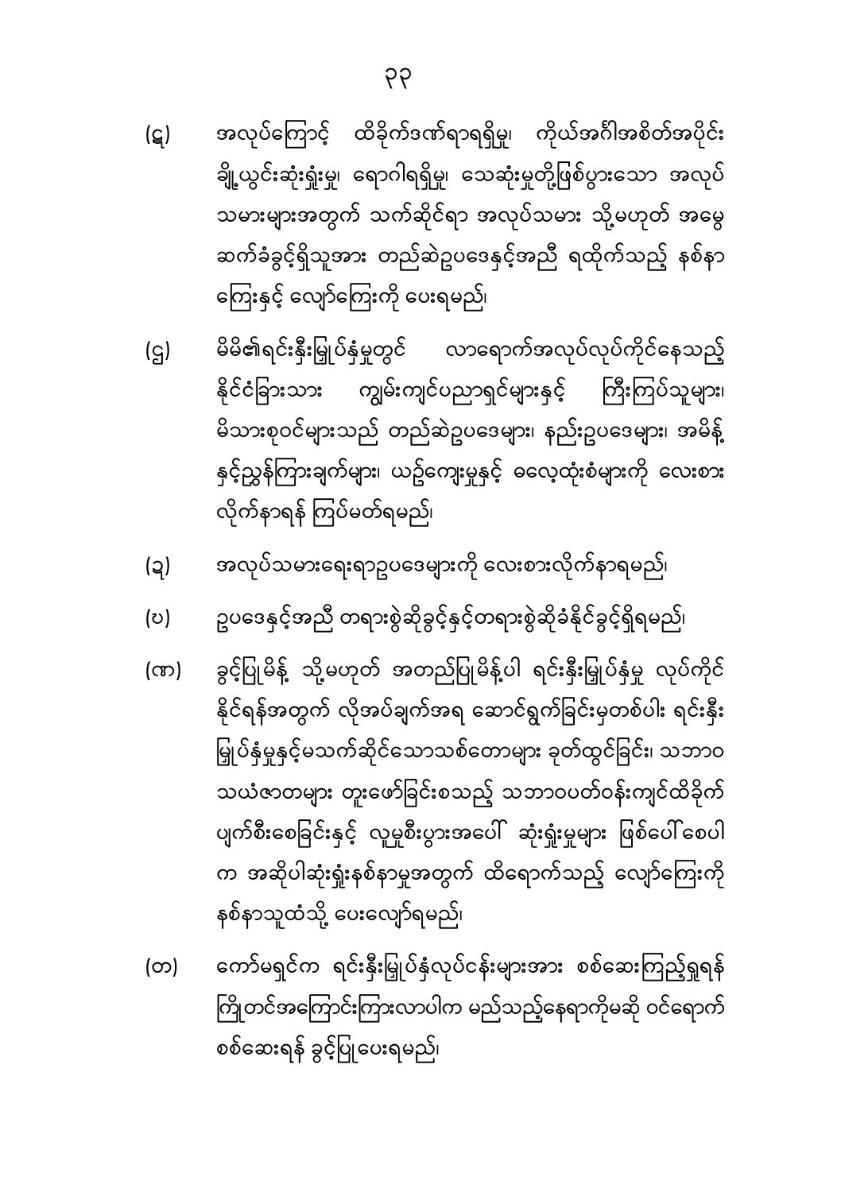(ဠ) အလုပ်ကြောင့် ထိခိုက်ဒဏ်ရာရရှိမှု၊ ကိုယ်အင်္ဂါအစိတ်အပိုင်း ချို့ယွင်းဆုံးရှုံးမှု၊ ရောဂါရရှိမှု၊ သေဆုံးမှုတို့ဖြစ်ပွားသော အလုပ်သမားများအတွက် သက်ဆိုင်ရာ အလုပ်သမား သို့မဟုတ် အမွေဆက်ခံခွင့်ရှိသူအား တည်ဆဲဥပဒေနှင့်အညီ ရထိုက်သည့် နစ်နာကြေးနှင့် လျော်ကြေးကို ပေးရမည်၊

(ဥ) မိမိ၏ရင်းနှီးမြှုပ်နှံမှုတွင် လာရောက်အလုပ်လုပ်ကိုင်နေသည့် နိုင်ငံခြားသား ကျွမ်းကျင်ပညာရှင်များနှင့် ကြီးကြပ်သူများ၊ မိသားစုဝင်များသည် တည်ဆဲဥပဒေများ၊ နည်းဥပဒေများ၊ အမိန့်နှင့်ညွှန်ကြားချက်များ၊ ယဉ်ကျေးမှုနှင့် ဓလေ့ထုံးစံများကို လေးစားလိုက်နာရန် ကြပ်မတ်ရမည်၊

(ဍ) အလုပ်သမားရေးရာဥပဒေများကို လေးစားလိုက်နာရမည်၊

(ပ) ဥပဒေနှင့်အညီ တရားစွဲဆိုခွင့်နှင့်တရားစွဲဆိုခံနိုင်ခွင့်ရှိရမည်၊

(ဏ) ခွင့်ပြုမိန့် သို့မဟုတ် အတည်ပြုမိန့်ပါ ရင်းနှီးမြှုပ်နှံမှု လုပ်ကိုင်နိုင်ရန်အတွက် လိုအပ်ချက်အရ ဆောင်ရွက်ခြင်းမှတစ်ပါး ရင်းနှီးမြှုပ်နှံမှုနှင့်မသက်ဆိုင်သောသစ်တောများ ခုတ်ထွင်ခြင်း၊ သဘာဝသယံဇာတများ တူးဖော်ခြင်းစသည့် သဘာဝပတ်ဝန်းကျင်ထိခိုက်ပျက်စီးစေခြင်းနှင့် လူမှုစီးပွားအပေါ် ဆုံးရှုံးမှုများ ဖြစ်ပေါ်စေပါက အဆိုပါဆုံးရှုံးနစ်နာမှုအတွက် ထိရောက်သည့် လျော်ကြေးကို နစ်နာသူထံသို့ ပေးလျော်ရမည်၊

(တ) ကော်မရှင်က ရင်းနှီးမြှုပ်နှံလုပ်ငန်းများအား စစ်ဆေးကြည့်ရှုရန် ကြိုတင်အကြောင်းကြားလာပါက မည်သည့်နေရာကိုမဆို ဝင်ရောက်စစ်ဆေးရန် ခွင့်ပြုပေးရမည်၊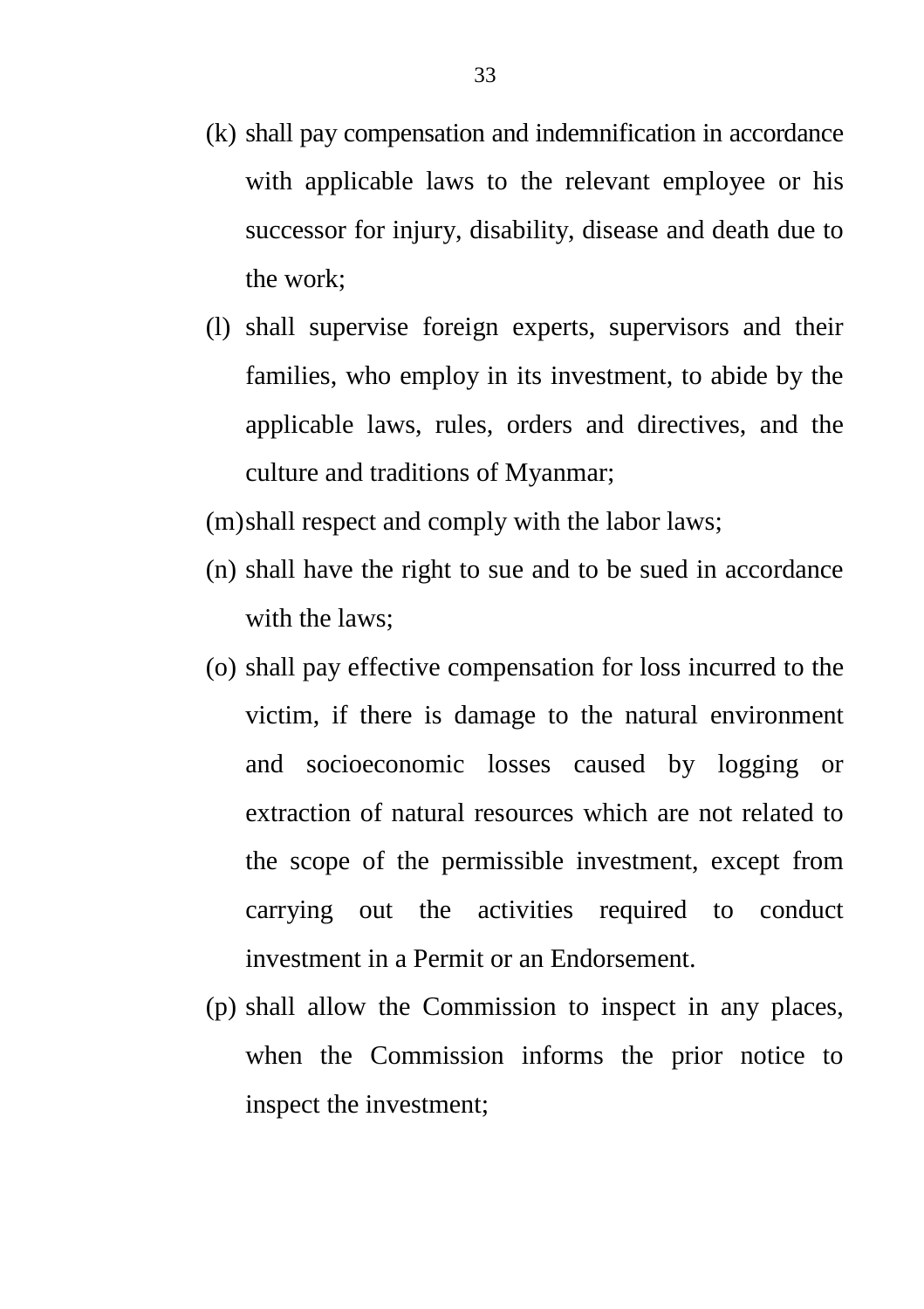(k) shall pay compensation and indemnification in accordance with applicable laws to the relevant employee or his successor for injury, disability, disease and death due to the work;

(l) shall supervise foreign experts, supervisors and their families, who employ in its investment, to abide by the applicable laws, rules, orders and directives, and the culture and traditions of Myanmar;

(m) shall respect and comply with the labor laws;

(n) shall have the right to sue and to be sued in accordance with the laws;

(o) shall pay effective compensation for loss incurred to the victim, if there is damage to the natural environment and socioeconomic losses caused by logging or extraction of natural resources which are not related to the scope of the permissible investment, except from carrying out the activities required to conduct investment in a Permit or an Endorsement.

(p) shall allow the Commission to inspect in any places, when the Commission informs the prior notice to inspect the investment;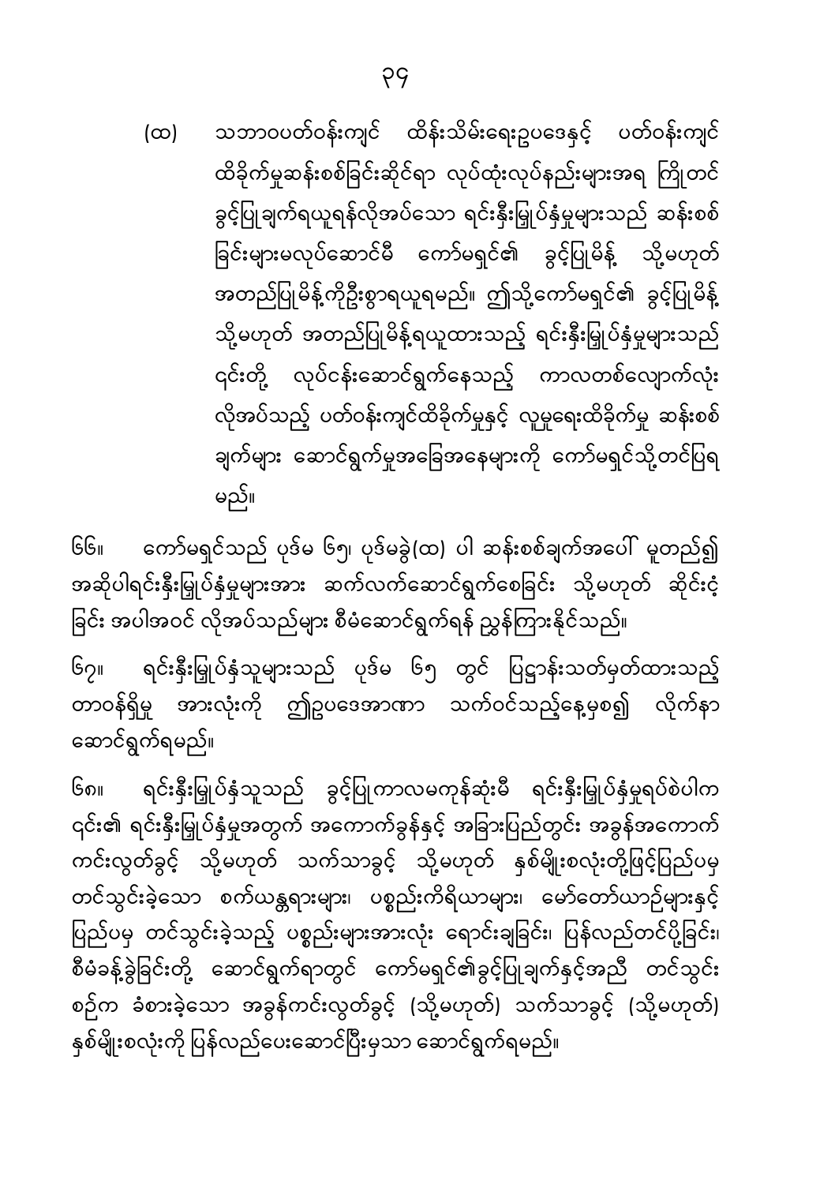(ထ) သဘာဝပတ်ဝန်းကျင် ထိန်းသိမ်းရေးဥပဒေနှင့် ပတ်ဝန်းကျင် ထိခိုက်မှုဆန်းစစ်ခြင်းဆိုင်ရာ လုပ်ထုံးလုပ်နည်းများအရ ကြိုတင် ခွင့်ပြုချက်ရယူရန်လိုအပ်သော ရင်းနှီးမြှုပ်နှံမှုများသည် ဆန်းစစ် ခြင်းများမလုပ်ဆောင်မီ ကော်မရှင်၏ ခွင့်ပြုမိန့် သို့မဟုတ် အတည်ပြုမိန့်ကိုဦးစွာရယူရမည်။ ဤသို့ကော်မရှင်၏ ခွင့်ပြုမိန့် သို့မဟုတ် အတည်ပြုမိန့်ရယူထားသည့် ရင်းနှီးမြှုပ်နှံမှုများသည် ၎င်းတို့ လုပ်ငန်းဆောင်ရွက်နေသည့် ကာလတစ်လျှောက်လုံး လိုအပ်သည့် ပတ်ဝန်းကျင်ထိခိုက်မှုနှင့် လူမှုရေးထိခိုက်မှု ဆန်းစစ် ချက်များ ဆောင်ရွက်မှုအခြေအနေများကို ကော်မရှင်သို့တင်ပြရ မည်။

၆၆။ ကော်မရှင်သည် ပုဒ်မ ၆၅၊ ပုဒ်မခွဲ(ထ) ပါ ဆန်းစစ်ချက်အပေါ် မူတည်၍ အဆိုပါရင်းနှီးမြှုပ်နှံမှုများအား ဆက်လက်ဆောင်ရွက်စေခြင်း သို့မဟုတ် ဆိုင်းငံ့ ခြင်း အပါအဝင် လိုအပ်သည်များ စီမံဆောင်ရွက်ရန် ညွှန်ကြားနိုင်သည်။

၆၇။ ရင်းနှီးမြှုပ်နှံသူများသည် ပုဒ်မ ၆၅ တွင် ပြဋ္ဌာန်းသတ်မှတ်ထားသည့် တာဝန်ရှိမှု အားလုံးကို ဤဥပဒေအာဏာ သက်ဝင်သည့်နေ့မှစ၍ လိုက်နာ ဆောင်ရွက်ရမည်။

၆၈။ ရင်းနှီးမြှုပ်နှံသူသည် ခွင့်ပြုကာလမကုန်ဆုံးမီ ရင်းနှီးမြှုပ်နှံမှုရပ်စဲပါက ၎င်း၏ ရင်းနှီးမြှုပ်နှံမှုအတွက် အကောက်ခွန်နှင့် အခြားပြည်တွင်း အခွန်အကောက် ကင်းလွတ်ခွင့် သို့မဟုတ် သက်သာခွင့် သို့မဟုတ် နှစ်မျိုးစလုံးတို့ဖြင့်ပြည်ပမှ တင်သွင်းခဲ့သော စက်ယန္တရားများ၊ ပစ္စည်းကိရိယာများ၊ မော်တော်ယာဉ်များနှင့် ပြည်ပမှ တင်သွင်းခဲ့သည့် ပစ္စည်းများအားလုံး ရောင်းချခြင်း၊ ပြန်လည်တင်ပို့ခြင်း၊ စီမံခန့်ခွဲခြင်းတို့ ဆောင်ရွက်ရာတွင် ကော်မရှင်၏ခွင့်ပြုချက်နှင့်အညီ တင်သွင်း စဉ်က ခံစားခဲ့သော အခွန်ကင်းလွတ်ခွင့် (သို့မဟုတ်) သက်သာခွင့် (သို့မဟုတ်) နှစ်မျိုးစလုံးကို ပြန်လည်ပေးဆောင်ပြီးမှသာ ဆောင်ရွက်ရမည်။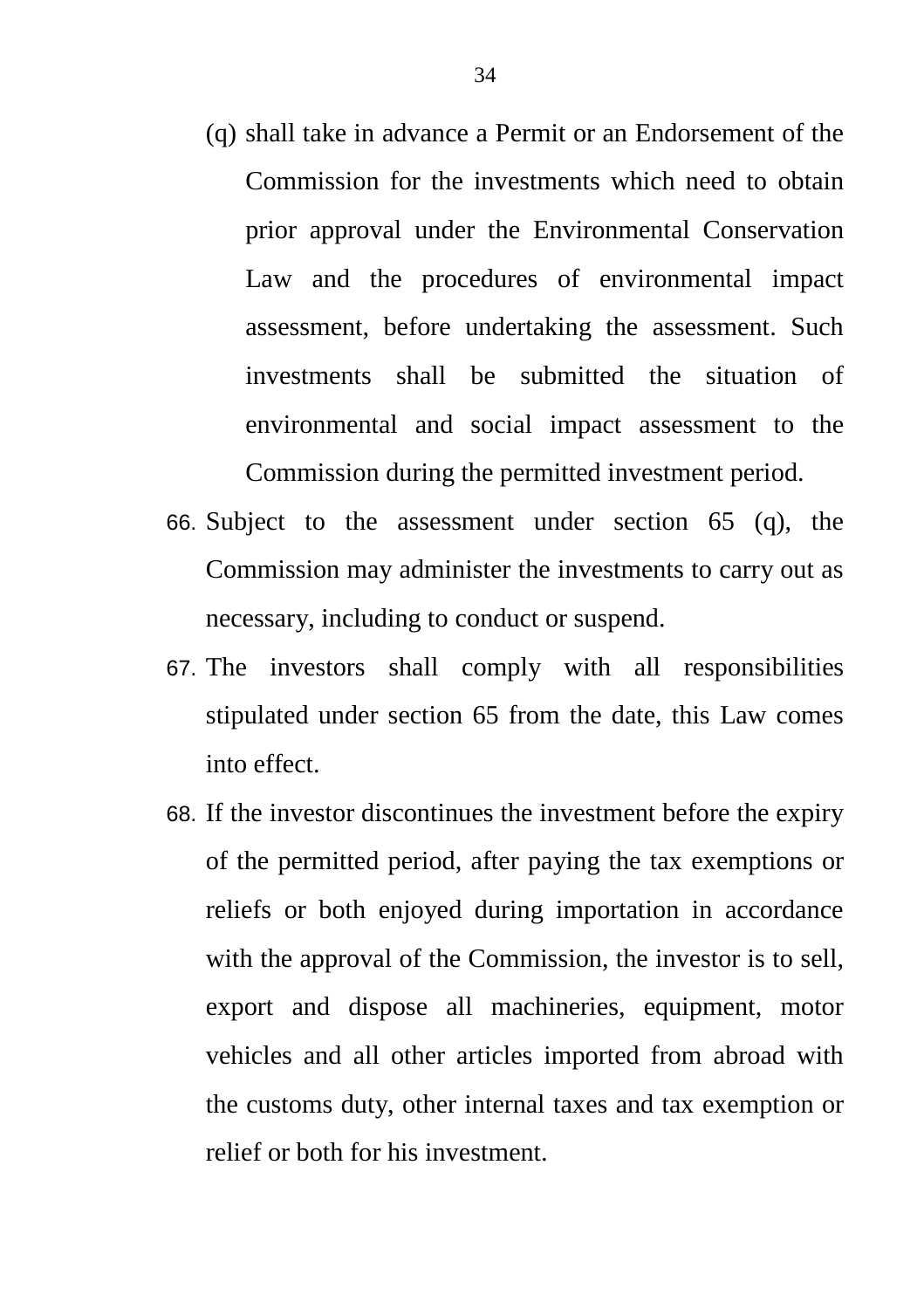(q) shall take in advance a Permit or an Endorsement of the Commission for the investments which need to obtain prior approval under the Environmental Conservation Law and the procedures of environmental impact assessment, before undertaking the assessment. Such investments shall be submitted the situation of environmental and social impact assessment to the Commission during the permitted investment period.

66. Subject to the assessment under section 65 (q), the Commission may administer the investments to carry out as necessary, including to conduct or suspend.

67. The investors shall comply with all responsibilities stipulated under section 65 from the date, this Law comes into effect.

68. If the investor discontinues the investment before the expiry of the permitted period, after paying the tax exemptions or reliefs or both enjoyed during importation in accordance with the approval of the Commission, the investor is to sell, export and dispose all machineries, equipment, motor vehicles and all other articles imported from abroad with the customs duty, other internal taxes and tax exemption or relief or both for his investment.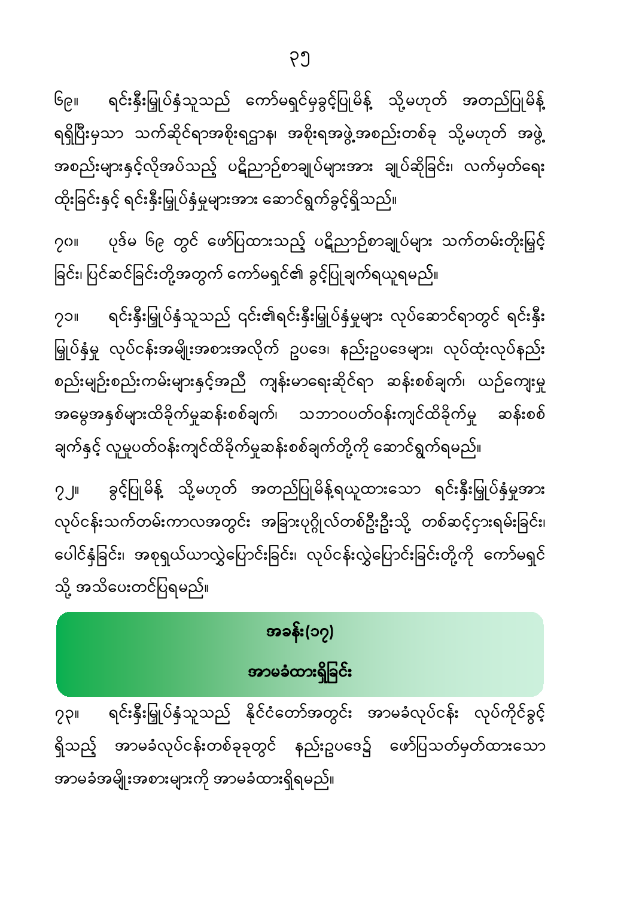၆၉။ ရင်းနှီးမြှုပ်နှံသူသည် ကော်မရှင်မှခွင့်ပြုမိန့် သို့မဟုတ် အတည်ပြုမိန့် ရရှိပြီးမှသာ သက်ဆိုင်ရာအစိုးရဌာန၊ အစိုးရအဖွဲ့အစည်းတစ်ခု သို့မဟုတ် အဖွဲ့အစည်းများနှင့်လိုအပ်သည့် ပဋိညာဉ်စာချုပ်များအား ချုပ်ဆိုခြင်း၊ လက်မှတ်ရေးထိုးခြင်းနှင့် ရင်းနှီးမြှုပ်နှံမှုများအား ဆောင်ရွက်ခွင့်ရှိသည်။

၇၀။ ပုဒ်မ ၆၉ တွင် ဖော်ပြထားသည့် ပဋိညာဉ်စာချုပ်များ သက်တမ်းတိုးမြှင့်ခြင်း၊ ပြင်ဆင်ခြင်းတို့အတွက် ကော်မရှင်၏ ခွင့်ပြုချက်ရယူရမည်။

၇၁။ ရင်းနှီးမြှုပ်နှံသူသည် ၎င်း၏ရင်းနှီးမြှုပ်နှံမှုများ လုပ်ဆောင်ရာတွင် ရင်းနှီးမြှုပ်နှံမှု လုပ်ငန်းအမျိုးအစားအလိုက် ဥပဒေ၊ နည်းဥပဒေများ၊ လုပ်ထုံးလုပ်နည်း စည်းမျဉ်းစည်းကမ်းများနှင့်အညီ ကျန်းမာရေးဆိုင်ရာ ဆန်းစစ်ချက်၊ ယဉ်ကျေးမှုအမွေအနှစ်များထိခိုက်မှုဆန်းစစ်ချက်၊ သဘာဝပတ်ဝန်းကျင်ထိခိုက်မှု ဆန်းစစ်ချက်နှင့် လူမှုပတ်ဝန်းကျင်ထိခိုက်မှုဆန်းစစ်ချက်တို့ကို ဆောင်ရွက်ရမည်။

၇၂။ ခွင့်ပြုမိန့် သို့မဟုတ် အတည်ပြုမိန့်ရယူထားသော ရင်းနှီးမြှုပ်နှံမှုအား လုပ်ငန်းသက်တမ်းကာလအတွင်း အခြားပုဂ္ဂိုလ်တစ်ဦးဦးသို့ တစ်ဆင့်ငှားရမ်းခြင်း၊ ပေါင်နှံခြင်း၊ အစုရှယ်ယာလွှဲပြောင်းခြင်း၊ လုပ်ငန်းလွှဲပြောင်းခြင်းတို့ကို ကော်မရှင်သို့ အသိပေးတင်ပြရမည်။

## အခန်း(၁၇)
## အာမခံထားရှိခြင်း

၇၃။ ရင်းနှီးမြှုပ်နှံသူသည် နိုင်ငံတော်အတွင်း အာမခံလုပ်ငန်း လုပ်ကိုင်ခွင့်ရှိသည့် အာမခံလုပ်ငန်းတစ်ခုခုတွင် နည်းဥပဒေ၌ ဖော်ပြသတ်မှတ်ထားသော အာမခံအမျိုးအစားများကို အာမခံထားရှိရမည်။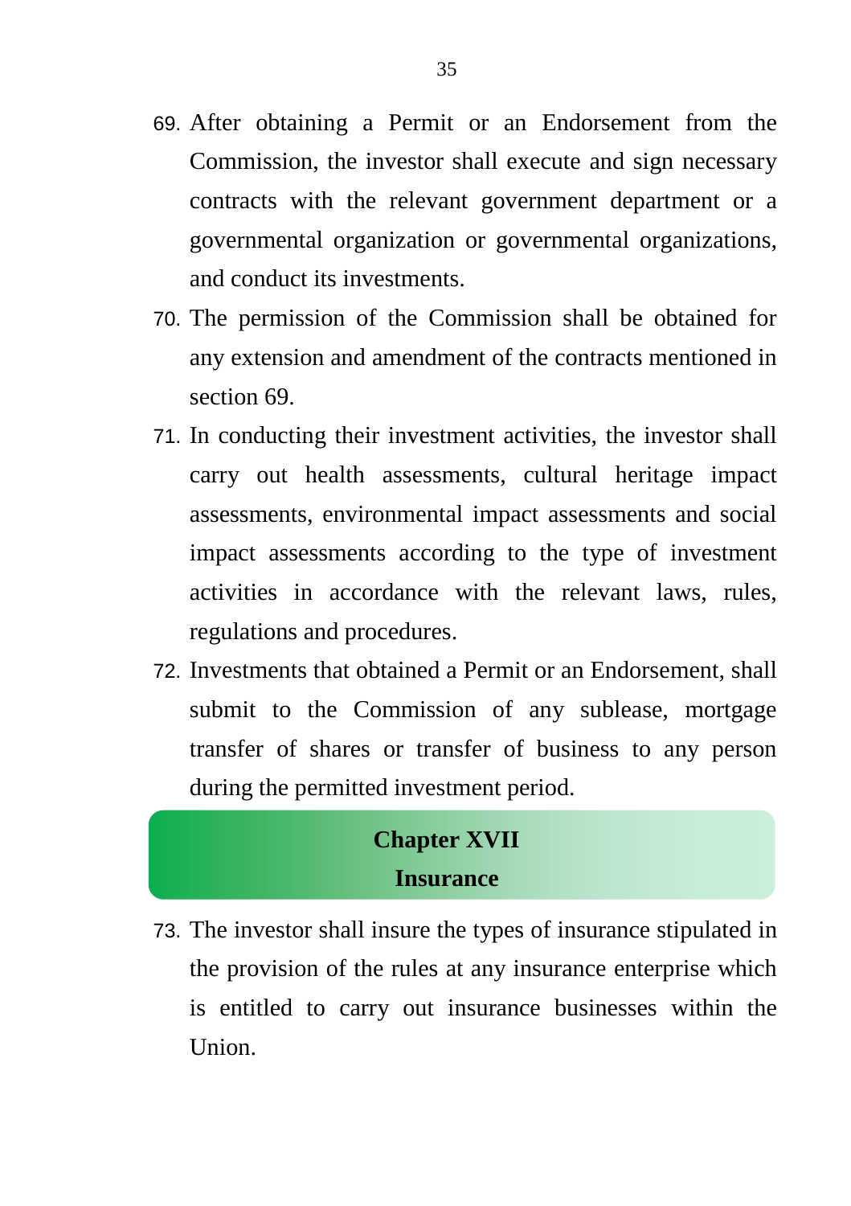69. After obtaining a Permit or an Endorsement from the Commission, the investor shall execute and sign necessary contracts with the relevant government department or a governmental organization or governmental organizations, and conduct its investments.
70. The permission of the Commission shall be obtained for any extension and amendment of the contracts mentioned in section 69.
71. In conducting their investment activities, the investor shall carry out health assessments, cultural heritage impact assessments, environmental impact assessments and social impact assessments according to the type of investment activities in accordance with the relevant laws, rules, regulations and procedures.
72. Investments that obtained a Permit or an Endorsement, shall submit to the Commission of any sublease, mortgage transfer of shares or transfer of business to any person during the permitted investment period.

## Chapter XVII
## Insurance

73. The investor shall insure the types of insurance stipulated in the provision of the rules at any insurance enterprise which is entitled to carry out insurance businesses within the Union.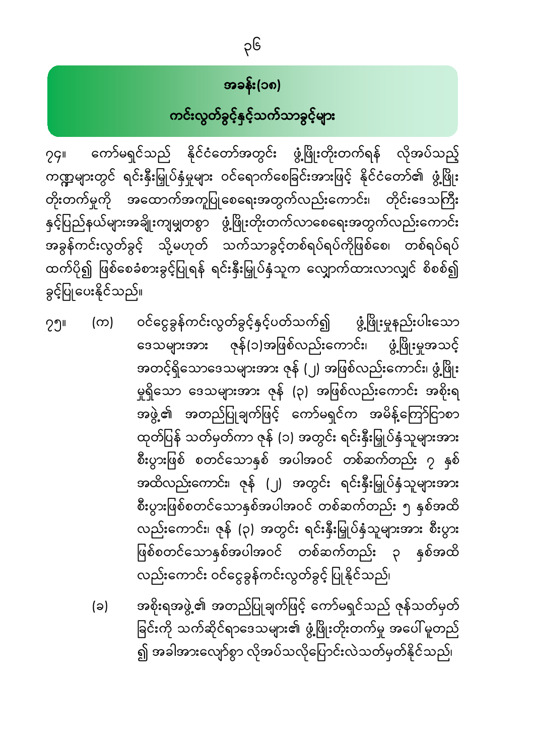## အခန်း(၁၈)

## ကင်းလွတ်ခွင့်နှင့်သက်သာခွင့်များ

၇၄။ ကော်မရှင်သည် နိုင်ငံတော်အတွင်း ဖွံ့ဖြိုးတိုးတက်ရန် လိုအပ်သည့် ကဏ္ဍများတွင် ရင်းနှီးမြှုပ်နှံမှုများ ဝင်ရောက်စေခြင်းအားဖြင့် နိုင်ငံတော်၏ ဖွံ့ဖြိုးတိုးတက်မှုကို အထောက်အကူပြုစေရေးအတွက်လည်းကောင်း၊ တိုင်းဒေသကြီးနှင့်ပြည်နယ်များအချိုးကျမျှတစွာ ဖွံ့ဖြိုးတိုးတက်လာစေရေးအတွက်လည်းကောင်း အခွန်ကင်းလွတ်ခွင့် သို့မဟုတ် သက်သာခွင့်တစ်ရပ်ရပ်ကိုဖြစ်စေ၊ တစ်ရပ်ရပ်ထက်ပို၍ ဖြစ်စေခံစားခွင့်ပြုရန် ရင်းနှီးမြှုပ်နှံသူက လျှောက်ထားလာလျှင် စိစစ်၍ ခွင့်ပြုပေးနိုင်သည်။

၇၅။ (က) ဝင်ငွေခွန်ကင်းလွတ်ခွင့်နှင့်ပတ်သက်၍ ဖွံ့ဖြိုးမှုနည်းပါးသော ဒေသများအား ဇုန်(၁)အဖြစ်လည်းကောင်း၊ ဖွံ့ဖြိုးမှုအသင့်အတင့်ရှိသောဒေသများအား ဇုန် (၂) အဖြစ်လည်းကောင်း၊ ဖွံ့ဖြိုးမှုရှိသော ဒေသများအား ဇုန် (၃) အဖြစ်လည်းကောင်း အစိုးရအဖွဲ့၏ အတည်ပြုချက်ဖြင့် ကော်မရှင်က အမိန့်ကြော်ငြာစာ ထုတ်ပြန် သတ်မှတ်ကာ ဇုန် (၁) အတွင်း ရင်းနှီးမြှုပ်နှံသူများအား စီးပွားဖြစ် စတင်သောနှစ် အပါအဝင် တစ်ဆက်တည်း ၇ နှစ်အထိလည်းကောင်း၊ ဇုန် (၂) အတွင်း ရင်းနှီးမြှုပ်နှံသူများအား စီးပွားဖြစ်စတင်သောနှစ်အပါအဝင် တစ်ဆက်တည်း ၅ နှစ်အထိလည်းကောင်း၊ ဇုန် (၃) အတွင်း ရင်းနှီးမြှုပ်နှံသူများအား စီးပွားဖြစ်စတင်သောနှစ်အပါအဝင် တစ်ဆက်တည်း ၃ နှစ်အထိလည်းကောင်း ဝင်ငွေခွန်ကင်းလွတ်ခွင့် ပြုနိုင်သည်၊

(ခ) အစိုးရအဖွဲ့၏ အတည်ပြုချက်ဖြင့် ကော်မရှင်သည် ဇုန်သတ်မှတ်ခြင်းကို သက်ဆိုင်ရာဒေသများ၏ ဖွံ့ဖြိုးတိုးတက်မှု အပေါ် မူတည်၍ အခါအားလျော်စွာ လိုအပ်သလိုပြောင်းလဲသတ်မှတ်နိုင်သည်၊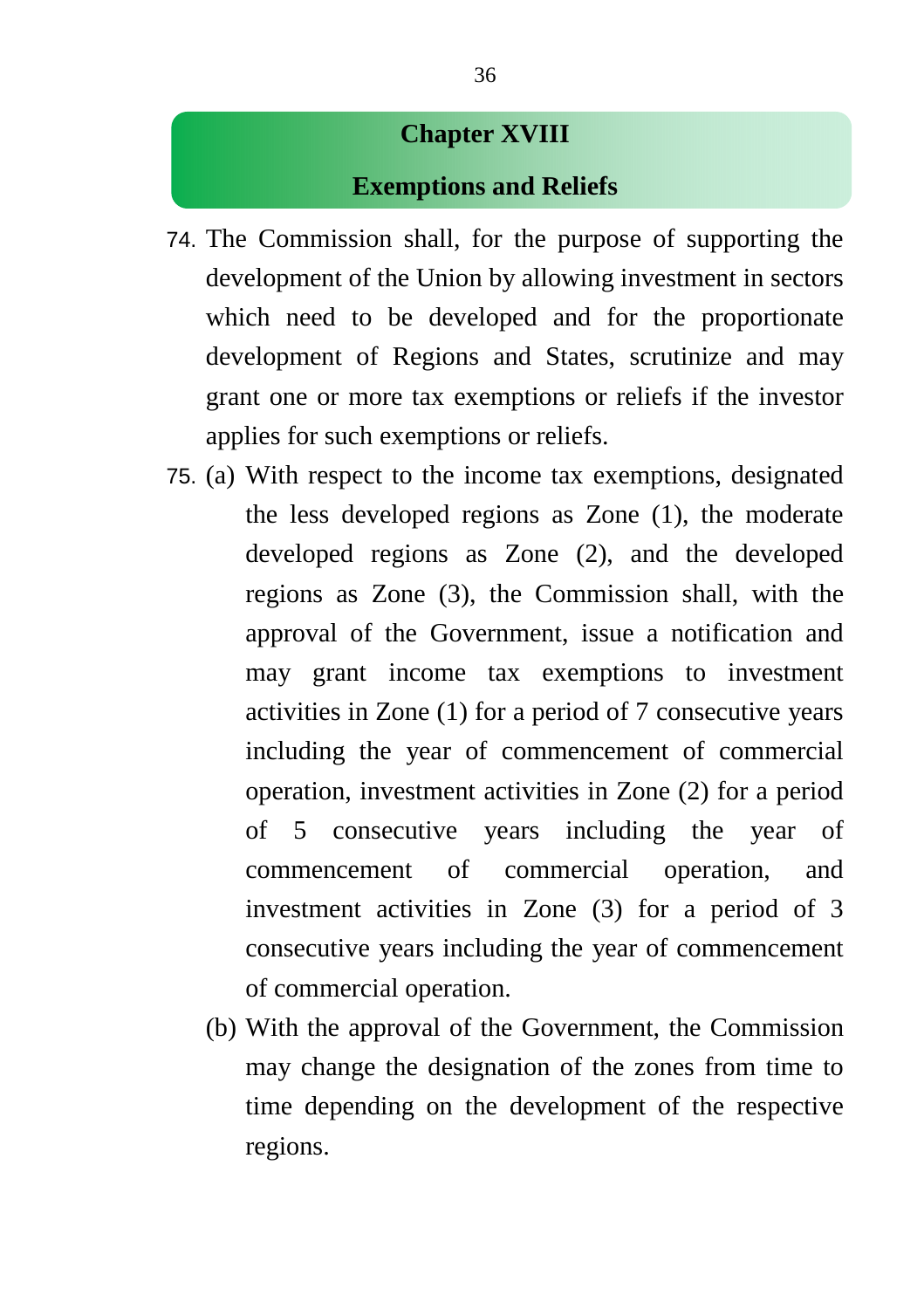## Chapter XVIII

## Exemptions and Reliefs

74. The Commission shall, for the purpose of supporting the development of the Union by allowing investment in sectors which need to be developed and for the proportionate development of Regions and States, scrutinize and may grant one or more tax exemptions or reliefs if the investor applies for such exemptions or reliefs.

75. (a) With respect to the income tax exemptions, designated the less developed regions as Zone (1), the moderate developed regions as Zone (2), and the developed regions as Zone (3), the Commission shall, with the approval of the Government, issue a notification and may grant income tax exemptions to investment activities in Zone (1) for a period of 7 consecutive years including the year of commencement of commercial operation, investment activities in Zone (2) for a period of 5 consecutive years including the year of commencement of commercial operation, and investment activities in Zone (3) for a period of 3 consecutive years including the year of commencement of commercial operation.

    (b) With the approval of the Government, the Commission may change the designation of the zones from time to time depending on the development of the respective regions.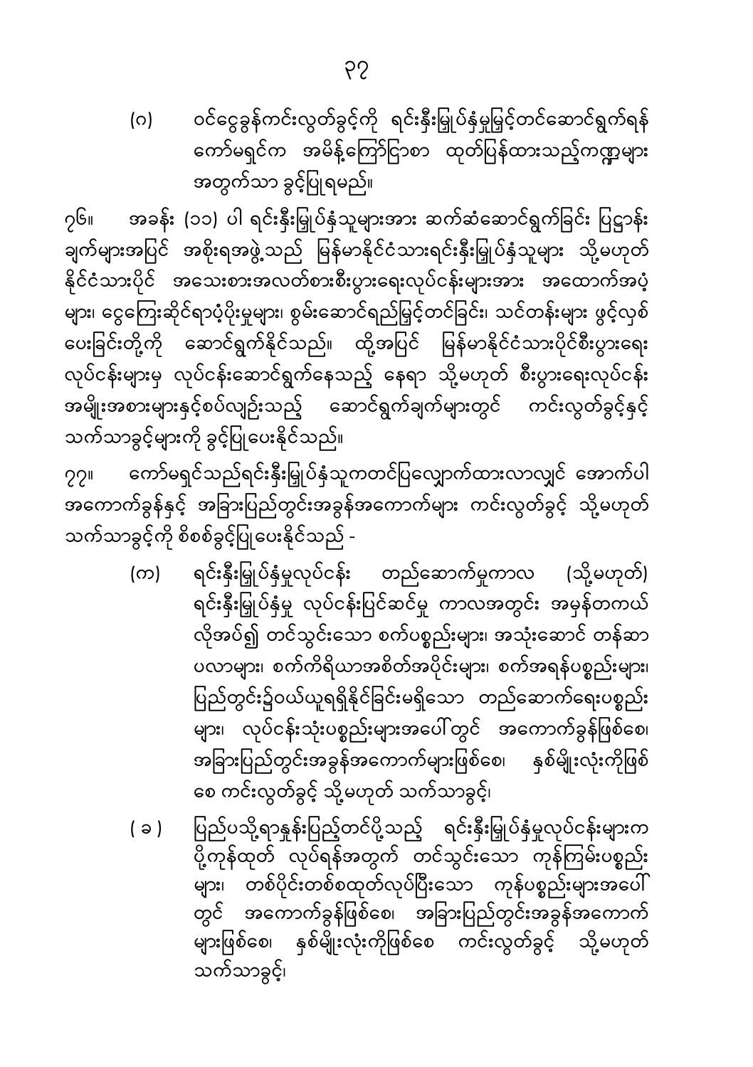(ဂ) ဝင်ငွေခွန်ကင်းလွတ်ခွင့်ကို ရင်းနှီးမြှုပ်နှံမှုမြင့်တင်ဆောင်ရွက်ရန် ကော်မရှင်က အမိန့်ကြော်ငြာစာ ထုတ်ပြန်ထားသည့်ကဏ္ဍများ အတွက်သာ ခွင့်ပြုရမည်။

၇၆။ အခန်း (၁၁) ပါ ရင်းနှီးမြှုပ်နှံသူများအား ဆက်ဆံဆောင်ရွက်ခြင်း ပြဋ္ဌာန်းချက်များအပြင် အစိုးရအဖွဲ့သည် မြန်မာနိုင်ငံသားရင်းနှီးမြှုပ်နှံသူများ သို့မဟုတ် နိုင်ငံသားပိုင် အသေးစားအလတ်စားစီးပွားရေးလုပ်ငန်းများအား အထောက်အပံ့များ၊ ငွေကြေးဆိုင်ရာပံ့ပိုးမှုများ၊ စွမ်းဆောင်ရည်မြင့်တင်ခြင်း၊ သင်တန်းများ ဖွင့်လှစ်ပေးခြင်းတို့ကို ဆောင်ရွက်နိုင်သည်။ ထို့အပြင် မြန်မာနိုင်ငံသားပိုင်စီးပွားရေးလုပ်ငန်းများမှ လုပ်ငန်းဆောင်ရွက်နေသည့် နေရာ သို့မဟုတ် စီးပွားရေးလုပ်ငန်းအမျိုးအစားများနှင့်စပ်လျဉ်းသည့် ဆောင်ရွက်ချက်များတွင် ကင်းလွတ်ခွင့်နှင့် သက်သာခွင့်များကို ခွင့်ပြုပေးနိုင်သည်။

၇၇။ ကော်မရှင်သည်ရင်းနှီးမြှုပ်နှံသူကတင်ပြလျှောက်ထားလာလျှင် အောက်ပါ အကောက်ခွန်နှင့် အခြားပြည်တွင်းအခွန်အကောက်များ ကင်းလွတ်ခွင့် သို့မဟုတ် သက်သာခွင့်ကို စိစစ်ခွင့်ပြုပေးနိုင်သည် -

(က) ရင်းနှီးမြှုပ်နှံမှုလုပ်ငန်း တည်ဆောက်မှုကာလ (သို့မဟုတ်) ရင်းနှီးမြှုပ်နှံမှု လုပ်ငန်းပြင်ဆင်မှု ကာလအတွင်း အမှန်တကယ်လိုအပ်၍ တင်သွင်းသော စက်ပစ္စည်းများ၊ အသုံးဆောင် တန်ဆာပလာများ၊ စက်ကိရိယာအစိတ်အပိုင်းများ၊ စက်အရန်ပစ္စည်းများ၊ ပြည်တွင်း၌ဝယ်ယူရရှိနိုင်ခြင်းမရှိသော တည်ဆောက်ရေးပစ္စည်းများ၊ လုပ်ငန်းသုံးပစ္စည်းများအပေါ်တွင် အကောက်ခွန်ဖြစ်စေ၊ အခြားပြည်တွင်းအခွန်အကောက်များဖြစ်စေ၊ နှစ်မျိုးလုံးကိုဖြစ်စေ ကင်းလွတ်ခွင့် သို့မဟုတ် သက်သာခွင့်၊

(ခ) ပြည်ပသို့ရာနှုန်းပြည့်တင်ပို့သည့် ရင်းနှီးမြှုပ်နှံမှုလုပ်ငန်းများက ပို့ကုန်ထုတ် လုပ်ရန်အတွက် တင်သွင်းသော ကုန်ကြမ်းပစ္စည်းများ၊ တစ်ပိုင်းတစ်စထုတ်လုပ်ပြီးသော ကုန်ပစ္စည်းများအပေါ်တွင် အကောက်ခွန်ဖြစ်စေ၊ အခြားပြည်တွင်းအခွန်အကောက်များဖြစ်စေ၊ နှစ်မျိုးလုံးကိုဖြစ်စေ ကင်းလွတ်ခွင့် သို့မဟုတ် သက်သာခွင့်၊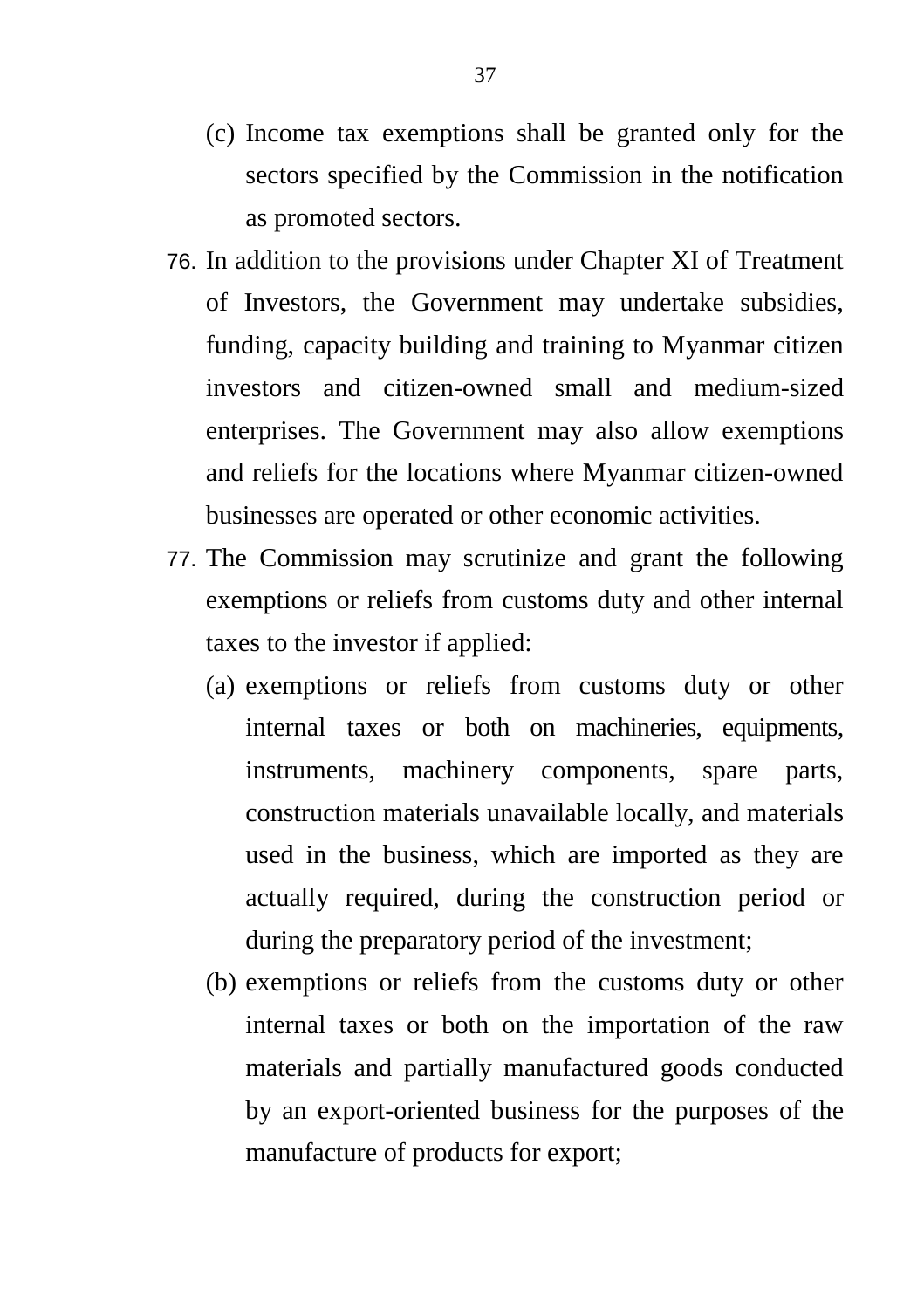(c) Income tax exemptions shall be granted only for the sectors specified by the Commission in the notification as promoted sectors.

76. In addition to the provisions under Chapter XI of Treatment of Investors, the Government may undertake subsidies, funding, capacity building and training to Myanmar citizen investors and citizen-owned small and medium-sized enterprises. The Government may also allow exemptions and reliefs for the locations where Myanmar citizen-owned businesses are operated or other economic activities.

77. The Commission may scrutinize and grant the following exemptions or reliefs from customs duty and other internal taxes to the investor if applied:

    (a) exemptions or reliefs from customs duty or other internal taxes or both on machineries, equipments, instruments, machinery components, spare parts, construction materials unavailable locally, and materials used in the business, which are imported as they are actually required, during the construction period or during the preparatory period of the investment;

    (b) exemptions or reliefs from the customs duty or other internal taxes or both on the importation of the raw materials and partially manufactured goods conducted by an export-oriented business for the purposes of the manufacture of products for export;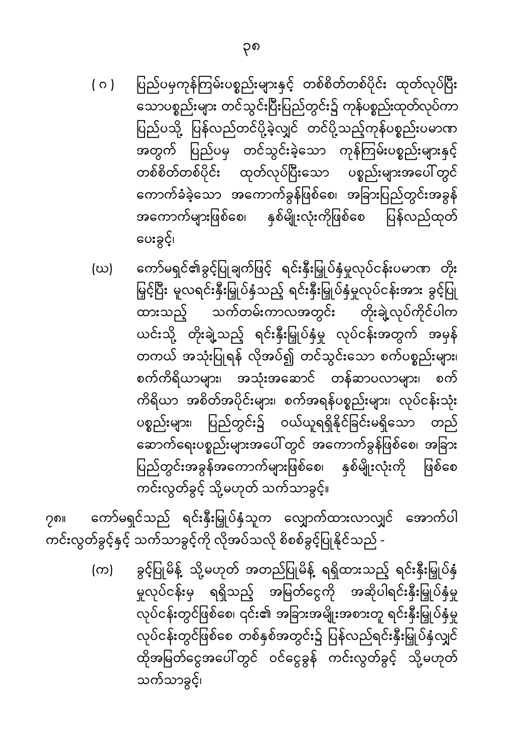(ဂ) ပြည်ပမှကုန်ကြမ်းပစ္စည်းများနှင့် တစ်စိတ်တစ်ပိုင်း ထုတ်လုပ်ပြီးသောပစ္စည်းများ တင်သွင်းပြီးပြည်တွင်း၌ ကုန်ပစ္စည်းထုတ်လုပ်ကာ ပြည်ပသို့ ပြန်လည်တင်ပို့ခဲ့လျှင် တင်ပို့သည့်ကုန်ပစ္စည်းပမာဏအတွက် ပြည်ပမှ တင်သွင်းခဲ့သော ကုန်ကြမ်းပစ္စည်းများနှင့် တစ်စိတ်တစ်ပိုင်း ထုတ်လုပ်ပြီးသော ပစ္စည်းများအပေါ်တွင် ကောက်ခံခဲ့သော အကောက်ခွန်ဖြစ်စေ၊ အခြားပြည်တွင်းအခွန်အကောက်များဖြစ်စေ၊ နှစ်မျိုးလုံးကိုဖြစ်စေ ပြန်လည်ထုတ်ပေးခွင့်၊

(ဃ) ကော်မရှင်၏ခွင့်ပြုချက်ဖြင့် ရင်းနှီးမြှုပ်နှံမှုလုပ်ငန်းပမာဏ တိုးမြှင့်ပြီး မူလရင်းနှီးမြှုပ်နှံသည့် ရင်းနှီးမြှုပ်နှံမှုလုပ်ငန်းအား ခွင့်ပြုထားသည့် သက်တမ်းကာလအတွင်း တိုးချဲ့လုပ်ကိုင်ပါက ယင်းသို့ တိုးချဲ့သည့် ရင်းနှီးမြှုပ်နှံမှု လုပ်ငန်းအတွက် အမှန်တကယ် အသုံးပြုရန် လိုအပ်၍ တင်သွင်းသော စက်ပစ္စည်းများ၊ စက်ကိရိယာများ၊ အသုံးအဆောင် တန်ဆာပလာများ၊ စက်ကိရိယာ အစိတ်အပိုင်းများ၊ စက်အရန်ပစ္စည်းများ၊ လုပ်ငန်းသုံးပစ္စည်းများ၊ ပြည်တွင်း၌ ဝယ်ယူရရှိနိုင်ခြင်းမရှိသော တည်ဆောက်ရေးပစ္စည်းများအပေါ်တွင် အကောက်ခွန်ဖြစ်စေ၊ အခြားပြည်တွင်းအခွန်အကောက်များဖြစ်စေ၊ နှစ်မျိုးလုံးကို ဖြစ်စေ ကင်းလွတ်ခွင့် သို့မဟုတ် သက်သာခွင့်။

၇၈။ ကော်မရှင်သည် ရင်းနှီးမြှုပ်နှံသူက လျှောက်ထားလာလျှင် အောက်ပါကင်းလွတ်ခွင့်နှင့် သက်သာခွင့်ကို လိုအပ်သလို စိစစ်ခွင့်ပြုနိုင်သည် -

(က) ခွင့်ပြုမိန့် သို့မဟုတ် အတည်ပြုမိန့် ရရှိထားသည့် ရင်းနှီးမြှုပ်နှံမှုလုပ်ငန်းမှ ရရှိသည့် အမြတ်ငွေကို အဆိုပါရင်းနှီးမြှုပ်နှံမှုလုပ်ငန်းတွင်ဖြစ်စေ၊ ၎င်း၏ အခြားအမျိုးအစားတူ ရင်းနှီးမြှုပ်နှံမှုလုပ်ငန်းတွင်ဖြစ်စေ တစ်နှစ်အတွင်း၌ ပြန်လည်ရင်းနှီးမြှုပ်နှံလျှင် ထိုအမြတ်ငွေအပေါ်တွင် ဝင်ငွေခွန် ကင်းလွတ်ခွင့် သို့မဟုတ် သက်သာခွင့်၊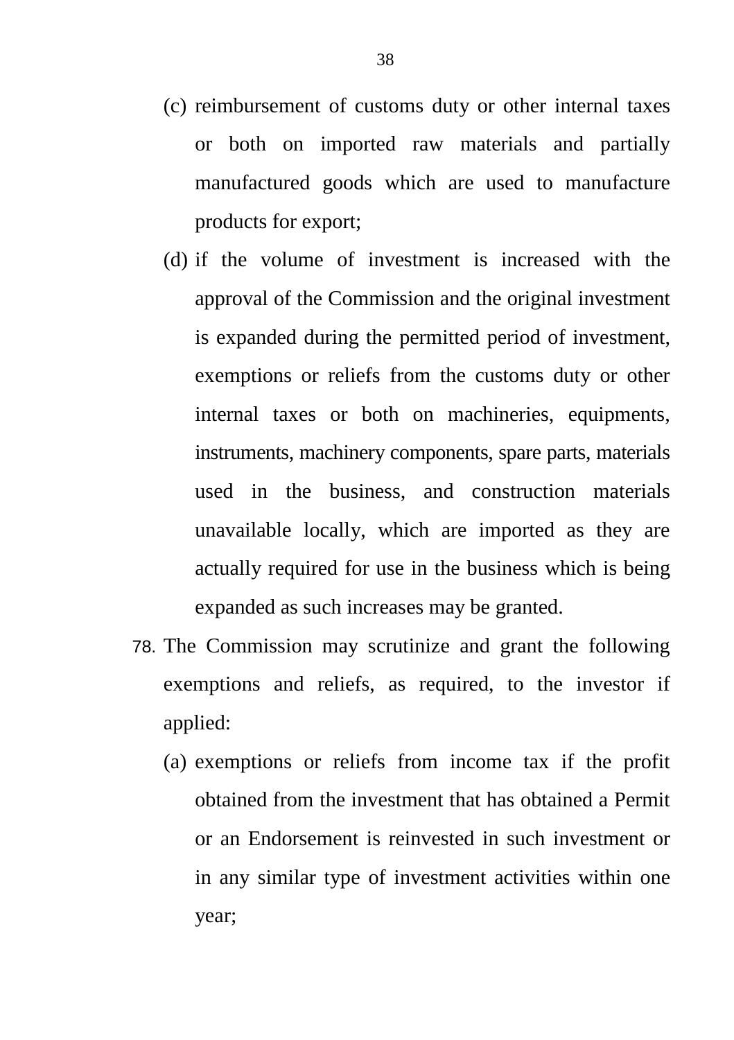(c) reimbursement of customs duty or other internal taxes or both on imported raw materials and partially manufactured goods which are used to manufacture products for export;

(d) if the volume of investment is increased with the approval of the Commission and the original investment is expanded during the permitted period of investment, exemptions or reliefs from the customs duty or other internal taxes or both on machineries, equipments, instruments, machinery components, spare parts, materials used in the business, and construction materials unavailable locally, which are imported as they are actually required for use in the business which is being expanded as such increases may be granted.

78. The Commission may scrutinize and grant the following exemptions and reliefs, as required, to the investor if applied:

(a) exemptions or reliefs from income tax if the profit obtained from the investment that has obtained a Permit or an Endorsement is reinvested in such investment or in any similar type of investment activities within one year;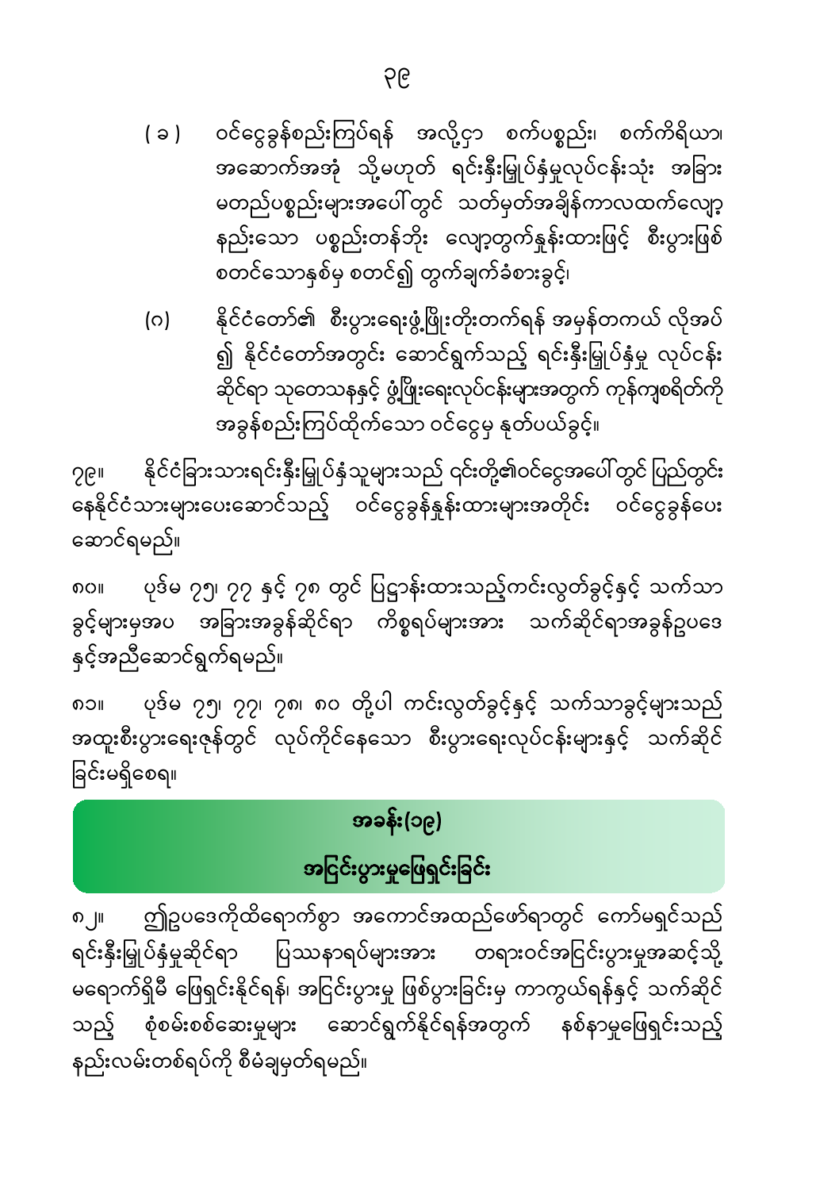( ခ ) ဝင်ငွေခွန်စည်းကြပ်ရန် အလို့ငှာ စက်ပစ္စည်း၊ စက်ကိရိယာ၊ အဆောက်အအုံ သို့မဟုတ် ရင်းနှီးမြှုပ်နှံမှုလုပ်ငန်းသုံး အခြား မတည်ပစ္စည်းများအပေါ်တွင် သတ်မှတ်အချိန်ကာလထက်လျော့ နည်းသော ပစ္စည်းတန်ဘိုး လျော့တွက်နှုန်းထားဖြင့် စီးပွားဖြစ် စတင်သောနှစ်မှ စတင်၍ တွက်ချက်ခံစားခွင့်၊

(ဂ) နိုင်ငံတော်၏ စီးပွားရေးဖွံ့ဖြိုးတိုးတက်ရန် အမှန်တကယ် လိုအပ် ၍ နိုင်ငံတော်အတွင်း ဆောင်ရွက်သည့် ရင်းနှီးမြှုပ်နှံမှု လုပ်ငန်း ဆိုင်ရာ သုတေသနနှင့် ဖွံ့ဖြိုးရေးလုပ်ငန်းများအတွက် ကုန်ကျစရိတ်ကို အခွန်စည်းကြပ်ထိုက်သော ဝင်ငွေမှ နုတ်ပယ်ခွင့်။

၇၉။ နိုင်ငံခြားသားရင်းနှီးမြှုပ်နှံသူများသည် ၎င်းတို့၏ဝင်ငွေအပေါ်တွင် ပြည်တွင်း နေနိုင်ငံသားများပေးဆောင်သည့် ဝင်ငွေခွန်နှုန်းထားများအတိုင်း ဝင်ငွေခွန်ပေး ဆောင်ရမည်။

၈၀။ ပုဒ်မ ၇၅၊ ၇၇ နှင့် ၇၈ တွင် ပြဋ္ဌာန်းထားသည့်ကင်းလွတ်ခွင့်နှင့် သက်သာ ခွင့်များမှအပ အခြားအခွန်ဆိုင်ရာ ကိစ္စရပ်များအား သက်ဆိုင်ရာအခွန်ဥပဒေ နှင့်အညီဆောင်ရွက်ရမည်။

၈၁။ ပုဒ်မ ၇၅၊ ၇၇၊ ၇၈၊ ၈၀ တို့ပါ ကင်းလွတ်ခွင့်နှင့် သက်သာခွင့်များသည် အထူးစီးပွားရေးဇုန်တွင် လုပ်ကိုင်နေသော စီးပွားရေးလုပ်ငန်းများနှင့် သက်ဆိုင် ခြင်းမရှိစေရ။

## အခန်း(၁၉)

## အငြင်းပွားမှုဖြေရှင်းခြင်း

၈၂။ ဤဥပဒေကိုထိရောက်စွာ အကောင်အထည်ဖော်ရာတွင် ကော်မရှင်သည် ရင်းနှီးမြှုပ်နှံမှုဆိုင်ရာ ပြဿနာရပ်များအား တရားဝင်အငြင်းပွားမှုအဆင့်သို့ မရောက်ရှိမီ ဖြေရှင်းနိုင်ရန်၊ အငြင်းပွားမှု ဖြစ်ပွားခြင်းမှ ကာကွယ်ရန်နှင့် သက်ဆိုင် သည့် စုံစမ်းစစ်ဆေးမှုများ ဆောင်ရွက်နိုင်ရန်အတွက် နစ်နာမှုဖြေရှင်းသည့် နည်းလမ်းတစ်ရပ်ကို စီမံချမှတ်ရမည်။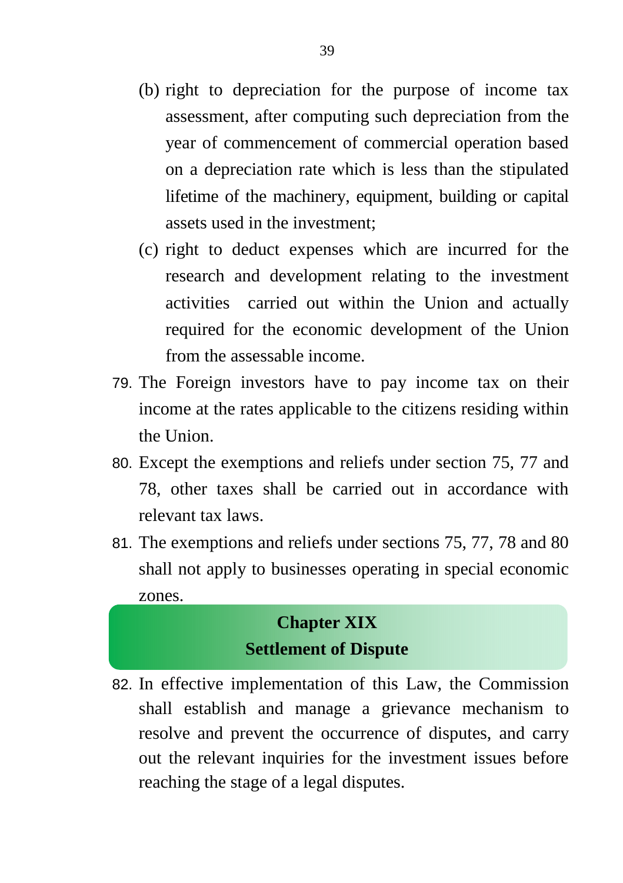(b) right to depreciation for the purpose of income tax assessment, after computing such depreciation from the year of commencement of commercial operation based on a depreciation rate which is less than the stipulated lifetime of the machinery, equipment, building or capital assets used in the investment;

(c) right to deduct expenses which are incurred for the research and development relating to the investment activities carried out within the Union and actually required for the economic development of the Union from the assessable income.

79. The Foreign investors have to pay income tax on their income at the rates applicable to the citizens residing within the Union.

80. Except the exemptions and reliefs under section 75, 77 and 78, other taxes shall be carried out in accordance with relevant tax laws.

81. The exemptions and reliefs under sections 75, 77, 78 and 80 shall not apply to businesses operating in special economic zones.

## Chapter XIX
## Settlement of Dispute

82. In effective implementation of this Law, the Commission shall establish and manage a grievance mechanism to resolve and prevent the occurrence of disputes, and carry out the relevant inquiries for the investment issues before reaching the stage of a legal disputes.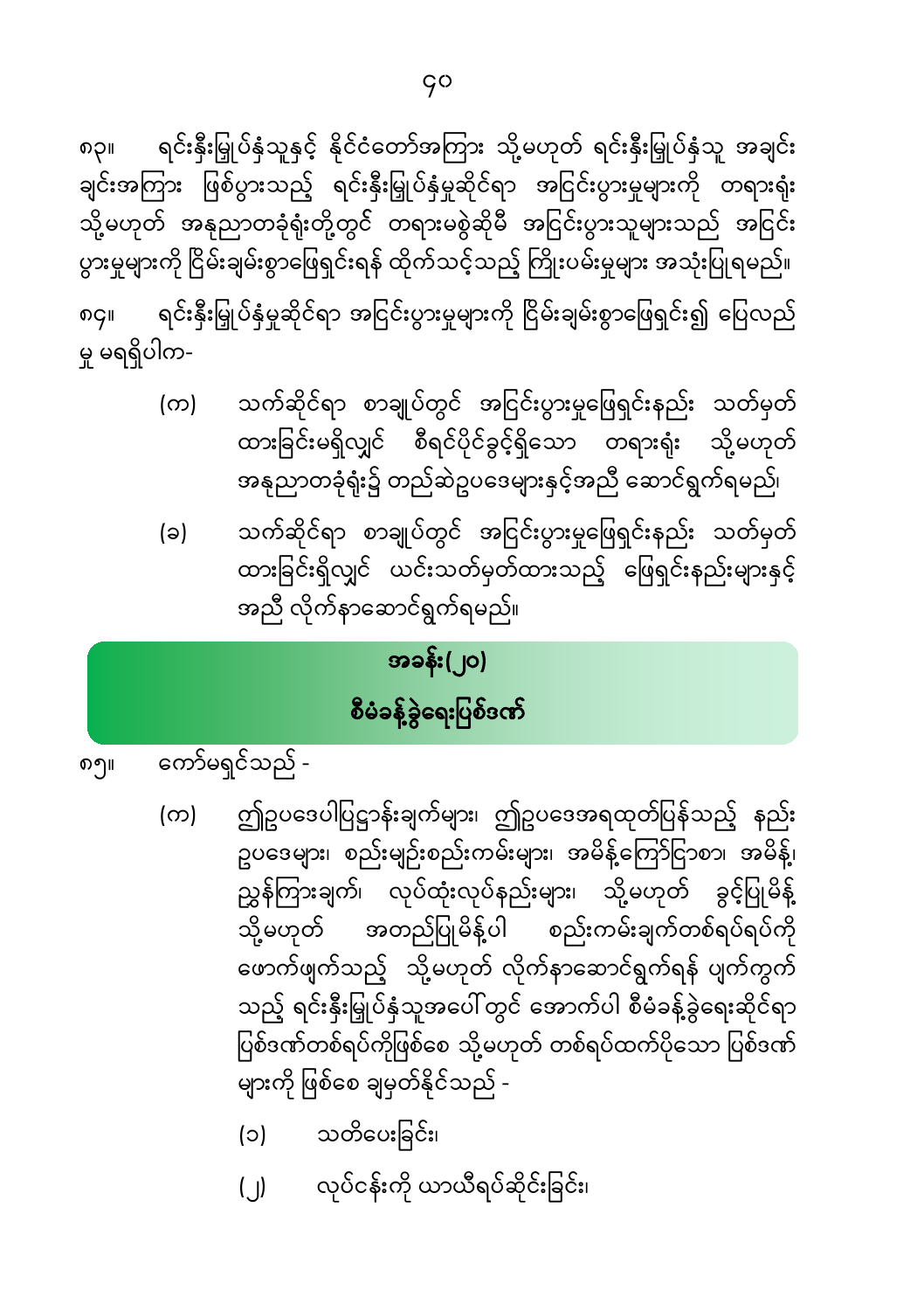၈၃။ ရင်းနှီးမြှုပ်နှံသူနှင့် နိုင်ငံတော်အကြား သို့မဟုတ် ရင်းနှီးမြှုပ်နှံသူ အချင်းချင်းအကြား ဖြစ်ပွားသည့် ရင်းနှီးမြှုပ်နှံမှုဆိုင်ရာ အငြင်းပွားမှုများကို တရားရုံး သို့မဟုတ် အနုညာတခုံရုံးတို့တွင် တရားမစွဲဆိုမီ အငြင်းပွားသူများသည် အငြင်းပွားမှုများကို ငြိမ်းချမ်းစွာဖြေရှင်းရန် ထိုက်သင့်သည့် ကြိုးပမ်းမှုများ အသုံးပြုရမည်။

၈၄။ ရင်းနှီးမြှုပ်နှံမှုဆိုင်ရာ အငြင်းပွားမှုများကို ငြိမ်းချမ်းစွာဖြေရှင်း၍ ပြေလည်မှု မရရှိပါက-

(က) သက်ဆိုင်ရာ စာချုပ်တွင် အငြင်းပွားမှုဖြေရှင်းနည်း သတ်မှတ်ထားခြင်းမရှိလျှင် စီရင်ပိုင်ခွင့်ရှိသော တရားရုံး သို့မဟုတ် အနုညာတခုံရုံး၌ တည်ဆဲဥပဒေများနှင့်အညီ ဆောင်ရွက်ရမည်၊

(ခ) သက်ဆိုင်ရာ စာချုပ်တွင် အငြင်းပွားမှုဖြေရှင်းနည်း သတ်မှတ်ထားခြင်းရှိလျှင် ယင်းသတ်မှတ်ထားသည့် ဖြေရှင်းနည်းများနှင့်အညီ လိုက်နာဆောင်ရွက်ရမည်။

## အခန်း(၂၀)

## စီမံခန့်ခွဲရေးပြစ်ဒဏ်

၈၅။ ကော်မရှင်သည် -

(က) ဤဥပဒေပါပြဋ္ဌာန်းချက်များ၊ ဤဥပဒေအရထုတ်ပြန်သည့် နည်းဥပဒေများ၊ စည်းမျဉ်းစည်းကမ်းများ၊ အမိန့်ကြော်ငြာစာ၊ အမိန့်၊ ညွှန်ကြားချက်၊ လုပ်ထုံးလုပ်နည်းများ၊ သို့မဟုတ် ခွင့်ပြုမိန့် သို့မဟုတ် အတည်ပြုမိန့်ပါ စည်းကမ်းချက်တစ်ရပ်ရပ်ကို ဖောက်ဖျက်သည့် သို့မဟုတ် လိုက်နာဆောင်ရွက်ရန် ပျက်ကွက်သည့် ရင်းနှီးမြှုပ်နှံသူအပေါ်တွင် အောက်ပါ စီမံခန့်ခွဲရေးဆိုင်ရာ ပြစ်ဒဏ်တစ်ရပ်ကိုဖြစ်စေ သို့မဟုတ် တစ်ရပ်ထက်ပိုသော ပြစ်ဒဏ်များကို ဖြစ်စေ ချမှတ်နိုင်သည် -

(၁) သတိပေးခြင်း၊

(၂) လုပ်ငန်းကို ယာယီရပ်ဆိုင်းခြင်း၊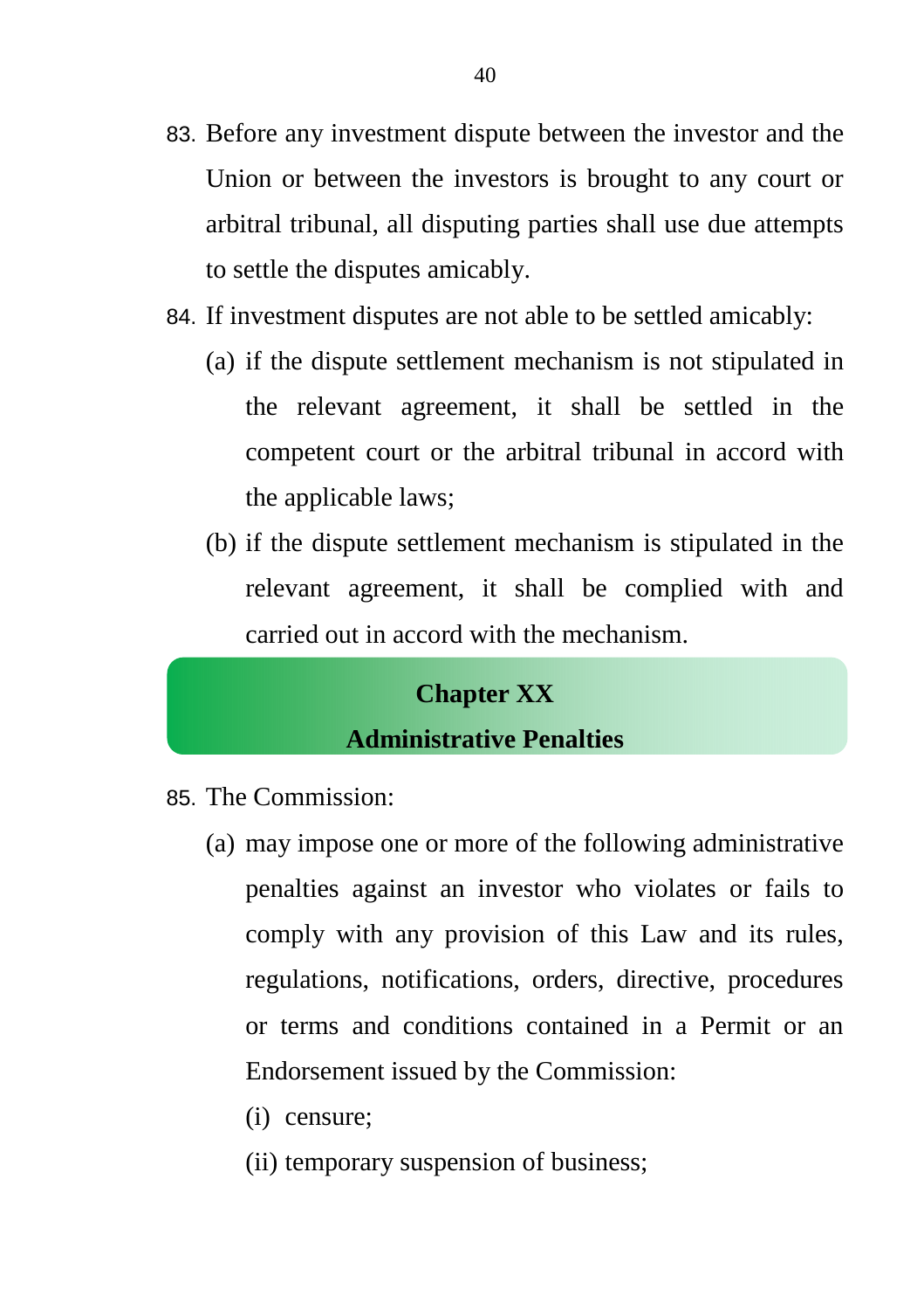83. Before any investment dispute between the investor and the Union or between the investors is brought to any court or arbitral tribunal, all disputing parties shall use due attempts to settle the disputes amicably.

84. If investment disputes are not able to be settled amicably:

    (a) if the dispute settlement mechanism is not stipulated in the relevant agreement, it shall be settled in the competent court or the arbitral tribunal in accord with the applicable laws;

    (b) if the dispute settlement mechanism is stipulated in the relevant agreement, it shall be complied with and carried out in accord with the mechanism.

## Chapter XX
## Administrative Penalties

85. The Commission:

    (a) may impose one or more of the following administrative penalties against an investor who violates or fails to comply with any provision of this Law and its rules, regulations, notifications, orders, directive, procedures or terms and conditions contained in a Permit or an Endorsement issued by the Commission:

        (i) censure;

        (ii) temporary suspension of business;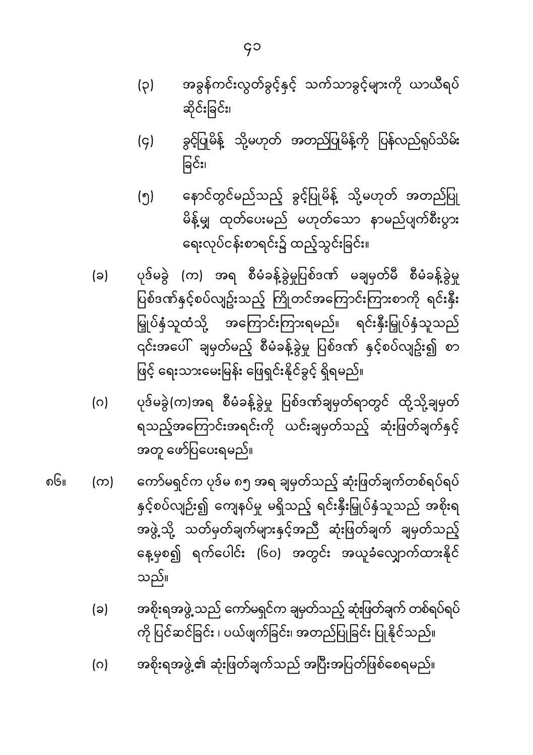(၃) အခွန်ကင်းလွတ်ခွင့်နှင့် သက်သာခွင့်များကို ယာယီရပ်ဆိုင်းခြင်း၊

(၄) ခွင့်ပြုမိန့် သို့မဟုတ် အတည်ပြုမိန့်ကို ပြန်လည်ရုပ်သိမ်းခြင်း၊

(၅) နောင်တွင်မည်သည့် ခွင့်ပြုမိန့် သို့မဟုတ် အတည်ပြုမိန့်မျှ ထုတ်ပေးမည် မဟုတ်သော နာမည်ပျက်စီးပွားရေးလုပ်ငန်းစာရင်း၌ ထည့်သွင်းခြင်း။

(ခ) ပုဒ်မခွဲ (က) အရ စီမံခန့်ခွဲမှုပြစ်ဒဏ် မချမှတ်မီ စီမံခန့်ခွဲမှုပြစ်ဒဏ်နှင့်စပ်လျဉ်းသည့် ကြိုတင်အကြောင်းကြားစာကို ရင်းနှီးမြှုပ်နှံသူထံသို့ အကြောင်းကြားရမည်။ ရင်းနှီးမြှုပ်နှံသူသည် ၎င်းအပေါ် ချမှတ်မည့် စီမံခန့်ခွဲမှု ပြစ်ဒဏ် နှင့်စပ်လျဉ်း၍ စာဖြင့် ရေးသားမေးမြန်း ဖြေရှင်းနိုင်ခွင့် ရှိရမည်။

(ဂ) ပုဒ်မခွဲ(က)အရ စီမံခန့်ခွဲမှု ပြစ်ဒဏ်ချမှတ်ရာတွင် ထိုသို့ချမှတ်ရသည့်အကြောင်းအရင်းကို ယင်းချမှတ်သည့် ဆုံးဖြတ်ချက်နှင့်အတူ ဖော်ပြပေးရမည်။

၈၆။ (က) ကော်မရှင်က ပုဒ်မ ၈၅ အရ ချမှတ်သည့် ဆုံးဖြတ်ချက်တစ်ရပ်ရပ်နှင့်စပ်လျဉ်း၍ ကျေနပ်မှု မရှိသည့် ရင်းနှီးမြှုပ်နှံသူသည် အစိုးရအဖွဲ့သို့ သတ်မှတ်ချက်များနှင့်အညီ ဆုံးဖြတ်ချက် ချမှတ်သည့်နေ့မှစ၍ ရက်ပေါင်း (၆၀) အတွင်း အယူခံလျှောက်ထားနိုင်သည်။

(ခ) အစိုးရအဖွဲ့သည် ကော်မရှင်က ချမှတ်သည့် ဆုံးဖြတ်ချက် တစ်ရပ်ရပ်ကို ပြင်ဆင်ခြင်း၊ ပယ်ဖျက်ခြင်း၊ အတည်ပြုခြင်း ပြုနိုင်သည်။

(ဂ) အစိုးရအဖွဲ့၏ ဆုံးဖြတ်ချက်သည် အပြီးအပြတ်ဖြစ်စေရမည်။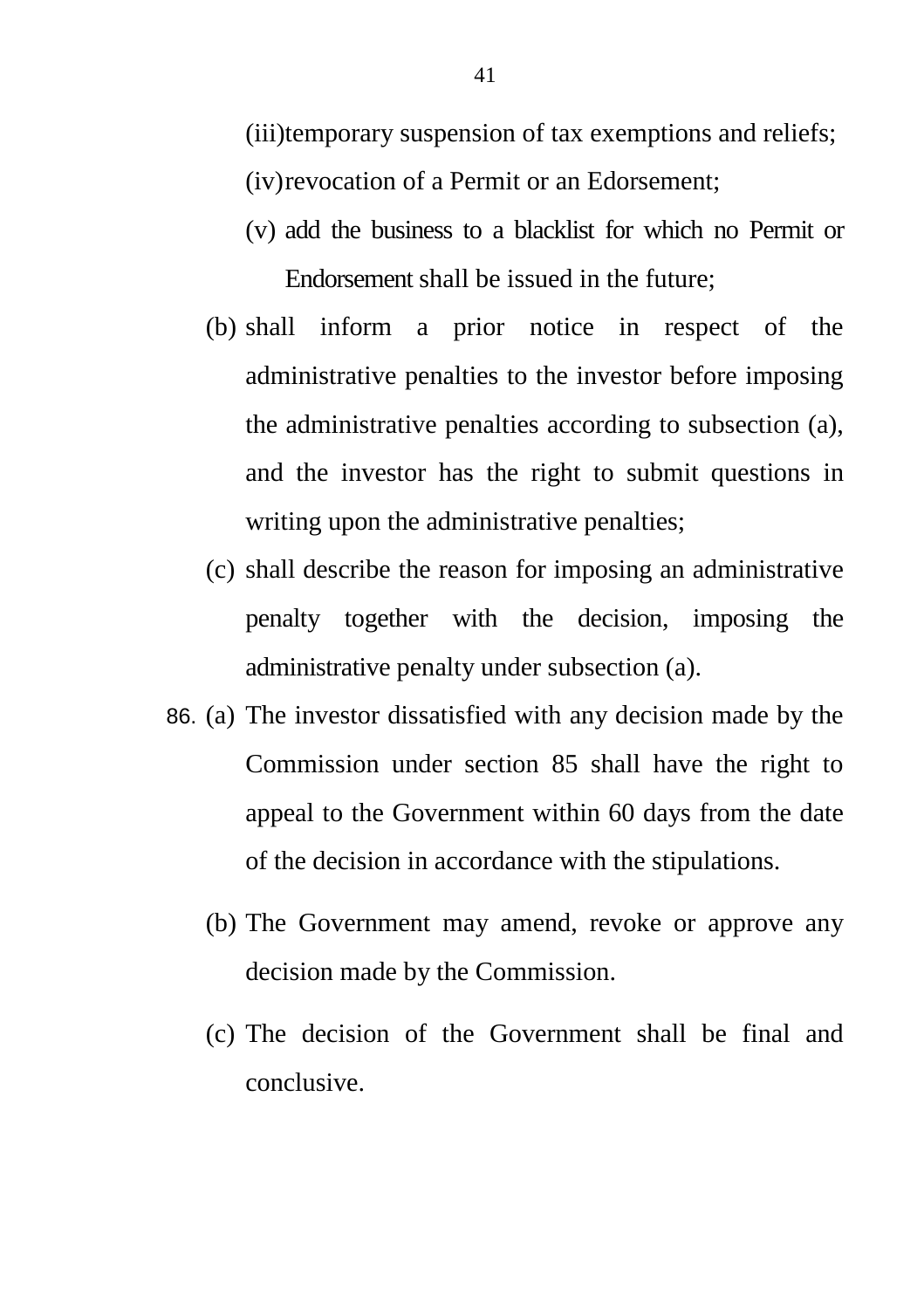(iii) temporary suspension of tax exemptions and reliefs;

(iv) revocation of a Permit or an Edorsement;

(v) add the business to a blacklist for which no Permit or Endorsement shall be issued in the future;

(b) shall inform a prior notice in respect of the administrative penalties to the investor before imposing the administrative penalties according to subsection (a), and the investor has the right to submit questions in writing upon the administrative penalties;

(c) shall describe the reason for imposing an administrative penalty together with the decision, imposing the administrative penalty under subsection (a).

86. (a) The investor dissatisfied with any decision made by the Commission under section 85 shall have the right to appeal to the Government within 60 days from the date of the decision in accordance with the stipulations.

(b) The Government may amend, revoke or approve any decision made by the Commission.

(c) The decision of the Government shall be final and conclusive.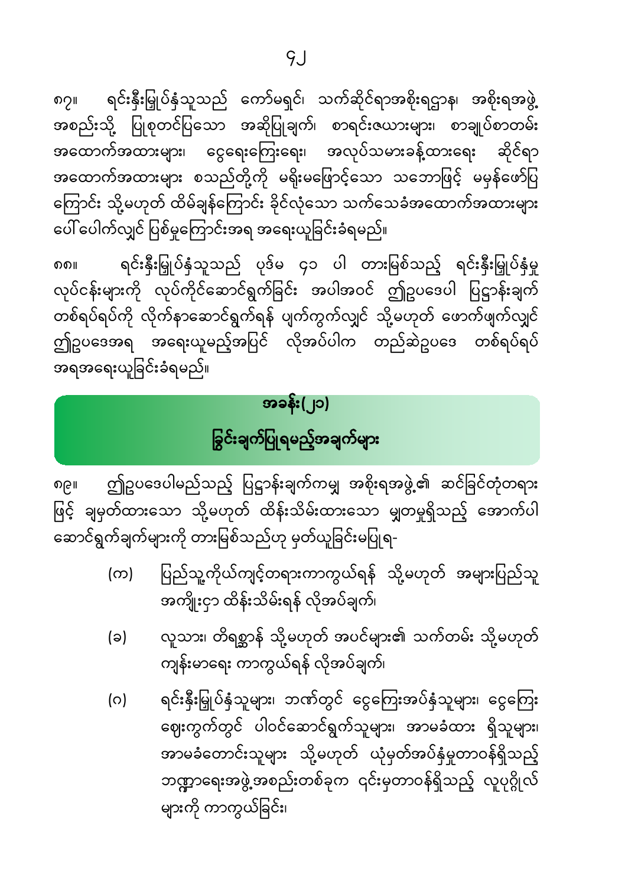၈၇။ ရင်းနှီးမြှုပ်နှံသူသည် ကော်မရှင်၊ သက်ဆိုင်ရာအစိုးရဌာန၊ အစိုးရအဖွဲ့အစည်းသို့ ပြုစုတင်ပြသော အဆိုပြုချက်၊ စာရင်းဇယားများ၊ စာချုပ်စာတမ်း အထောက်အထားများ၊ ငွေရေးကြေးရေး၊ အလုပ်သမားခန့်ထားရေး ဆိုင်ရာ အထောက်အထားများ စသည်တို့ကို မရိုးမဖြောင့်သော သဘောဖြင့် မမှန်ဖော်ပြကြောင်း သို့မဟုတ် ထိမ်ချန်ကြောင်း ခိုင်လုံသော သက်သေခံအထောက်အထားများ ပေါ်ပေါက်လျှင် ပြစ်မှုကြောင်းအရ အရေးယူခြင်းခံရမည်။

၈၈။ ရင်းနှီးမြှုပ်နှံသူသည် ပုဒ်မ ၄၁ ပါ တားမြစ်သည့် ရင်းနှီးမြှုပ်နှံမှု လုပ်ငန်းများကို လုပ်ကိုင်ဆောင်ရွက်ခြင်း အပါအဝင် ဤဥပဒေပါ ပြဋ္ဌာန်းချက်တစ်ရပ်ရပ်ကို လိုက်နာဆောင်ရွက်ရန် ပျက်ကွက်လျှင် သို့မဟုတ် ဖောက်ဖျက်လျှင် ဤဥပဒေအရ အရေးယူမည့်အပြင် လိုအပ်ပါက တည်ဆဲဥပဒေ တစ်ရပ်ရပ်အရအရေးယူခြင်းခံရမည်။

## အခန်း(၂၁)
## ခြွင်းချက်ပြုရမည့်အချက်များ

၈၉။ ဤဥပဒေပါမည်သည့် ပြဋ္ဌာန်းချက်ကမျှ အစိုးရအဖွဲ့၏ ဆင်ခြင်တုံတရားဖြင့် ချမှတ်ထားသော သို့မဟုတ် ထိန်းသိမ်းထားသော မျှတမှုရှိသည့် အောက်ပါဆောင်ရွက်ချက်များကို တားမြစ်သည်ဟု မှတ်ယူခြင်းမပြုရ-

(က) ပြည်သူ့ကိုယ်ကျင့်တရားကာကွယ်ရန် သို့မဟုတ် အများပြည်သူ အကျိုးငှာ ထိန်းသိမ်းရန် လိုအပ်ချက်၊

(ခ) လူသား၊ တိရစ္ဆာန် သို့မဟုတ် အပင်များ၏ သက်တမ်း သို့မဟုတ် ကျန်းမာရေး ကာကွယ်ရန် လိုအပ်ချက်၊

(ဂ) ရင်းနှီးမြှုပ်နှံသူများ၊ ဘဏ်တွင် ငွေကြေးအပ်နှံသူများ၊ ငွေကြေးဈေးကွက်တွင် ပါဝင်ဆောင်ရွက်သူများ၊ အာမခံထား ရှိသူများ၊ အာမခံတောင်းသူများ သို့မဟုတ် ယုံမှတ်အပ်နှံမှုတာဝန်ရှိသည့် ဘဏ္ဍာရေးအဖွဲ့အစည်းတစ်ခုက ၎င်းမှတာဝန်ရှိသည့် လူပုဂ္ဂိုလ်များကို ကာကွယ်ခြင်း၊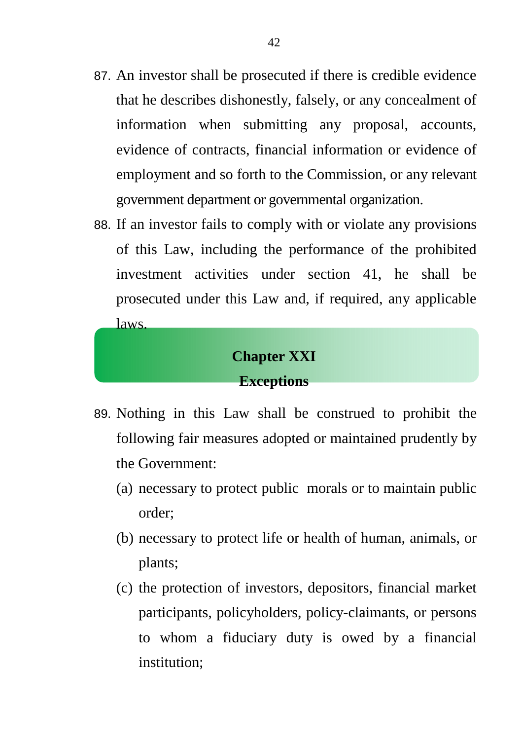87. An investor shall be prosecuted if there is credible evidence that he describes dishonestly, falsely, or any concealment of information when submitting any proposal, accounts, evidence of contracts, financial information or evidence of employment and so forth to the Commission, or any relevant government department or governmental organization.

88. If an investor fails to comply with or violate any provisions of this Law, including the performance of the prohibited investment activities under section 41, he shall be prosecuted under this Law and, if required, any applicable laws.

## Chapter XXI
## Exceptions

89. Nothing in this Law shall be construed to prohibit the following fair measures adopted or maintained prudently by the Government:

    (a) necessary to protect public morals or to maintain public order;

    (b) necessary to protect life or health of human, animals, or plants;

    (c) the protection of investors, depositors, financial market participants, policyholders, policy-claimants, or persons to whom a fiduciary duty is owed by a financial institution;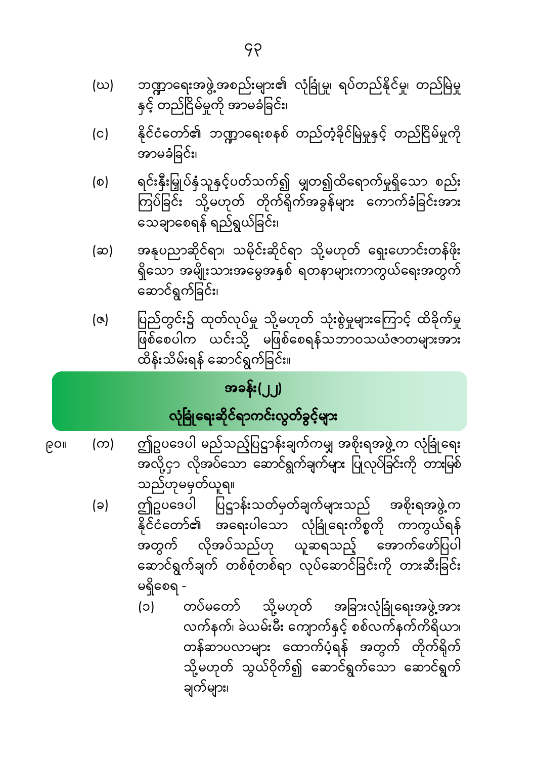(ဃ) ဘဏ္ဍာရေးအဖွဲ့အစည်းများ၏ လုံခြုံမှု၊ ရပ်တည်နိုင်မှု၊ တည်မြဲမှုနှင့် တည်ငြိမ်မှုကို အာမခံခြင်း၊

(င) နိုင်ငံတော်၏ ဘဏ္ဍာရေးစနစ် တည်တံ့ခိုင်မြဲမှုနှင့် တည်ငြိမ်မှုကို အာမခံခြင်း၊

(စ) ရင်းနှီးမြှုပ်နှံသူနှင့်ပတ်သက်၍ မျှတ၍ထိရောက်မှုရှိသော စည်းကြပ်ခြင်း သို့မဟုတ် တိုက်ရိုက်အခွန်များ ကောက်ခံခြင်းအား သေချာစေရန် ရည်ရွယ်ခြင်း၊

(ဆ) အနုပညာဆိုင်ရာ၊ သမိုင်းဆိုင်ရာ သို့မဟုတ် ရှေးဟောင်းတန်ဖိုးရှိသော အမျိုးသားအမွေအနှစ် ရတနာများကာကွယ်ရေးအတွက် ဆောင်ရွက်ခြင်း၊

(ဇ) ပြည်တွင်း၌ ထုတ်လုပ်မှု သို့မဟုတ် သုံးစွဲမှုများကြောင့် ထိခိုက်မှုဖြစ်စေပါက ယင်းသို့ မဖြစ်စေရန်သဘာဝသယံဇာတများအား ထိန်းသိမ်းရန် ဆောင်ရွက်ခြင်း။

## အခန်း(၂၂)
## လုံခြုံရေးဆိုင်ရာကင်းလွတ်ခွင့်များ

၉၀။ (က) ဤဥပဒေပါ မည်သည့်ပြဋ္ဌာန်းချက်ကမျှ အစိုးရအဖွဲ့က လုံခြုံရေးအလို့ငှာ လိုအပ်သော ဆောင်ရွက်ချက်များ ပြုလုပ်ခြင်းကို တားမြစ်သည်ဟုမမှတ်ယူရ။

(ခ) ဤဥပဒေပါ ပြဋ္ဌာန်းသတ်မှတ်ချက်များသည် အစိုးရအဖွဲ့က နိုင်ငံတော်၏ အရေးပါသော လုံခြုံရေးကိစ္စကို ကာကွယ်ရန်အတွက် လိုအပ်သည်ဟု ယူဆရသည့် အောက်ဖော်ပြပါ ဆောင်ရွက်ချက် တစ်စုံတစ်ရာ လုပ်ဆောင်ခြင်းကို တားဆီးခြင်း မရှိစေရ -

(၁) တပ်မတော် သို့မဟုတ် အခြားလုံခြုံရေးအဖွဲ့အား လက်နက်၊ ခဲယမ်းမီး ကျောက်နှင့် စစ်လက်နက်ကိရိယာ၊ တန်ဆာပလာများ ထောက်ပံ့ရန် အတွက် တိုက်ရိုက် သို့မဟုတ် သွယ်ဝိုက်၍ ဆောင်ရွက်သော ဆောင်ရွက်ချက်များ၊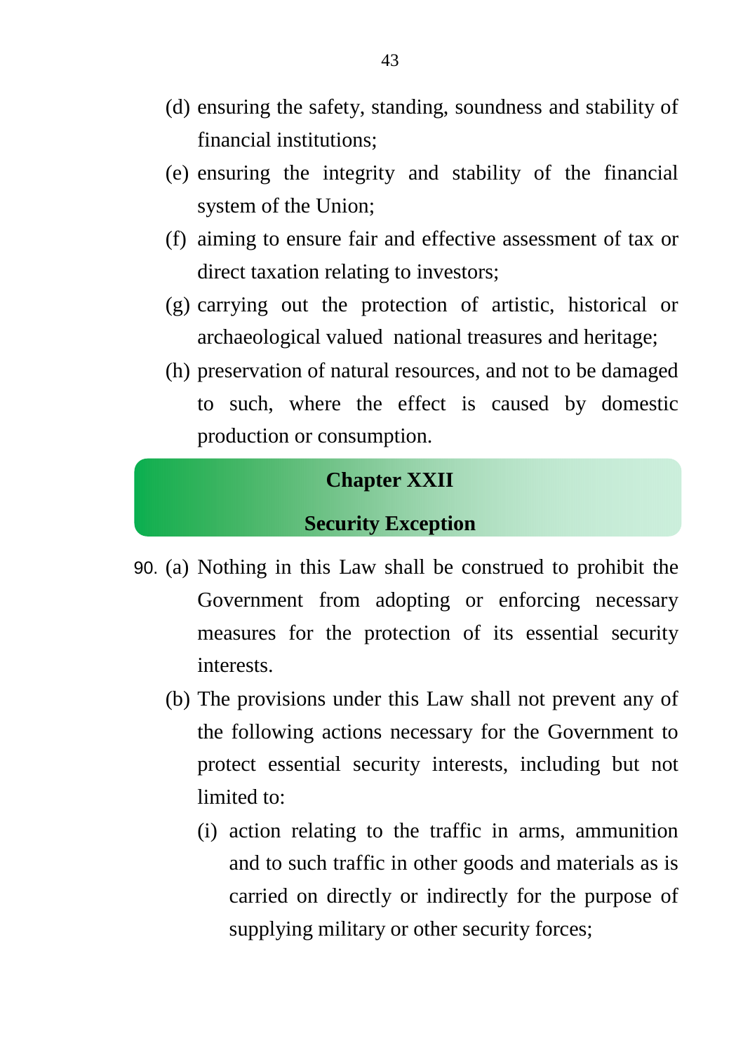(d) ensuring the safety, standing, soundness and stability of financial institutions;

(e) ensuring the integrity and stability of the financial system of the Union;

(f) aiming to ensure fair and effective assessment of tax or direct taxation relating to investors;

(g) carrying out the protection of artistic, historical or archaeological valued national treasures and heritage;

(h) preservation of natural resources, and not to be damaged to such, where the effect is caused by domestic production or consumption.

## Chapter XXII

## Security Exception

90. (a) Nothing in this Law shall be construed to prohibit the Government from adopting or enforcing necessary measures for the protection of its essential security interests.

(b) The provisions under this Law shall not prevent any of the following actions necessary for the Government to protect essential security interests, including but not limited to:

(i) action relating to the traffic in arms, ammunition and to such traffic in other goods and materials as is carried on directly or indirectly for the purpose of supplying military or other security forces;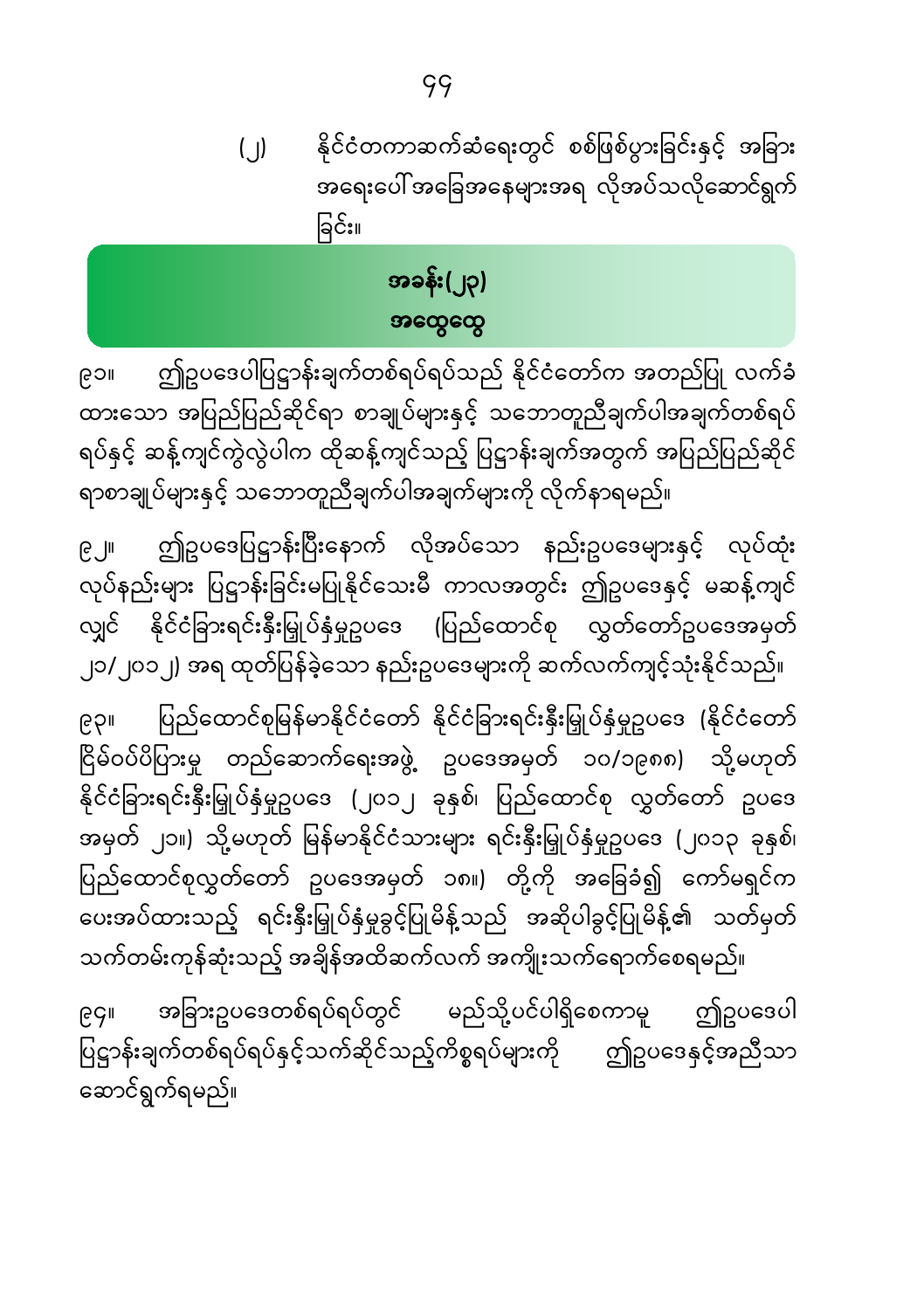(၂) နိုင်ငံတကာဆက်ဆံရေးတွင် စစ်ဖြစ်ပွားခြင်းနှင့် အခြား အရေးပေါ်အခြေအနေများအရ လိုအပ်သလိုဆောင်ရွက်ခြင်း။

## အခန်း(၂၃)
## အထွေထွေ

၉၁။ ဤဥပဒေပါပြဋ္ဌာန်းချက်တစ်ရပ်ရပ်သည် နိုင်ငံတော်က အတည်ပြု လက်ခံထားသော အပြည်ပြည်ဆိုင်ရာ စာချုပ်များနှင့် သဘောတူညီချက်ပါအချက်တစ်ရပ်ရပ်နှင့် ဆန့်ကျင်ကွဲလွဲပါက ထိုဆန့်ကျင်သည့် ပြဋ္ဌာန်းချက်အတွက် အပြည်ပြည်ဆိုင်ရာစာချုပ်များနှင့် သဘောတူညီချက်ပါအချက်များကို လိုက်နာရမည်။

၉၂။ ဤဥပဒေပြဋ္ဌာန်းပြီးနောက် လိုအပ်သော နည်းဥပဒေများနှင့် လုပ်ထုံးလုပ်နည်းများ ပြဋ္ဌာန်းခြင်းမပြုနိုင်သေးမီ ကာလအတွင်း ဤဥပဒေနှင့် မဆန့်ကျင်လျှင် နိုင်ငံခြားရင်းနှီးမြှုပ်နှံမှုဥပဒေ (ပြည်ထောင်စု လွှတ်တော်ဥပဒေအမှတ် ၂၁/၂၀၁၂) အရ ထုတ်ပြန်ခဲ့သော နည်းဥပဒေများကို ဆက်လက်ကျင့်သုံးနိုင်သည်။

၉၃။ ပြည်ထောင်စုမြန်မာနိုင်ငံတော် နိုင်ငံခြားရင်းနှီးမြှုပ်နှံမှုဥပဒေ (နိုင်ငံတော်ငြိမ်ဝပ်ပိပြားမှု တည်ဆောက်ရေးအဖွဲ့ ဥပဒေအမှတ် ၁၀/၁၉၈၈) သို့မဟုတ် နိုင်ငံခြားရင်းနှီးမြှုပ်နှံမှုဥပဒေ (၂၀၁၂ ခုနှစ်၊ ပြည်ထောင်စု လွှတ်တော် ဥပဒေအမှတ် ၂၁။) သို့မဟုတ် မြန်မာနိုင်ငံသားများ ရင်းနှီးမြှုပ်နှံမှုဥပဒေ (၂၀၁၃ ခုနှစ်၊ ပြည်ထောင်စုလွှတ်တော် ဥပဒေအမှတ် ၁၈။) တို့ကို အခြေခံ၍ ကော်မရှင်က ပေးအပ်ထားသည့် ရင်းနှီးမြှုပ်နှံမှုခွင့်ပြုမိန့်သည် အဆိုပါခွင့်ပြုမိန့်၏ သတ်မှတ်သက်တမ်းကုန်ဆုံးသည့် အချိန်အထိဆက်လက် အကျိုးသက်ရောက်စေရမည်။

၉၄။ အခြားဥပဒေတစ်ရပ်ရပ်တွင် မည်သို့ပင်ပါရှိစေကာမူ ဤဥပဒေပါ ပြဋ္ဌာန်းချက်တစ်ရပ်ရပ်နှင့်သက်ဆိုင်သည့်ကိစ္စရပ်များကို ဤဥပဒေနှင့်အညီသာ ဆောင်ရွက်ရမည်။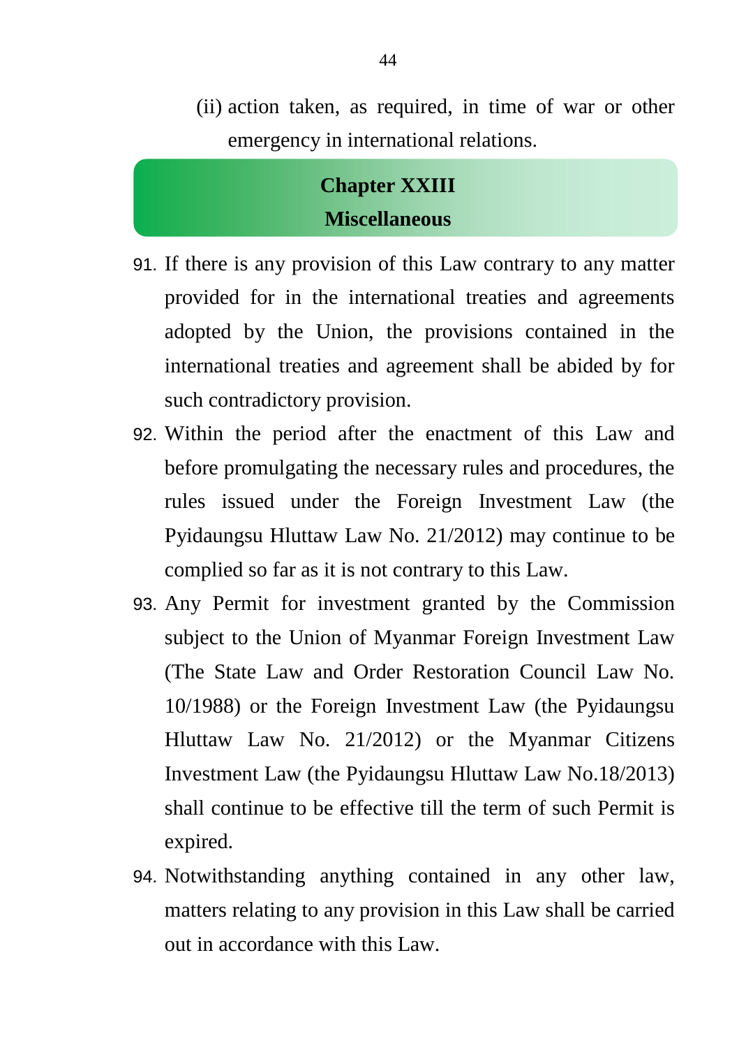(ii) action taken, as required, in time of war or other emergency in international relations.

## Chapter XXIII
## Miscellaneous

91. If there is any provision of this Law contrary to any matter provided for in the international treaties and agreements adopted by the Union, the provisions contained in the international treaties and agreement shall be abided by for such contradictory provision.

92. Within the period after the enactment of this Law and before promulgating the necessary rules and procedures, the rules issued under the Foreign Investment Law (the Pyidaungsu Hluttaw Law No. 21/2012) may continue to be complied so far as it is not contrary to this Law.

93. Any Permit for investment granted by the Commission subject to the Union of Myanmar Foreign Investment Law (The State Law and Order Restoration Council Law No. 10/1988) or the Foreign Investment Law (the Pyidaungsu Hluttaw Law No. 21/2012) or the Myanmar Citizens Investment Law (the Pyidaungsu Hluttaw Law No.18/2013) shall continue to be effective till the term of such Permit is expired.

94. Notwithstanding anything contained in any other law, matters relating to any provision in this Law shall be carried out in accordance with this Law.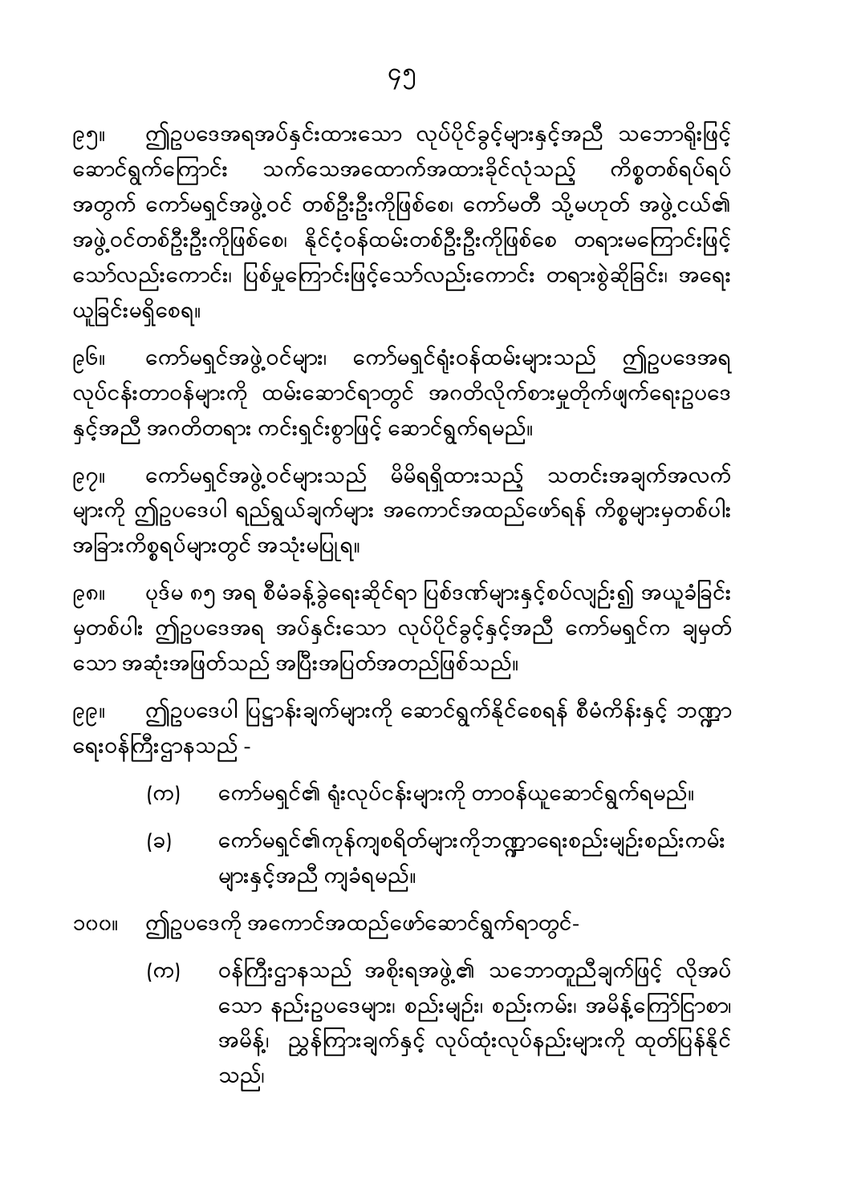၉၅။ ဤဥပဒေအရအပ်နှင်းထားသော လုပ်ပိုင်ခွင့်များနှင့်အညီ သဘောရိုးဖြင့် ဆောင်ရွက်ကြောင်း သက်သေအထောက်အထားခိုင်လုံသည့် ကိစ္စတစ်ရပ်ရပ် အတွက် ကော်မရှင်အဖွဲ့ဝင် တစ်ဦးဦးကိုဖြစ်စေ၊ ကော်မတီ သို့မဟုတ် အဖွဲ့ငယ်၏ အဖွဲ့ဝင်တစ်ဦးဦးကိုဖြစ်စေ၊ နိုင်ငံ့ဝန်ထမ်းတစ်ဦးဦးကိုဖြစ်စေ တရားမကြောင်းဖြင့် သော်လည်းကောင်း၊ ပြစ်မှုကြောင်းဖြင့်သော်လည်းကောင်း တရားစွဲဆိုခြင်း၊ အရေး ယူခြင်းမရှိစေရ။

၉၆။ ကော်မရှင်အဖွဲ့ဝင်များ၊ ကော်မရှင်ရုံးဝန်ထမ်းများသည် ဤဥပဒေအရ လုပ်ငန်းတာဝန်များကို ထမ်းဆောင်ရာတွင် အဂတိလိုက်စားမှုတိုက်ဖျက်ရေးဥပဒေ နှင့်အညီ အဂတိတရား ကင်းရှင်းစွာဖြင့် ဆောင်ရွက်ရမည်။

၉၇။ ကော်မရှင်အဖွဲ့ဝင်များသည် မိမိရရှိထားသည့် သတင်းအချက်အလက် များကို ဤဥပဒေပါ ရည်ရွယ်ချက်များ အကောင်အထည်ဖော်ရန် ကိစ္စများမှတစ်ပါး အခြားကိစ္စရပ်များတွင် အသုံးမပြုရ။

၉၈။ ပုဒ်မ ၈၅ အရ စီမံခန့်ခွဲရေးဆိုင်ရာ ပြစ်ဒဏ်များနှင့်စပ်လျဉ်း၍ အယူခံခြင်း မှတစ်ပါး ဤဥပဒေအရ အပ်နှင်းသော လုပ်ပိုင်ခွင့်နှင့်အညီ ကော်မရှင်က ချမှတ် သော အဆုံးအဖြတ်သည် အပြီးအပြတ်အတည်ဖြစ်သည်။

၉၉။ ဤဥပဒေပါ ပြဋ္ဌာန်းချက်များကို ဆောင်ရွက်နိုင်စေရန် စီမံကိန်းနှင့် ဘဏ္ဍာ ရေးဝန်ကြီးဌာနသည် -

(က) ကော်မရှင်၏ ရုံးလုပ်ငန်းများကို တာဝန်ယူဆောင်ရွက်ရမည်။

(ခ) ကော်မရှင်၏ကုန်ကျစရိတ်များကိုဘဏ္ဍာရေးစည်းမျဉ်းစည်းကမ်း များနှင့်အညီ ကျခံရမည်။

၁၀၀။ ဤဥပဒေကို အကောင်အထည်ဖော်ဆောင်ရွက်ရာတွင်-

(က) ဝန်ကြီးဌာနသည် အစိုးရအဖွဲ့၏ သဘောတူညီချက်ဖြင့် လိုအပ် သော နည်းဥပဒေများ၊ စည်းမျဉ်း၊ စည်းကမ်း၊ အမိန့်ကြော်ငြာစာ၊ အမိန့်၊ ညွှန်ကြားချက်နှင့် လုပ်ထုံးလုပ်နည်းများကို ထုတ်ပြန်နိုင် သည်၊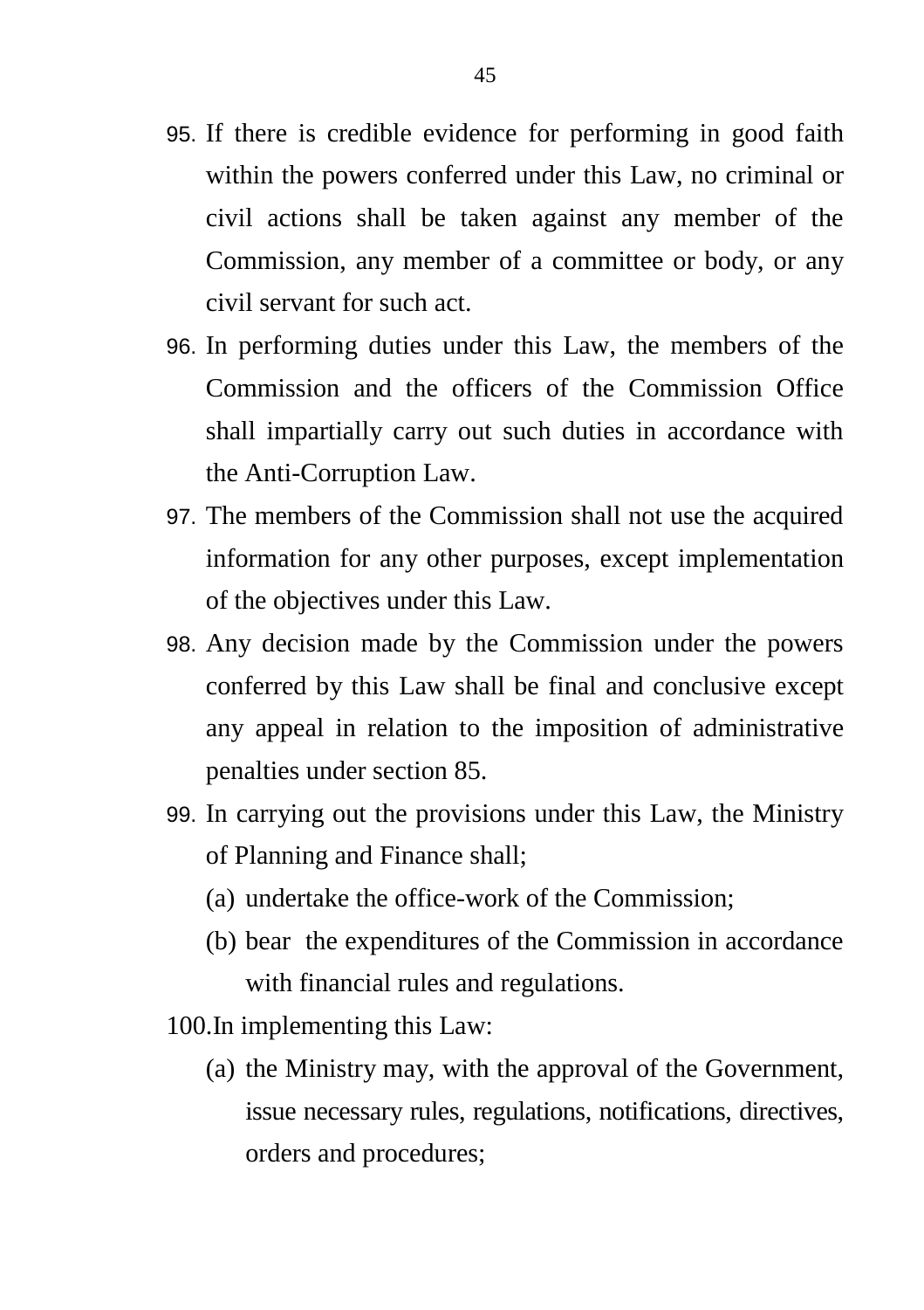95. If there is credible evidence for performing in good faith within the powers conferred under this Law, no criminal or civil actions shall be taken against any member of the Commission, any member of a committee or body, or any civil servant for such act.

96. In performing duties under this Law, the members of the Commission and the officers of the Commission Office shall impartially carry out such duties in accordance with the Anti-Corruption Law.

97. The members of the Commission shall not use the acquired information for any other purposes, except implementation of the objectives under this Law.

98. Any decision made by the Commission under the powers conferred by this Law shall be final and conclusive except any appeal in relation to the imposition of administrative penalties under section 85.

99. In carrying out the provisions under this Law, the Ministry of Planning and Finance shall;

    (a) undertake the office-work of the Commission;

    (b) bear the expenditures of the Commission in accordance with financial rules and regulations.

100. In implementing this Law:

    (a) the Ministry may, with the approval of the Government, issue necessary rules, regulations, notifications, directives, orders and procedures;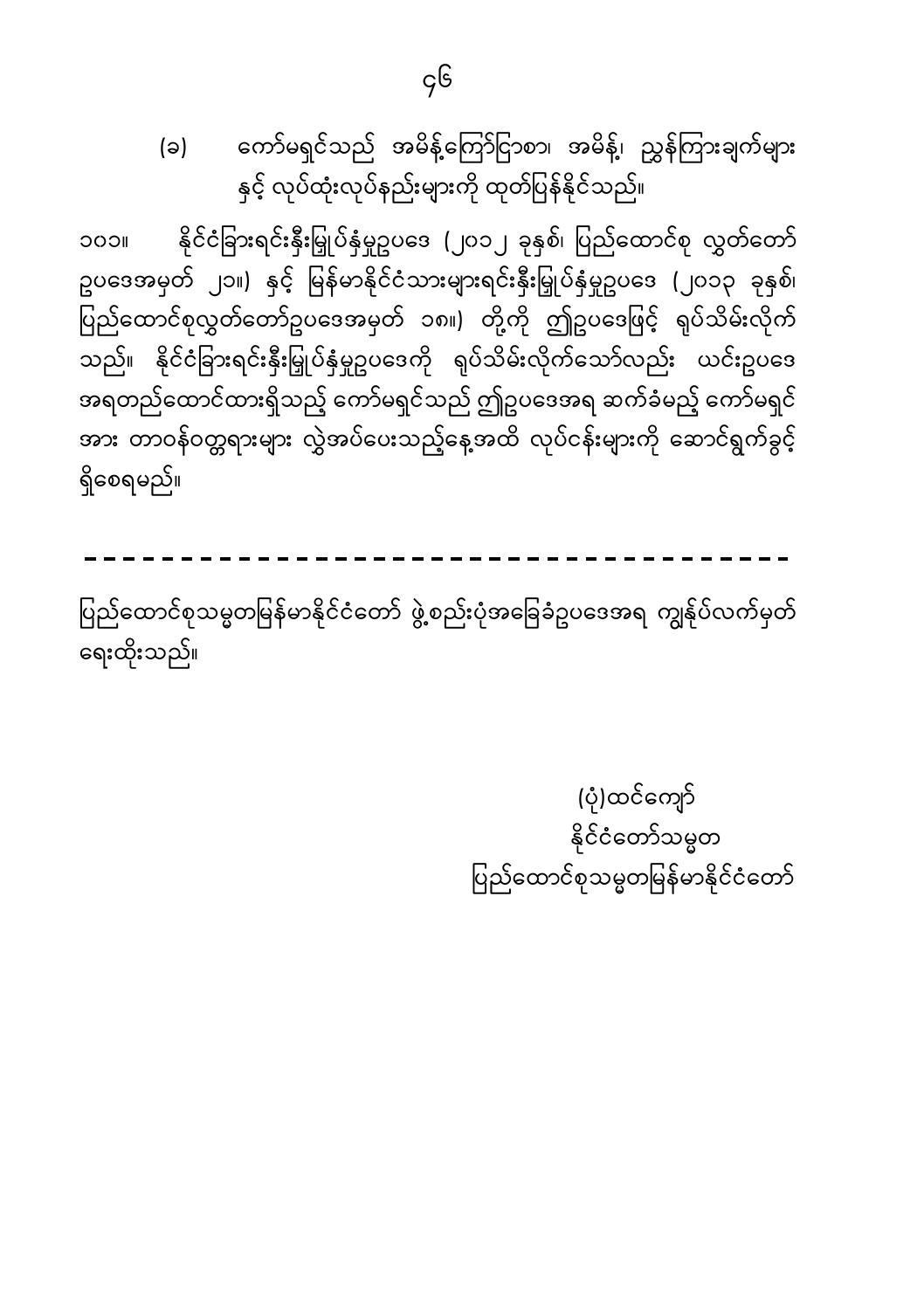(ခ) ကော်မရှင်သည် အမိန့်ကြော်ငြာစာ၊ အမိန့်၊ ညွှန်ကြားချက်များ နှင့် လုပ်ထုံးလုပ်နည်းများကို ထုတ်ပြန်နိုင်သည်။

၁၀၁။ နိုင်ငံခြားရင်းနှီးမြှုပ်နှံမှုဥပဒေ (၂၀၁၂ ခုနှစ်၊ ပြည်ထောင်စု လွှတ်တော် ဥပဒေအမှတ် ၂၁။) နှင့် မြန်မာနိုင်ငံသားများရင်းနှီးမြှုပ်နှံမှုဥပဒေ (၂၀၁၃ ခုနှစ်၊ ပြည်ထောင်စုလွှတ်တော်ဥပဒေအမှတ် ၁၈။) တို့ကို ဤဥပဒေဖြင့် ရုပ်သိမ်းလိုက် သည်။ နိုင်ငံခြားရင်းနှီးမြှုပ်နှံမှုဥပဒေကို ရုပ်သိမ်းလိုက်သော်လည်း ယင်းဥပဒေ အရတည်ထောင်ထားရှိသည့် ကော်မရှင်သည် ဤဥပဒေအရ ဆက်ခံမည့် ကော်မရှင် အား တာဝန်ဝတ္တရားများ လွှဲအပ်ပေးသည့်နေ့အထိ လုပ်ငန်းများကို ဆောင်ရွက်ခွင့် ရှိစေရမည်။

---

ပြည်ထောင်စုသမ္မတမြန်မာနိုင်ငံတော် ဖွဲ့စည်းပုံအခြေခံဥပဒေအရ ကျွန်ုပ်လက်မှတ် ရေးထိုးသည်။

(ပုံ)ထင်ကျော်
နိုင်ငံတော်သမ္မတ
ပြည်ထောင်စုသမ္မတမြန်မာနိုင်ငံတော်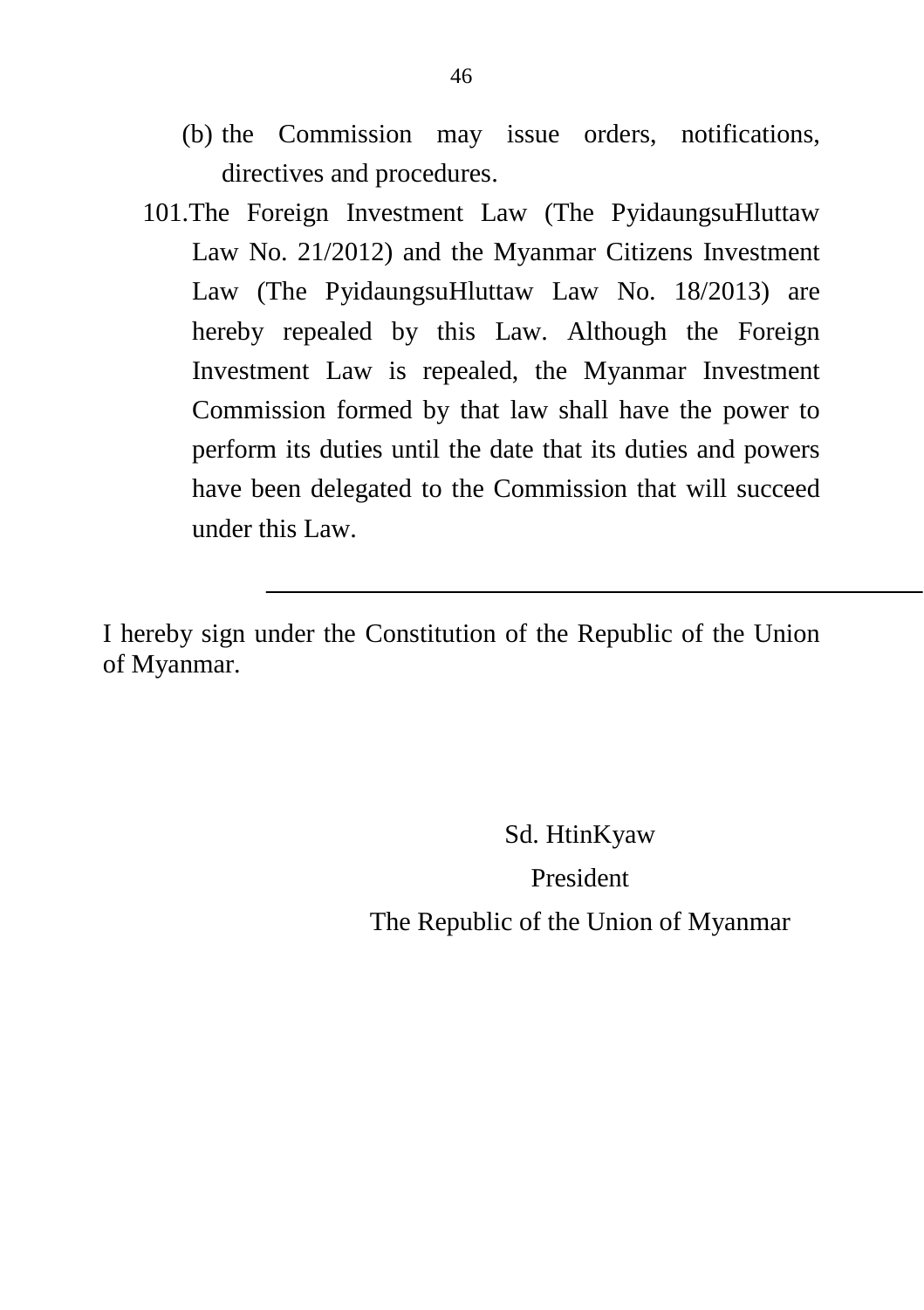(b) the Commission may issue orders, notifications, directives and procedures.

101. The Foreign Investment Law (The PyidaungsuHluttaw Law No. 21/2012) and the Myanmar Citizens Investment Law (The PyidaungsuHluttaw Law No. 18/2013) are hereby repealed by this Law. Although the Foreign Investment Law is repealed, the Myanmar Investment Commission formed by that law shall have the power to perform its duties until the date that its duties and powers have been delegated to the Commission that will succeed under this Law.

---

I hereby sign under the Constitution of the Republic of the Union of Myanmar.

Sd. HtinKyaw

President

The Republic of the Union of Myanmar